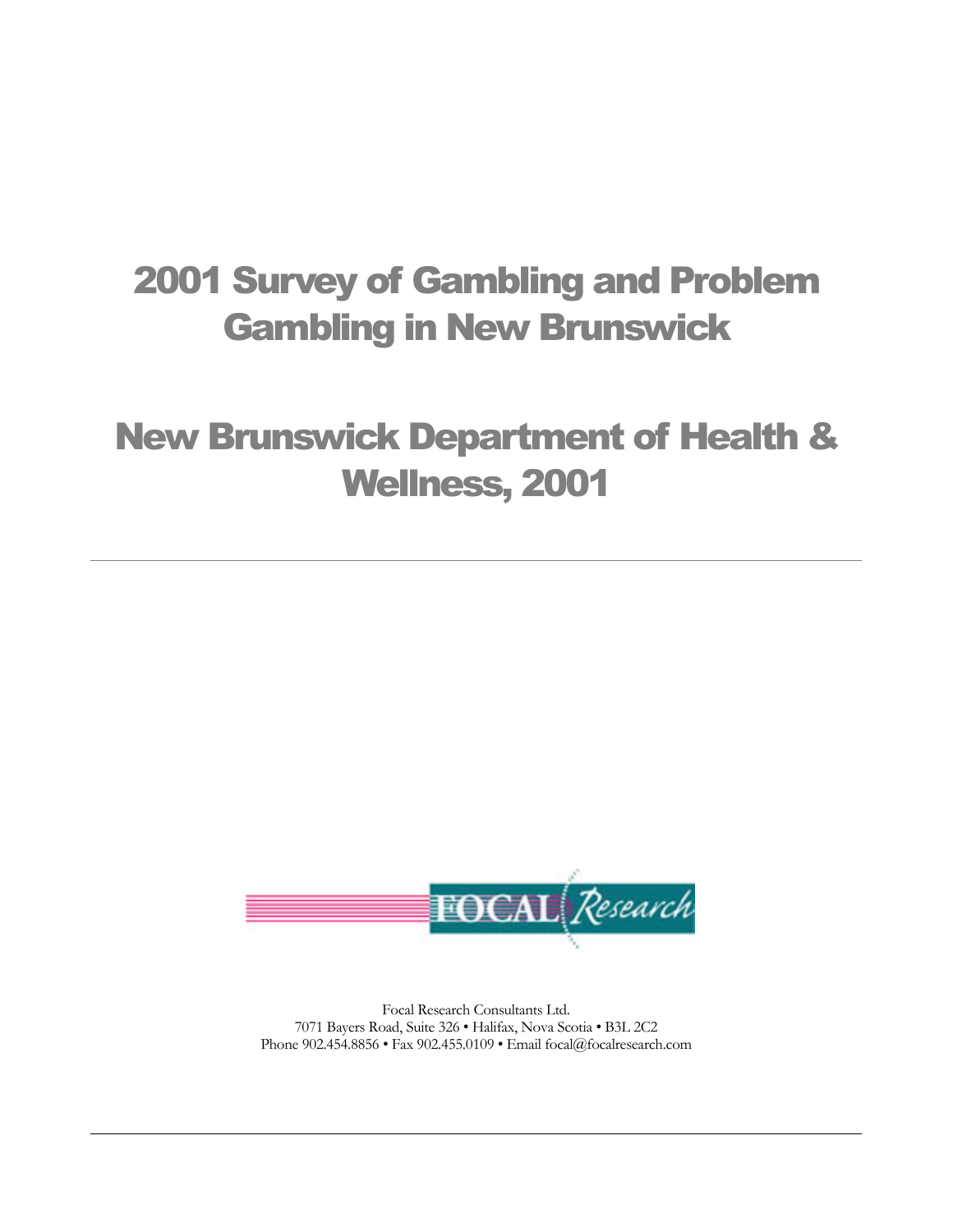# 2001 Survey of Gambling and Problem Gambling in New Brunswick

# New Brunswick Department of Health & Wellness, 2001

---

FOCAL *Research*

Focal Research Consultants Ltd.
7071 Bayers Road, Suite 326 • Halifax, Nova Scotia • B3L 2C2
Phone 902.454.8856 • Fax 902.455.0109 • Email focal@focalresearch.com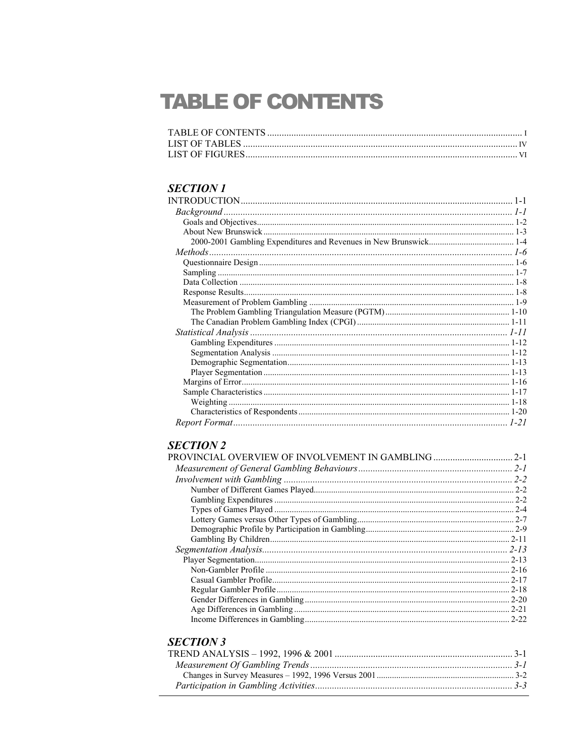# TABLE OF CONTENTS

TABLE OF CONTENTS ..... I
LIST OF TABLES ..... IV
LIST OF FIGURES ..... VI

## SECTION 1

INTRODUCTION ..... 1-1
*Background* ..... *1-1*
Goals and Objectives ..... 1-2
About New Brunswick ..... 1-3
2000-2001 Gambling Expenditures and Revenues in New Brunswick ..... 1-4
*Methods* ..... *1-6*
Questionnaire Design ..... 1-6
Sampling ..... 1-7
Data Collection ..... 1-8
Response Results ..... 1-8
Measurement of Problem Gambling ..... 1-9
The Problem Gambling Triangulation Measure (PGTM) ..... 1-10
The Canadian Problem Gambling Index (CPGI) ..... 1-11
*Statistical Analysis* ..... *1-11*
Gambling Expenditures ..... 1-12
Segmentation Analysis ..... 1-12
Demographic Segmentation ..... 1-13
Player Segmentation ..... 1-13
Margins of Error ..... 1-16
Sample Characteristics ..... 1-17
Weighting ..... 1-18
Characteristics of Respondents ..... 1-20
*Report Format* ..... *1-21*

## SECTION 2

PROVINCIAL OVERVIEW OF INVOLVEMENT IN GAMBLING ..... 2-1
*Measurement of General Gambling Behaviours* ..... *2-1*
*Involvement with Gambling* ..... *2-2*
Number of Different Games Played ..... 2-2
Gambling Expenditures ..... 2-2
Types of Games Played ..... 2-4
Lottery Games versus Other Types of Gambling ..... 2-7
Demographic Profile by Participation in Gambling ..... 2-9
Gambling By Children ..... 2-11
*Segmentation Analysis* ..... *2-13*
Player Segmentation ..... 2-13
Non-Gambler Profile ..... 2-16
Casual Gambler Profile ..... 2-17
Regular Gambler Profile ..... 2-18
Gender Differences in Gambling ..... 2-20
Age Differences in Gambling ..... 2-21
Income Differences in Gambling ..... 2-22

## SECTION 3

TREND ANALYSIS – 1992, 1996 & 2001 ..... 3-1
*Measurement Of Gambling Trends* ..... *3-1*
Changes in Survey Measures – 1992, 1996 Versus 2001 ..... 3-2
*Participation in Gambling Activities* ..... *3-3*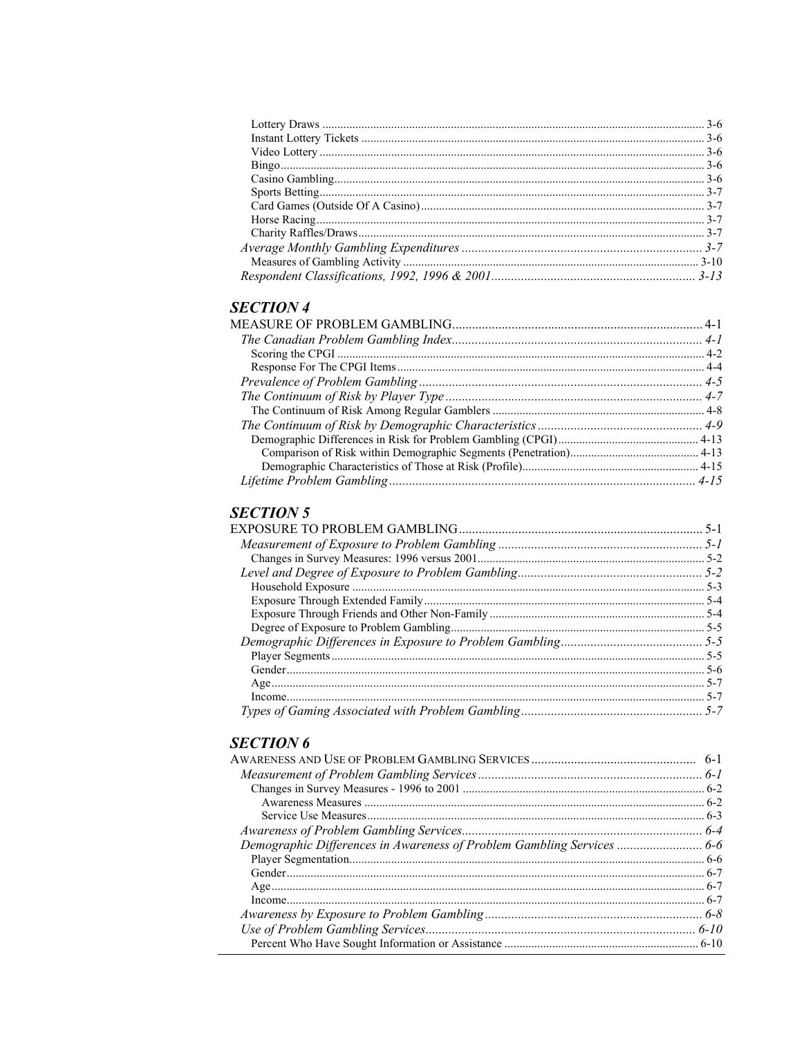Lottery Draws ............................................................ 3-6
Instant Lottery Tickets ............................................................ 3-6
Video Lottery ............................................................ 3-6
Bingo ............................................................ 3-6
Casino Gambling ............................................................ 3-6
Sports Betting ............................................................ 3-7
Card Games (Outside Of A Casino) ............................................................ 3-7
Horse Racing ............................................................ 3-7
Charity Raffles/Draws ............................................................ 3-7
*Average Monthly Gambling Expenditures* ............................................................ *3-7*
Measures of Gambling Activity ............................................................ 3-10
*Respondent Classifications, 1992, 1996 & 2001* ............................................................ *3-13*

## SECTION 4

MEASURE OF PROBLEM GAMBLING ............................................................ 4-1
*The Canadian Problem Gambling Index* ............................................................ *4-1*
Scoring the CPGI ............................................................ 4-2
Response For The CPGI Items ............................................................ 4-4
*Prevalence of Problem Gambling* ............................................................ *4-5*
*The Continuum of Risk by Player Type* ............................................................ *4-7*
The Continuum of Risk Among Regular Gamblers ............................................................ 4-8
*The Continuum of Risk by Demographic Characteristics* ............................................................ *4-9*
Demographic Differences in Risk for Problem Gambling (CPGI) ............................................................ 4-13
Comparison of Risk within Demographic Segments (Penetration) ............................................................ 4-13
Demographic Characteristics of Those at Risk (Profile) ............................................................ 4-15
*Lifetime Problem Gambling* ............................................................ *4-15*

## SECTION 5

EXPOSURE TO PROBLEM GAMBLING ............................................................ 5-1
*Measurement of Exposure to Problem Gambling* ............................................................ *5-1*
Changes in Survey Measures: 1996 versus 2001 ............................................................ 5-2
*Level and Degree of Exposure to Problem Gambling* ............................................................ *5-2*
Household Exposure ............................................................ 5-3
Exposure Through Extended Family ............................................................ 5-4
Exposure Through Friends and Other Non-Family ............................................................ 5-4
Degree of Exposure to Problem Gambling ............................................................ 5-5
*Demographic Differences in Exposure to Problem Gambling* ............................................................ *5-5*
Player Segments ............................................................ 5-5
Gender ............................................................ 5-6
Age ............................................................ 5-7
Income ............................................................ 5-7
*Types of Gaming Associated with Problem Gambling* ............................................................ *5-7*

## SECTION 6

AWARENESS AND USE OF PROBLEM GAMBLING SERVICES ............................................................ 6-1
*Measurement of Problem Gambling Services* ............................................................ *6-1*
Changes in Survey Measures - 1996 to 2001 ............................................................ 6-2
Awareness Measures ............................................................ 6-2
Service Use Measures ............................................................ 6-3
*Awareness of Problem Gambling Services* ............................................................ *6-4*
*Demographic Differences in Awareness of Problem Gambling Services* ............................................................ *6-6*
Player Segmentation ............................................................ 6-6
Gender ............................................................ 6-7
Age ............................................................ 6-7
Income ............................................................ 6-7
*Awareness by Exposure to Problem Gambling* ............................................................ *6-8*
*Use of Problem Gambling Services* ............................................................ *6-10*
Percent Who Have Sought Information or Assistance ............................................................ 6-10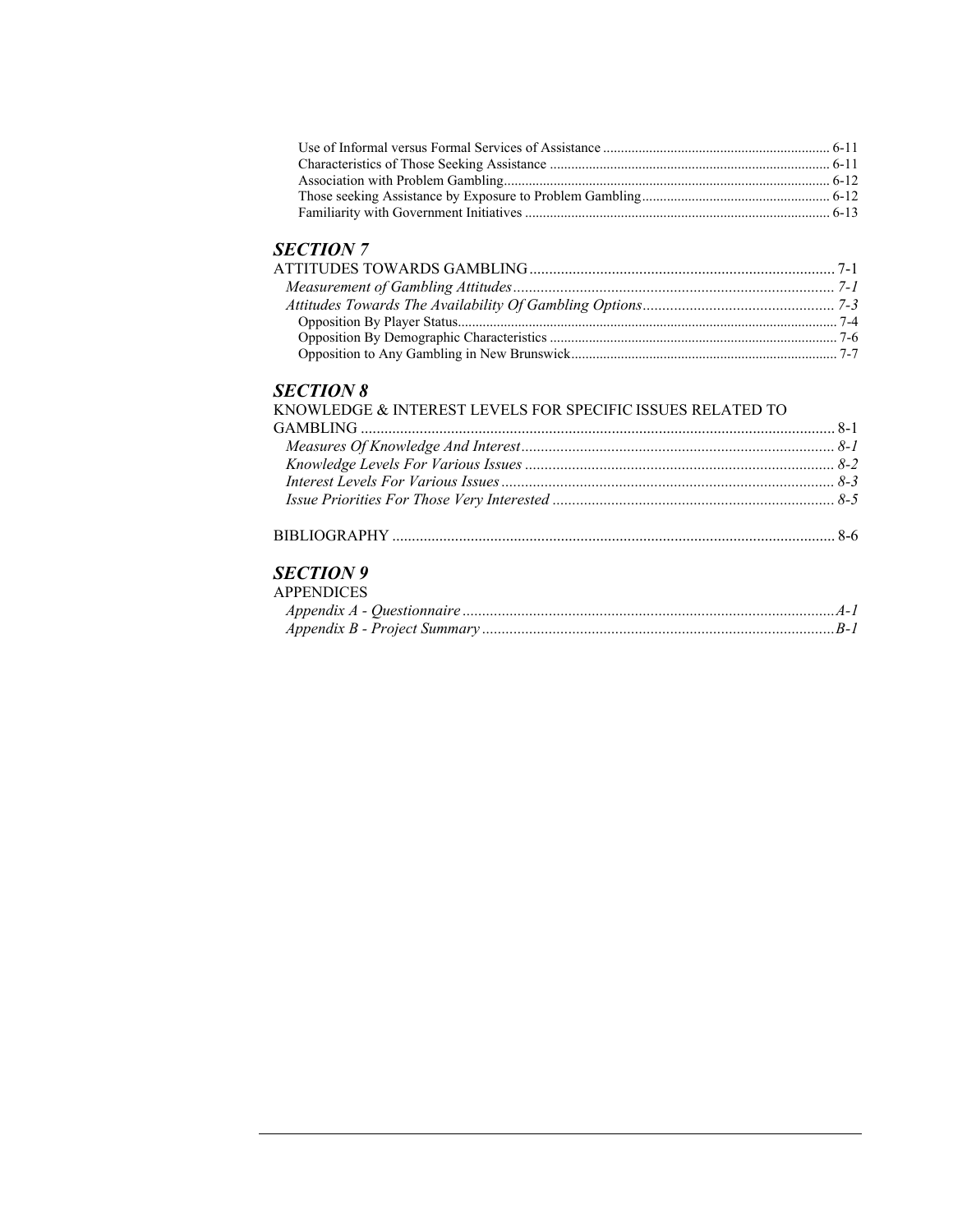Use of Informal versus Formal Services of Assistance ............................................................... 6-11
Characteristics of Those Seeking Assistance ............................................................................... 6-11
Association with Problem Gambling............................................................................................ 6-12
Those seeking Assistance by Exposure to Problem Gambling..................................................... 6-12
Familiarity with Government Initiatives ...................................................................................... 6-13

## *SECTION 7*

ATTITUDES TOWARDS GAMBLING............................................................................. 7-1
*Measurement of Gambling Attitudes*.................................................................................. *7-1*
*Attitudes Towards The Availability Of Gambling Options*................................................. *7-3*
Opposition By Player Status........................................................................................................... 7-4
Opposition By Demographic Characteristics ................................................................................. 7-6
Opposition to Any Gambling in New Brunswick........................................................................... 7-7

## *SECTION 8*

KNOWLEDGE & INTEREST LEVELS FOR SPECIFIC ISSUES RELATED TO GAMBLING ......................................................................................................................... 8-1
*Measures Of Knowledge And Interest*................................................................................ *8-1*
*Knowledge Levels For Various Issues* ............................................................................... *8-2*
*Interest Levels For Various Issues*..................................................................................... *8-3*
*Issue Priorities For Those Very Interested* ........................................................................ *8-5*

BIBLIOGRAPHY ................................................................................................................. 8-6

## *SECTION 9*

APPENDICES
*Appendix A - Questionnaire*...............................................................................................*A-1*
*Appendix B - Project Summary*..........................................................................................*B-1*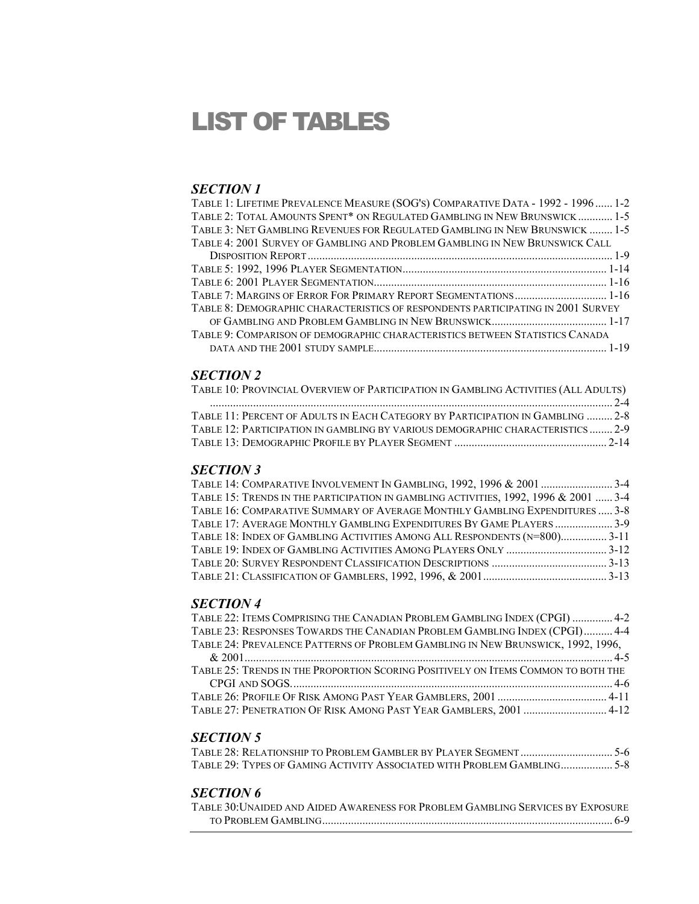# LIST OF TABLES

### *SECTION 1*

TABLE 1: LIFETIME PREVALENCE MEASURE (SOG'S) COMPARATIVE DATA - 1992 - 1996 ...... 1-2
TABLE 2: TOTAL AMOUNTS SPENT* ON REGULATED GAMBLING IN NEW BRUNSWICK ............ 1-5
TABLE 3: NET GAMBLING REVENUES FOR REGULATED GAMBLING IN NEW BRUNSWICK ........ 1-5
TABLE 4: 2001 SURVEY OF GAMBLING AND PROBLEM GAMBLING IN NEW BRUNSWICK CALL DISPOSITION REPORT .......................................................................................................... 1-9
TABLE 5: 1992, 1996 PLAYER SEGMENTATION...................................................................... 1-14
TABLE 6: 2001 PLAYER SEGMENTATION................................................................................ 1-16
TABLE 7: MARGINS OF ERROR FOR PRIMARY REPORT SEGMENTATIONS................................ 1-16
TABLE 8: DEMOGRAPHIC CHARACTERISTICS OF RESPONDENTS PARTICIPATING IN 2001 SURVEY OF GAMBLING AND PROBLEM GAMBLING IN NEW BRUNSWICK........................................ 1-17
TABLE 9: COMPARISON OF DEMOGRAPHIC CHARACTERISTICS BETWEEN STATISTICS CANADA DATA AND THE 2001 STUDY SAMPLE................................................................................ 1-19

### *SECTION 2*

TABLE 10: PROVINCIAL OVERVIEW OF PARTICIPATION IN GAMBLING ACTIVITIES (ALL ADULTS) ........................................................................................................................... 2-4
TABLE 11: PERCENT OF ADULTS IN EACH CATEGORY BY PARTICIPATION IN GAMBLING ......... 2-8
TABLE 12: PARTICIPATION IN GAMBLING BY VARIOUS DEMOGRAPHIC CHARACTERISTICS ........ 2-9
TABLE 13: DEMOGRAPHIC PROFILE BY PLAYER SEGMENT ..................................................... 2-14

### *SECTION 3*

TABLE 14: COMPARATIVE INVOLVEMENT IN GAMBLING, 1992, 1996 & 2001 ......................... 3-4
TABLE 15: TRENDS IN THE PARTICIPATION IN GAMBLING ACTIVITIES, 1992, 1996 & 2001 ...... 3-4
TABLE 16: COMPARATIVE SUMMARY OF AVERAGE MONTHLY GAMBLING EXPENDITURES ..... 3-8
TABLE 17: AVERAGE MONTHLY GAMBLING EXPENDITURES BY GAME PLAYERS .................... 3-9
TABLE 18: INDEX OF GAMBLING ACTIVITIES AMONG ALL RESPONDENTS (N=800)................ 3-11
TABLE 19: INDEX OF GAMBLING ACTIVITIES AMONG PLAYERS ONLY ................................... 3-12
TABLE 20: SURVEY RESPONDENT CLASSIFICATION DESCRIPTIONS ........................................ 3-13
TABLE 21: CLASSIFICATION OF GAMBLERS, 1992, 1996, & 2001........................................... 3-13

### *SECTION 4*

TABLE 22: ITEMS COMPRISING THE CANADIAN PROBLEM GAMBLING INDEX (CPGI) .............. 4-2
TABLE 23: RESPONSES TOWARDS THE CANADIAN PROBLEM GAMBLING INDEX (CPGI).......... 4-4
TABLE 24: PREVALENCE PATTERNS OF PROBLEM GAMBLING IN NEW BRUNSWICK, 1992, 1996, & 2001............................................................................................................................ 4-5
TABLE 25: TRENDS IN THE PROPORTION SCORING POSITIVELY ON ITEMS COMMON TO BOTH THE CPGI AND SOGS............................................................................................................. 4-6
TABLE 26: PROFILE OF RISK AMONG PAST YEAR GAMBLERS, 2001 ...................................... 4-11
TABLE 27: PENETRATION OF RISK AMONG PAST YEAR GAMBLERS, 2001 ............................. 4-12

### *SECTION 5*

TABLE 28: RELATIONSHIP TO PROBLEM GAMBLER BY PLAYER SEGMENT ................................ 5-6
TABLE 29: TYPES OF GAMING ACTIVITY ASSOCIATED WITH PROBLEM GAMBLING.................. 5-8

### *SECTION 6*

TABLE 30:UNAIDED AND AIDED AWARENESS FOR PROBLEM GAMBLING SERVICES BY EXPOSURE TO PROBLEM GAMBLING..................................................................................................... 6-9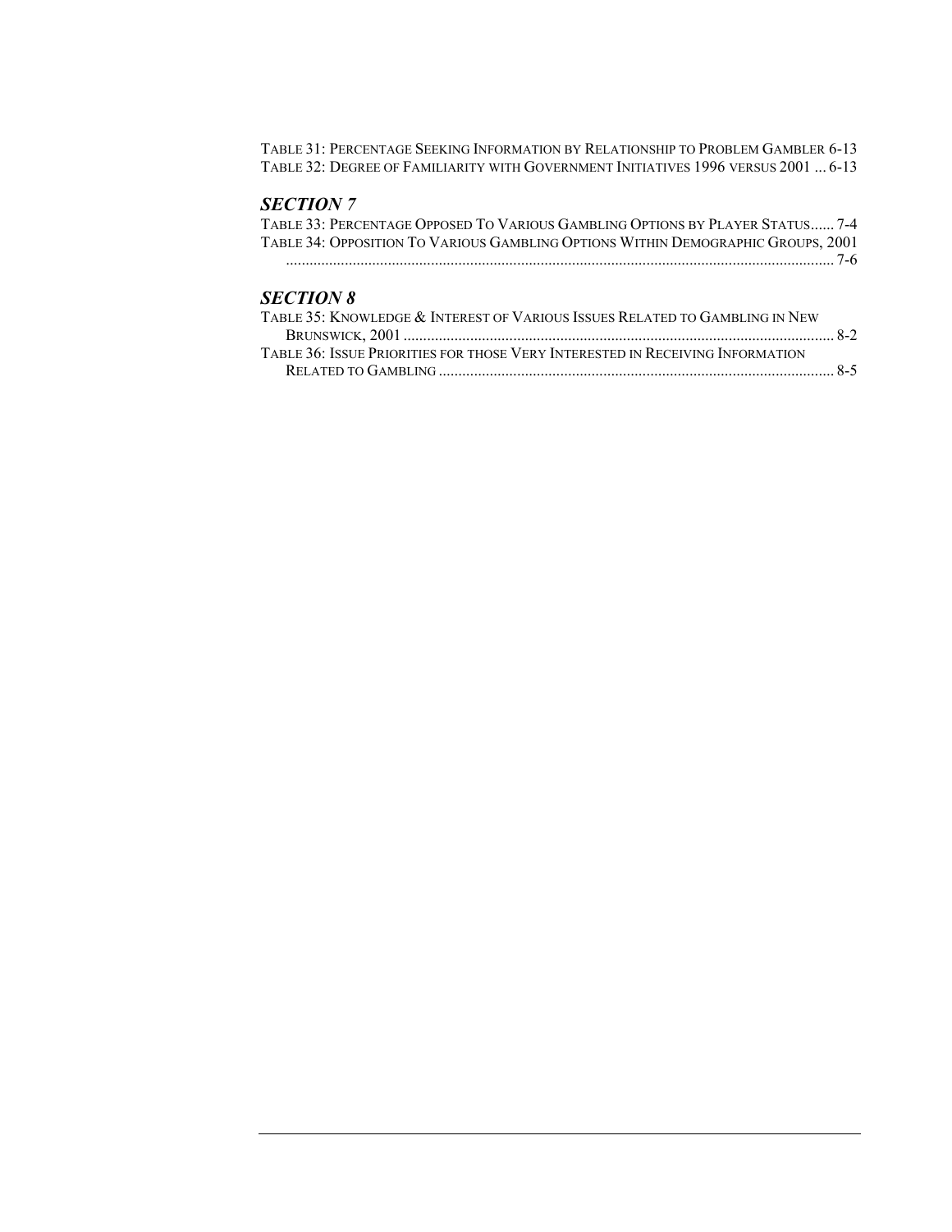TABLE 31: PERCENTAGE SEEKING INFORMATION BY RELATIONSHIP TO PROBLEM GAMBLER 6-13
TABLE 32: DEGREE OF FAMILIARITY WITH GOVERNMENT INITIATIVES 1996 VERSUS 2001 ... 6-13

### *SECTION 7*

TABLE 33: PERCENTAGE OPPOSED TO VARIOUS GAMBLING OPTIONS BY PLAYER STATUS...... 7-4
TABLE 34: OPPOSITION TO VARIOUS GAMBLING OPTIONS WITHIN DEMOGRAPHIC GROUPS, 2001 ........................................................................................................................................ 7-6

### *SECTION 8*

TABLE 35: KNOWLEDGE & INTEREST OF VARIOUS ISSUES RELATED TO GAMBLING IN NEW BRUNSWICK, 2001 ........................................................................................................... 8-2
TABLE 36: ISSUE PRIORITIES FOR THOSE VERY INTERESTED IN RECEIVING INFORMATION RELATED TO GAMBLING ................................................................................................. 8-5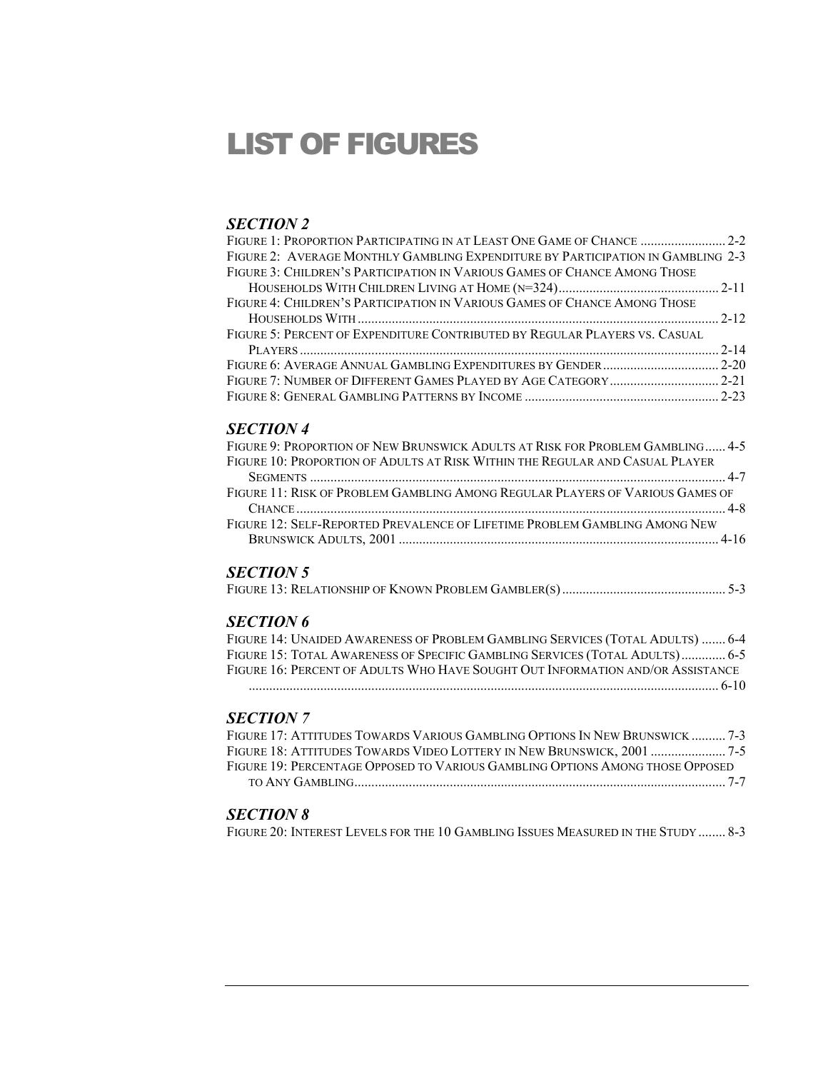# LIST OF FIGURES

### *SECTION 2*

Figure 1: Proportion Participating in at Least One Game of Chance ......................... 2-2
Figure 2: Average Monthly Gambling Expenditure by Participation in Gambling 2-3
Figure 3: Children's Participation in Various Games of Chance Among Those Households With Children Living at Home (n=324)............................................... 2-11
Figure 4: Children's Participation in Various Games of Chance Among Those Households With ......................................................................................................... 2-12
Figure 5: Percent of Expenditure Contributed by Regular Players vs. Casual Players ......................................................................................................... 2-14
Figure 6: Average Annual Gambling Expenditures by Gender .................................. 2-20
Figure 7: Number of Different Games Played by Age Category ................................ 2-21
Figure 8: General Gambling Patterns by Income ......................................................... 2-23

### *SECTION 4*

Figure 9: Proportion of New Brunswick Adults at Risk for Problem Gambling...... 4-5
Figure 10: Proportion of Adults at Risk Within the Regular and Casual Player Segments ......................................................................................................... 4-7
Figure 11: Risk of Problem Gambling Among Regular Players of Various Games of Chance ......................................................................................................... 4-8
Figure 12: Self-Reported Prevalence of Lifetime Problem Gambling Among New Brunswick Adults, 2001 ............................................................................ 4-16

### *SECTION 5*

Figure 13: Relationship of Known Problem Gambler(s) ................................................ 5-3

### *SECTION 6*

Figure 14: Unaided Awareness of Problem Gambling Services (Total Adults) ....... 6-4
Figure 15: Total Awareness of Specific Gambling Services (Total Adults)............. 6-5
Figure 16: Percent of Adults Who Have Sought Out Information and/or Assistance ......................................................................................................... 6-10

### *SECTION 7*

Figure 17: Attitudes Towards Various Gambling Options In New Brunswick .......... 7-3
Figure 18: Attitudes Towards Video Lottery in New Brunswick, 2001 ...................... 7-5
Figure 19: Percentage Opposed to Various Gambling Options Among those Opposed to Any Gambling............................................................................................ 7-7

### *SECTION 8*

Figure 20: Interest Levels for the 10 Gambling Issues Measured in the Study ........ 8-3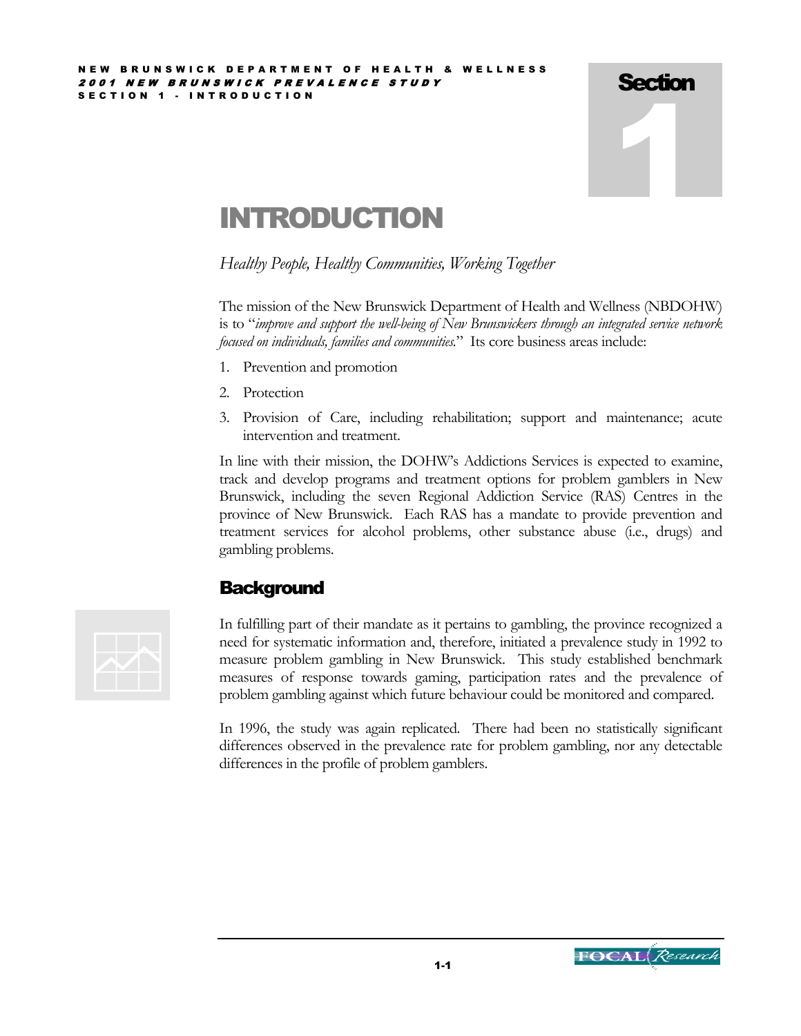# Section 1

# INTRODUCTION

*Healthy People, Healthy Communities, Working Together*

The mission of the New Brunswick Department of Health and Wellness (NBDOHW) is to "*improve and support the well-being of New Brunswickers through an integrated service network focused on individuals, families and communities.*" Its core business areas include:

1. Prevention and promotion
2. Protection
3. Provision of Care, including rehabilitation; support and maintenance; acute intervention and treatment.

In line with their mission, the DOHW's Addictions Services is expected to examine, track and develop programs and treatment options for problem gamblers in New Brunswick, including the seven Regional Addiction Service (RAS) Centres in the province of New Brunswick. Each RAS has a mandate to provide prevention and treatment services for alcohol problems, other substance abuse (i.e., drugs) and gambling problems.

## Background

In fulfilling part of their mandate as it pertains to gambling, the province recognized a need for systematic information and, therefore, initiated a prevalence study in 1992 to measure problem gambling in New Brunswick. This study established benchmark measures of response towards gaming, participation rates and the prevalence of problem gambling against which future behaviour could be monitored and compared.

In 1996, the study was again replicated. There had been no statistically significant differences observed in the prevalence rate for problem gambling, nor any detectable differences in the profile of problem gamblers.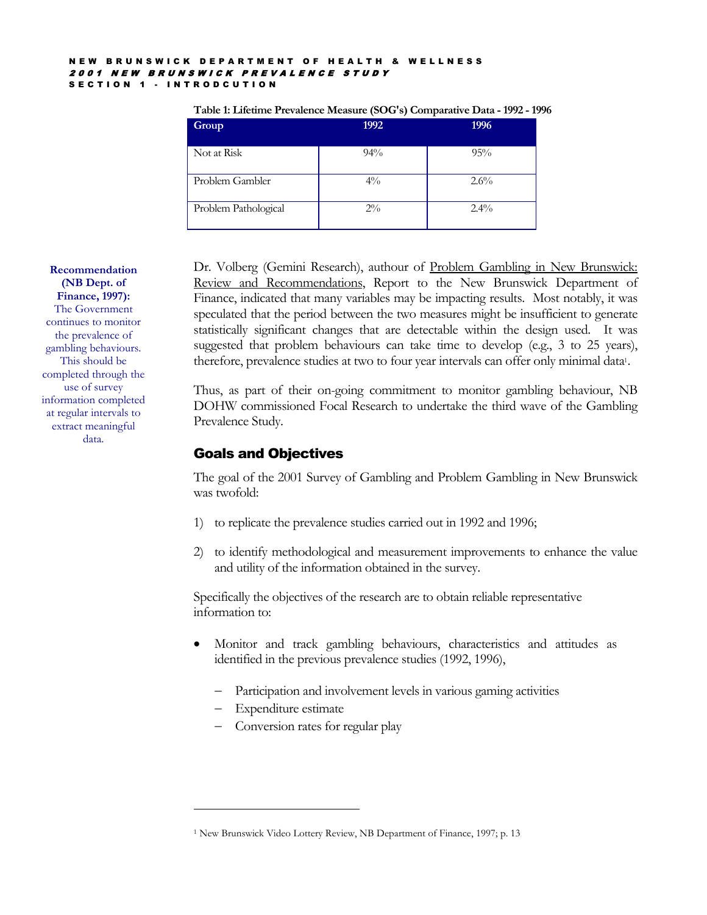**Table 1: Lifetime Prevalence Measure (SOG's) Comparative Data - 1992 - 1996**

| Group | 1992 | 1996 |
|---|---|---|
| Not at Risk | 94% | 95% |
| Problem Gambler | 4% | 2.6% |
| Problem Pathological | 2% | 2.4% |

**Recommendation (NB Dept. of Finance, 1997):** The Government continues to monitor the prevalence of gambling behaviours. This should be completed through the use of survey information completed at regular intervals to extract meaningful data.

Dr. Volberg (Gemini Research), authour of Problem Gambling in New Brunswick: Review and Recommendations, Report to the New Brunswick Department of Finance, indicated that many variables may be impacting results. Most notably, it was speculated that the period between the two measures might be insufficient to generate statistically significant changes that are detectable within the design used. It was suggested that problem behaviours can take time to develop (e.g., 3 to 25 years), therefore, prevalence studies at two to four year intervals can offer only minimal data[1].

Thus, as part of their on-going commitment to monitor gambling behaviour, NB DOHW commissioned Focal Research to undertake the third wave of the Gambling Prevalence Study.

## Goals and Objectives

The goal of the 2001 Survey of Gambling and Problem Gambling in New Brunswick was twofold:

1) to replicate the prevalence studies carried out in 1992 and 1996;

2) to identify methodological and measurement improvements to enhance the value and utility of the information obtained in the survey.

Specifically the objectives of the research are to obtain reliable representative information to:

- Monitor and track gambling behaviours, characteristics and attitudes as identified in the previous prevalence studies (1992, 1996),
  - Participation and involvement levels in various gaming activities
  - Expenditure estimate
  - Conversion rates for regular play

[1] New Brunswick Video Lottery Review, NB Department of Finance, 1997; p. 13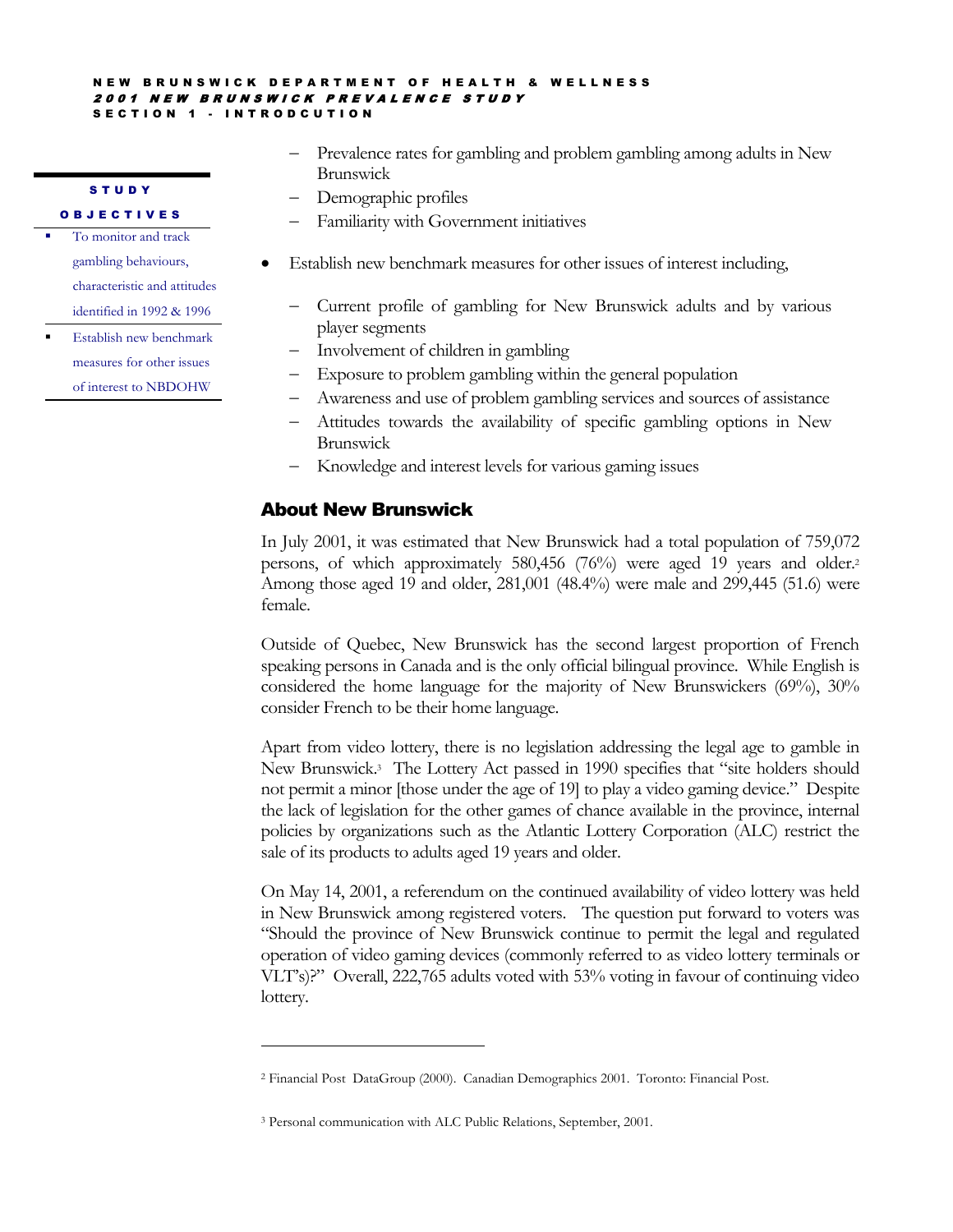**STUDY OBJECTIVES**

- To monitor and track gambling behaviours, characteristic and attitudes identified in 1992 & 1996
- Establish new benchmark measures for other issues of interest to NBDOHW

  - Prevalence rates for gambling and problem gambling among adults in New Brunswick
  - Demographic profiles
  - Familiarity with Government initiatives

- Establish new benchmark measures for other issues of interest including,

  - Current profile of gambling for New Brunswick adults and by various player segments
  - Involvement of children in gambling
  - Exposure to problem gambling within the general population
  - Awareness and use of problem gambling services and sources of assistance
  - Attitudes towards the availability of specific gambling options in New Brunswick
  - Knowledge and interest levels for various gaming issues

## About New Brunswick

In July 2001, it was estimated that New Brunswick had a total population of 759,072 persons, of which approximately 580,456 (76%) were aged 19 years and older.[2] Among those aged 19 and older, 281,001 (48.4%) were male and 299,445 (51.6) were female.

Outside of Quebec, New Brunswick has the second largest proportion of French speaking persons in Canada and is the only official bilingual province. While English is considered the home language for the majority of New Brunswickers (69%), 30% consider French to be their home language.

Apart from video lottery, there is no legislation addressing the legal age to gamble in New Brunswick.[3] The Lottery Act passed in 1990 specifies that "site holders should not permit a minor [those under the age of 19] to play a video gaming device." Despite the lack of legislation for the other games of chance available in the province, internal policies by organizations such as the Atlantic Lottery Corporation (ALC) restrict the sale of its products to adults aged 19 years and older.

On May 14, 2001, a referendum on the continued availability of video lottery was held in New Brunswick among registered voters. The question put forward to voters was "Should the province of New Brunswick continue to permit the legal and regulated operation of video gaming devices (commonly referred to as video lottery terminals or VLT's)?" Overall, 222,765 adults voted with 53% voting in favour of continuing video lottery.

---

[2] Financial Post DataGroup (2000). Canadian Demographics 2001. Toronto: Financial Post.

[3] Personal communication with ALC Public Relations, September, 2001.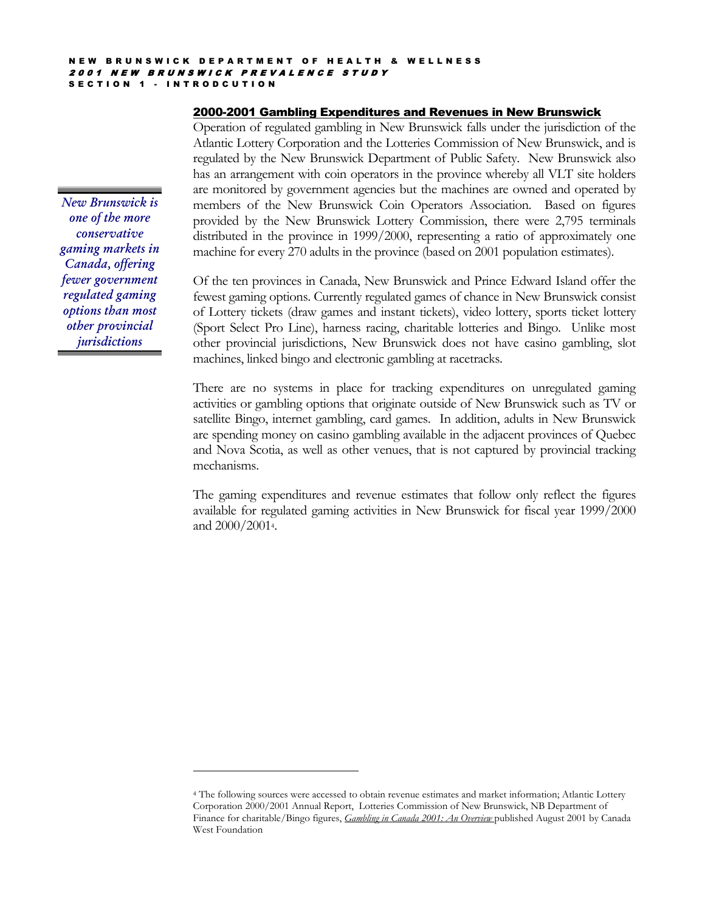## 2000-2001 Gambling Expenditures and Revenues in New Brunswick

Operation of regulated gambling in New Brunswick falls under the jurisdiction of the Atlantic Lottery Corporation and the Lotteries Commission of New Brunswick, and is regulated by the New Brunswick Department of Public Safety. New Brunswick also has an arrangement with coin operators in the province whereby all VLT site holders are monitored by government agencies but the machines are owned and operated by members of the New Brunswick Coin Operators Association. Based on figures provided by the New Brunswick Lottery Commission, there were 2,795 terminals distributed in the province in 1999/2000, representing a ratio of approximately one machine for every 270 adults in the province (based on 2001 population estimates).

*New Brunswick is one of the more conservative gaming markets in Canada, offering fewer government regulated gaming options than most other provincial jurisdictions*

Of the ten provinces in Canada, New Brunswick and Prince Edward Island offer the fewest gaming options. Currently regulated games of chance in New Brunswick consist of Lottery tickets (draw games and instant tickets), video lottery, sports ticket lottery (Sport Select Pro Line), harness racing, charitable lotteries and Bingo. Unlike most other provincial jurisdictions, New Brunswick does not have casino gambling, slot machines, linked bingo and electronic gambling at racetracks.

There are no systems in place for tracking expenditures on unregulated gaming activities or gambling options that originate outside of New Brunswick such as TV or satellite Bingo, internet gambling, card games. In addition, adults in New Brunswick are spending money on casino gambling available in the adjacent provinces of Quebec and Nova Scotia, as well as other venues, that is not captured by provincial tracking mechanisms.

The gaming expenditures and revenue estimates that follow only reflect the figures available for regulated gaming activities in New Brunswick for fiscal year 1999/2000 and 2000/2001[4].

---

[4] The following sources were accessed to obtain revenue estimates and market information; Atlantic Lottery Corporation 2000/2001 Annual Report, Lotteries Commission of New Brunswick, NB Department of Finance for charitable/Bingo figures, *Gambling in Canada 2001: An Overview* published August 2001 by Canada West Foundation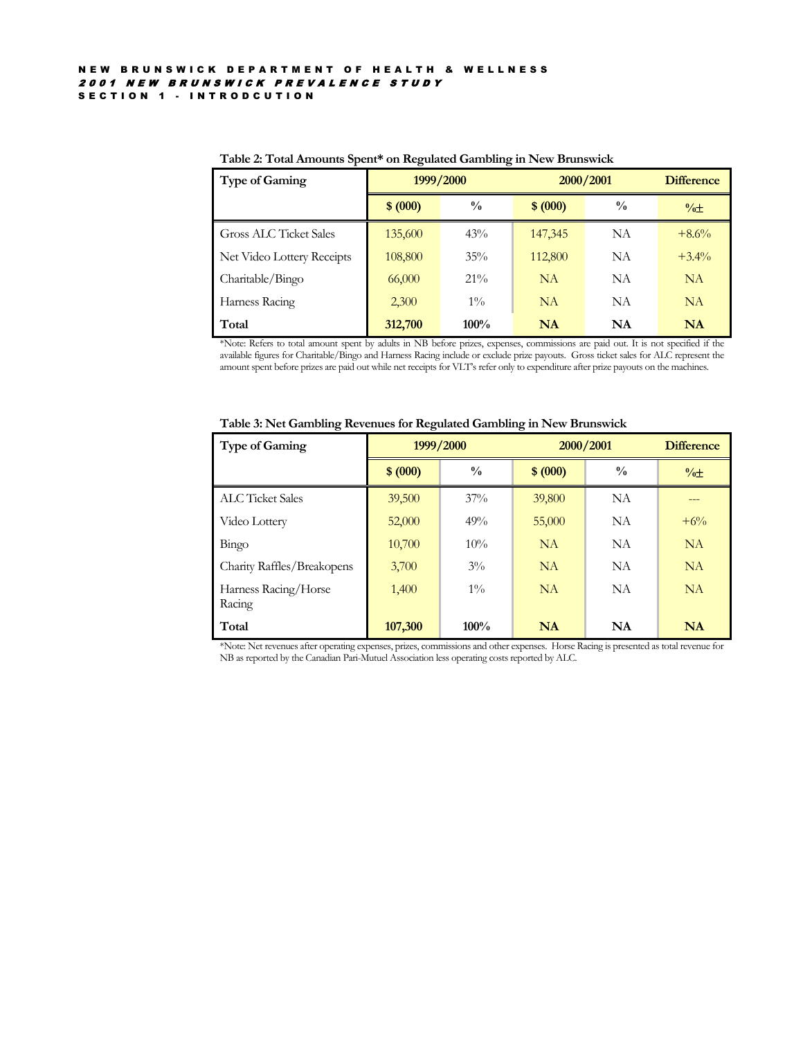**Table 2: Total Amounts Spent* on Regulated Gambling in New Brunswick**

| Type of Gaming | 1999/2000 | | 2000/2001 | | Difference |
|---|---|---|---|---|---|
| | $ (000) | % | $ (000) | % | %± |
| Gross ALC Ticket Sales | 135,600 | 43% | 147,345 | NA | +8.6% |
| Net Video Lottery Receipts | 108,800 | 35% | 112,800 | NA | +3.4% |
| Charitable/Bingo | 66,000 | 21% | NA | NA | NA |
| Harness Racing | 2,300 | 1% | NA | NA | NA |
| **Total** | **312,700** | **100%** | **NA** | **NA** | **NA** |

*Note: Refers to total amount spent by adults in NB before prizes, expenses, commissions are paid out. It is not specified if the available figures for Charitable/Bingo and Harness Racing include or exclude prize payouts. Gross ticket sales for ALC represent the amount spent before prizes are paid out while net receipts for VLT's refer only to expenditure after prize payouts on the machines.

**Table 3: Net Gambling Revenues for Regulated Gambling in New Brunswick**

| Type of Gaming | 1999/2000 | | 2000/2001 | | Difference |
|---|---|---|---|---|---|
| | $ (000) | % | $ (000) | % | %± |
| ALC Ticket Sales | 39,500 | 37% | 39,800 | NA | --- |
| Video Lottery | 52,000 | 49% | 55,000 | NA | +6% |
| Bingo | 10,700 | 10% | NA | NA | NA |
| Charity Raffles/Breakopens | 3,700 | 3% | NA | NA | NA |
| Harness Racing/Horse Racing | 1,400 | 1% | NA | NA | NA |
| **Total** | **107,300** | **100%** | **NA** | **NA** | **NA** |

*Note: Net revenues after operating expenses, prizes, commissions and other expenses. Horse Racing is presented as total revenue for NB as reported by the Canadian Pari-Mutuel Association less operating costs reported by ALC.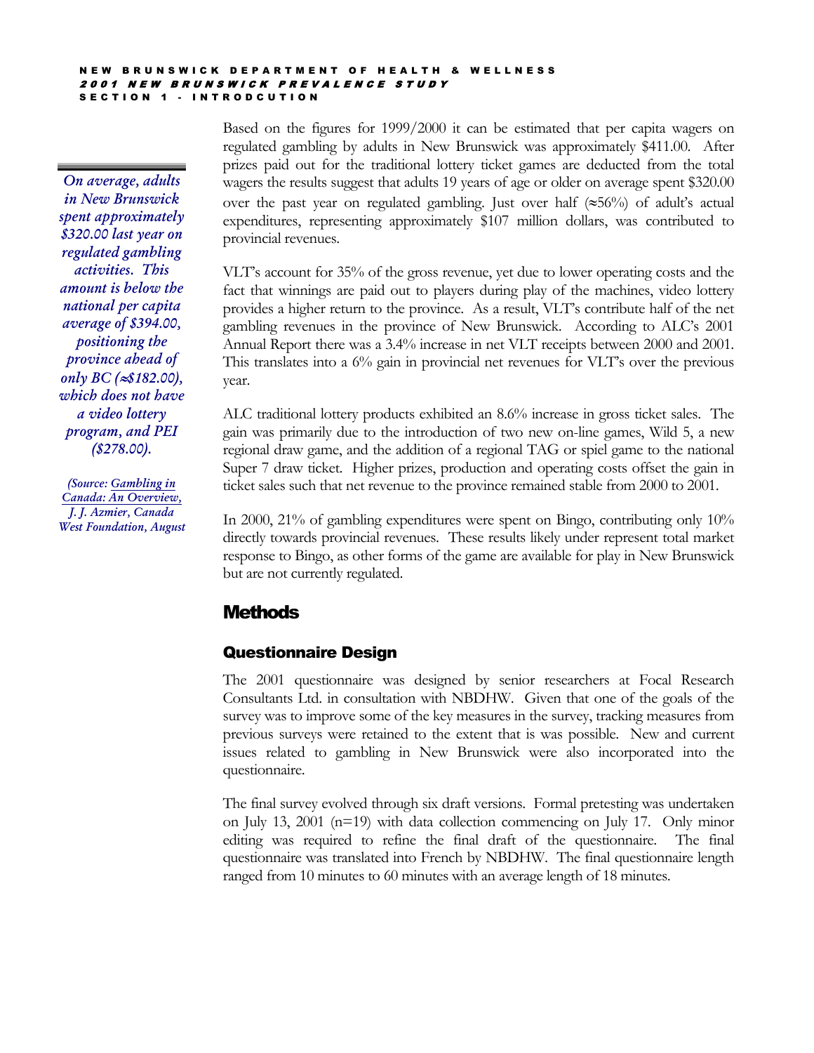Based on the figures for 1999/2000 it can be estimated that per capita wagers on regulated gambling by adults in New Brunswick was approximately $411.00. After prizes paid out for the traditional lottery ticket games are deducted from the total wagers the results suggest that adults 19 years of age or older on average spent $320.00 over the past year on regulated gambling. Just over half (≈56%) of adult's actual expenditures, representing approximately $107 million dollars, was contributed to provincial revenues.

*On average, adults in New Brunswick spent approximately $320.00 last year on regulated gambling activities. This amount is below the national per capita average of $394.00, positioning the province ahead of only BC (≈$182.00), which does not have a video lottery program, and PEI ($278.00).*

*(Source: Gambling in Canada: An Overview, J. J. Azmier, Canada West Foundation, August*

VLT's account for 35% of the gross revenue, yet due to lower operating costs and the fact that winnings are paid out to players during play of the machines, video lottery provides a higher return to the province. As a result, VLT's contribute half of the net gambling revenues in the province of New Brunswick. According to ALC's 2001 Annual Report there was a 3.4% increase in net VLT receipts between 2000 and 2001. This translates into a 6% gain in provincial net revenues for VLT's over the previous year.

ALC traditional lottery products exhibited an 8.6% increase in gross ticket sales. The gain was primarily due to the introduction of two new on-line games, Wild 5, a new regional draw game, and the addition of a regional TAG or spiel game to the national Super 7 draw ticket. Higher prizes, production and operating costs offset the gain in ticket sales such that net revenue to the province remained stable from 2000 to 2001.

In 2000, 21% of gambling expenditures were spent on Bingo, contributing only 10% directly towards provincial revenues. These results likely under represent total market response to Bingo, as other forms of the game are available for play in New Brunswick but are not currently regulated.

## Methods

### Questionnaire Design

The 2001 questionnaire was designed by senior researchers at Focal Research Consultants Ltd. in consultation with NBDHW. Given that one of the goals of the survey was to improve some of the key measures in the survey, tracking measures from previous surveys were retained to the extent that is was possible. New and current issues related to gambling in New Brunswick were also incorporated into the questionnaire.

The final survey evolved through six draft versions. Formal pretesting was undertaken on July 13, 2001 (n=19) with data collection commencing on July 17. Only minor editing was required to refine the final draft of the questionnaire. The final questionnaire was translated into French by NBDHW. The final questionnaire length ranged from 10 minutes to 60 minutes with an average length of 18 minutes.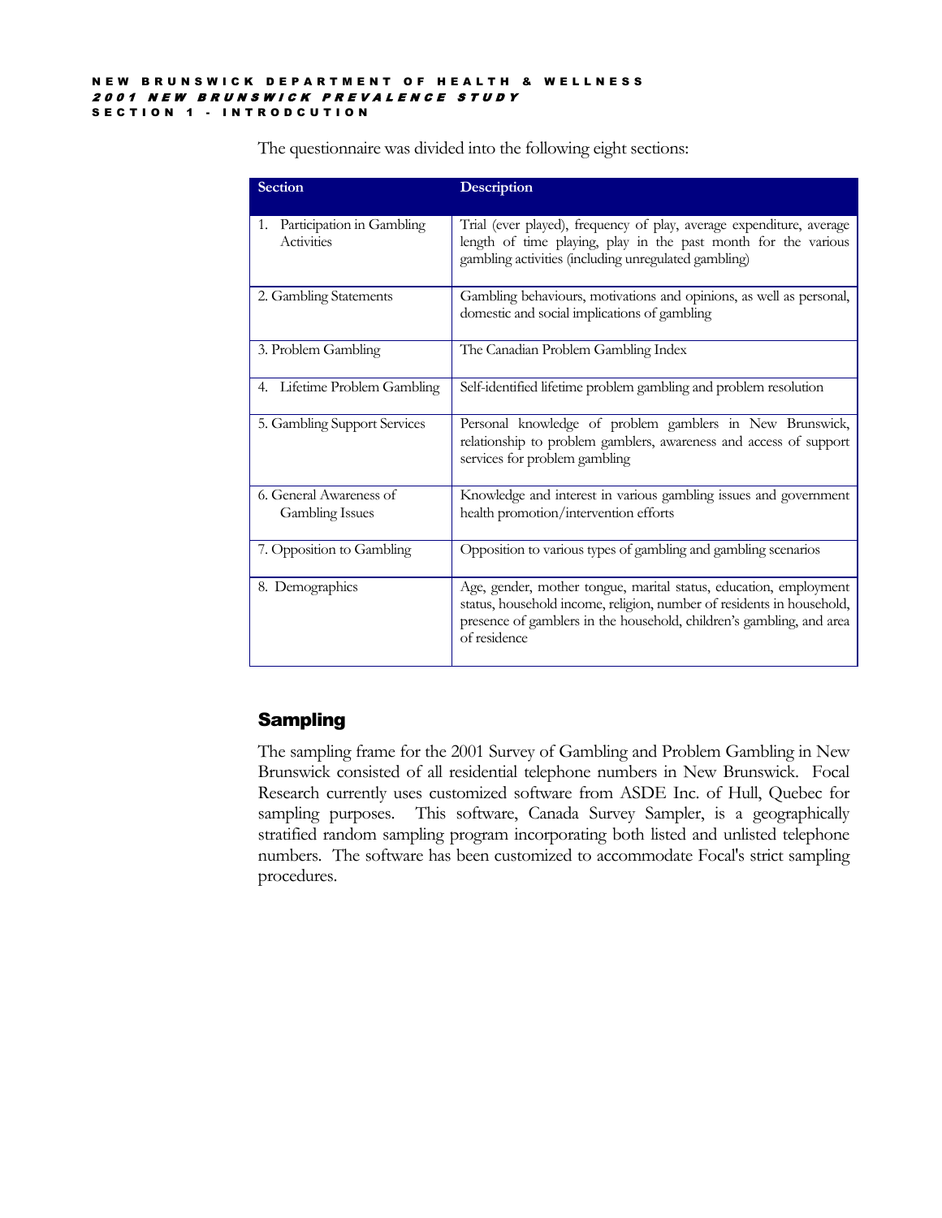The questionnaire was divided into the following eight sections:

| Section | Description |
| --- | --- |
| 1. Participation in Gambling Activities | Trial (ever played), frequency of play, average expenditure, average length of time playing, play in the past month for the various gambling activities (including unregulated gambling) |
| 2. Gambling Statements | Gambling behaviours, motivations and opinions, as well as personal, domestic and social implications of gambling |
| 3. Problem Gambling | The Canadian Problem Gambling Index |
| 4. Lifetime Problem Gambling | Self-identified lifetime problem gambling and problem resolution |
| 5. Gambling Support Services | Personal knowledge of problem gamblers in New Brunswick, relationship to problem gamblers, awareness and access of support services for problem gambling |
| 6. General Awareness of Gambling Issues | Knowledge and interest in various gambling issues and government health promotion/intervention efforts |
| 7. Opposition to Gambling | Opposition to various types of gambling and gambling scenarios |
| 8. Demographics | Age, gender, mother tongue, marital status, education, employment status, household income, religion, number of residents in household, presence of gamblers in the household, children's gambling, and area of residence |

## Sampling

The sampling frame for the 2001 Survey of Gambling and Problem Gambling in New Brunswick consisted of all residential telephone numbers in New Brunswick. Focal Research currently uses customized software from ASDE Inc. of Hull, Quebec for sampling purposes. This software, Canada Survey Sampler, is a geographically stratified random sampling program incorporating both listed and unlisted telephone numbers. The software has been customized to accommodate Focal's strict sampling procedures.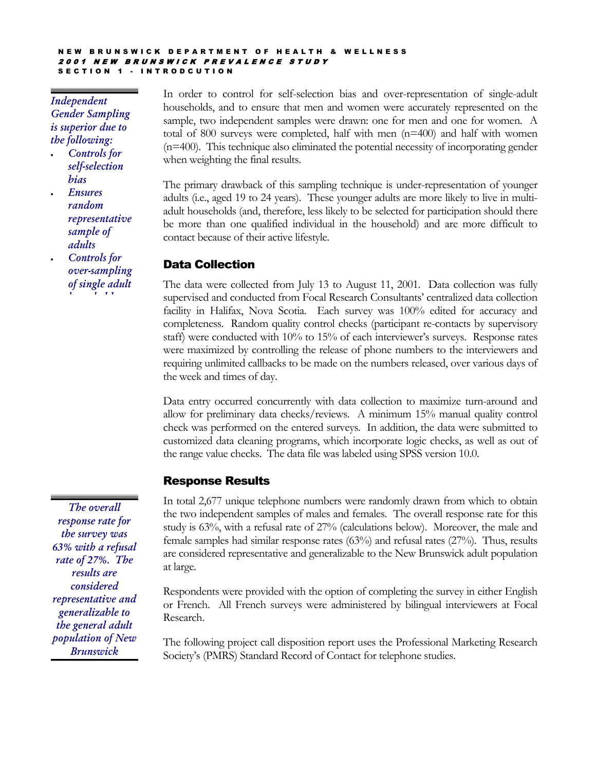*Independent Gender Sampling is superior due to the following:*

- *Controls for self-selection bias*
- *Ensures random representative sample of adults*
- *Controls for over-sampling of single adult households*

In order to control for self-selection bias and over-representation of single-adult households, and to ensure that men and women were accurately represented on the sample, two independent samples were drawn: one for men and one for women. A total of 800 surveys were completed, half with men (n=400) and half with women (n=400). This technique also eliminated the potential necessity of incorporating gender when weighting the final results.

The primary drawback of this sampling technique is under-representation of younger adults (i.e., aged 19 to 24 years). These younger adults are more likely to live in multi-adult households (and, therefore, less likely to be selected for participation should there be more than one qualified individual in the household) and are more difficult to contact because of their active lifestyle.

## Data Collection

The data were collected from July 13 to August 11, 2001. Data collection was fully supervised and conducted from Focal Research Consultants' centralized data collection facility in Halifax, Nova Scotia. Each survey was 100% edited for accuracy and completeness. Random quality control checks (participant re-contacts by supervisory staff) were conducted with 10% to 15% of each interviewer's surveys. Response rates were maximized by controlling the release of phone numbers to the interviewers and requiring unlimited callbacks to be made on the numbers released, over various days of the week and times of day.

Data entry occurred concurrently with data collection to maximize turn-around and allow for preliminary data checks/reviews. A minimum 15% manual quality control check was performed on the entered surveys. In addition, the data were submitted to customized data cleaning programs, which incorporate logic checks, as well as out of the range value checks. The data file was labeled using SPSS version 10.0.

## Response Results

*The overall response rate for the survey was 63% with a refusal rate of 27%. The results are considered representative and generalizable to the general adult population of New Brunswick*

In total 2,677 unique telephone numbers were randomly drawn from which to obtain the two independent samples of males and females. The overall response rate for this study is 63%, with a refusal rate of 27% (calculations below). Moreover, the male and female samples had similar response rates (63%) and refusal rates (27%). Thus, results are considered representative and generalizable to the New Brunswick adult population at large.

Respondents were provided with the option of completing the survey in either English or French. All French surveys were administered by bilingual interviewers at Focal Research.

The following project call disposition report uses the Professional Marketing Research Society's (PMRS) Standard Record of Contact for telephone studies.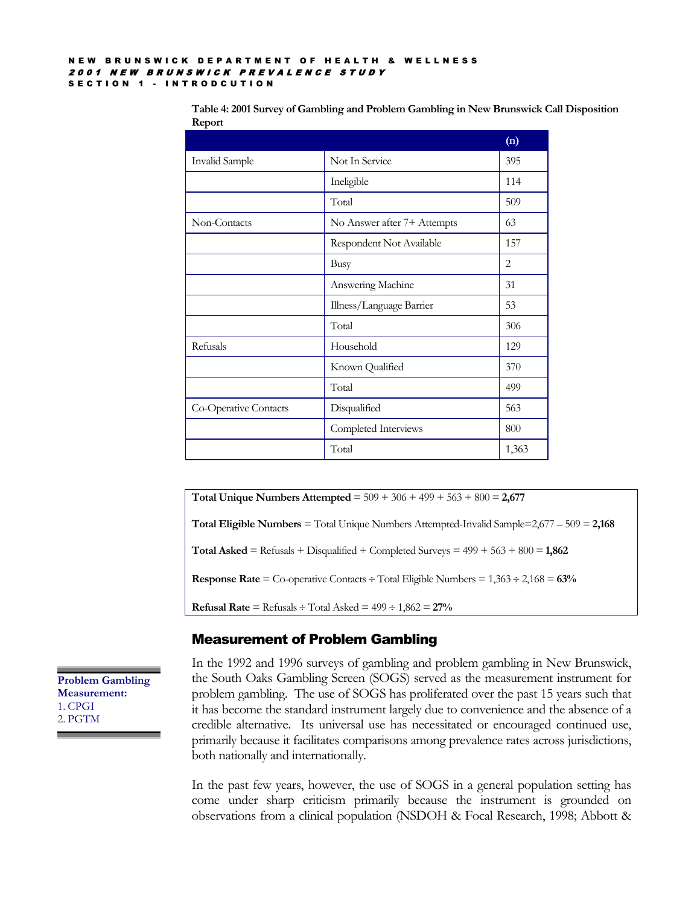**Table 4: 2001 Survey of Gambling and Problem Gambling in New Brunswick Call Disposition Report**

| | | (n) |
|---|---|---|
| Invalid Sample | Not In Service | 395 |
| | Ineligible | 114 |
| | Total | 509 |
| Non-Contacts | No Answer after 7+ Attempts | 63 |
| | Respondent Not Available | 157 |
| | Busy | 2 |
| | Answering Machine | 31 |
| | Illness/Language Barrier | 53 |
| | Total | 306 |
| Refusals | Household | 129 |
| | Known Qualified | 370 |
| | Total | 499 |
| Co-Operative Contacts | Disqualified | 563 |
| | Completed Interviews | 800 |
| | Total | 1,363 |

**Total Unique Numbers Attempted** = 509 + 306 + 499 + 563 + 800 = **2,677**

**Total Eligible Numbers** = Total Unique Numbers Attempted-Invalid Sample=2,677 – 509 = **2,168**

**Total Asked** = Refusals + Disqualified + Completed Surveys = 499 + 563 + 800 = **1,862**

**Response Rate** = Co-operative Contacts ÷ Total Eligible Numbers = 1,363 ÷ 2,168 = **63%**

**Refusal Rate** = Refusals ÷ Total Asked = 499 ÷ 1,862 = **27%**

## Measurement of Problem Gambling

**Problem Gambling Measurement:**
1. CPGI
2. PGTM

In the 1992 and 1996 surveys of gambling and problem gambling in New Brunswick, the South Oaks Gambling Screen (SOGS) served as the measurement instrument for problem gambling. The use of SOGS has proliferated over the past 15 years such that it has become the standard instrument largely due to convenience and the absence of a credible alternative. Its universal use has necessitated or encouraged continued use, primarily because it facilitates comparisons among prevalence rates across jurisdictions, both nationally and internationally.

In the past few years, however, the use of SOGS in a general population setting has come under sharp criticism primarily because the instrument is grounded on observations from a clinical population (NSDOH & Focal Research, 1998; Abbott &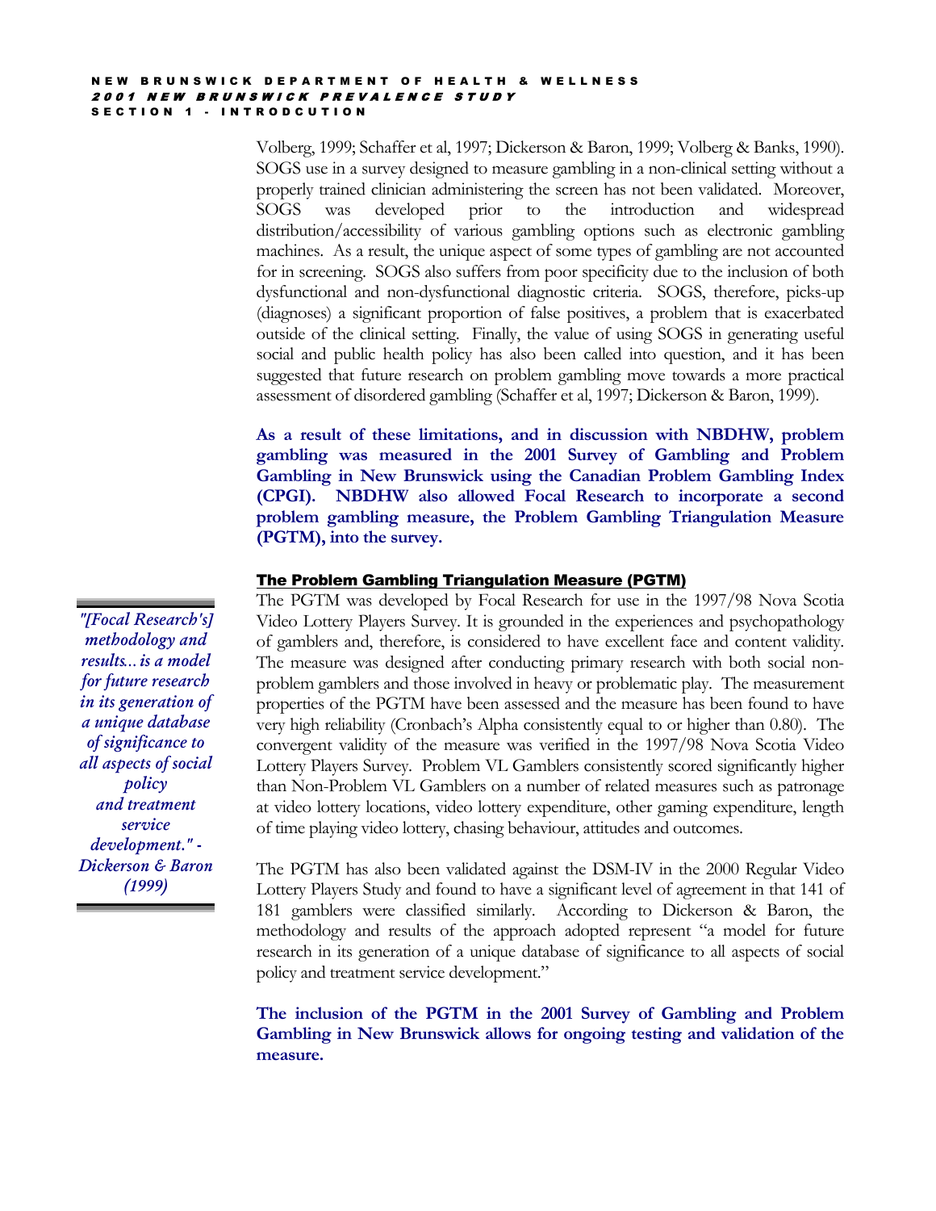Volberg, 1999; Schaffer et al, 1997; Dickerson & Baron, 1999; Volberg & Banks, 1990). SOGS use in a survey designed to measure gambling in a non-clinical setting without a properly trained clinician administering the screen has not been validated. Moreover, SOGS was developed prior to the introduction and widespread distribution/accessibility of various gambling options such as electronic gambling machines. As a result, the unique aspect of some types of gambling are not accounted for in screening. SOGS also suffers from poor specificity due to the inclusion of both dysfunctional and non-dysfunctional diagnostic criteria. SOGS, therefore, picks-up (diagnoses) a significant proportion of false positives, a problem that is exacerbated outside of the clinical setting. Finally, the value of using SOGS in generating useful social and public health policy has also been called into question, and it has been suggested that future research on problem gambling move towards a more practical assessment of disordered gambling (Schaffer et al, 1997; Dickerson & Baron, 1999).

**As a result of these limitations, and in discussion with NBDHW, problem gambling was measured in the 2001 Survey of Gambling and Problem Gambling in New Brunswick using the Canadian Problem Gambling Index (CPGI). NBDHW also allowed Focal Research to incorporate a second problem gambling measure, the Problem Gambling Triangulation Measure (PGTM), into the survey.**

### The Problem Gambling Triangulation Measure (PGTM)

> *"[Focal Research's] methodology and results... is a model for future research in its generation of a unique database of significance to all aspects of social policy and treatment service development." - Dickerson & Baron (1999)*

The PGTM was developed by Focal Research for use in the 1997/98 Nova Scotia Video Lottery Players Survey. It is grounded in the experiences and psychopathology of gamblers and, therefore, is considered to have excellent face and content validity. The measure was designed after conducting primary research with both social non-problem gamblers and those involved in heavy or problematic play. The measurement properties of the PGTM have been assessed and the measure has been found to have very high reliability (Cronbach's Alpha consistently equal to or higher than 0.80). The convergent validity of the measure was verified in the 1997/98 Nova Scotia Video Lottery Players Survey. Problem VL Gamblers consistently scored significantly higher than Non-Problem VL Gamblers on a number of related measures such as patronage at video lottery locations, video lottery expenditure, other gaming expenditure, length of time playing video lottery, chasing behaviour, attitudes and outcomes.

The PGTM has also been validated against the DSM-IV in the 2000 Regular Video Lottery Players Study and found to have a significant level of agreement in that 141 of 181 gamblers were classified similarly. According to Dickerson & Baron, the methodology and results of the approach adopted represent "a model for future research in its generation of a unique database of significance to all aspects of social policy and treatment service development."

**The inclusion of the PGTM in the 2001 Survey of Gambling and Problem Gambling in New Brunswick allows for ongoing testing and validation of the measure.**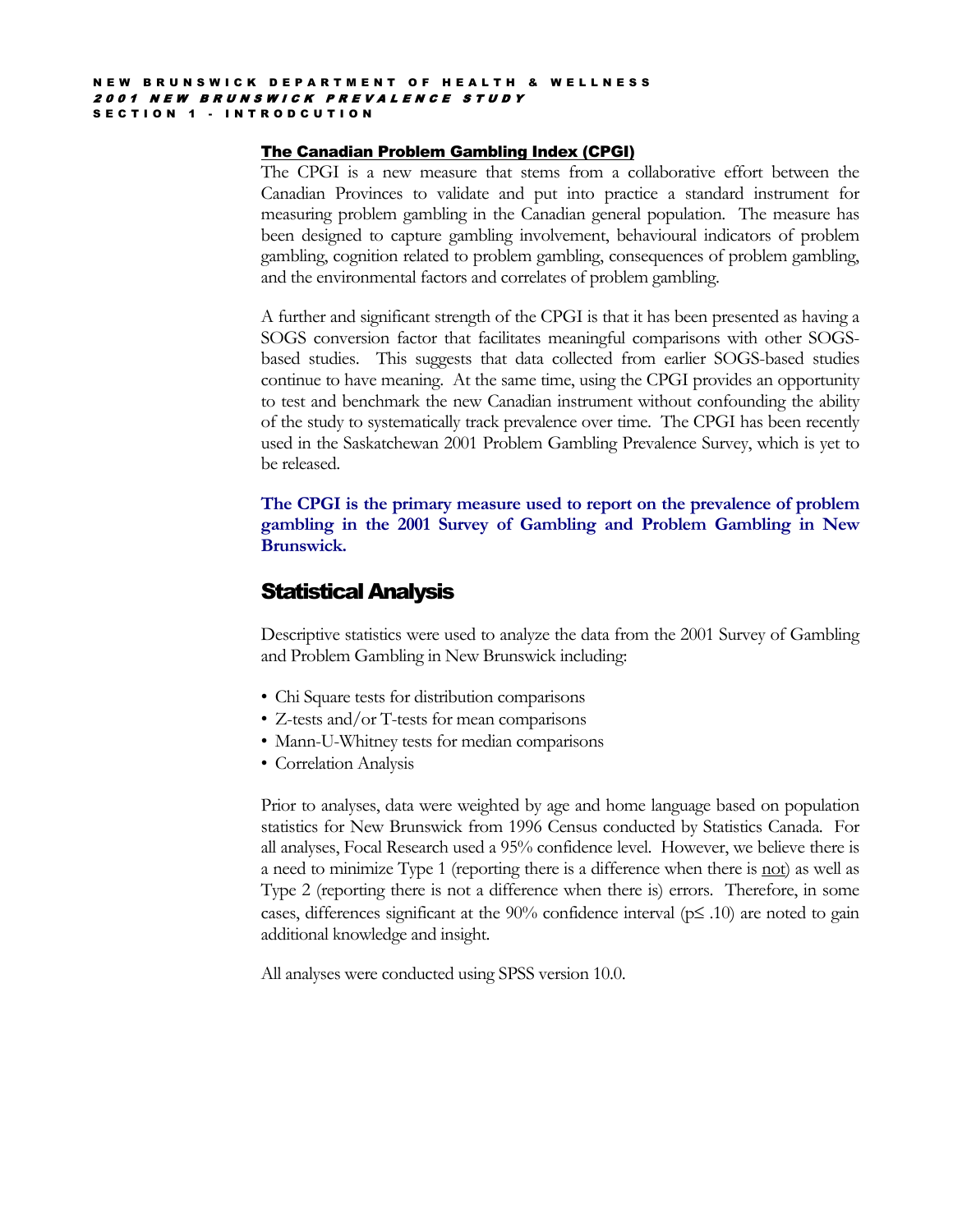### The Canadian Problem Gambling Index (CPGI)

The CPGI is a new measure that stems from a collaborative effort between the Canadian Provinces to validate and put into practice a standard instrument for measuring problem gambling in the Canadian general population. The measure has been designed to capture gambling involvement, behavioural indicators of problem gambling, cognition related to problem gambling, consequences of problem gambling, and the environmental factors and correlates of problem gambling.

A further and significant strength of the CPGI is that it has been presented as having a SOGS conversion factor that facilitates meaningful comparisons with other SOGS-based studies. This suggests that data collected from earlier SOGS-based studies continue to have meaning. At the same time, using the CPGI provides an opportunity to test and benchmark the new Canadian instrument without confounding the ability of the study to systematically track prevalence over time. The CPGI has been recently used in the Saskatchewan 2001 Problem Gambling Prevalence Survey, which is yet to be released.

**The CPGI is the primary measure used to report on the prevalence of problem gambling in the 2001 Survey of Gambling and Problem Gambling in New Brunswick.**

## Statistical Analysis

Descriptive statistics were used to analyze the data from the 2001 Survey of Gambling and Problem Gambling in New Brunswick including:

- Chi Square tests for distribution comparisons
- Z-tests and/or T-tests for mean comparisons
- Mann-U-Whitney tests for median comparisons
- Correlation Analysis

Prior to analyses, data were weighted by age and home language based on population statistics for New Brunswick from 1996 Census conducted by Statistics Canada. For all analyses, Focal Research used a 95% confidence level. However, we believe there is a need to minimize Type 1 (reporting there is a difference when there is not) as well as Type 2 (reporting there is not a difference when there is) errors. Therefore, in some cases, differences significant at the 90% confidence interval ($p \leq .10$) are noted to gain additional knowledge and insight.

All analyses were conducted using SPSS version 10.0.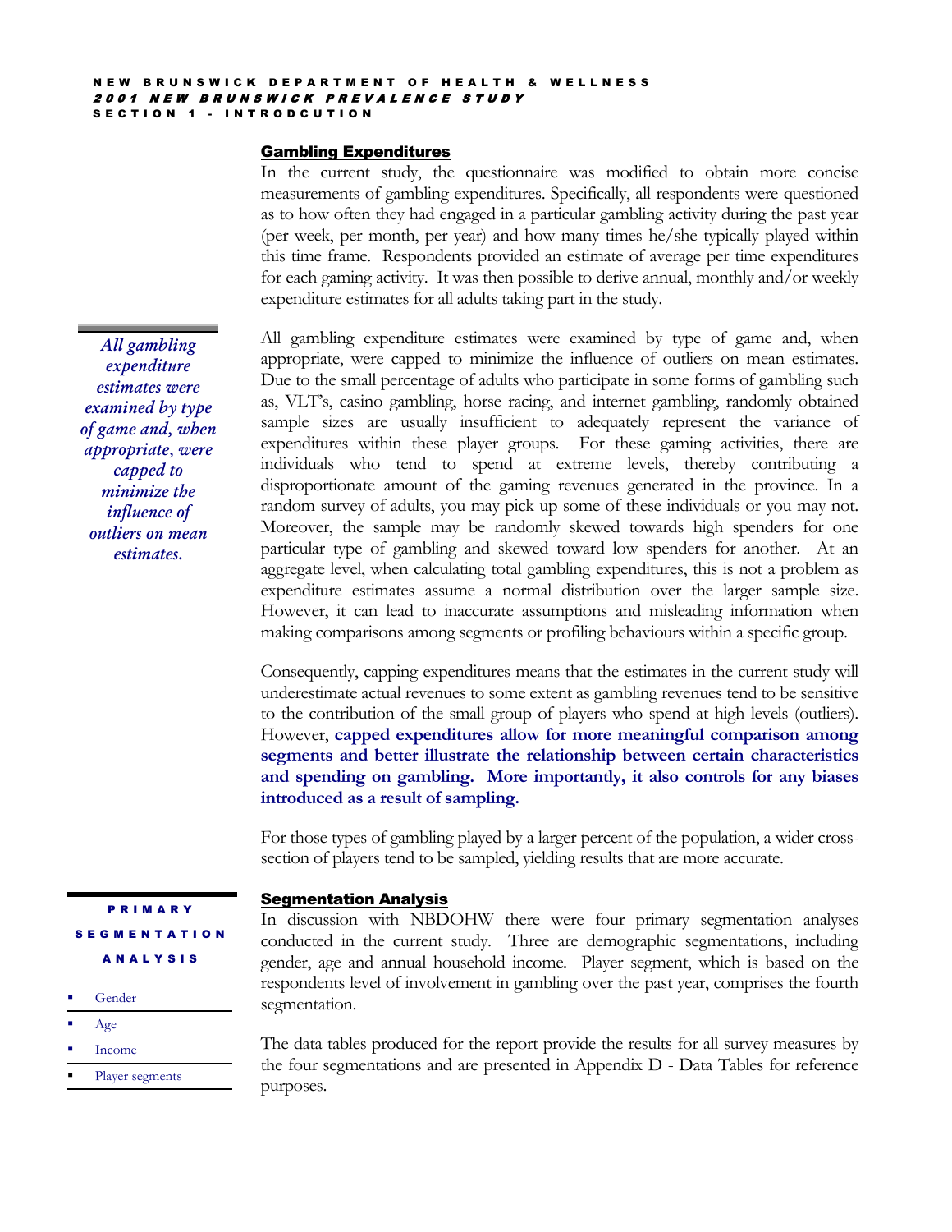## Gambling Expenditures

In the current study, the questionnaire was modified to obtain more concise measurements of gambling expenditures. Specifically, all respondents were questioned as to how often they had engaged in a particular gambling activity during the past year (per week, per month, per year) and how many times he/she typically played within this time frame. Respondents provided an estimate of average per time expenditures for each gaming activity. It was then possible to derive annual, monthly and/or weekly expenditure estimates for all adults taking part in the study.

*All gambling expenditure estimates were examined by type of game and, when appropriate, were capped to minimize the influence of outliers on mean estimates.*

All gambling expenditure estimates were examined by type of game and, when appropriate, were capped to minimize the influence of outliers on mean estimates. Due to the small percentage of adults who participate in some forms of gambling such as, VLT's, casino gambling, horse racing, and internet gambling, randomly obtained sample sizes are usually insufficient to adequately represent the variance of expenditures within these player groups. For these gaming activities, there are individuals who tend to spend at extreme levels, thereby contributing a disproportionate amount of the gaming revenues generated in the province. In a random survey of adults, you may pick up some of these individuals or you may not. Moreover, the sample may be randomly skewed towards high spenders for one particular type of gambling and skewed toward low spenders for another. At an aggregate level, when calculating total gambling expenditures, this is not a problem as expenditure estimates assume a normal distribution over the larger sample size. However, it can lead to inaccurate assumptions and misleading information when making comparisons among segments or profiling behaviours within a specific group.

Consequently, capping expenditures means that the estimates in the current study will underestimate actual revenues to some extent as gambling revenues tend to be sensitive to the contribution of the small group of players who spend at high levels (outliers). However, **capped expenditures allow for more meaningful comparison among segments and better illustrate the relationship between certain characteristics and spending on gambling. More importantly, it also controls for any biases introduced as a result of sampling.**

For those types of gambling played by a larger percent of the population, a wider cross-section of players tend to be sampled, yielding results that are more accurate.

## Segmentation Analysis

**PRIMARY SEGMENTATION ANALYSIS**

- Gender
- Age
- Income
- Player segments

In discussion with NBDOHW there were four primary segmentation analyses conducted in the current study. Three are demographic segmentations, including gender, age and annual household income. Player segment, which is based on the respondents level of involvement in gambling over the past year, comprises the fourth segmentation.

The data tables produced for the report provide the results for all survey measures by the four segmentations and are presented in Appendix D - Data Tables for reference purposes.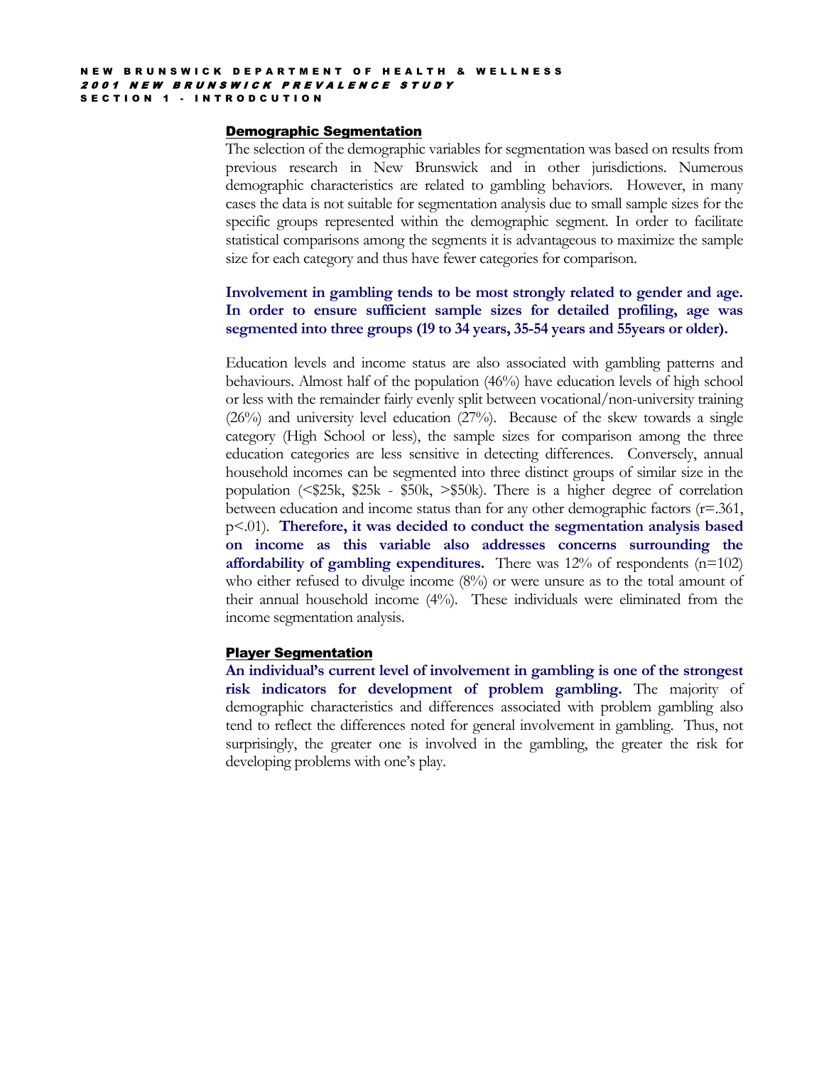### Demographic Segmentation

The selection of the demographic variables for segmentation was based on results from previous research in New Brunswick and in other jurisdictions. Numerous demographic characteristics are related to gambling behaviors. However, in many cases the data is not suitable for segmentation analysis due to small sample sizes for the specific groups represented within the demographic segment. In order to facilitate statistical comparisons among the segments it is advantageous to maximize the sample size for each category and thus have fewer categories for comparison.

**Involvement in gambling tends to be most strongly related to gender and age. In order to ensure sufficient sample sizes for detailed profiling, age was segmented into three groups (19 to 34 years, 35-54 years and 55years or older).**

Education levels and income status are also associated with gambling patterns and behaviours. Almost half of the population (46%) have education levels of high school or less with the remainder fairly evenly split between vocational/non-university training (26%) and university level education (27%). Because of the skew towards a single category (High School or less), the sample sizes for comparison among the three education categories are less sensitive in detecting differences. Conversely, annual household incomes can be segmented into three distinct groups of similar size in the population (<$25k, $25k - $50k, >$50k). There is a higher degree of correlation between education and income status than for any other demographic factors ($r=.361$, $p<.01$). **Therefore, it was decided to conduct the segmentation analysis based on income as this variable also addresses concerns surrounding the affordability of gambling expenditures.** There was 12% of respondents (n=102) who either refused to divulge income (8%) or were unsure as to the total amount of their annual household income (4%). These individuals were eliminated from the income segmentation analysis.

### Player Segmentation

**An individual's current level of involvement in gambling is one of the strongest risk indicators for development of problem gambling.** The majority of demographic characteristics and differences associated with problem gambling also tend to reflect the differences noted for general involvement in gambling. Thus, not surprisingly, the greater one is involved in the gambling, the greater the risk for developing problems with one's play.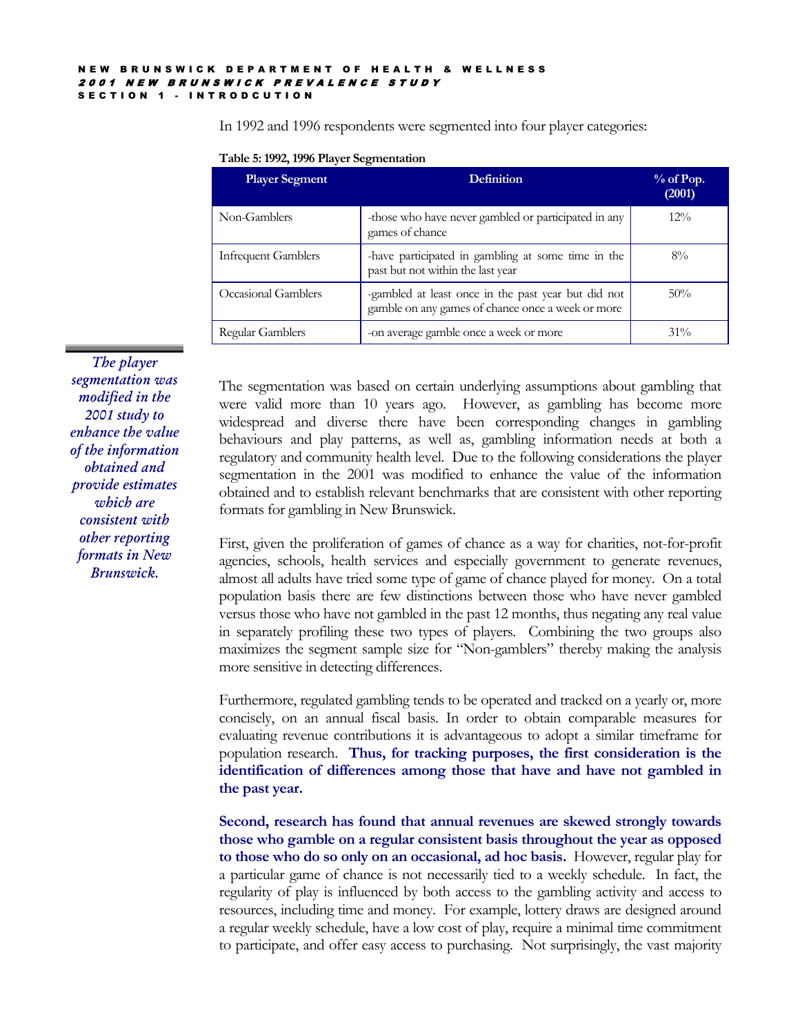In 1992 and 1996 respondents were segmented into four player categories:

**Table 5: 1992, 1996 Player Segmentation**

| Player Segment | Definition | % of Pop. (2001) |
|---|---|---|
| Non-Gamblers | -those who have never gambled or participated in any games of chance | 12% |
| Infrequent Gamblers | -have participated in gambling at some time in the past but not within the last year | 8% |
| Occasional Gamblers | -gambled at least once in the past year but did not gamble on any games of chance once a week or more | 50% |
| Regular Gamblers | -on average gamble once a week or more | 31% |

*The player segmentation was modified in the 2001 study to enhance the value of the information obtained and provide estimates which are consistent with other reporting formats in New Brunswick.*

The segmentation was based on certain underlying assumptions about gambling that were valid more than 10 years ago. However, as gambling has become more widespread and diverse there have been corresponding changes in gambling behaviours and play patterns, as well as, gambling information needs at both a regulatory and community health level. Due to the following considerations the player segmentation in the 2001 was modified to enhance the value of the information obtained and to establish relevant benchmarks that are consistent with other reporting formats for gambling in New Brunswick.

First, given the proliferation of games of chance as a way for charities, not-for-profit agencies, schools, health services and especially government to generate revenues, almost all adults have tried some type of game of chance played for money. On a total population basis there are few distinctions between those who have never gambled versus those who have not gambled in the past 12 months, thus negating any real value in separately profiling these two types of players. Combining the two groups also maximizes the segment sample size for "Non-gamblers" thereby making the analysis more sensitive in detecting differences.

Furthermore, regulated gambling tends to be operated and tracked on a yearly or, more concisely, on an annual fiscal basis. In order to obtain comparable measures for evaluating revenue contributions it is advantageous to adopt a similar timeframe for population research. **Thus, for tracking purposes, the first consideration is the identification of differences among those that have and have not gambled in the past year.**

**Second, research has found that annual revenues are skewed strongly towards those who gamble on a regular consistent basis throughout the year as opposed to those who do so only on an occasional, ad hoc basis.** However, regular play for a particular game of chance is not necessarily tied to a weekly schedule. In fact, the regularity of play is influenced by both access to the gambling activity and access to resources, including time and money. For example, lottery draws are designed around a regular weekly schedule, have a low cost of play, require a minimal time commitment to participate, and offer easy access to purchasing. Not surprisingly, the vast majority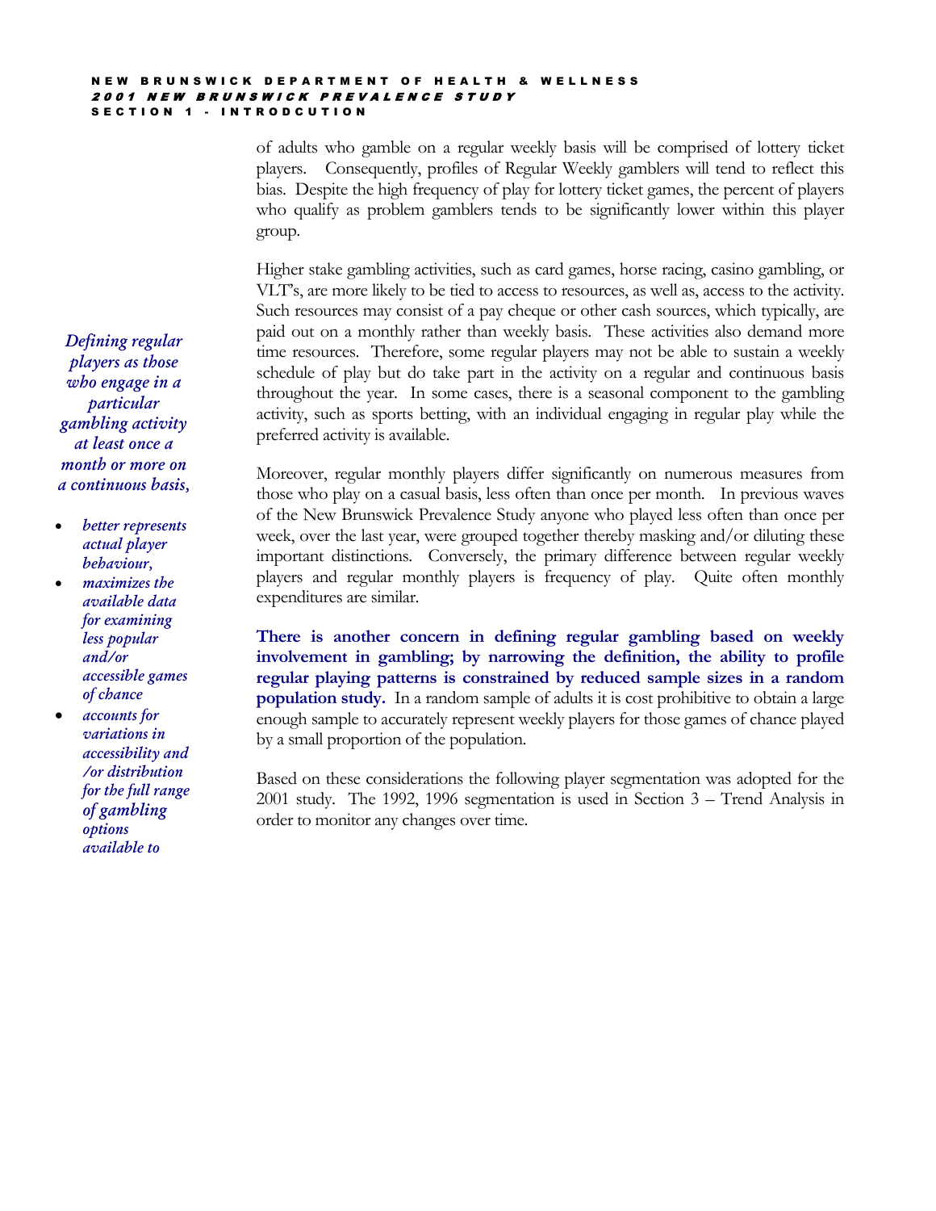of adults who gamble on a regular weekly basis will be comprised of lottery ticket players. Consequently, profiles of Regular Weekly gamblers will tend to reflect this bias. Despite the high frequency of play for lottery ticket games, the percent of players who qualify as problem gamblers tends to be significantly lower within this player group.

Higher stake gambling activities, such as card games, horse racing, casino gambling, or VLT's, are more likely to be tied to access to resources, as well as, access to the activity. Such resources may consist of a pay cheque or other cash sources, which typically, are paid out on a monthly rather than weekly basis. These activities also demand more time resources. Therefore, some regular players may not be able to sustain a weekly schedule of play but do take part in the activity on a regular and continuous basis throughout the year. In some cases, there is a seasonal component to the gambling activity, such as sports betting, with an individual engaging in regular play while the preferred activity is available.

*Defining regular players as those who engage in a particular gambling activity at least once a month or more on a continuous basis,*

- *better represents actual player behaviour,*
- *maximizes the available data for examining less popular and/or accessible games of chance*
- *accounts for variations in accessibility and /or distribution for the full range of gambling options available to*

Moreover, regular monthly players differ significantly on numerous measures from those who play on a casual basis, less often than once per month. In previous waves of the New Brunswick Prevalence Study anyone who played less often than once per week, over the last year, were grouped together thereby masking and/or diluting these important distinctions. Conversely, the primary difference between regular weekly players and regular monthly players is frequency of play. Quite often monthly expenditures are similar.

**There is another concern in defining regular gambling based on weekly involvement in gambling; by narrowing the definition, the ability to profile regular playing patterns is constrained by reduced sample sizes in a random population study.** In a random sample of adults it is cost prohibitive to obtain a large enough sample to accurately represent weekly players for those games of chance played by a small proportion of the population.

Based on these considerations the following player segmentation was adopted for the 2001 study. The 1992, 1996 segmentation is used in Section 3 – Trend Analysis in order to monitor any changes over time.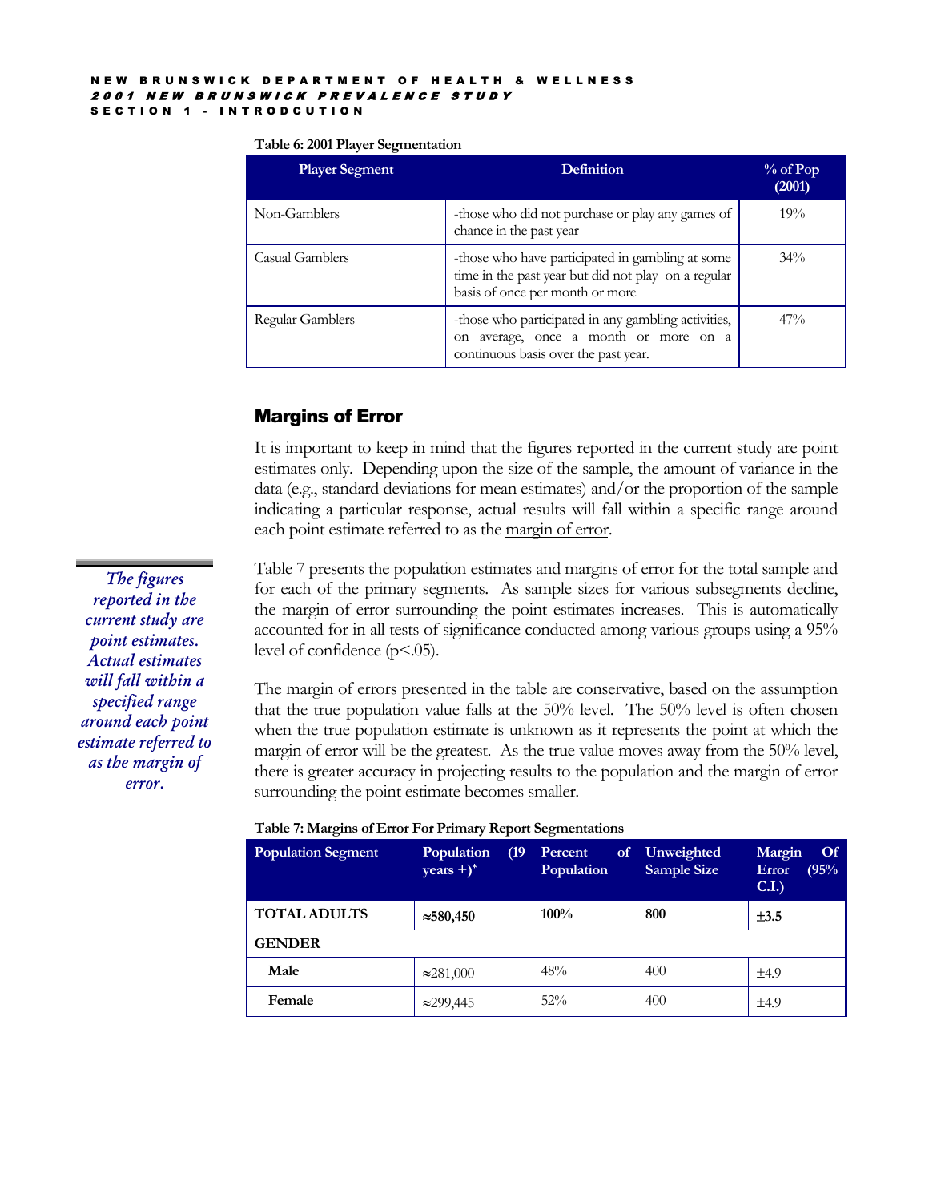**Table 6: 2001 Player Segmentation**

| Player Segment | Definition | % of Pop (2001) |
|---|---|---|
| Non-Gamblers | -those who did not purchase or play any games of chance in the past year | 19% |
| Casual Gamblers | -those who have participated in gambling at some time in the past year but did not play on a regular basis of once per month or more | 34% |
| Regular Gamblers | -those who participated in any gambling activities, on average, once a month or more on a continuous basis over the past year. | 47% |

## Margins of Error

It is important to keep in mind that the figures reported in the current study are point estimates only. Depending upon the size of the sample, the amount of variance in the data (e.g., standard deviations for mean estimates) and/or the proportion of the sample indicating a particular response, actual results will fall within a specific range around each point estimate referred to as the margin of error.

*The figures reported in the current study are point estimates. Actual estimates will fall within a specified range around each point estimate referred to as the margin of error.*

Table 7 presents the population estimates and margins of error for the total sample and for each of the primary segments. As sample sizes for various subsegments decline, the margin of error surrounding the point estimates increases. This is automatically accounted for in all tests of significance conducted among various groups using a 95% level of confidence ($p<.05$).

The margin of errors presented in the table are conservative, based on the assumption that the true population value falls at the 50% level. The 50% level is often chosen when the true population estimate is unknown as it represents the point at which the margin of error will be the greatest. As the true value moves away from the 50% level, there is greater accuracy in projecting results to the population and the margin of error surrounding the point estimate becomes smaller.

**Table 7: Margins of Error For Primary Report Segmentations**

| Population Segment | Population (19 years +)* | Percent of Population | Unweighted Sample Size | Margin Of Error (95% C.I.) |
|---|---|---|---|---|
| **TOTAL ADULTS** | **≈580,450** | **100%** | **800** | **±3.5** |
| **GENDER** | | | | |
| **Male** | ≈281,000 | 48% | 400 | ±4.9 |
| **Female** | ≈299,445 | 52% | 400 | ±4.9 |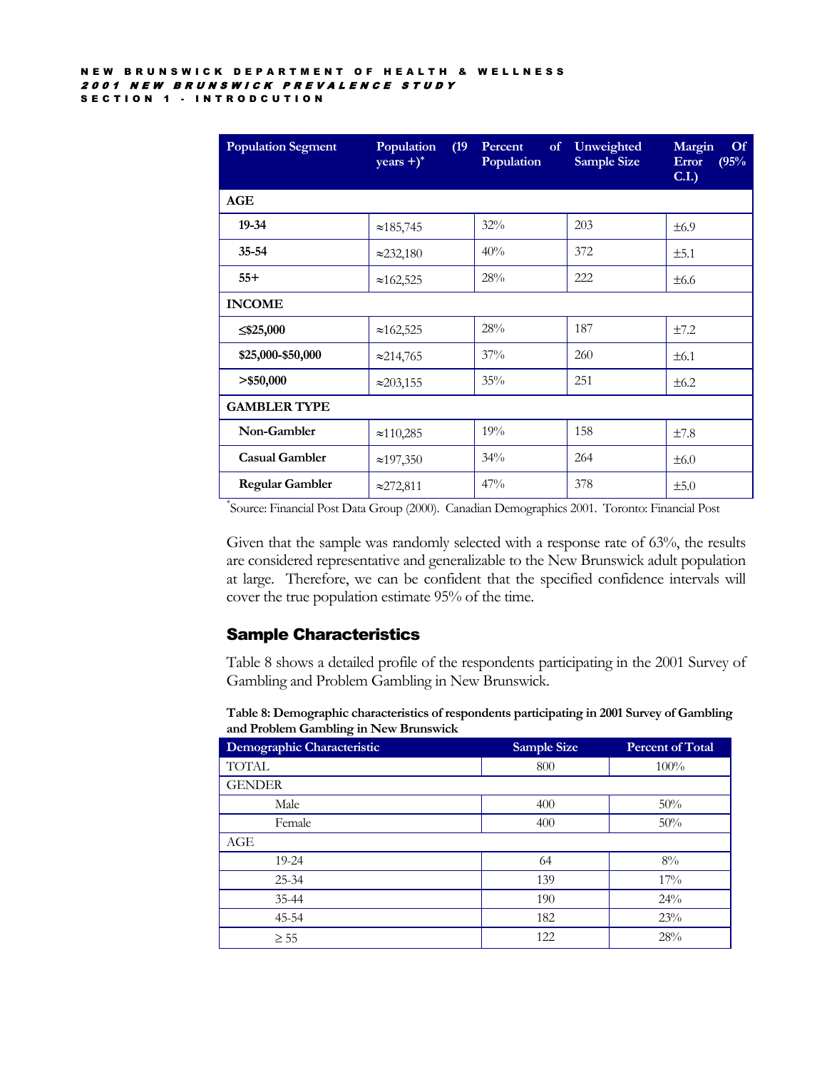| Population Segment | Population (19 years +)* | Percent of Population | Unweighted Sample Size | Margin Of Error (95% C.I.) |
|---|---|---|---|---|
| **AGE** | | | | |
| **19-34** | ≈185,745 | 32% | 203 | ±6.9 |
| **35-54** | ≈232,180 | 40% | 372 | ±5.1 |
| **55+** | ≈162,525 | 28% | 222 | ±6.6 |
| **INCOME** | | | | |
| **≤$25,000** | ≈162,525 | 28% | 187 | ±7.2 |
| **$25,000-$50,000** | ≈214,765 | 37% | 260 | ±6.1 |
| **>$50,000** | ≈203,155 | 35% | 251 | ±6.2 |
| **GAMBLER TYPE** | | | | |
| **Non-Gambler** | ≈110,285 | 19% | 158 | ±7.8 |
| **Casual Gambler** | ≈197,350 | 34% | 264 | ±6.0 |
| **Regular Gambler** | ≈272,811 | 47% | 378 | ±5.0 |

*Source: Financial Post Data Group (2000). Canadian Demographics 2001. Toronto: Financial Post

Given that the sample was randomly selected with a response rate of 63%, the results are considered representative and generalizable to the New Brunswick adult population at large. Therefore, we can be confident that the specified confidence intervals will cover the true population estimate 95% of the time.

## Sample Characteristics

Table 8 shows a detailed profile of the respondents participating in the 2001 Survey of Gambling and Problem Gambling in New Brunswick.

**Table 8: Demographic characteristics of respondents participating in 2001 Survey of Gambling and Problem Gambling in New Brunswick**

| Demographic Characteristic | Sample Size | Percent of Total |
|---|---|---|
| TOTAL | 800 | 100% |
| GENDER | | |
| Male | 400 | 50% |
| Female | 400 | 50% |
| AGE | | |
| 19-24 | 64 | 8% |
| 25-34 | 139 | 17% |
| 35-44 | 190 | 24% |
| 45-54 | 182 | 23% |
| ≥ 55 | 122 | 28% |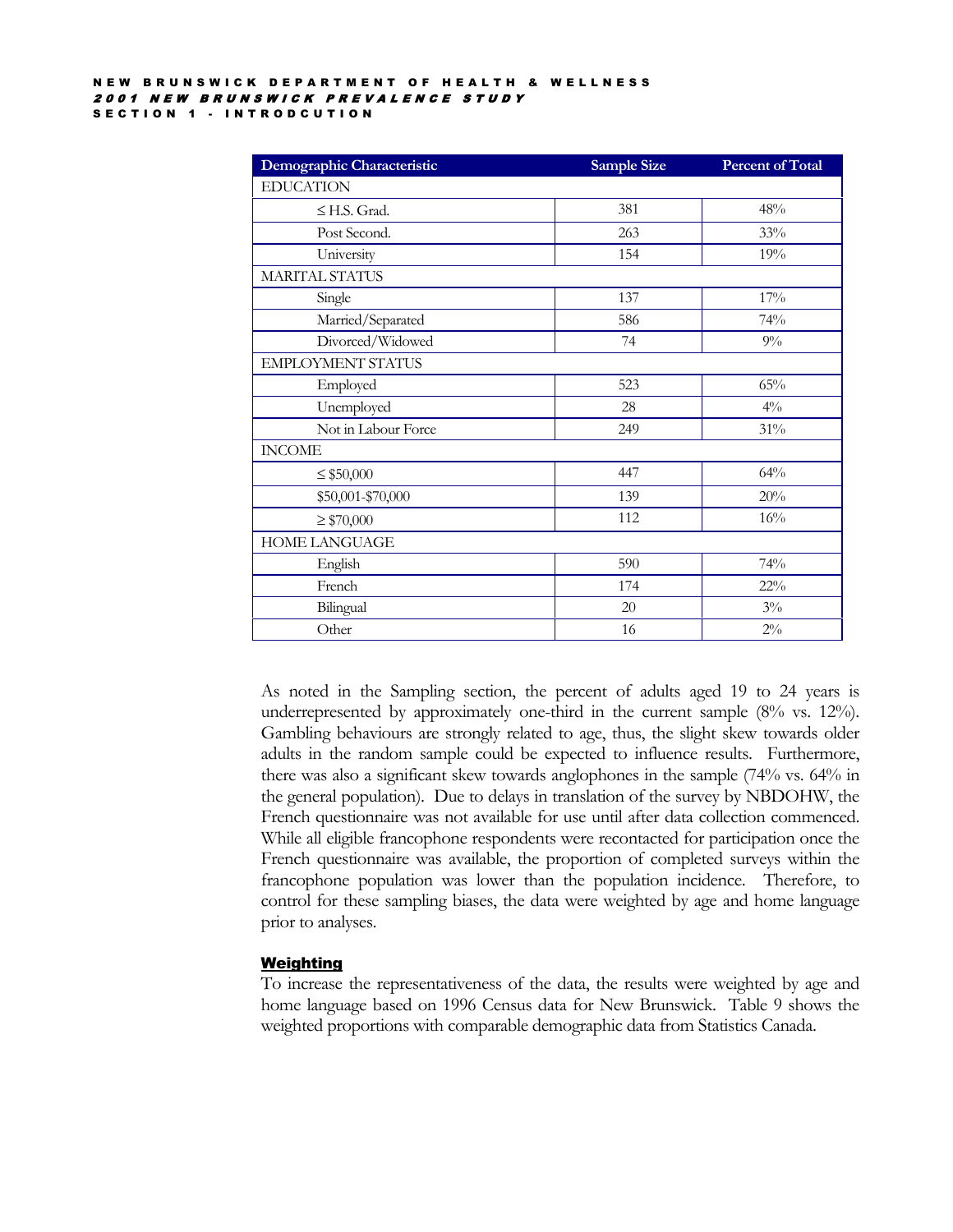| Demographic Characteristic | Sample Size | Percent of Total |
|---|---|---|
| EDUCATION | | |
| ≤ H.S. Grad. | 381 | 48% |
| Post Second. | 263 | 33% |
| University | 154 | 19% |
| MARITAL STATUS | | |
| Single | 137 | 17% |
| Married/Separated | 586 | 74% |
| Divorced/Widowed | 74 | 9% |
| EMPLOYMENT STATUS | | |
| Employed | 523 | 65% |
| Unemployed | 28 | 4% |
| Not in Labour Force | 249 | 31% |
| INCOME | | |
| ≤ $50,000 | 447 | 64% |
| $50,001-$70,000 | 139 | 20% |
| ≥ $70,000 | 112 | 16% |
| HOME LANGUAGE | | |
| English | 590 | 74% |
| French | 174 | 22% |
| Bilingual | 20 | 3% |
| Other | 16 | 2% |

As noted in the Sampling section, the percent of adults aged 19 to 24 years is underrepresented by approximately one-third in the current sample (8% vs. 12%). Gambling behaviours are strongly related to age, thus, the slight skew towards older adults in the random sample could be expected to influence results. Furthermore, there was also a significant skew towards anglophones in the sample (74% vs. 64% in the general population). Due to delays in translation of the survey by NBDOHW, the French questionnaire was not available for use until after data collection commenced. While all eligible francophone respondents were recontacted for participation once the French questionnaire was available, the proportion of completed surveys within the francophone population was lower than the population incidence. Therefore, to control for these sampling biases, the data were weighted by age and home language prior to analyses.

### Weighting

To increase the representativeness of the data, the results were weighted by age and home language based on 1996 Census data for New Brunswick. Table 9 shows the weighted proportions with comparable demographic data from Statistics Canada.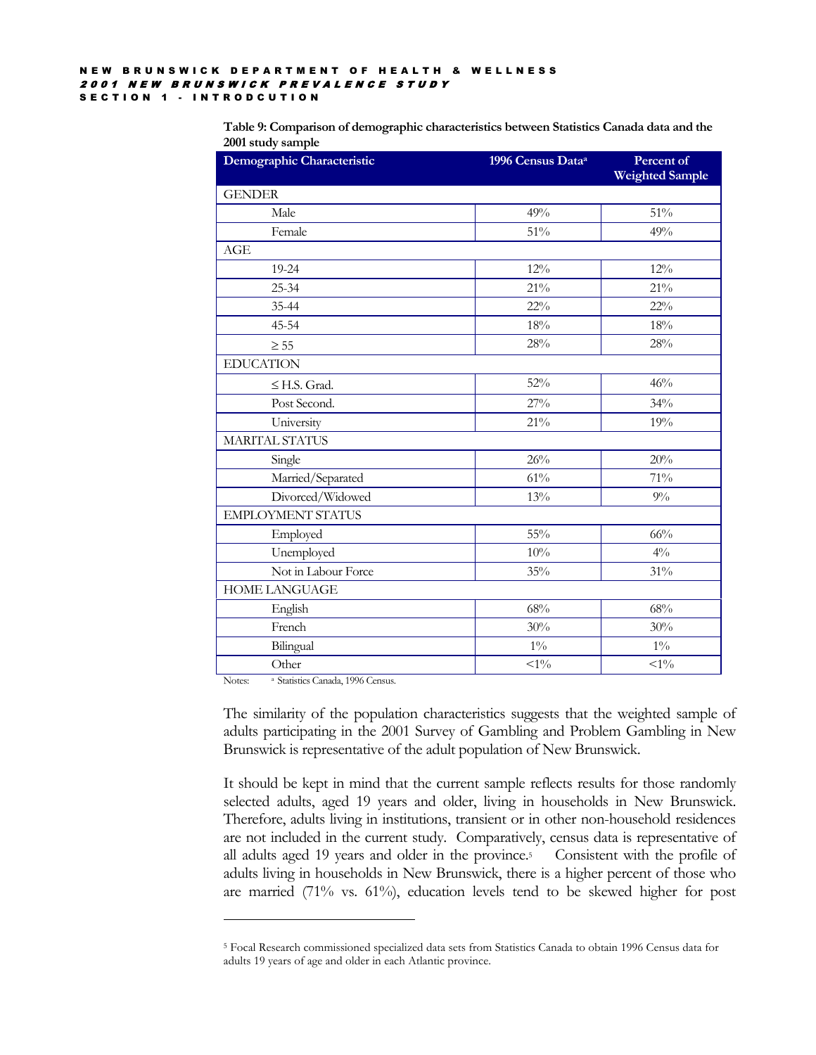**Table 9: Comparison of demographic characteristics between Statistics Canada data and the 2001 study sample**

| Demographic Characteristic | 1996 Census Data[a] | Percent of Weighted Sample |
|---|---|---|
| GENDER | | |
| Male | 49% | 51% |
| Female | 51% | 49% |
| AGE | | |
| 19-24 | 12% | 12% |
| 25-34 | 21% | 21% |
| 35-44 | 22% | 22% |
| 45-54 | 18% | 18% |
| ≥ 55 | 28% | 28% |
| EDUCATION | | |
| ≤ H.S. Grad. | 52% | 46% |
| Post Second. | 27% | 34% |
| University | 21% | 19% |
| MARITAL STATUS | | |
| Single | 26% | 20% |
| Married/Separated | 61% | 71% |
| Divorced/Widowed | 13% | 9% |
| EMPLOYMENT STATUS | | |
| Employed | 55% | 66% |
| Unemployed | 10% | 4% |
| Not in Labour Force | 35% | 31% |
| HOME LANGUAGE | | |
| English | 68% | 68% |
| French | 30% | 30% |
| Bilingual | 1% | 1% |
| Other | <1% | <1% |

Notes: [a] Statistics Canada, 1996 Census.

The similarity of the population characteristics suggests that the weighted sample of adults participating in the 2001 Survey of Gambling and Problem Gambling in New Brunswick is representative of the adult population of New Brunswick.

It should be kept in mind that the current sample reflects results for those randomly selected adults, aged 19 years and older, living in households in New Brunswick. Therefore, adults living in institutions, transient or in other non-household residences are not included in the current study. Comparatively, census data is representative of all adults aged 19 years and older in the province.[5] Consistent with the profile of adults living in households in New Brunswick, there is a higher percent of those who are married (71% vs. 61%), education levels tend to be skewed higher for post

---

[5] Focal Research commissioned specialized data sets from Statistics Canada to obtain 1996 Census data for adults 19 years of age and older in each Atlantic province.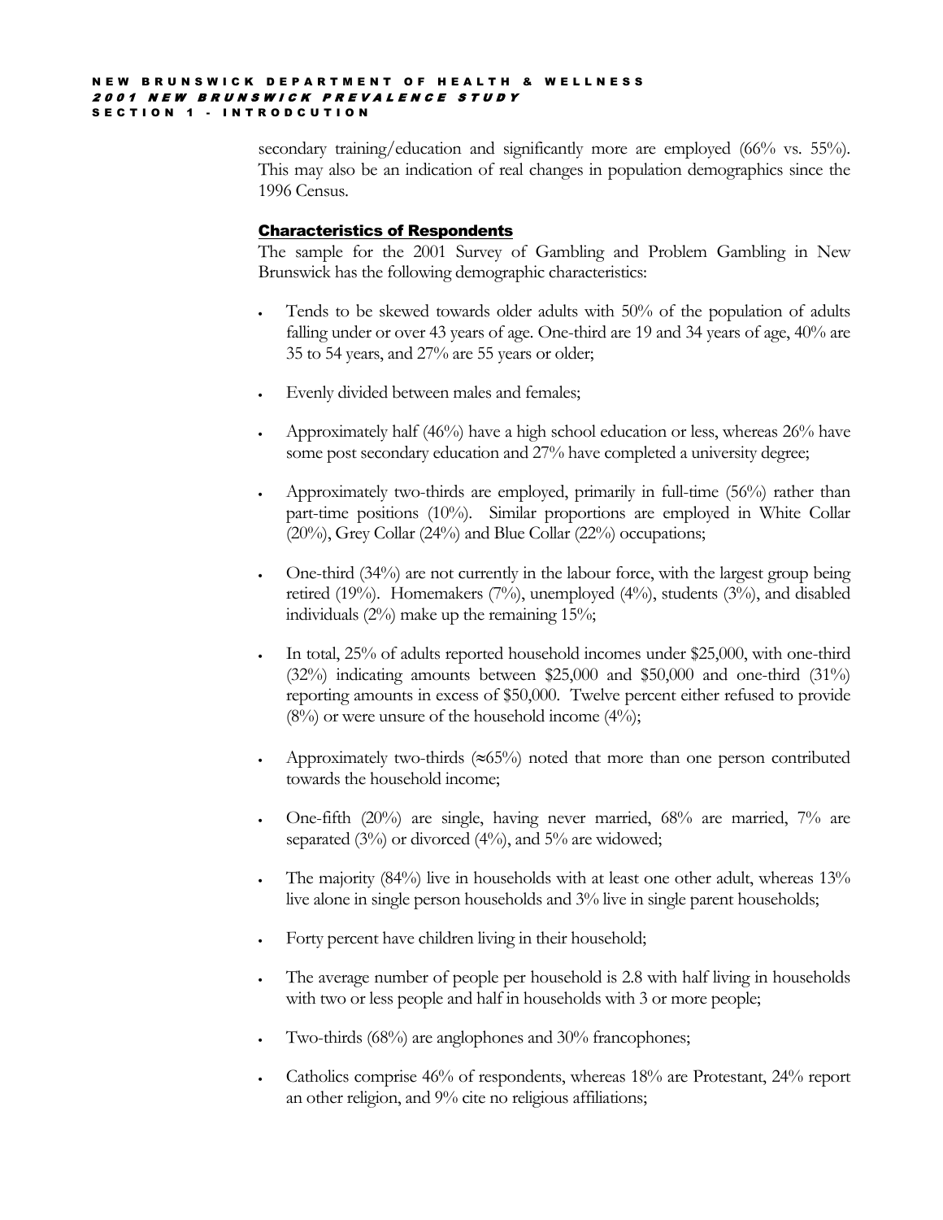secondary training/education and significantly more are employed (66% vs. 55%). This may also be an indication of real changes in population demographics since the 1996 Census.

## Characteristics of Respondents

The sample for the 2001 Survey of Gambling and Problem Gambling in New Brunswick has the following demographic characteristics:

- Tends to be skewed towards older adults with 50% of the population of adults falling under or over 43 years of age. One-third are 19 and 34 years of age, 40% are 35 to 54 years, and 27% are 55 years or older;
- Evenly divided between males and females;
- Approximately half (46%) have a high school education or less, whereas 26% have some post secondary education and 27% have completed a university degree;
- Approximately two-thirds are employed, primarily in full-time (56%) rather than part-time positions (10%). Similar proportions are employed in White Collar (20%), Grey Collar (24%) and Blue Collar (22%) occupations;
- One-third (34%) are not currently in the labour force, with the largest group being retired (19%). Homemakers (7%), unemployed (4%), students (3%), and disabled individuals (2%) make up the remaining 15%;
- In total, 25% of adults reported household incomes under $25,000, with one-third (32%) indicating amounts between $25,000 and $50,000 and one-third (31%) reporting amounts in excess of $50,000. Twelve percent either refused to provide (8%) or were unsure of the household income (4%);
- Approximately two-thirds (≈65%) noted that more than one person contributed towards the household income;
- One-fifth (20%) are single, having never married, 68% are married, 7% are separated (3%) or divorced (4%), and 5% are widowed;
- The majority (84%) live in households with at least one other adult, whereas 13% live alone in single person households and 3% live in single parent households;
- Forty percent have children living in their household;
- The average number of people per household is 2.8 with half living in households with two or less people and half in households with 3 or more people;
- Two-thirds (68%) are anglophones and 30% francophones;
- Catholics comprise 46% of respondents, whereas 18% are Protestant, 24% report an other religion, and 9% cite no religious affiliations;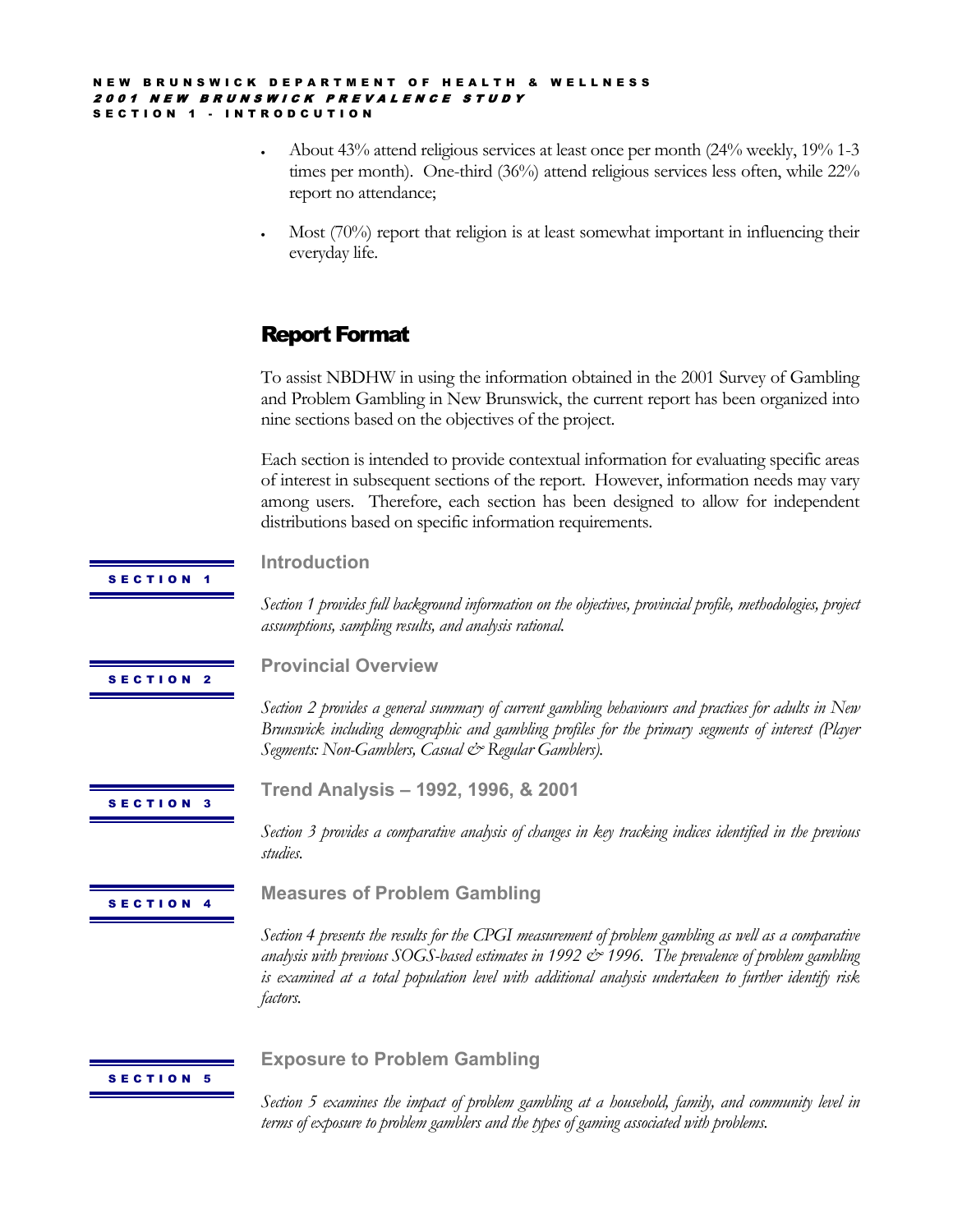- About 43% attend religious services at least once per month (24% weekly, 19% 1-3 times per month). One-third (36%) attend religious services less often, while 22% report no attendance;
- Most (70%) report that religion is at least somewhat important in influencing their everyday life.

## Report Format

To assist NBDHW in using the information obtained in the 2001 Survey of Gambling and Problem Gambling in New Brunswick, the current report has been organized into nine sections based on the objectives of the project.

Each section is intended to provide contextual information for evaluating specific areas of interest in subsequent sections of the report. However, information needs may vary among users. Therefore, each section has been designed to allow for independent distributions based on specific information requirements.

**SECTION 1**

### Introduction

*Section 1 provides full background information on the objectives, provincial profile, methodologies, project assumptions, sampling results, and analysis rational.*

**SECTION 2**

### Provincial Overview

*Section 2 provides a general summary of current gambling behaviours and practices for adults in New Brunswick including demographic and gambling profiles for the primary segments of interest (Player Segments: Non-Gamblers, Casual & Regular Gamblers).*

**SECTION 3**

### Trend Analysis – 1992, 1996, & 2001

*Section 3 provides a comparative analysis of changes in key tracking indices identified in the previous studies.*

**SECTION 4**

### Measures of Problem Gambling

*Section 4 presents the results for the CPGI measurement of problem gambling as well as a comparative analysis with previous SOGS-based estimates in 1992 & 1996. The prevalence of problem gambling is examined at a total population level with additional analysis undertaken to further identify risk factors.*

**SECTION 5**

### Exposure to Problem Gambling

*Section 5 examines the impact of problem gambling at a household, family, and community level in terms of exposure to problem gamblers and the types of gaming associated with problems.*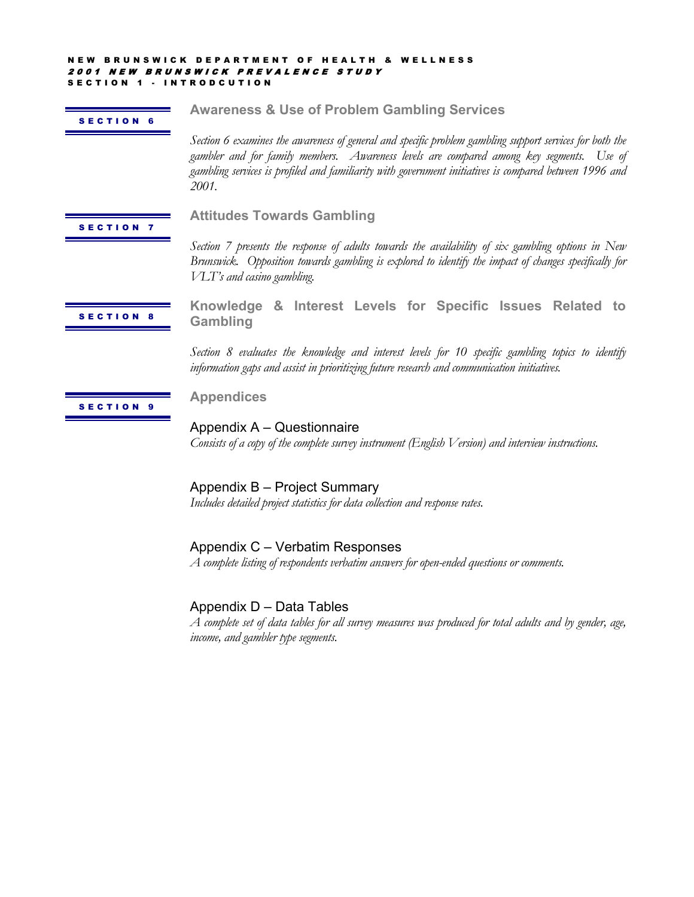**SECTION 6**

## Awareness & Use of Problem Gambling Services

*Section 6 examines the awareness of general and specific problem gambling support services for both the gambler and for family members. Awareness levels are compared among key segments. Use of gambling services is profiled and familiarity with government initiatives is compared between 1996 and 2001.*

**SECTION 7**

## Attitudes Towards Gambling

*Section 7 presents the response of adults towards the availability of six gambling options in New Brunswick. Opposition towards gambling is explored to identify the impact of changes specifically for VLT's and casino gambling.*

**SECTION 8**

## Knowledge & Interest Levels for Specific Issues Related to Gambling

*Section 8 evaluates the knowledge and interest levels for 10 specific gambling topics to identify information gaps and assist in prioritizing future research and communication initiatives.*

**SECTION 9**

## Appendices

### Appendix A – Questionnaire

*Consists of a copy of the complete survey instrument (English Version) and interview instructions.*

### Appendix B – Project Summary

*Includes detailed project statistics for data collection and response rates.*

### Appendix C – Verbatim Responses

*A complete listing of respondents verbatim answers for open-ended questions or comments.*

### Appendix D – Data Tables

*A complete set of data tables for all survey measures was produced for total adults and by gender, age, income, and gambler type segments.*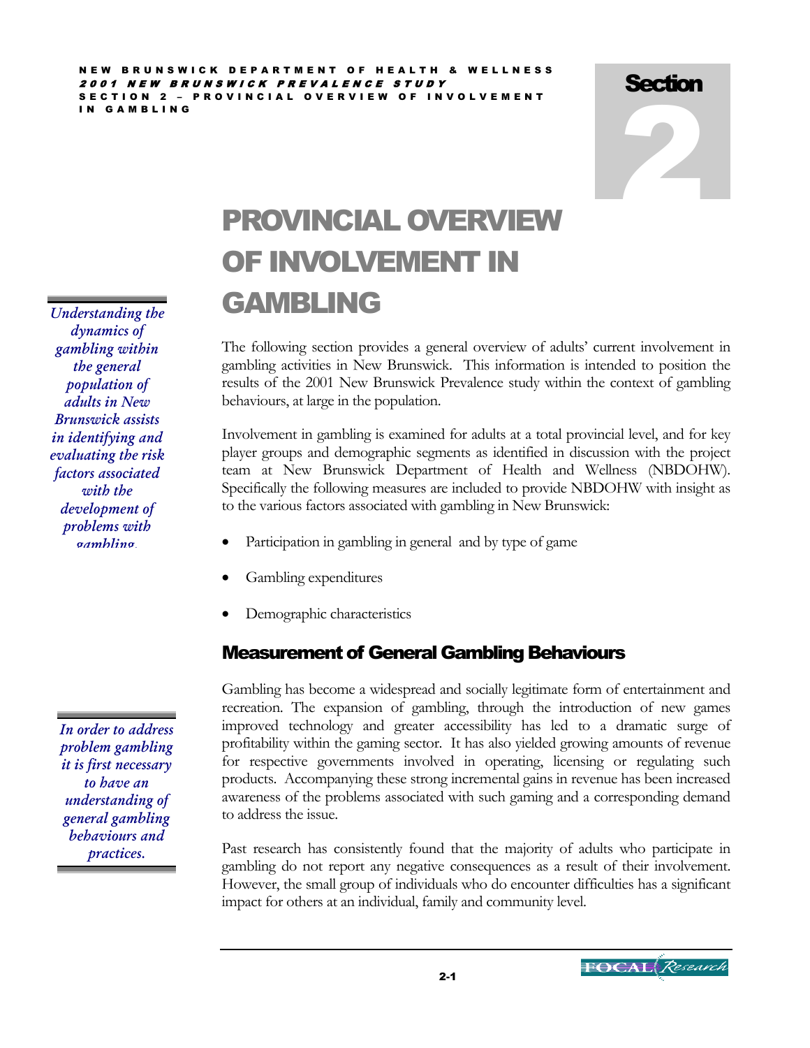# Section 2

# PROVINCIAL OVERVIEW OF INVOLVEMENT IN GAMBLING

*Understanding the dynamics of gambling within the general population of adults in New Brunswick assists in identifying and evaluating the risk factors associated with the development of problems with gambling.*

The following section provides a general overview of adults' current involvement in gambling activities in New Brunswick. This information is intended to position the results of the 2001 New Brunswick Prevalence study within the context of gambling behaviours, at large in the population.

Involvement in gambling is examined for adults at a total provincial level, and for key player groups and demographic segments as identified in discussion with the project team at New Brunswick Department of Health and Wellness (NBDOHW). Specifically the following measures are included to provide NBDOHW with insight as to the various factors associated with gambling in New Brunswick:

- Participation in gambling in general and by type of game
- Gambling expenditures
- Demographic characteristics

## Measurement of General Gambling Behaviours

*In order to address problem gambling it is first necessary to have an understanding of general gambling behaviours and practices.*

Gambling has become a widespread and socially legitimate form of entertainment and recreation. The expansion of gambling, through the introduction of new games improved technology and greater accessibility has led to a dramatic surge of profitability within the gaming sector. It has also yielded growing amounts of revenue for respective governments involved in operating, licensing or regulating such products. Accompanying these strong incremental gains in revenue has been increased awareness of the problems associated with such gaming and a corresponding demand to address the issue.

Past research has consistently found that the majority of adults who participate in gambling do not report any negative consequences as a result of their involvement. However, the small group of individuals who do encounter difficulties has a significant impact for others at an individual, family and community level.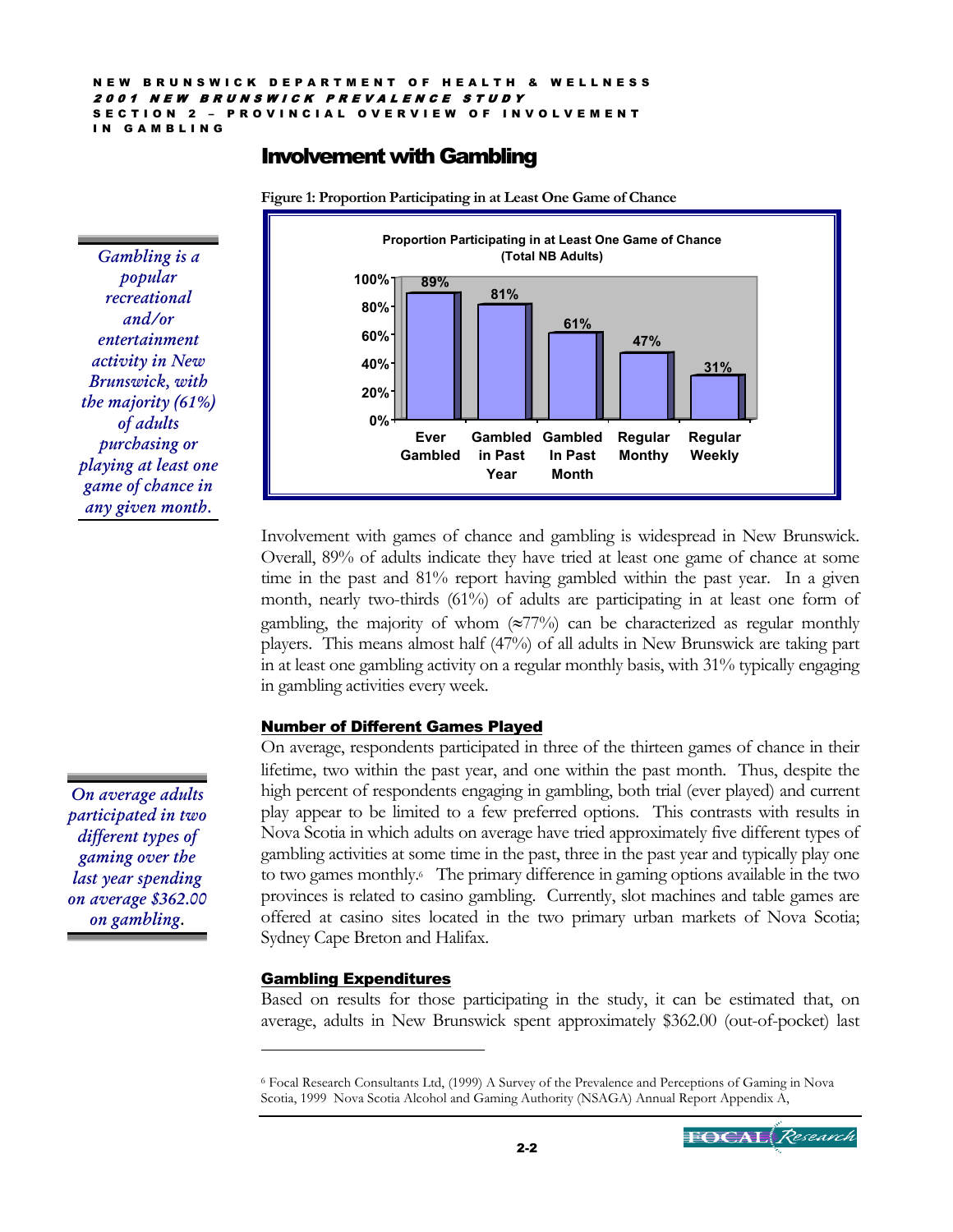## Involvement with Gambling

**Figure 1: Proportion Participating in at Least One Game of Chance**

**Proportion Participating in at Least One Game of Chance (Total NB Adults)**

| Ever Gambled | Gambled in Past Year | Gambled In Past Month | Regular Monthy | Regular Weekly |
|---|---|---|---|---|
| 89% | 81% | 61% | 47% | 31% |

*Gambling is a popular recreational and/or entertainment activity in New Brunswick, with the majority (61%) of adults purchasing or playing at least one game of chance in any given month.*

Involvement with games of chance and gambling is widespread in New Brunswick. Overall, 89% of adults indicate they have tried at least one game of chance at some time in the past and 81% report having gambled within the past year. In a given month, nearly two-thirds (61%) of adults are participating in at least one form of gambling, the majority of whom (≈77%) can be characterized as regular monthly players. This means almost half (47%) of all adults in New Brunswick are taking part in at least one gambling activity on a regular monthly basis, with 31% typically engaging in gambling activities every week.

### Number of Different Games Played

*On average adults participated in two different types of gaming over the last year spending on average $362.00 on gambling.*

On average, respondents participated in three of the thirteen games of chance in their lifetime, two within the past year, and one within the past month. Thus, despite the high percent of respondents engaging in gambling, both trial (ever played) and current play appear to be limited to a few preferred options. This contrasts with results in Nova Scotia in which adults on average have tried approximately five different types of gambling activities at some time in the past, three in the past year and typically play one to two games monthly.[6] The primary difference in gaming options available in the two provinces is related to casino gambling. Currently, slot machines and table games are offered at casino sites located in the two primary urban markets of Nova Scotia; Sydney Cape Breton and Halifax.

### Gambling Expenditures

Based on results for those participating in the study, it can be estimated that, on average, adults in New Brunswick spent approximately $362.00 (out-of-pocket) last

[6] Focal Research Consultants Ltd, (1999) A Survey of the Prevalence and Perceptions of Gaming in Nova Scotia, 1999 Nova Scotia Alcohol and Gaming Authority (NSAGA) Annual Report Appendix A,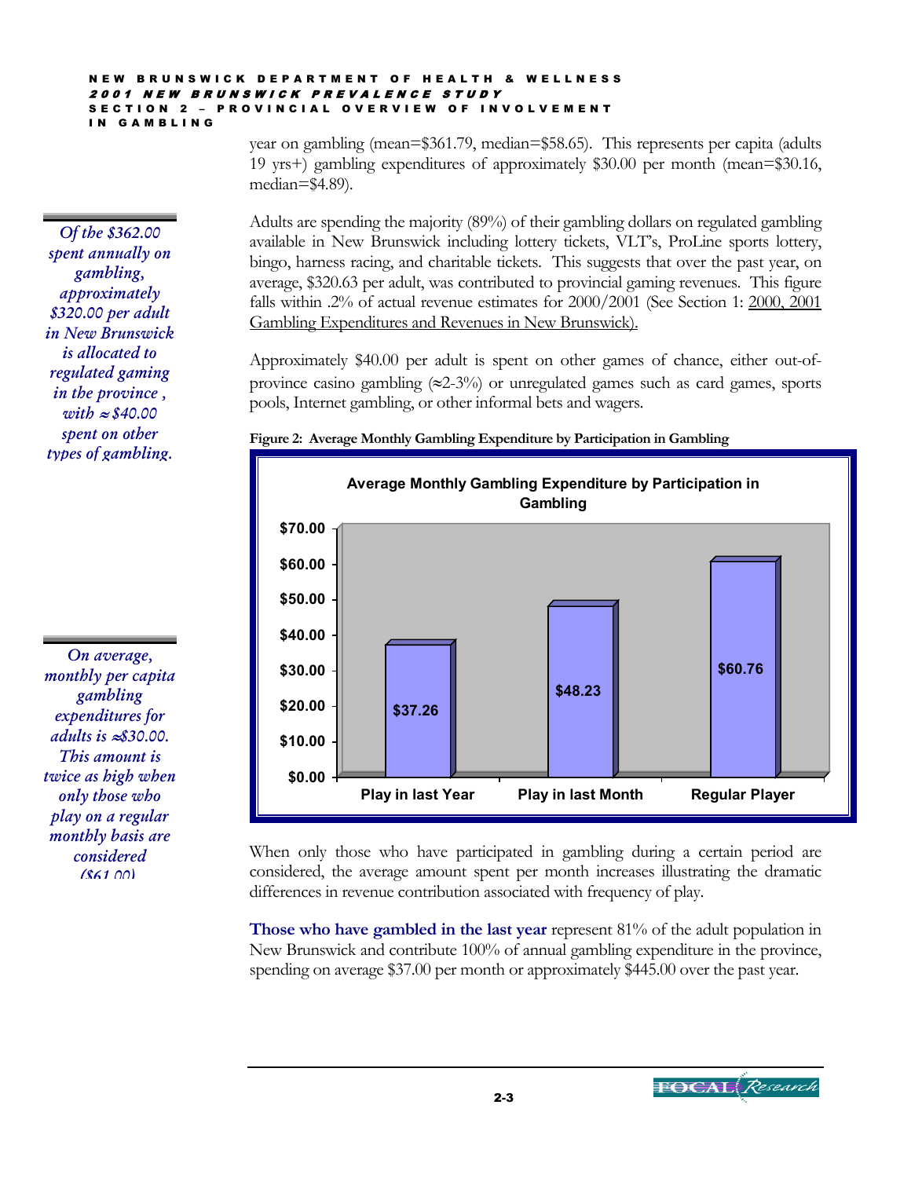year on gambling (mean=$361.79, median=$58.65). This represents per capita (adults 19 yrs+) gambling expenditures of approximately $30.00 per month (mean=$30.16, median=$4.89).

*Of the $362.00 spent annually on gambling, approximately $320.00 per adult in New Brunswick is allocated to regulated gaming in the province , with ≈ $40.00 spent on other types of gambling.*

Adults are spending the majority (89%) of their gambling dollars on regulated gambling available in New Brunswick including lottery tickets, VLT's, ProLine sports lottery, bingo, harness racing, and charitable tickets. This suggests that over the past year, on average, $320.63 per adult, was contributed to provincial gaming revenues. This figure falls within .2% of actual revenue estimates for 2000/2001 (See Section 1: 2000, 2001 Gambling Expenditures and Revenues in New Brunswick).

Approximately $40.00 per adult is spent on other games of chance, either out-of-province casino gambling (≈2-3%) or unregulated games such as card games, sports pools, Internet gambling, or other informal bets and wagers.

**Figure 2: Average Monthly Gambling Expenditure by Participation in Gambling**

| Participation | Average Monthly Gambling Expenditure |
|---|---|
| Play in last Year | $37.26 |
| Play in last Month | $48.23 |
| Regular Player | $60.76 |

*On average, monthly per capita gambling expenditures for adults is ≈$30.00. This amount is twice as high when only those who play on a regular monthly basis are considered ($61.00)*

When only those who have participated in gambling during a certain period are considered, the average amount spent per month increases illustrating the dramatic differences in revenue contribution associated with frequency of play.

**Those who have gambled in the last year** represent 81% of the adult population in New Brunswick and contribute 100% of annual gambling expenditure in the province, spending on average $37.00 per month or approximately $445.00 over the past year.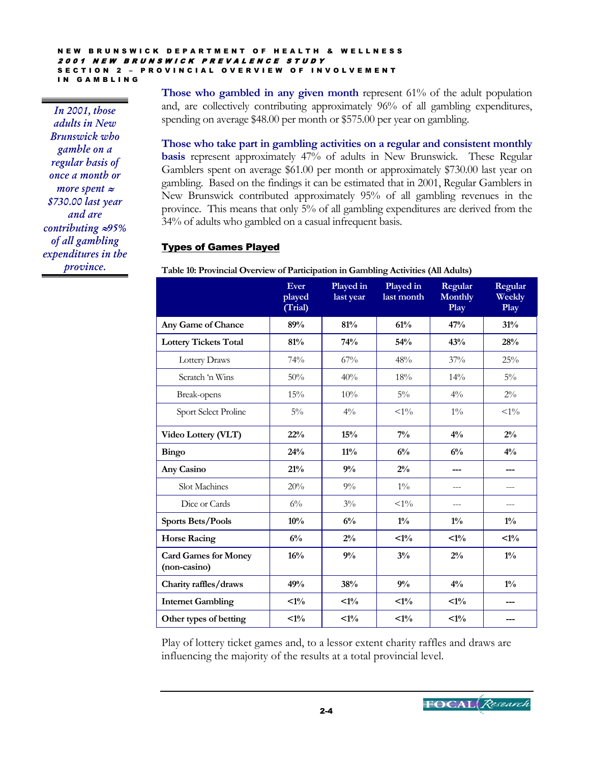*In 2001, those adults in New Brunswick who gamble on a regular basis of once a month or more spent ≈ $730.00 last year and are contributing ≈95% of all gambling expenditures in the province.*

**Those who gambled in any given month** represent 61% of the adult population and, are collectively contributing approximately 96% of all gambling expenditures, spending on average $48.00 per month or $575.00 per year on gambling.

**Those who take part in gambling activities on a regular and consistent monthly basis** represent approximately 47% of adults in New Brunswick. These Regular Gamblers spent on average $61.00 per month or approximately $730.00 last year on gambling. Based on the findings it can be estimated that in 2001, Regular Gamblers in New Brunswick contributed approximately 95% of all gambling revenues in the province. This means that only 5% of all gambling expenditures are derived from the 34% of adults who gambled on a casual infrequent basis.

## Types of Games Played

**Table 10: Provincial Overview of Participation in Gambling Activities (All Adults)**

| | Ever played (Trial) | Played in last year | Played in last month | Regular Monthly Play | Regular Weekly Play |
|---|---|---|---|---|---|
| **Any Game of Chance** | **89%** | **81%** | **61%** | **47%** | **31%** |
| **Lottery Tickets Total** | **81%** | **74%** | **54%** | **43%** | **28%** |
| Lottery Draws | 74% | 67% | 48% | 37% | 25% |
| Scratch 'n Wins | 50% | 40% | 18% | 14% | 5% |
| Break-opens | 15% | 10% | 5% | 4% | 2% |
| Sport Select Proline | 5% | 4% | <1% | 1% | <1% |
| **Video Lottery (VLT)** | **22%** | **15%** | **7%** | **4%** | **2%** |
| **Bingo** | **24%** | **11%** | **6%** | **6%** | **4%** |
| **Any Casino** | **21%** | **9%** | **2%** | **---** | **---** |
| Slot Machines | 20% | 9% | 1% | --- | --- |
| Dice or Cards | 6% | 3% | <1% | --- | --- |
| **Sports Bets/Pools** | **10%** | **6%** | **1%** | **1%** | **1%** |
| **Horse Racing** | **6%** | **2%** | **<1%** | **<1%** | **<1%** |
| **Card Games for Money (non-casino)** | **16%** | **9%** | **3%** | **2%** | **1%** |
| **Charity raffles/draws** | **49%** | **38%** | **9%** | **4%** | **1%** |
| **Internet Gambling** | **<1%** | **<1%** | **<1%** | **<1%** | **---** |
| **Other types of betting** | **<1%** | **<1%** | **<1%** | **<1%** | **---** |

Play of lottery ticket games and, to a lessor extent charity raffles and draws are influencing the majority of the results at a total provincial level.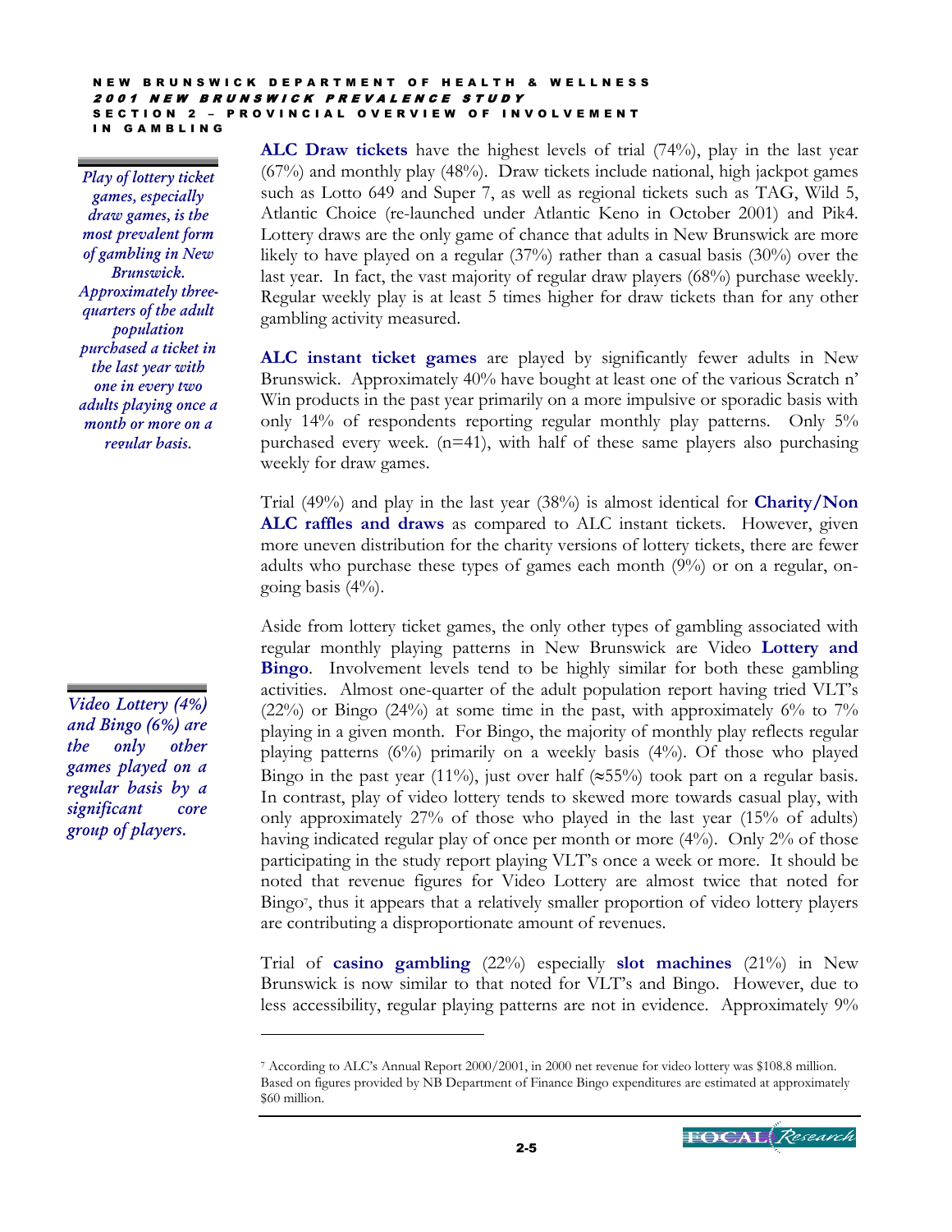*Play of lottery ticket games, especially draw games, is the most prevalent form of gambling in New Brunswick. Approximately three-quarters of the adult population purchased a ticket in the last year with one in every two adults playing once a month or more on a regular basis.*

**ALC Draw tickets** have the highest levels of trial (74%), play in the last year (67%) and monthly play (48%). Draw tickets include national, high jackpot games such as Lotto 649 and Super 7, as well as regional tickets such as TAG, Wild 5, Atlantic Choice (re-launched under Atlantic Keno in October 2001) and Pik4. Lottery draws are the only game of chance that adults in New Brunswick are more likely to have played on a regular (37%) rather than a casual basis (30%) over the last year. In fact, the vast majority of regular draw players (68%) purchase weekly. Regular weekly play is at least 5 times higher for draw tickets than for any other gambling activity measured.

**ALC instant ticket games** are played by significantly fewer adults in New Brunswick. Approximately 40% have bought at least one of the various Scratch n' Win products in the past year primarily on a more impulsive or sporadic basis with only 14% of respondents reporting regular monthly play patterns. Only 5% purchased every week. (n=41), with half of these same players also purchasing weekly for draw games.

Trial (49%) and play in the last year (38%) is almost identical for **Charity/Non ALC raffles and draws** as compared to ALC instant tickets. However, given more uneven distribution for the charity versions of lottery tickets, there are fewer adults who purchase these types of games each month (9%) or on a regular, on-going basis (4%).

*Video Lottery (4%) and Bingo (6%) are the only other games played on a regular basis by a significant core group of players.*

Aside from lottery ticket games, the only other types of gambling associated with regular monthly playing patterns in New Brunswick are Video **Lottery and Bingo**. Involvement levels tend to be highly similar for both these gambling activities. Almost one-quarter of the adult population report having tried VLT's (22%) or Bingo (24%) at some time in the past, with approximately 6% to 7% playing in a given month. For Bingo, the majority of monthly play reflects regular playing patterns (6%) primarily on a weekly basis (4%). Of those who played Bingo in the past year (11%), just over half (≈55%) took part on a regular basis. In contrast, play of video lottery tends to skewed more towards casual play, with only approximately 27% of those who played in the last year (15% of adults) having indicated regular play of once per month or more (4%). Only 2% of those participating in the study report playing VLT's once a week or more. It should be noted that revenue figures for Video Lottery are almost twice that noted for Bingo[7], thus it appears that a relatively smaller proportion of video lottery players are contributing a disproportionate amount of revenues.

Trial of **casino gambling** (22%) especially **slot machines** (21%) in New Brunswick is now similar to that noted for VLT's and Bingo. However, due to less accessibility, regular playing patterns are not in evidence. Approximately 9%

---

[7] According to ALC's Annual Report 2000/2001, in 2000 net revenue for video lottery was $108.8 million. Based on figures provided by NB Department of Finance Bingo expenditures are estimated at approximately $60 million.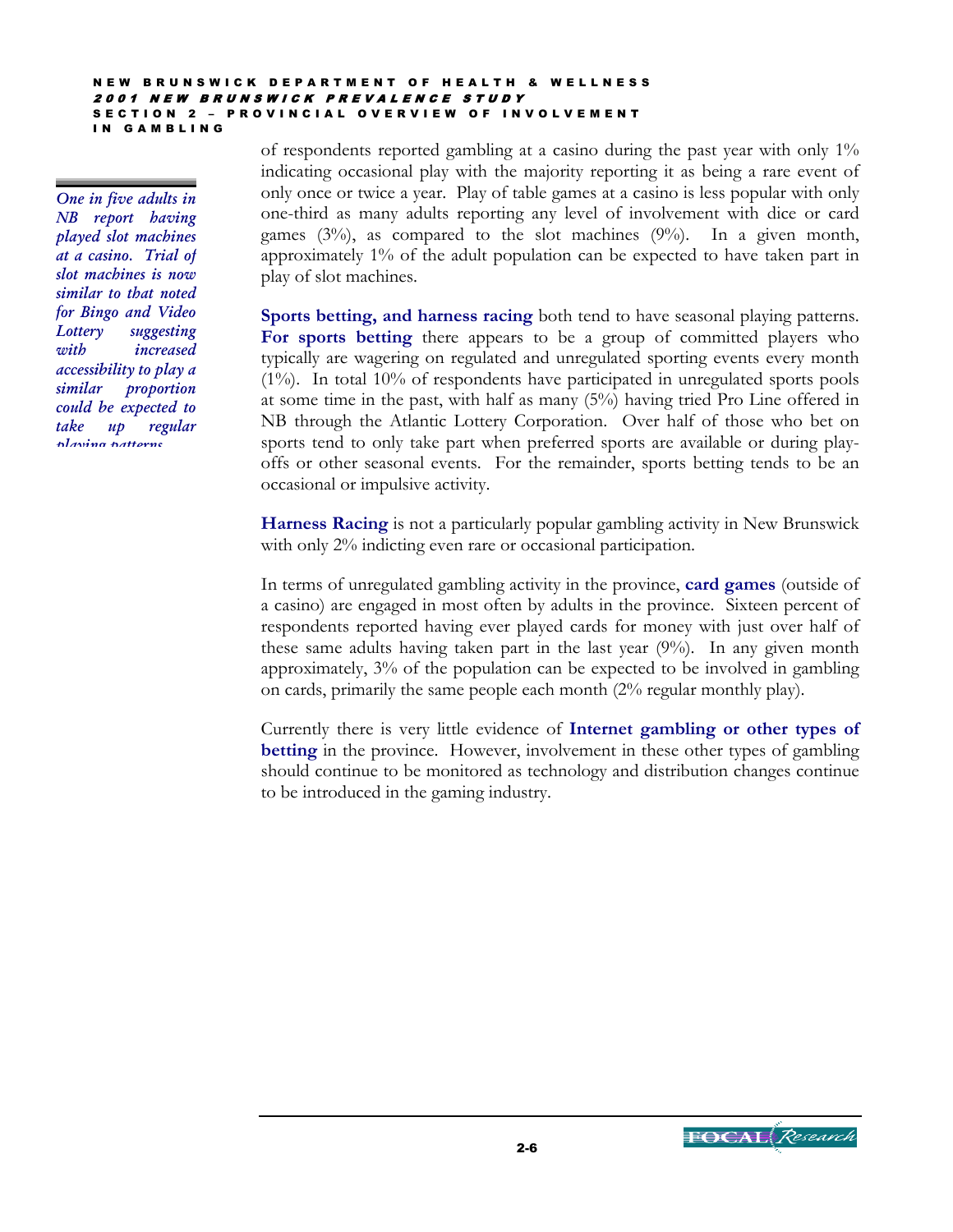*One in five adults in NB report having played slot machines at a casino. Trial of slot machines is now similar to that noted for Bingo and Video Lottery suggesting with increased accessibility to play a similar proportion could be expected to take up regular playing patterns.*

of respondents reported gambling at a casino during the past year with only 1% indicating occasional play with the majority reporting it as being a rare event of only once or twice a year. Play of table games at a casino is less popular with only one-third as many adults reporting any level of involvement with dice or card games (3%), as compared to the slot machines (9%). In a given month, approximately 1% of the adult population can be expected to have taken part in play of slot machines.

**Sports betting, and harness racing** both tend to have seasonal playing patterns. **For sports betting** there appears to be a group of committed players who typically are wagering on regulated and unregulated sporting events every month (1%). In total 10% of respondents have participated in unregulated sports pools at some time in the past, with half as many (5%) having tried Pro Line offered in NB through the Atlantic Lottery Corporation. Over half of those who bet on sports tend to only take part when preferred sports are available or during play-offs or other seasonal events. For the remainder, sports betting tends to be an occasional or impulsive activity.

**Harness Racing** is not a particularly popular gambling activity in New Brunswick with only 2% indicting even rare or occasional participation.

In terms of unregulated gambling activity in the province, **card games** (outside of a casino) are engaged in most often by adults in the province. Sixteen percent of respondents reported having ever played cards for money with just over half of these same adults having taken part in the last year (9%). In any given month approximately, 3% of the population can be expected to be involved in gambling on cards, primarily the same people each month (2% regular monthly play).

Currently there is very little evidence of **Internet gambling or other types of betting** in the province. However, involvement in these other types of gambling should continue to be monitored as technology and distribution changes continue to be introduced in the gaming industry.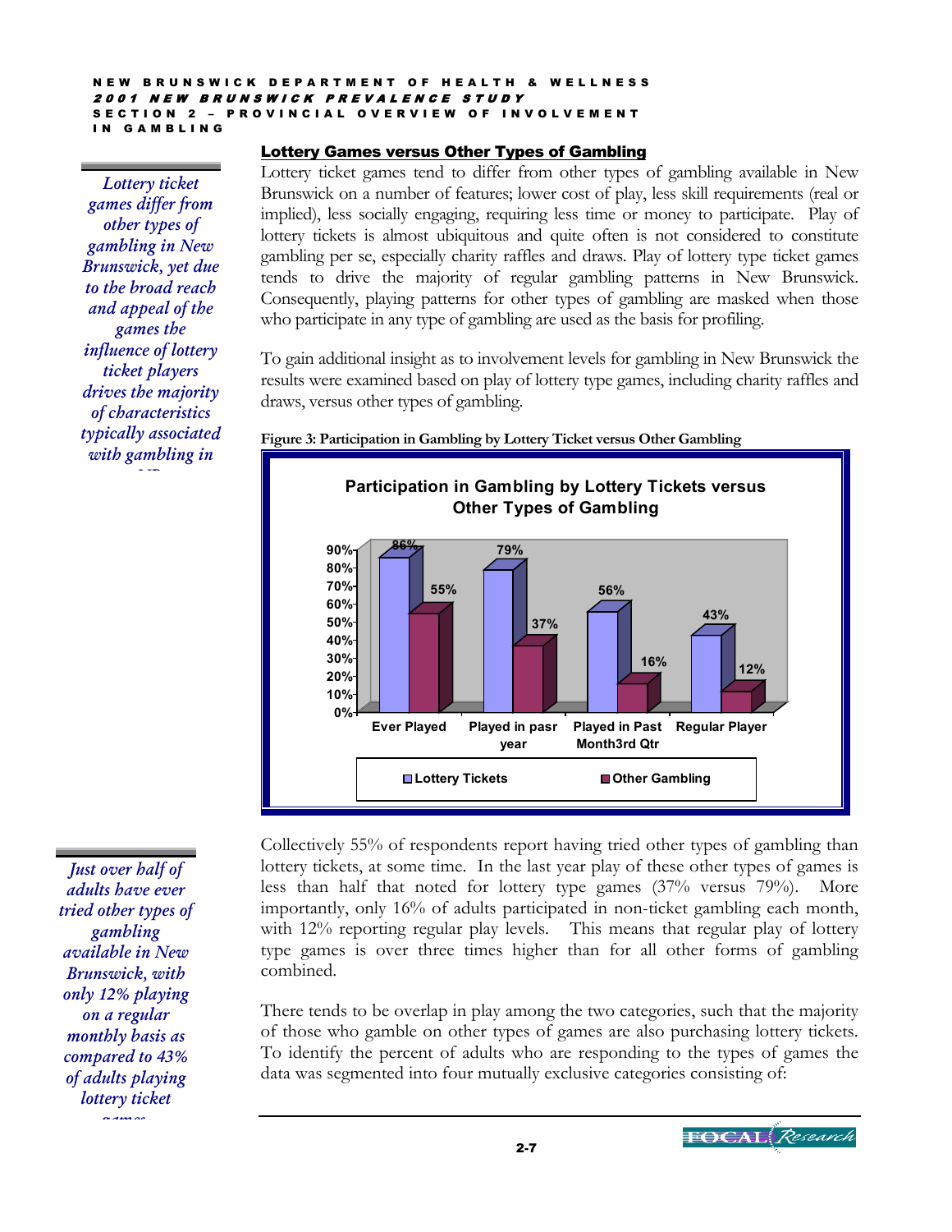*Lottery ticket games differ from other types of gambling in New Brunswick, yet due to the broad reach and appeal of the games the influence of lottery ticket players drives the majority of characteristics typically associated with gambling in NB*

## Lottery Games versus Other Types of Gambling

Lottery ticket games tend to differ from other types of gambling available in New Brunswick on a number of features; lower cost of play, less skill requirements (real or implied), less socially engaging, requiring less time or money to participate. Play of lottery tickets is almost ubiquitous and quite often is not considered to constitute gambling per se, especially charity raffles and draws. Play of lottery type ticket games tends to drive the majority of regular gambling patterns in New Brunswick. Consequently, playing patterns for other types of gambling are masked when those who participate in any type of gambling are used as the basis for profiling.

To gain additional insight as to involvement levels for gambling in New Brunswick the results were examined based on play of lottery type games, including charity raffles and draws, versus other types of gambling.

**Figure 3: Participation in Gambling by Lottery Ticket versus Other Gambling**

**Participation in Gambling by Lottery Tickets versus Other Types of Gambling**

| | Lottery Tickets | Other Gambling |
|---|---|---|
| Ever Played | 86% | 55% |
| Played in pasr year | 79% | 37% |
| Played in Past Month3rd Qtr | 56% | 16% |
| Regular Player | 43% | 12% |

*Just over half of adults have ever tried other types of gambling available in New Brunswick, with only 12% playing on a regular monthly basis as compared to 43% of adults playing lottery ticket games*

Collectively 55% of respondents report having tried other types of gambling than lottery tickets, at some time. In the last year play of these other types of games is less than half that noted for lottery type games (37% versus 79%). More importantly, only 16% of adults participated in non-ticket gambling each month, with 12% reporting regular play levels. This means that regular play of lottery type games is over three times higher than for all other forms of gambling combined.

There tends to be overlap in play among the two categories, such that the majority of those who gamble on other types of games are also purchasing lottery tickets. To identify the percent of adults who are responding to the types of games the data was segmented into four mutually exclusive categories consisting of: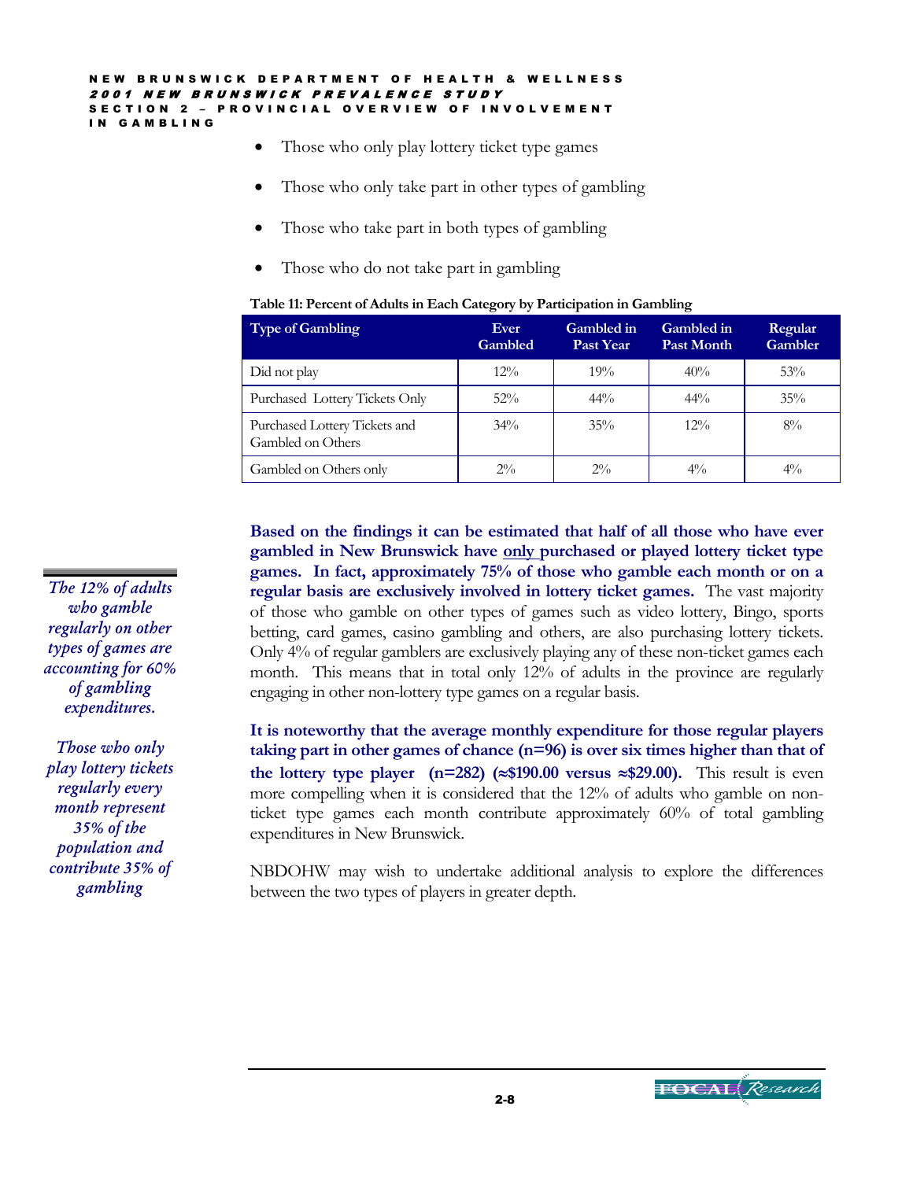- Those who only play lottery ticket type games
- Those who only take part in other types of gambling
- Those who take part in both types of gambling
- Those who do not take part in gambling

**Table 11: Percent of Adults in Each Category by Participation in Gambling**

| Type of Gambling | Ever Gambled | Gambled in Past Year | Gambled in Past Month | Regular Gambler |
|---|---|---|---|---|
| Did not play | 12% | 19% | 40% | 53% |
| Purchased Lottery Tickets Only | 52% | 44% | 44% | 35% |
| Purchased Lottery Tickets and Gambled on Others | 34% | 35% | 12% | 8% |
| Gambled on Others only | 2% | 2% | 4% | 4% |

*The 12% of adults who gamble regularly on other types of games are accounting for 60% of gambling expenditures.*

*Those who only play lottery tickets regularly every month represent 35% of the population and contribute 35% of gambling*

**Based on the findings it can be estimated that half of all those who have ever gambled in New Brunswick have only purchased or played lottery ticket type games. In fact, approximately 75% of those who gamble each month or on a regular basis are exclusively involved in lottery ticket games.** The vast majority of those who gamble on other types of games such as video lottery, Bingo, sports betting, card games, casino gambling and others, are also purchasing lottery tickets. Only 4% of regular gamblers are exclusively playing any of these non-ticket games each month. This means that in total only 12% of adults in the province are regularly engaging in other non-lottery type games on a regular basis.

**It is noteworthy that the average monthly expenditure for those regular players taking part in other games of chance (n=96) is over six times higher than that of the lottery type player (n=282) (≈$190.00 versus ≈$29.00).** This result is even more compelling when it is considered that the 12% of adults who gamble on non-ticket type games each month contribute approximately 60% of total gambling expenditures in New Brunswick.

NBDOHW may wish to undertake additional analysis to explore the differences between the two types of players in greater depth.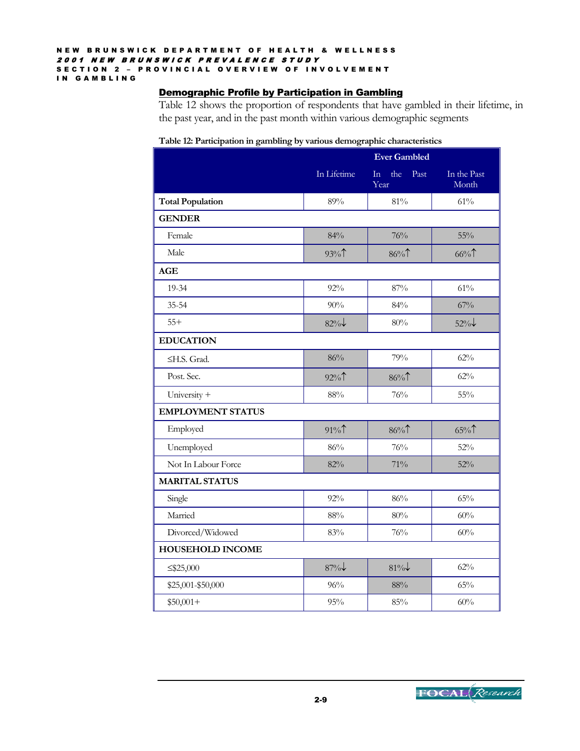## Demographic Profile by Participation in Gambling

Table 12 shows the proportion of respondents that have gambled in their lifetime, in the past year, and in the past month within various demographic segments

**Table 12: Participation in gambling by various demographic characteristics**

| | Ever Gambled | | |
|---|---|---|---|
| | In Lifetime | In the Past Year | In the Past Month |
| **Total Population** | 89% | 81% | 61% |
| **GENDER** | | | |
| Female | 84% | 76% | 55% |
| Male | 93%↑ | 86%↑ | 66%↑ |
| **AGE** | | | |
| 19-34 | 92% | 87% | 61% |
| 35-54 | 90% | 84% | 67% |
| 55+ | 82%↓ | 80% | 52%↓ |
| **EDUCATION** | | | |
| ≤H.S. Grad. | 86% | 79% | 62% |
| Post. Sec. | 92%↑ | 86%↑ | 62% |
| University + | 88% | 76% | 55% |
| **EMPLOYMENT STATUS** | | | |
| Employed | 91%↑ | 86%↑ | 65%↑ |
| Unemployed | 86% | 76% | 52% |
| Not In Labour Force | 82% | 71% | 52% |
| **MARITAL STATUS** | | | |
| Single | 92% | 86% | 65% |
| Married | 88% | 80% | 60% |
| Divorced/Widowed | 83% | 76% | 60% |
| **HOUSEHOLD INCOME** | | | |
| ≤$25,000 | 87%↓ | 81%↓ | 62% |
| $25,001-$50,000 | 96% | 88% | 65% |
| $50,001+ | 95% | 85% | 60% |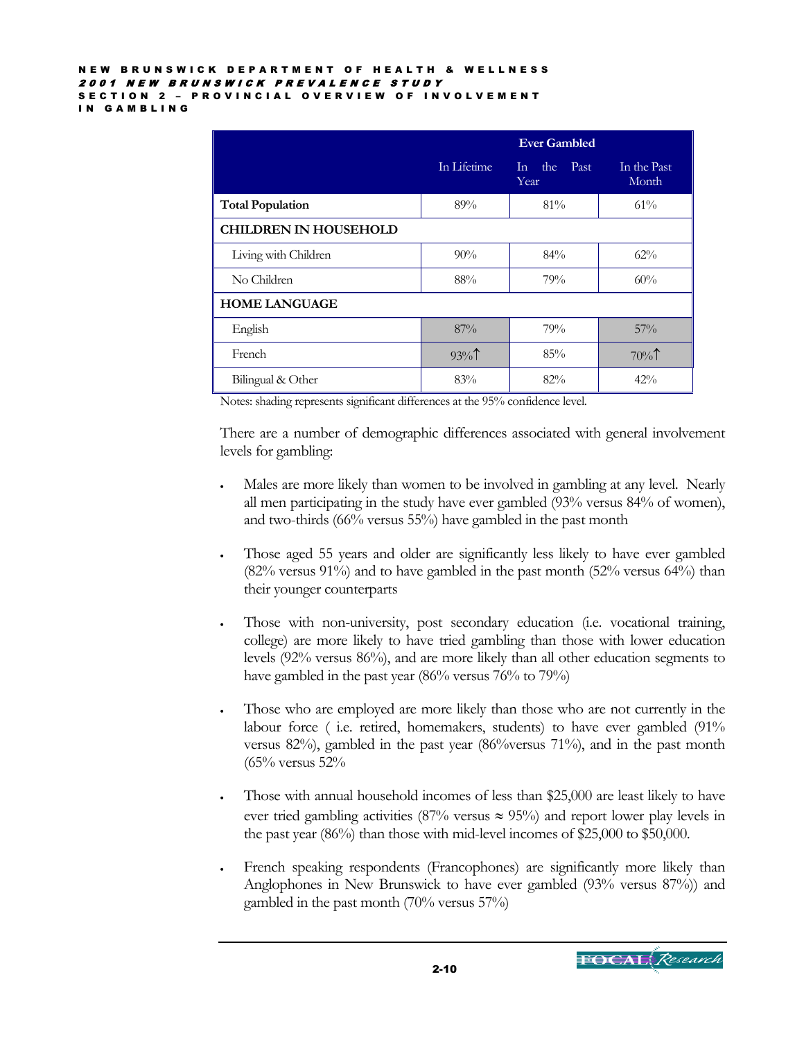| | Ever Gambled | | |
|---|---|---|---|
| | In Lifetime | In the Past Year | In the Past Month |
| **Total Population** | 89% | 81% | 61% |
| **CHILDREN IN HOUSEHOLD** | | | |
| Living with Children | 90% | 84% | 62% |
| No Children | 88% | 79% | 60% |
| **HOME LANGUAGE** | | | |
| English | 87% | 79% | 57% |
| French | 93%↑ | 85% | 70%↑ |
| Bilingual & Other | 83% | 82% | 42% |

Notes: shading represents significant differences at the 95% confidence level.

There are a number of demographic differences associated with general involvement levels for gambling:

- Males are more likely than women to be involved in gambling at any level. Nearly all men participating in the study have ever gambled (93% versus 84% of women), and two-thirds (66% versus 55%) have gambled in the past month
- Those aged 55 years and older are significantly less likely to have ever gambled (82% versus 91%) and to have gambled in the past month (52% versus 64%) than their younger counterparts
- Those with non-university, post secondary education (i.e. vocational training, college) are more likely to have tried gambling than those with lower education levels (92% versus 86%), and are more likely than all other education segments to have gambled in the past year (86% versus 76% to 79%)
- Those who are employed are more likely than those who are not currently in the labour force ( i.e. retired, homemakers, students) to have ever gambled (91% versus 82%), gambled in the past year (86%versus 71%), and in the past month (65% versus 52%
- Those with annual household incomes of less than $25,000 are least likely to have ever tried gambling activities (87% versus ≈ 95%) and report lower play levels in the past year (86%) than those with mid-level incomes of $25,000 to $50,000.
- French speaking respondents (Francophones) are significantly more likely than Anglophones in New Brunswick to have ever gambled (93% versus 87%)) and gambled in the past month (70% versus 57%)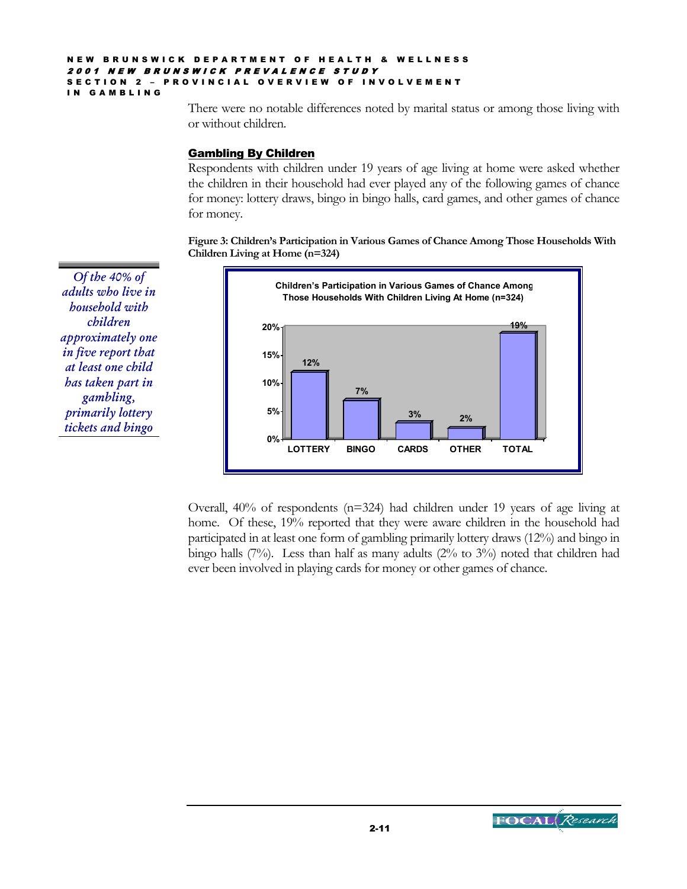There were no notable differences noted by marital status or among those living with or without children.

## Gambling By Children

Respondents with children under 19 years of age living at home were asked whether the children in their household had ever played any of the following games of chance for money: lottery draws, bingo in bingo halls, card games, and other games of chance for money.

**Figure 3: Children's Participation in Various Games of Chance Among Those Households With Children Living at Home (n=324)**

*Of the 40% of adults who live in household with children approximately one in five report that at least one child has taken part in gambling, primarily lottery tickets and bingo*

| Game | Participation |
|---|---|
| LOTTERY | 12% |
| BINGO | 7% |
| CARDS | 3% |
| OTHER | 2% |
| TOTAL | 19% |

Overall, 40% of respondents (n=324) had children under 19 years of age living at home. Of these, 19% reported that they were aware children in the household had participated in at least one form of gambling primarily lottery draws (12%) and bingo in bingo halls (7%). Less than half as many adults (2% to 3%) noted that children had ever been involved in playing cards for money or other games of chance.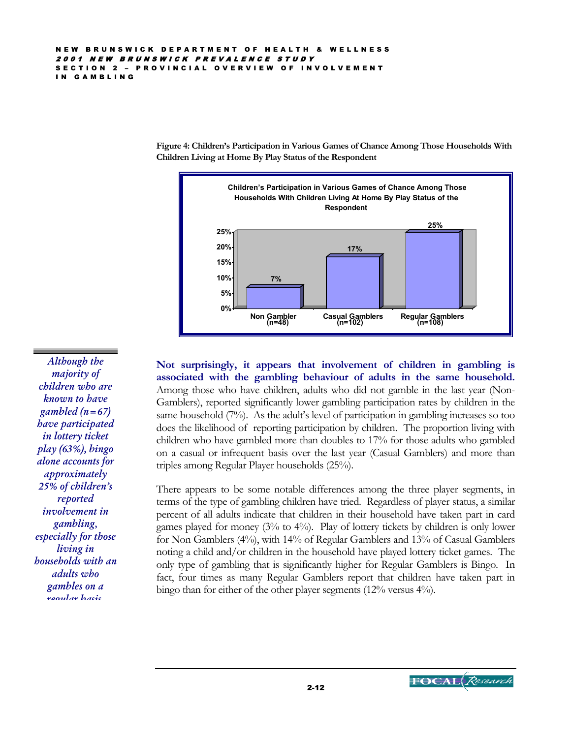**Figure 4: Children's Participation in Various Games of Chance Among Those Households With Children Living at Home By Play Status of the Respondent**

Children's Participation in Various Games of Chance Among Those Households With Children Living At Home By Play Status of the Respondent

| Play Status | Percent |
|---|---|
| Non Gambler (n=48) | 7% |
| Casual Gamblers (n=102) | 17% |
| Regular Gamblers (n=108) | 25% |

*Although the majority of children who are known to have gambled (n=67) have participated in lottery ticket play (63%), bingo alone accounts for approximately 25% of children's reported involvement in gambling, especially for those living in households with an adults who gambles on a regular basis*

**Not surprisingly, it appears that involvement of children in gambling is associated with the gambling behaviour of adults in the same household.** Among those who have children, adults who did not gamble in the last year (Non-Gamblers), reported significantly lower gambling participation rates by children in the same household (7%). As the adult's level of participation in gambling increases so too does the likelihood of reporting participation by children. The proportion living with children who have gambled more than doubles to 17% for those adults who gambled on a casual or infrequent basis over the last year (Casual Gamblers) and more than triples among Regular Player households (25%).

There appears to be some notable differences among the three player segments, in terms of the type of gambling children have tried. Regardless of player status, a similar percent of all adults indicate that children in their household have taken part in card games played for money (3% to 4%). Play of lottery tickets by children is only lower for Non Gamblers (4%), with 14% of Regular Gamblers and 13% of Casual Gamblers noting a child and/or children in the household have played lottery ticket games. The only type of gambling that is significantly higher for Regular Gamblers is Bingo. In fact, four times as many Regular Gamblers report that children have taken part in bingo than for either of the other player segments (12% versus 4%).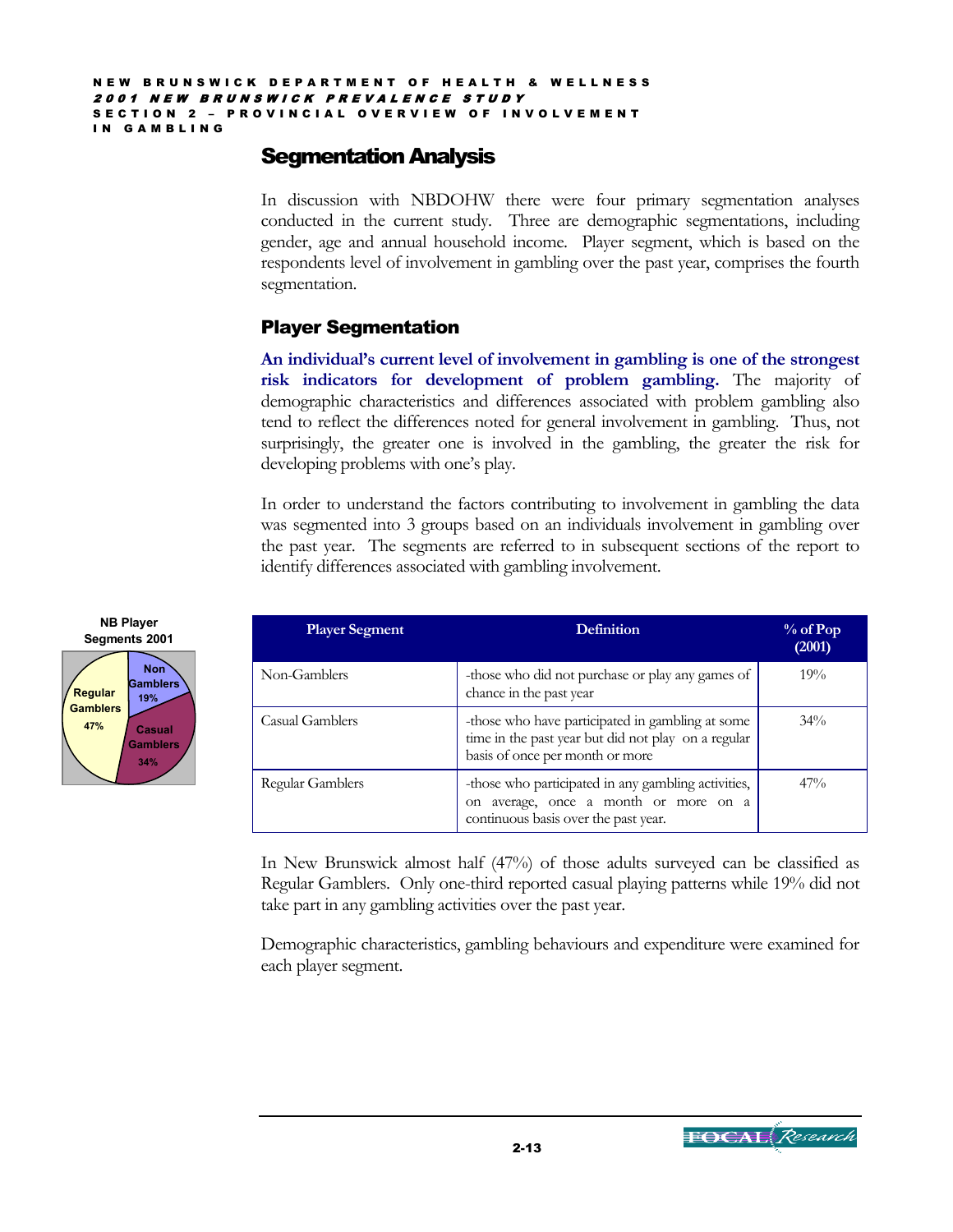## Segmentation Analysis

In discussion with NBDOHW there were four primary segmentation analyses conducted in the current study. Three are demographic segmentations, including gender, age and annual household income. Player segment, which is based on the respondents level of involvement in gambling over the past year, comprises the fourth segmentation.

### Player Segmentation

**An individual's current level of involvement in gambling is one of the strongest risk indicators for development of problem gambling.** The majority of demographic characteristics and differences associated with problem gambling also tend to reflect the differences noted for general involvement in gambling. Thus, not surprisingly, the greater one is involved in the gambling, the greater the risk for developing problems with one's play.

In order to understand the factors contributing to involvement in gambling the data was segmented into 3 groups based on an individuals involvement in gambling over the past year. The segments are referred to in subsequent sections of the report to identify differences associated with gambling involvement.

**NB Player Segments 2001**

Non Gamblers 19%
Casual Gamblers 34%
Regular Gamblers 47%

| Player Segment | Definition | % of Pop (2001) |
|---|---|---|
| Non-Gamblers | -those who did not purchase or play any games of chance in the past year | 19% |
| Casual Gamblers | -those who have participated in gambling at some time in the past year but did not play on a regular basis of once per month or more | 34% |
| Regular Gamblers | -those who participated in any gambling activities, on average, once a month or more on a continuous basis over the past year. | 47% |

In New Brunswick almost half (47%) of those adults surveyed can be classified as Regular Gamblers. Only one-third reported casual playing patterns while 19% did not take part in any gambling activities over the past year.

Demographic characteristics, gambling behaviours and expenditure were examined for each player segment.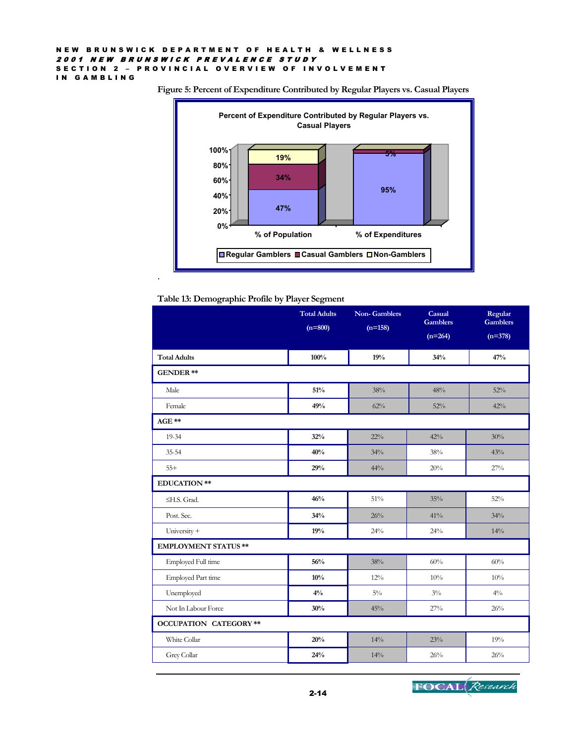Figure 5: Percent of Expenditure Contributed by Regular Players vs. Casual Players

| | % of Population | % of Expenditures |
|---|---|---|
| Regular Gamblers | 47% | 95% |
| Casual Gamblers | 34% | 5% |
| Non-Gamblers | 19% | |

Table 13: Demographic Profile by Player Segment

| | Total Adults (n=800) | Non- Gamblers (n=158) | Casual Gamblers (n=264) | Regular Gamblers (n=378) |
|---|---|---|---|---|
| **Total Adults** | **100%** | **19%** | **34%** | **47%** |
| **GENDER \*\*** | | | | |
| Male | **51%** | 38% | 48% | 52% |
| Female | **49%** | 62% | 52% | 42% |
| **AGE \*\*** | | | | |
| 19-34 | **32%** | 22% | 42% | 30% |
| 35-54 | **40%** | 34% | 38% | 43% |
| 55+ | **29%** | 44% | 20% | 27% |
| **EDUCATION \*\*** | | | | |
| ≤H.S. Grad. | **46%** | 51% | 35% | 52% |
| Post. Sec. | **34%** | 26% | 41% | 34% |
| University + | **19%** | 24% | 24% | 14% |
| **EMPLOYMENT STATUS \*\*** | | | | |
| Employed Full time | **56%** | 38% | 60% | 60% |
| Employed Part time | **10%** | 12% | 10% | 10% |
| Unemployed | **4%** | 5% | 3% | 4% |
| Not In Labour Force | **30%** | 45% | 27% | 26% |
| **OCCUPATION CATEGORY \*\*** | | | | |
| White Collar | **20%** | 14% | 23% | 19% |
| Grey Collar | **24%** | 14% | 26% | 26% |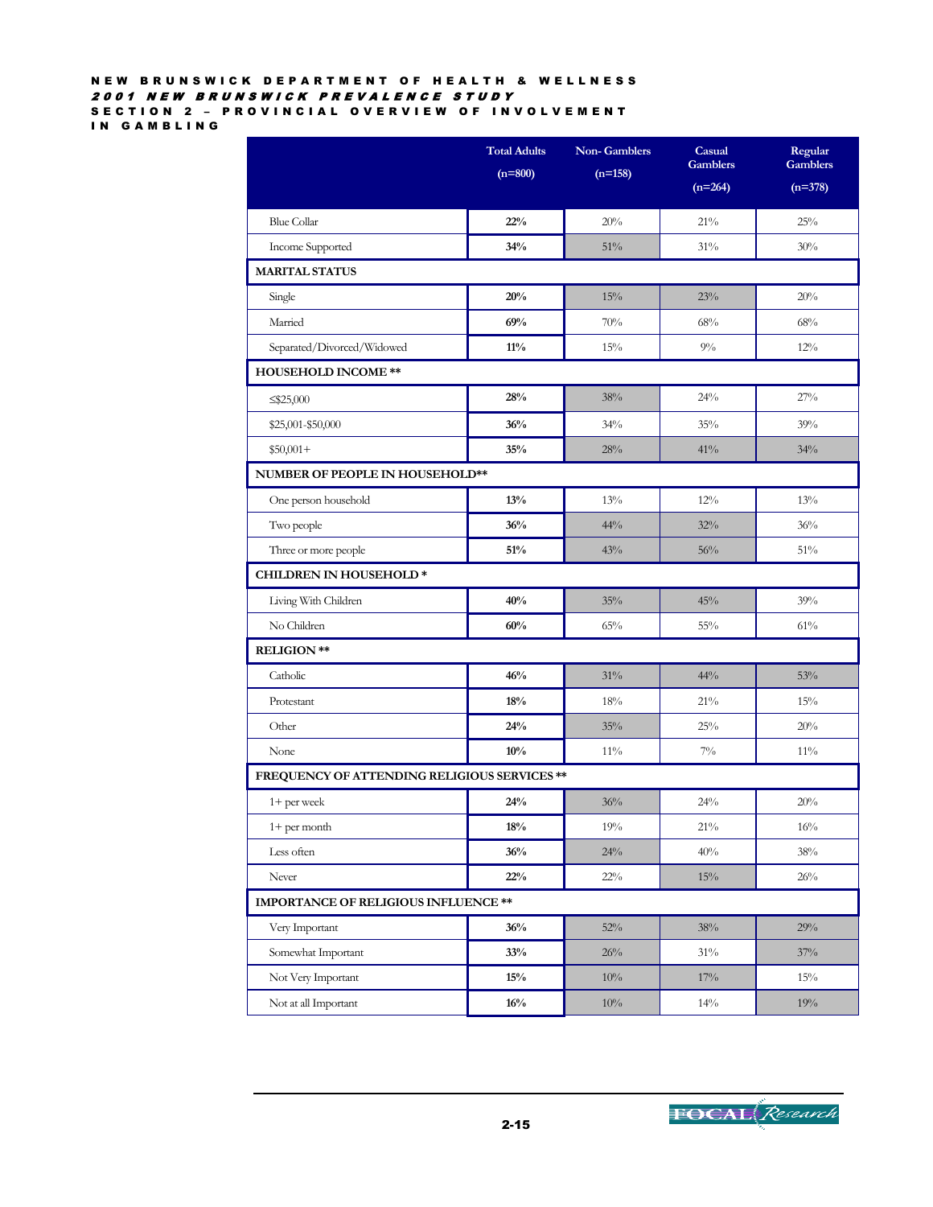| | Total Adults (n=800) | Non- Gamblers (n=158) | Casual Gamblers (n=264) | Regular Gamblers (n=378) |
|---|---|---|---|---|
| Blue Collar | **22%** | 20% | 21% | 25% |
| Income Supported | **34%** | 51% | 31% | 30% |
| **MARITAL STATUS** | | | | |
| Single | **20%** | 15% | 23% | 20% |
| Married | **69%** | 70% | 68% | 68% |
| Separated/Divorced/Widowed | **11%** | 15% | 9% | 12% |
| **HOUSEHOLD INCOME \*\*** | | | | |
| ≤$25,000 | **28%** | 38% | 24% | 27% |
| $25,001-$50,000 | **36%** | 34% | 35% | 39% |
| $50,001+ | **35%** | 28% | 41% | 34% |
| **NUMBER OF PEOPLE IN HOUSEHOLD\*\*** | | | | |
| One person household | **13%** | 13% | 12% | 13% |
| Two people | **36%** | 44% | 32% | 36% |
| Three or more people | **51%** | 43% | 56% | 51% |
| **CHILDREN IN HOUSEHOLD \*** | | | | |
| Living With Children | **40%** | 35% | 45% | 39% |
| No Children | **60%** | 65% | 55% | 61% |
| **RELIGION \*\*** | | | | |
| Catholic | **46%** | 31% | 44% | 53% |
| Protestant | **18%** | 18% | 21% | 15% |
| Other | **24%** | 35% | 25% | 20% |
| None | **10%** | 11% | 7% | 11% |
| **FREQUENCY OF ATTENDING RELIGIOUS SERVICES \*\*** | | | | |
| 1+ per week | **24%** | 36% | 24% | 20% |
| 1+ per month | **18%** | 19% | 21% | 16% |
| Less often | **36%** | 24% | 40% | 38% |
| Never | **22%** | 22% | 15% | 26% |
| **IMPORTANCE OF RELIGIOUS INFLUENCE \*\*** | | | | |
| Very Important | **36%** | 52% | 38% | 29% |
| Somewhat Important | **33%** | 26% | 31% | 37% |
| Not Very Important | **15%** | 10% | 17% | 15% |
| Not at all Important | **16%** | 10% | 14% | 19% |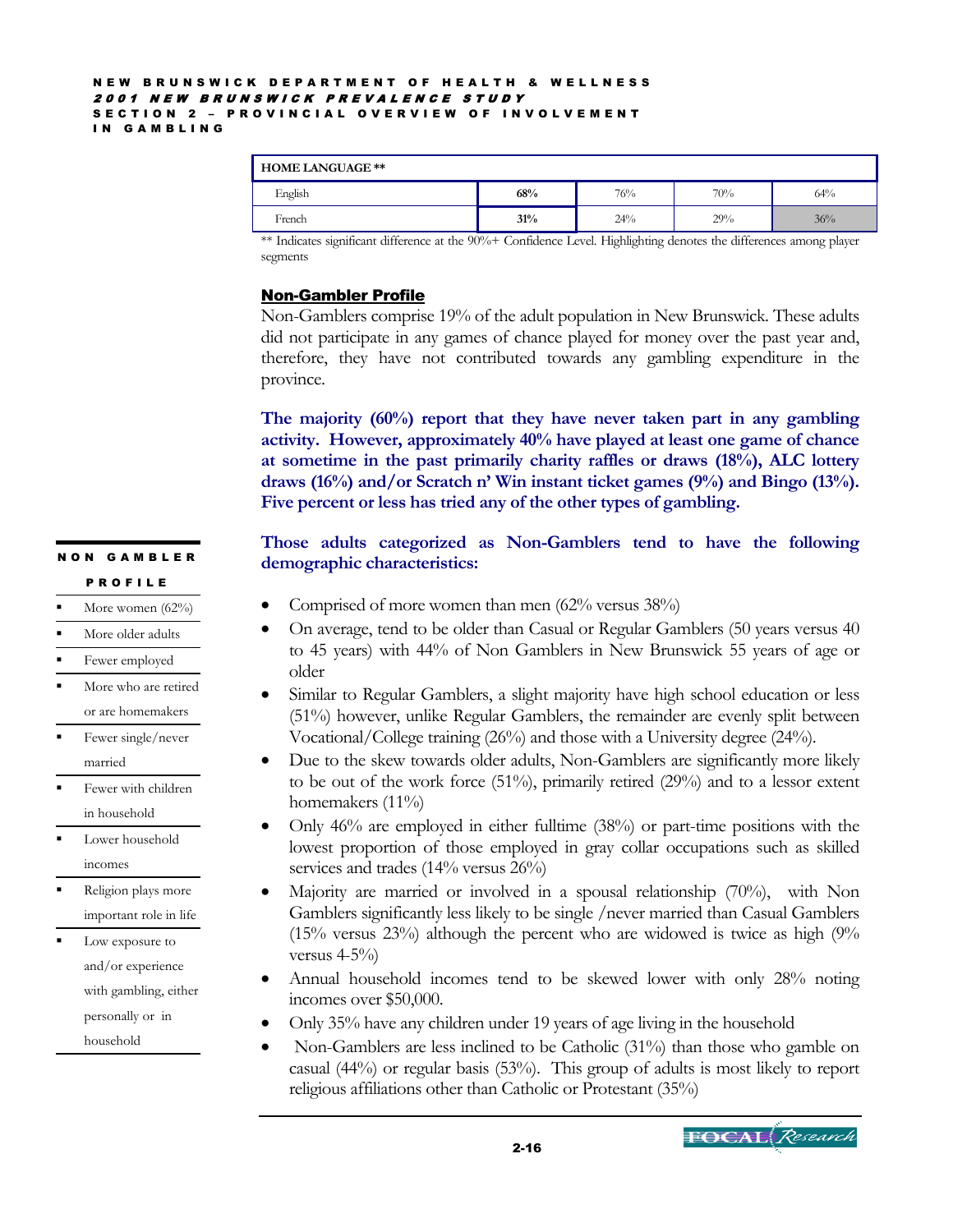| HOME LANGUAGE ** | | | | |
| --- | --- | --- | --- | --- |
| English | **68%** | 76% | 70% | 64% |
| French | **31%** | 24% | 29% | 36% |

** Indicates significant difference at the 90%+ Confidence Level. Highlighting denotes the differences among player segments

## Non-Gambler Profile

Non-Gamblers comprise 19% of the adult population in New Brunswick. These adults did not participate in any games of chance played for money over the past year and, therefore, they have not contributed towards any gambling expenditure in the province.

**The majority (60%) report that they have never taken part in any gambling activity. However, approximately 40% have played at least one game of chance at sometime in the past primarily charity raffles or draws (18%), ALC lottery draws (16%) and/or Scratch n' Win instant ticket games (9%) and Bingo (13%). Five percent or less has tried any of the other types of gambling.**

**NON GAMBLER PROFILE**

- More women (62%)
- More older adults
- Fewer employed
- More who are retired or are homemakers
- Fewer single/never married
- Fewer with children in household
- Lower household incomes
- Religion plays more important role in life
- Low exposure to and/or experience with gambling, either personally or in household

**Those adults categorized as Non-Gamblers tend to have the following demographic characteristics:**

- Comprised of more women than men (62% versus 38%)
- On average, tend to be older than Casual or Regular Gamblers (50 years versus 40 to 45 years) with 44% of Non Gamblers in New Brunswick 55 years of age or older
- Similar to Regular Gamblers, a slight majority have high school education or less (51%) however, unlike Regular Gamblers, the remainder are evenly split between Vocational/College training (26%) and those with a University degree (24%).
- Due to the skew towards older adults, Non-Gamblers are significantly more likely to be out of the work force (51%), primarily retired (29%) and to a lessor extent homemakers (11%)
- Only 46% are employed in either fulltime (38%) or part-time positions with the lowest proportion of those employed in gray collar occupations such as skilled services and trades (14% versus 26%)
- Majority are married or involved in a spousal relationship (70%), with Non Gamblers significantly less likely to be single /never married than Casual Gamblers (15% versus 23%) although the percent who are widowed is twice as high (9% versus 4-5%)
- Annual household incomes tend to be skewed lower with only 28% noting incomes over $50,000.
- Only 35% have any children under 19 years of age living in the household
- Non-Gamblers are less inclined to be Catholic (31%) than those who gamble on casual (44%) or regular basis (53%). This group of adults is most likely to report religious affiliations other than Catholic or Protestant (35%)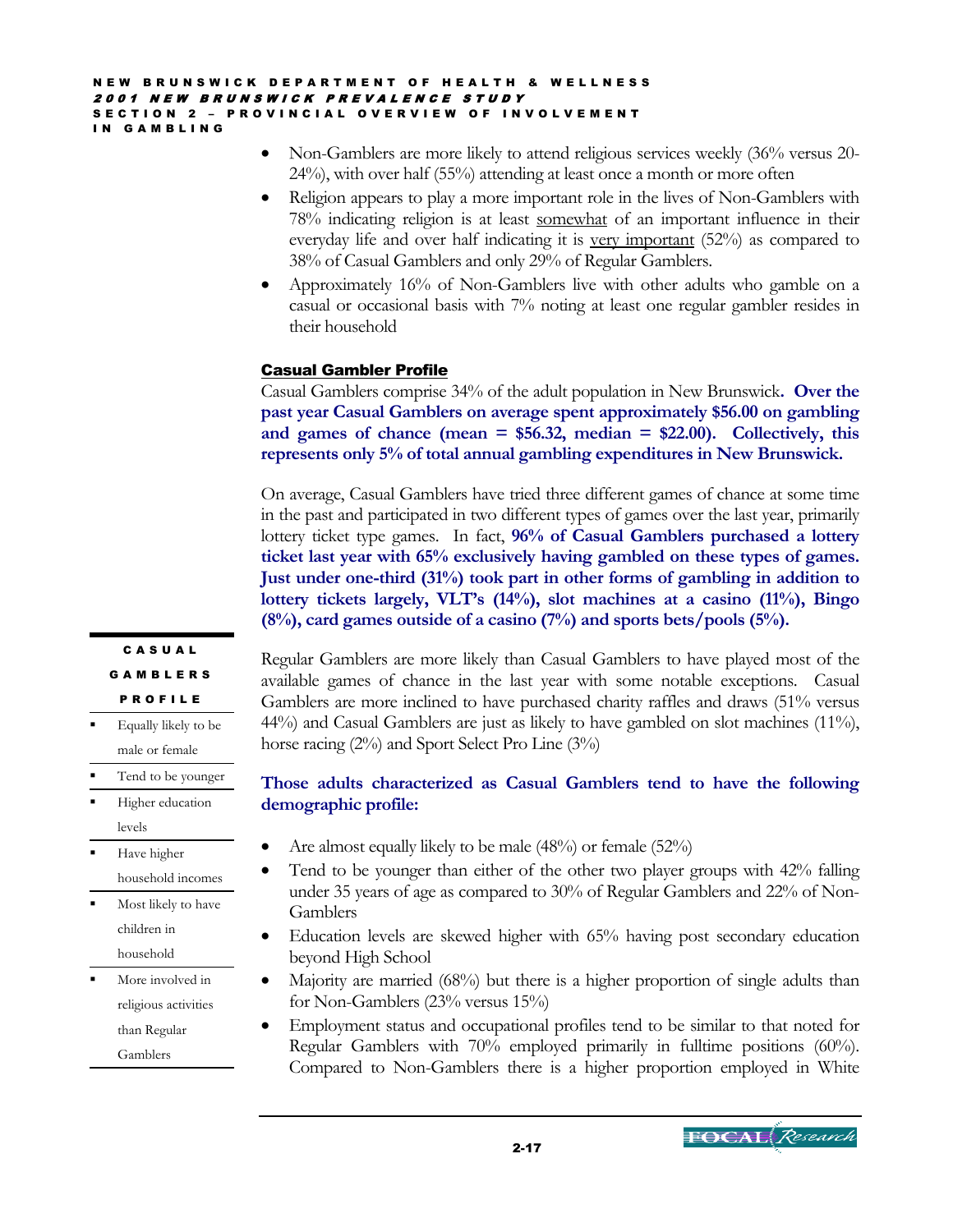- Non-Gamblers are more likely to attend religious services weekly (36% versus 20-24%), with over half (55%) attending at least once a month or more often
- Religion appears to play a more important role in the lives of Non-Gamblers with 78% indicating religion is at least somewhat of an important influence in their everyday life and over half indicating it is very important (52%) as compared to 38% of Casual Gamblers and only 29% of Regular Gamblers.
- Approximately 16% of Non-Gamblers live with other adults who gamble on a casual or occasional basis with 7% noting at least one regular gambler resides in their household

### Casual Gambler Profile

Casual Gamblers comprise 34% of the adult population in New Brunswick**. Over the past year Casual Gamblers on average spent approximately $56.00 on gambling and games of chance (mean = $56.32, median = $22.00). Collectively, this represents only 5% of total annual gambling expenditures in New Brunswick.**

On average, Casual Gamblers have tried three different games of chance at some time in the past and participated in two different types of games over the last year, primarily lottery ticket type games. In fact, **96% of Casual Gamblers purchased a lottery ticket last year with 65% exclusively having gambled on these types of games. Just under one-third (31%) took part in other forms of gambling in addition to lottery tickets largely, VLT's (14%), slot machines at a casino (11%), Bingo (8%), card games outside of a casino (7%) and sports bets/pools (5%).**

**CASUAL GAMBLERS PROFILE**

- Equally likely to be male or female
- Tend to be younger
- Higher education levels
- Have higher household incomes
- Most likely to have children in household
- More involved in religious activities than Regular Gamblers

Regular Gamblers are more likely than Casual Gamblers to have played most of the available games of chance in the last year with some notable exceptions. Casual Gamblers are more inclined to have purchased charity raffles and draws (51% versus 44%) and Casual Gamblers are just as likely to have gambled on slot machines (11%), horse racing (2%) and Sport Select Pro Line (3%)

**Those adults characterized as Casual Gamblers tend to have the following demographic profile:**

- Are almost equally likely to be male (48%) or female (52%)
- Tend to be younger than either of the other two player groups with 42% falling under 35 years of age as compared to 30% of Regular Gamblers and 22% of Non-Gamblers
- Education levels are skewed higher with 65% having post secondary education beyond High School
- Majority are married (68%) but there is a higher proportion of single adults than for Non-Gamblers (23% versus 15%)
- Employment status and occupational profiles tend to be similar to that noted for Regular Gamblers with 70% employed primarily in fulltime positions (60%). Compared to Non-Gamblers there is a higher proportion employed in White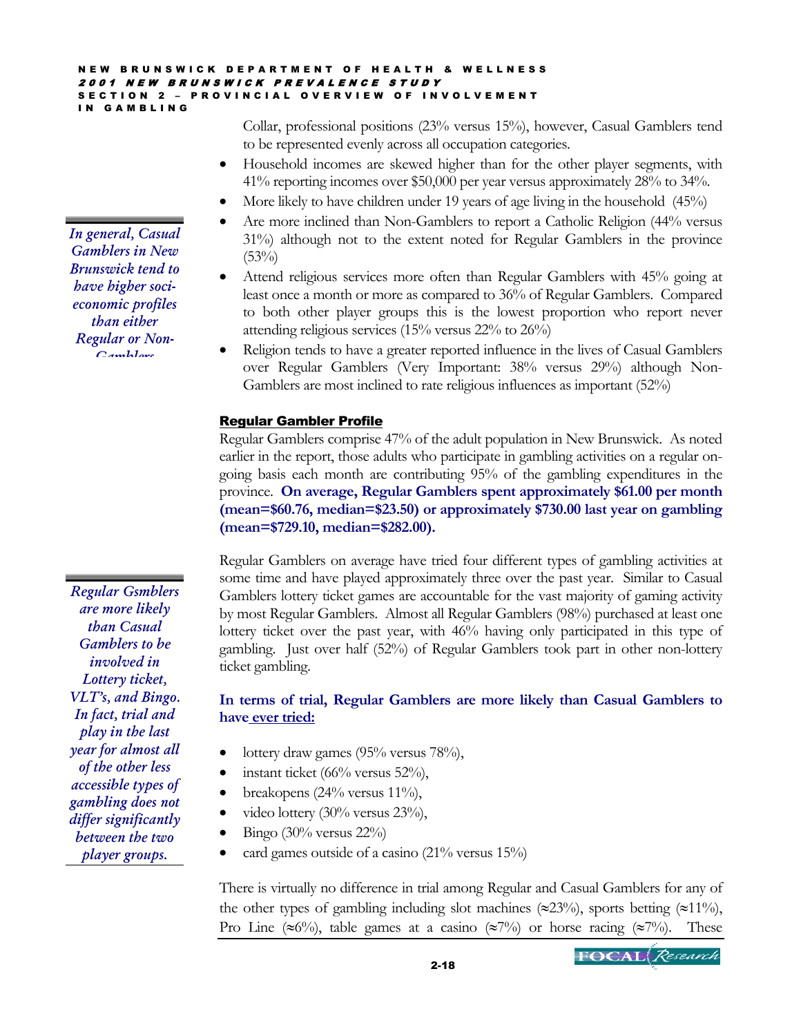Collar, professional positions (23% versus 15%), however, Casual Gamblers tend to be represented evenly across all occupation categories.

- Household incomes are skewed higher than for the other player segments, with 41% reporting incomes over $50,000 per year versus approximately 28% to 34%.
- More likely to have children under 19 years of age living in the household (45%)
- Are more inclined than Non-Gamblers to report a Catholic Religion (44% versus 31%) although not to the extent noted for Regular Gamblers in the province (53%)
- Attend religious services more often than Regular Gamblers with 45% going at least once a month or more as compared to 36% of Regular Gamblers. Compared to both other player groups this is the lowest proportion who report never attending religious services (15% versus 22% to 26%)
- Religion tends to have a greater reported influence in the lives of Casual Gamblers over Regular Gamblers (Very Important: 38% versus 29%) although Non-Gamblers are most inclined to rate religious influences as important (52%)

*In general, Casual Gamblers in New Brunswick tend to have higher soci-economic profiles than either Regular or Non-Gamblers*

## Regular Gambler Profile

Regular Gamblers comprise 47% of the adult population in New Brunswick. As noted earlier in the report, those adults who participate in gambling activities on a regular on-going basis each month are contributing 95% of the gambling expenditures in the province. **On average, Regular Gamblers spent approximately $61.00 per month (mean=$60.76, median=$23.50) or approximately $730.00 last year on gambling (mean=$729.10, median=$282.00).**

Regular Gamblers on average have tried four different types of gambling activities at some time and have played approximately three over the past year. Similar to Casual Gamblers lottery ticket games are accountable for the vast majority of gaming activity by most Regular Gamblers. Almost all Regular Gamblers (98%) purchased at least one lottery ticket over the past year, with 46% having only participated in this type of gambling. Just over half (52%) of Regular Gamblers took part in other non-lottery ticket gambling.

*Regular Gsmblers are more likely than Casual Gamblers to be involved in Lottery ticket, VLT's, and Bingo. In fact, trial and play in the last year for almost all of the other less accessible types of gambling does not differ significantly between the two player groups.*

**In terms of trial, Regular Gamblers are more likely than Casual Gamblers to have ever tried:**

- lottery draw games (95% versus 78%),
- instant ticket (66% versus 52%),
- breakopens (24% versus 11%),
- video lottery (30% versus 23%),
- Bingo (30% versus 22%)
- card games outside of a casino (21% versus 15%)

There is virtually no difference in trial among Regular and Casual Gamblers for any of the other types of gambling including slot machines (≈23%), sports betting (≈11%), Pro Line (≈6%), table games at a casino (≈7%) or horse racing (≈7%). These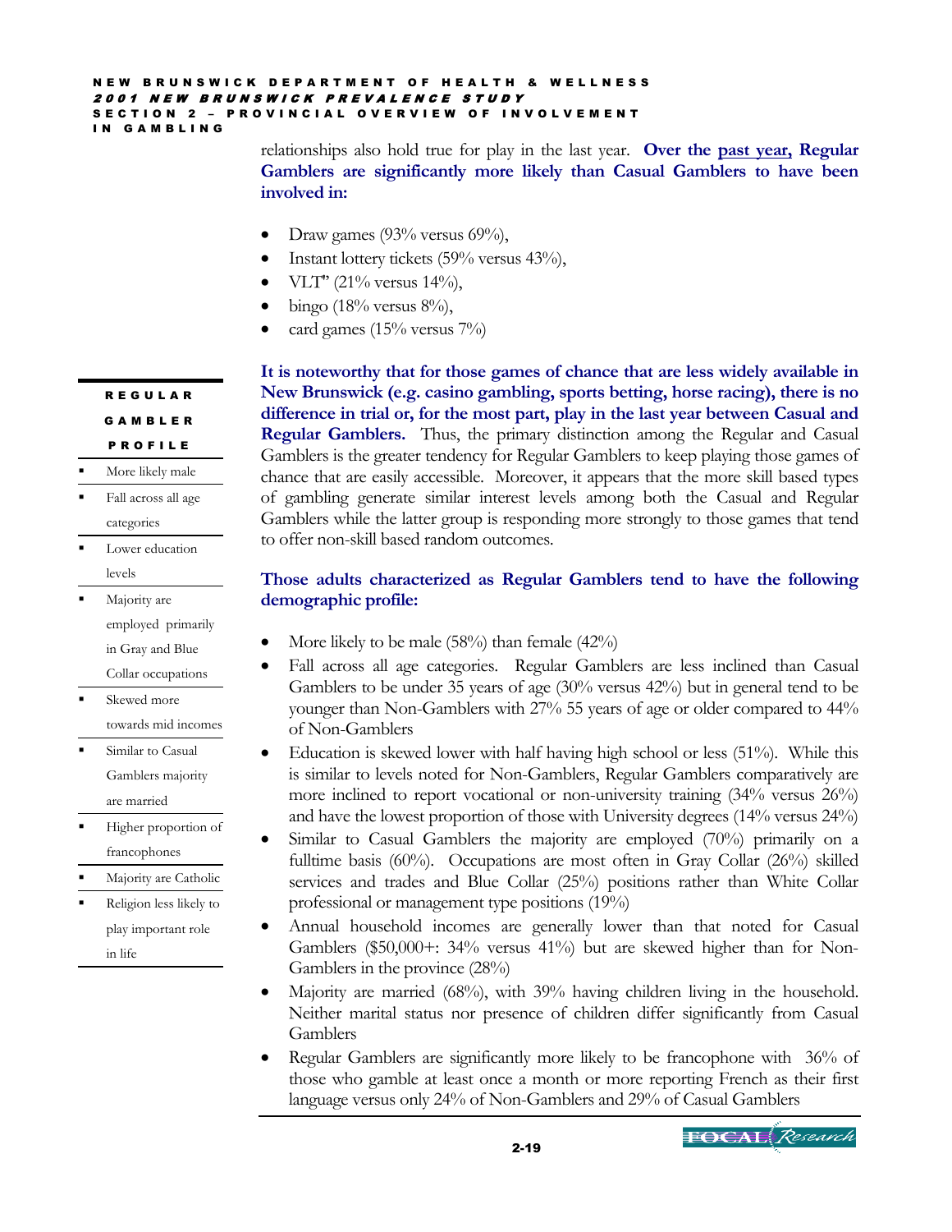relationships also hold true for play in the last year. **Over the <u>past year,</u> Regular Gamblers are significantly more likely than Casual Gamblers to have been involved in:**

- Draw games (93% versus 69%),
- Instant lottery tickets (59% versus 43%),
- VLT" (21% versus 14%),
- bingo (18% versus 8%),
- card games (15% versus 7%)

**It is noteworthy that for those games of chance that are less widely available in New Brunswick (e.g. casino gambling, sports betting, horse racing), there is no difference in trial or, for the most part, play in the last year between Casual and Regular Gamblers.** Thus, the primary distinction among the Regular and Casual Gamblers is the greater tendency for Regular Gamblers to keep playing those games of chance that are easily accessible. Moreover, it appears that the more skill based types of gambling generate similar interest levels among both the Casual and Regular Gamblers while the latter group is responding more strongly to those games that tend to offer non-skill based random outcomes.

**REGULAR GAMBLER PROFILE**

- More likely male
- Fall across all age categories
- Lower education levels
- Majority are employed primarily in Gray and Blue Collar occupations
- Skewed more towards mid incomes
- Similar to Casual Gamblers majority are married
- Higher proportion of francophones
- Majority are Catholic
- Religion less likely to play important role in life

**Those adults characterized as Regular Gamblers tend to have the following demographic profile:**

- More likely to be male (58%) than female (42%)
- Fall across all age categories. Regular Gamblers are less inclined than Casual Gamblers to be under 35 years of age (30% versus 42%) but in general tend to be younger than Non-Gamblers with 27% 55 years of age or older compared to 44% of Non-Gamblers
- Education is skewed lower with half having high school or less (51%). While this is similar to levels noted for Non-Gamblers, Regular Gamblers comparatively are more inclined to report vocational or non-university training (34% versus 26%) and have the lowest proportion of those with University degrees (14% versus 24%)
- Similar to Casual Gamblers the majority are employed (70%) primarily on a fulltime basis (60%). Occupations are most often in Gray Collar (26%) skilled services and trades and Blue Collar (25%) positions rather than White Collar professional or management type positions (19%)
- Annual household incomes are generally lower than that noted for Casual Gamblers ($50,000+: 34% versus 41%) but are skewed higher than for Non-Gamblers in the province (28%)
- Majority are married (68%), with 39% having children living in the household. Neither marital status nor presence of children differ significantly from Casual Gamblers
- Regular Gamblers are significantly more likely to be francophone with 36% of those who gamble at least once a month or more reporting French as their first language versus only 24% of Non-Gamblers and 29% of Casual Gamblers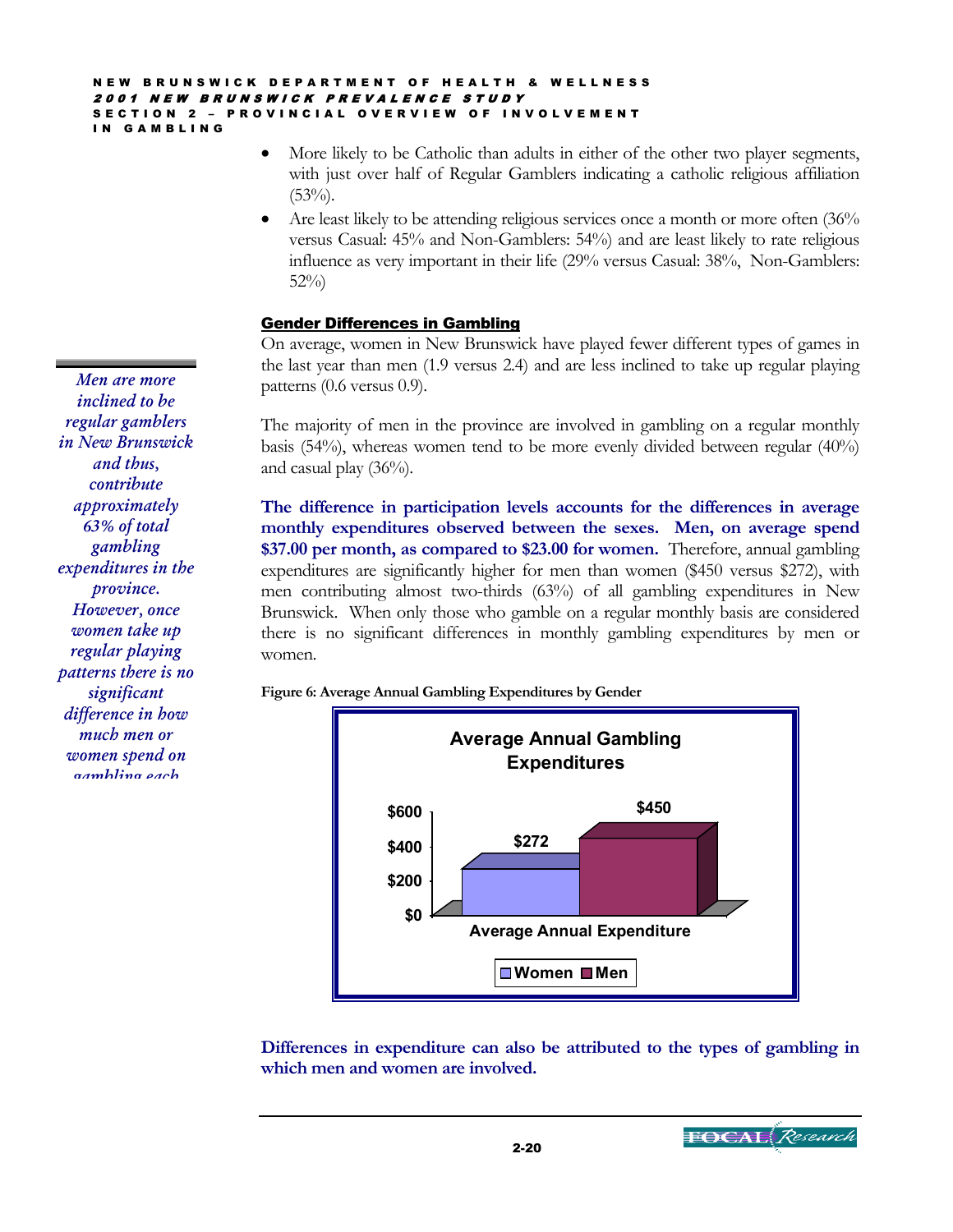- More likely to be Catholic than adults in either of the other two player segments, with just over half of Regular Gamblers indicating a catholic religious affiliation (53%).
- Are least likely to be attending religious services once a month or more often (36% versus Casual: 45% and Non-Gamblers: 54%) and are least likely to rate religious influence as very important in their life (29% versus Casual: 38%, Non-Gamblers: 52%)

### Gender Differences in Gambling

*Men are more inclined to be regular gamblers in New Brunswick and thus, contribute approximately 63% of total gambling expenditures in the province. However, once women take up regular playing patterns there is no significant difference in how much men or women spend on gambling each*

On average, women in New Brunswick have played fewer different types of games in the last year than men (1.9 versus 2.4) and are less inclined to take up regular playing patterns (0.6 versus 0.9).

The majority of men in the province are involved in gambling on a regular monthly basis (54%), whereas women tend to be more evenly divided between regular (40%) and casual play (36%).

**The difference in participation levels accounts for the differences in average monthly expenditures observed between the sexes. Men, on average spend $37.00 per month, as compared to $23.00 for women.** Therefore, annual gambling expenditures are significantly higher for men than women ($450 versus $272), with men contributing almost two-thirds (63%) of all gambling expenditures in New Brunswick. When only those who gamble on a regular monthly basis are considered there is no significant differences in monthly gambling expenditures by men or women.

**Figure 6: Average Annual Gambling Expenditures by Gender**

| Average Annual Expenditure | Women | Men |
|---|---|---|
| Average Annual Gambling Expenditures | $272 | $450 |

**Differences in expenditure can also be attributed to the types of gambling in which men and women are involved.**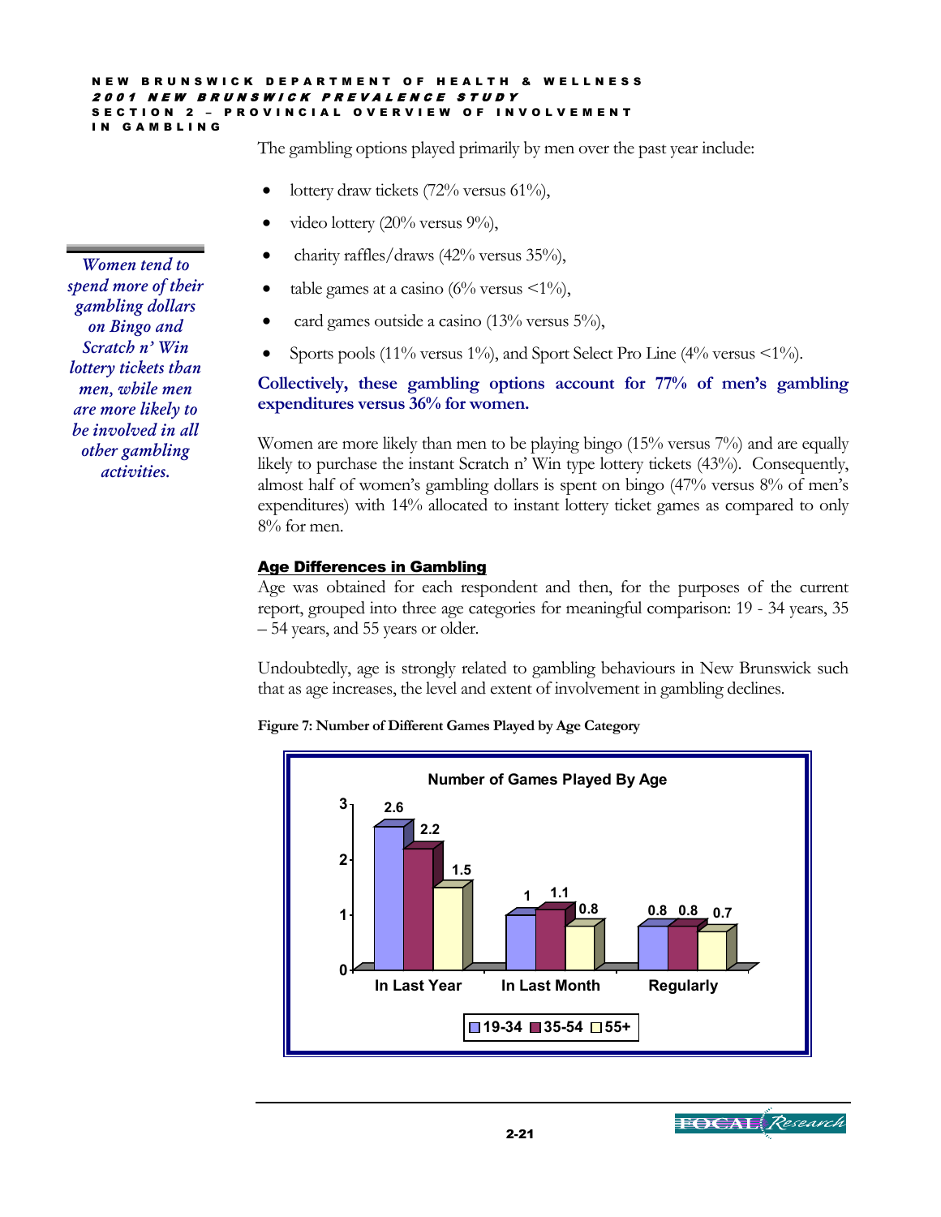The gambling options played primarily by men over the past year include:

- lottery draw tickets (72% versus 61%),
- video lottery (20% versus 9%),
- charity raffles/draws (42% versus 35%),
- table games at a casino (6% versus <1%),
- card games outside a casino (13% versus 5%),
- Sports pools (11% versus 1%), and Sport Select Pro Line (4% versus <1%).

*Women tend to spend more of their gambling dollars on Bingo and Scratch n' Win lottery tickets than men, while men are more likely to be involved in all other gambling activities.*

**Collectively, these gambling options account for 77% of men's gambling expenditures versus 36% for women.**

Women are more likely than men to be playing bingo (15% versus 7%) and are equally likely to purchase the instant Scratch n' Win type lottery tickets (43%). Consequently, almost half of women's gambling dollars is spent on bingo (47% versus 8% of men's expenditures) with 14% allocated to instant lottery ticket games as compared to only 8% for men.

## Age Differences in Gambling

Age was obtained for each respondent and then, for the purposes of the current report, grouped into three age categories for meaningful comparison: 19 - 34 years, 35 – 54 years, and 55 years or older.

Undoubtedly, age is strongly related to gambling behaviours in New Brunswick such that as age increases, the level and extent of involvement in gambling declines.

**Figure 7: Number of Different Games Played by Age Category**

Number of Games Played By Age

| | 19-34 | 35-54 | 55+ |
|---|---|---|---|
| In Last Year | 2.6 | 2.2 | 1.5 |
| In Last Month | 1 | 1.1 | 0.8 |
| Regularly | 0.8 | 0.8 | 0.7 |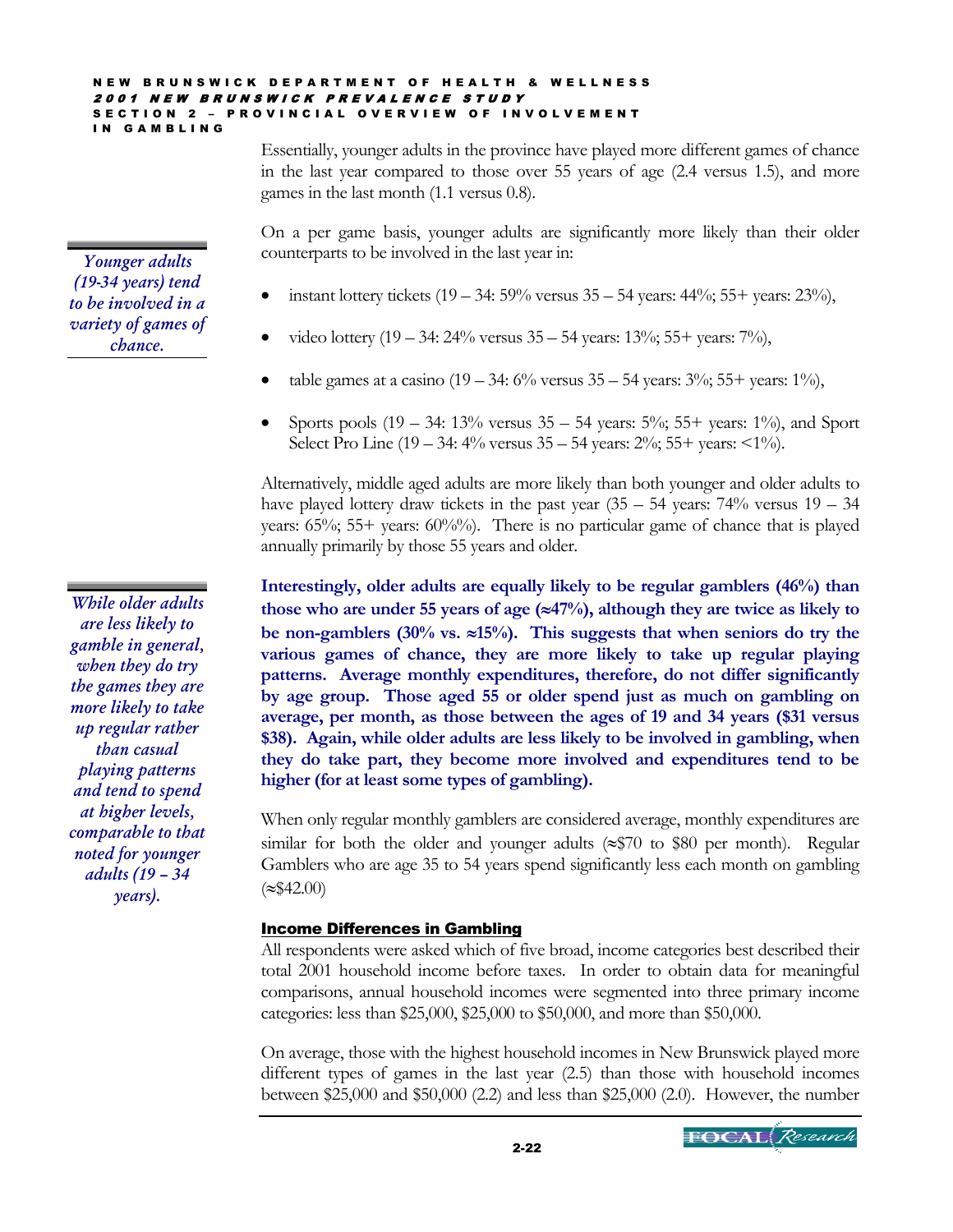Essentially, younger adults in the province have played more different games of chance in the last year compared to those over 55 years of age (2.4 versus 1.5), and more games in the last month (1.1 versus 0.8).

*Younger adults (19-34 years) tend to be involved in a variety of games of chance.*

On a per game basis, younger adults are significantly more likely than their older counterparts to be involved in the last year in:

- instant lottery tickets (19 – 34: 59% versus 35 – 54 years: 44%; 55+ years: 23%),
- video lottery (19 – 34: 24% versus 35 – 54 years: 13%; 55+ years: 7%),
- table games at a casino (19 – 34: 6% versus 35 – 54 years: 3%; 55+ years: 1%),
- Sports pools (19 – 34: 13% versus 35 – 54 years: 5%; 55+ years: 1%), and Sport Select Pro Line (19 – 34: 4% versus 35 – 54 years: 2%; 55+ years: <1%).

Alternatively, middle aged adults are more likely than both younger and older adults to have played lottery draw tickets in the past year (35 – 54 years: 74% versus 19 – 34 years: 65%; 55+ years: 60%%). There is no particular game of chance that is played annually primarily by those 55 years and older.

*While older adults are less likely to gamble in general, when they do try the games they are more likely to take up regular rather than casual playing patterns and tend to spend at higher levels, comparable to that noted for younger adults (19 – 34 years).*

**Interestingly, older adults are equally likely to be regular gamblers (46%) than those who are under 55 years of age (≈47%), although they are twice as likely to be non-gamblers (30% vs. ≈15%). This suggests that when seniors do try the various games of chance, they are more likely to take up regular playing patterns. Average monthly expenditures, therefore, do not differ significantly by age group. Those aged 55 or older spend just as much on gambling on average, per month, as those between the ages of 19 and 34 years ($31 versus $38). Again, while older adults are less likely to be involved in gambling, when they do take part, they become more involved and expenditures tend to be higher (for at least some types of gambling).**

When only regular monthly gamblers are considered average, monthly expenditures are similar for both the older and younger adults (≈$70 to $80 per month). Regular Gamblers who are age 35 to 54 years spend significantly less each month on gambling (≈$42.00)

## Income Differences in Gambling

All respondents were asked which of five broad, income categories best described their total 2001 household income before taxes. In order to obtain data for meaningful comparisons, annual household incomes were segmented into three primary income categories: less than $25,000, $25,000 to $50,000, and more than $50,000.

On average, those with the highest household incomes in New Brunswick played more different types of games in the last year (2.5) than those with household incomes between $25,000 and $50,000 (2.2) and less than $25,000 (2.0). However, the number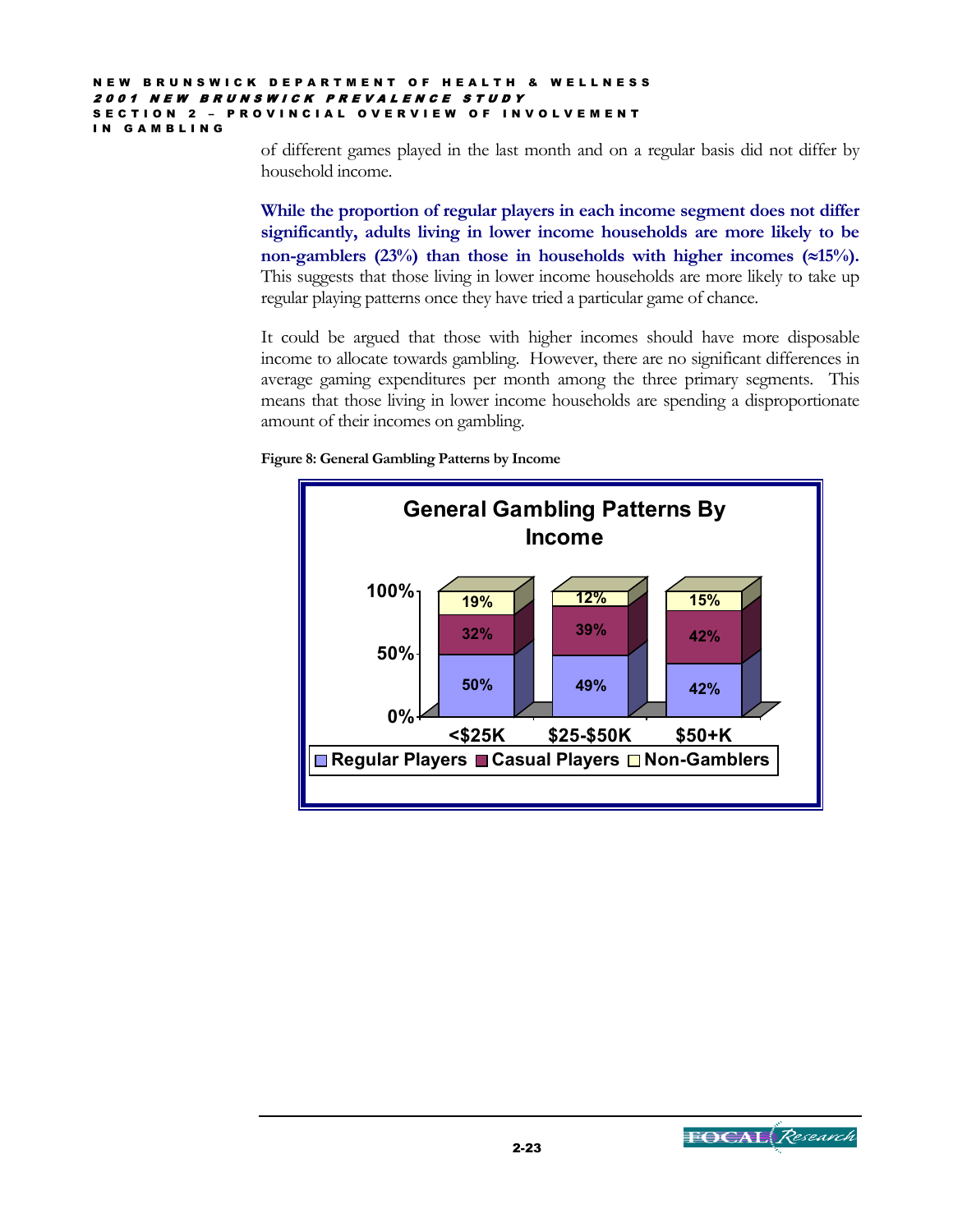of different games played in the last month and on a regular basis did not differ by household income.

**While the proportion of regular players in each income segment does not differ significantly, adults living in lower income households are more likely to be non-gamblers (23%) than those in households with higher incomes (≈15%).** This suggests that those living in lower income households are more likely to take up regular playing patterns once they have tried a particular game of chance.

It could be argued that those with higher incomes should have more disposable income to allocate towards gambling. However, there are no significant differences in average gaming expenditures per month among the three primary segments. This means that those living in lower income households are spending a disproportionate amount of their incomes on gambling.

**Figure 8: General Gambling Patterns by Income**

**General Gambling Patterns By Income**

| | <$25K | $25-$50K | $50+K |
|---|---|---|---|
| Regular Players | 50% | 49% | 42% |
| Casual Players | 32% | 39% | 42% |
| Non-Gamblers | 19% | 12% | 15% |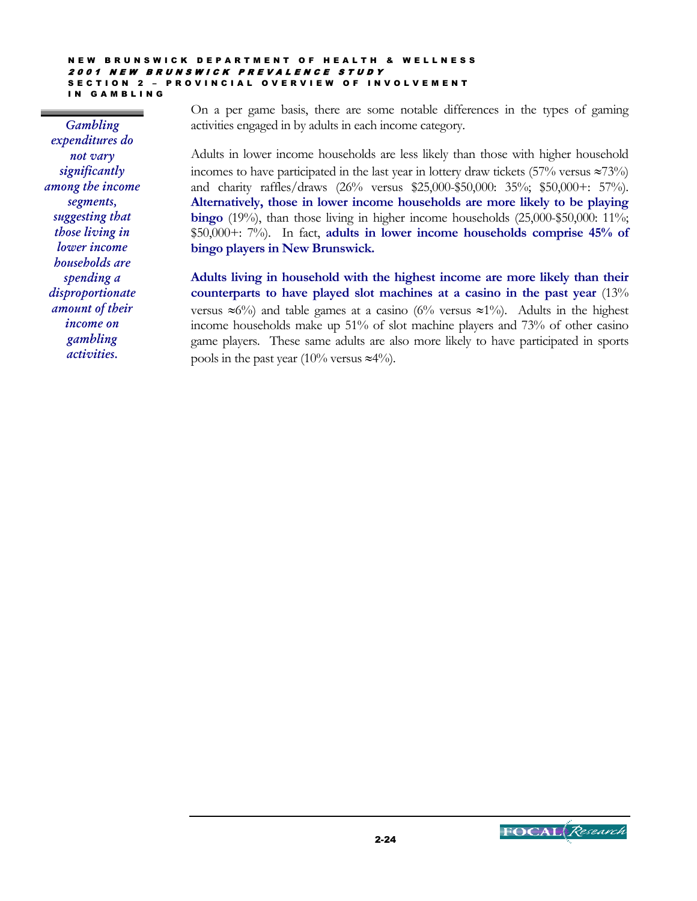*Gambling expenditures do not vary significantly among the income segments, suggesting that those living in lower income households are spending a disproportionate amount of their income on gambling activities.*

On a per game basis, there are some notable differences in the types of gaming activities engaged in by adults in each income category.

Adults in lower income households are less likely than those with higher household incomes to have participated in the last year in lottery draw tickets (57% versus ≈73%) and charity raffles/draws (26% versus $25,000-$50,000: 35%; $50,000+: 57%). **Alternatively, those in lower income households are more likely to be playing bingo** (19%), than those living in higher income households (25,000-$50,000: 11%; $50,000+: 7%). In fact, **adults in lower income households comprise 45% of bingo players in New Brunswick.**

**Adults living in household with the highest income are more likely than their counterparts to have played slot machines at a casino in the past year** (13% versus ≈6%) and table games at a casino (6% versus ≈1%). Adults in the highest income households make up 51% of slot machine players and 73% of other casino game players. These same adults are also more likely to have participated in sports pools in the past year (10% versus ≈4%).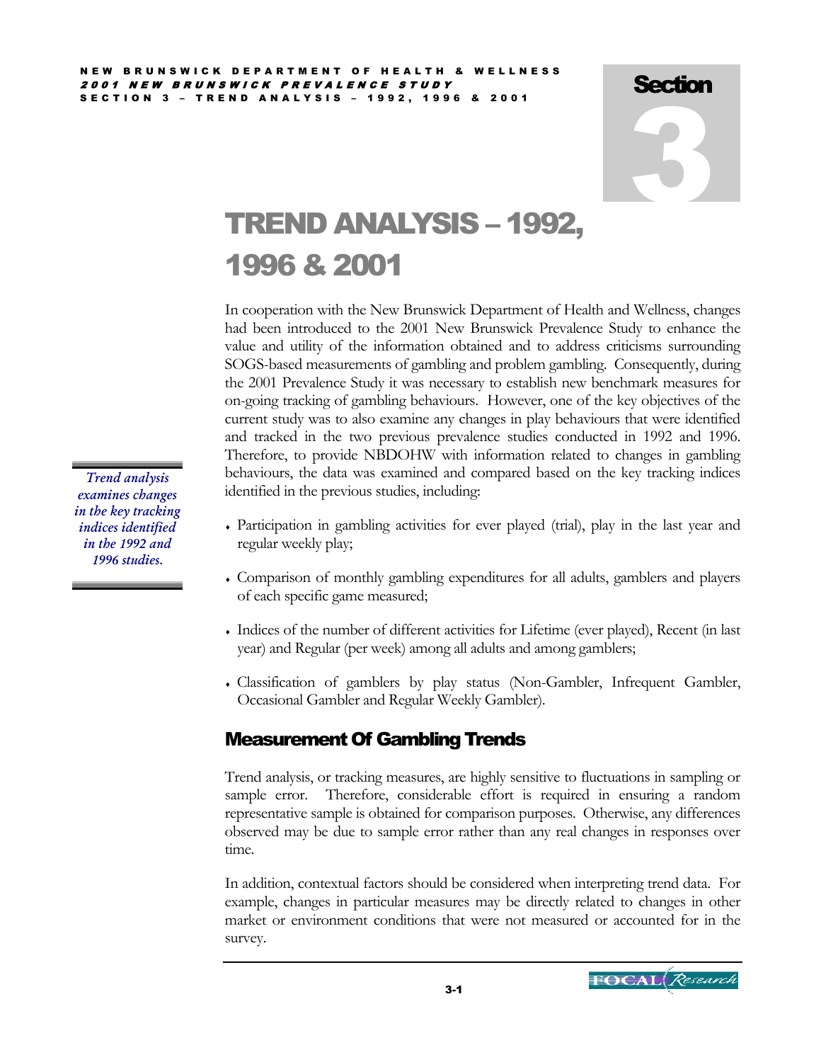# Section 3

# TREND ANALYSIS – 1992, 1996 & 2001

In cooperation with the New Brunswick Department of Health and Wellness, changes had been introduced to the 2001 New Brunswick Prevalence Study to enhance the value and utility of the information obtained and to address criticisms surrounding SOGS-based measurements of gambling and problem gambling. Consequently, during the 2001 Prevalence Study it was necessary to establish new benchmark measures for on-going tracking of gambling behaviours. However, one of the key objectives of the current study was to also examine any changes in play behaviours that were identified and tracked in the two previous prevalence studies conducted in 1992 and 1996. Therefore, to provide NBDOHW with information related to changes in gambling behaviours, the data was examined and compared based on the key tracking indices identified in the previous studies, including:

*Trend analysis examines changes in the key tracking indices identified in the 1992 and 1996 studies.*

- Participation in gambling activities for ever played (trial), play in the last year and regular weekly play;
- Comparison of monthly gambling expenditures for all adults, gamblers and players of each specific game measured;
- Indices of the number of different activities for Lifetime (ever played), Recent (in last year) and Regular (per week) among all adults and among gamblers;
- Classification of gamblers by play status (Non-Gambler, Infrequent Gambler, Occasional Gambler and Regular Weekly Gambler).

## Measurement Of Gambling Trends

Trend analysis, or tracking measures, are highly sensitive to fluctuations in sampling or sample error. Therefore, considerable effort is required in ensuring a random representative sample is obtained for comparison purposes. Otherwise, any differences observed may be due to sample error rather than any real changes in responses over time.

In addition, contextual factors should be considered when interpreting trend data. For example, changes in particular measures may be directly related to changes in other market or environment conditions that were not measured or accounted for in the survey.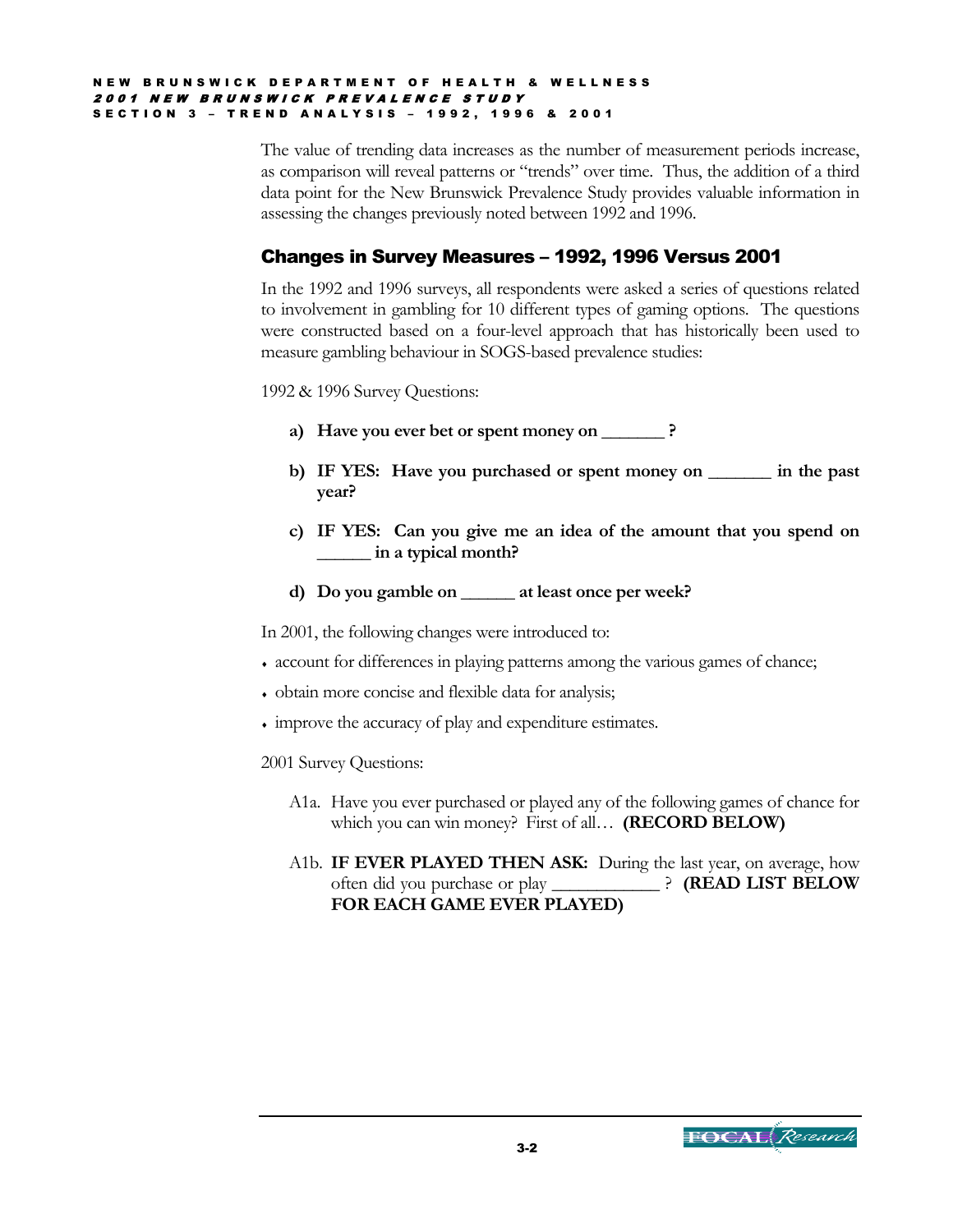The value of trending data increases as the number of measurement periods increase, as comparison will reveal patterns or "trends" over time. Thus, the addition of a third data point for the New Brunswick Prevalence Study provides valuable information in assessing the changes previously noted between 1992 and 1996.

## Changes in Survey Measures – 1992, 1996 Versus 2001

In the 1992 and 1996 surveys, all respondents were asked a series of questions related to involvement in gambling for 10 different types of gaming options. The questions were constructed based on a four-level approach that has historically been used to measure gambling behaviour in SOGS-based prevalence studies:

1992 & 1996 Survey Questions:

**a) Have you ever bet or spent money on _______ ?**

**b) IF YES: Have you purchased or spent money on _______ in the past year?**

**c) IF YES: Can you give me an idea of the amount that you spend on ______ in a typical month?**

**d) Do you gamble on ______ at least once per week?**

In 2001, the following changes were introduced to:

- account for differences in playing patterns among the various games of chance;
- obtain more concise and flexible data for analysis;
- improve the accuracy of play and expenditure estimates.

2001 Survey Questions:

A1a. Have you ever purchased or played any of the following games of chance for which you can win money? First of all… **(RECORD BELOW)**

A1b. **IF EVER PLAYED THEN ASK:** During the last year, on average, how often did you purchase or play ____________ ? **(READ LIST BELOW FOR EACH GAME EVER PLAYED)**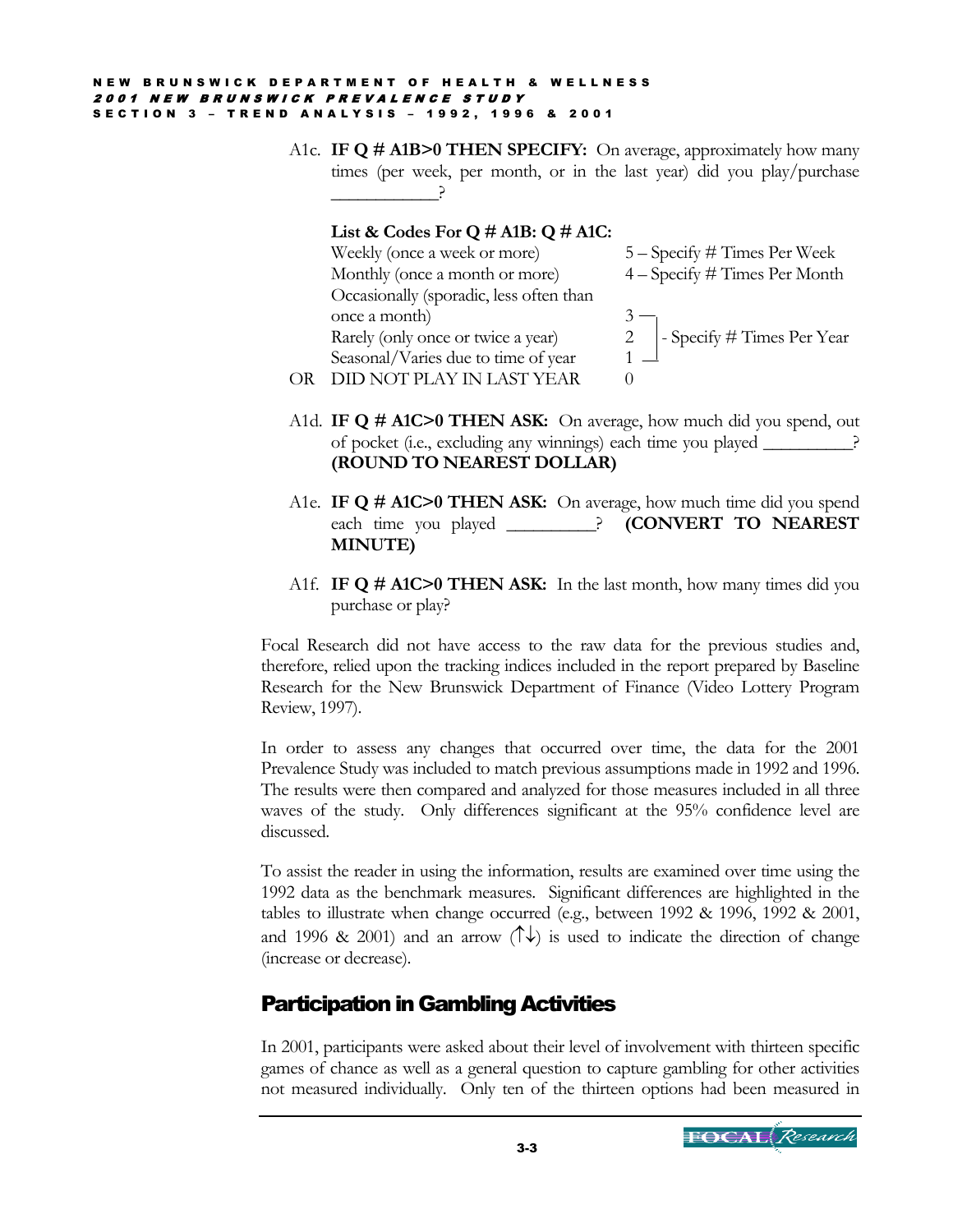A1c. **IF Q # A1B>0 THEN SPECIFY:** On average, approximately how many times (per week, per month, or in the last year) did you play/purchase ___________?

**List & Codes For Q # A1B: Q # A1C:**

| | | |
|---|---|---|
| | Weekly (once a week or more) | 5 – Specify # Times Per Week |
| | Monthly (once a month or more) | 4 – Specify # Times Per Month |
| | Occasionally (sporadic, less often than once a month) | 3 – Specify # Times Per Year |
| | Rarely (only once or twice a year) | 2 – Specify # Times Per Year |
| | Seasonal/Varies due to time of year | 1 – Specify # Times Per Year |
| OR | DID NOT PLAY IN LAST YEAR | 0 |

A1d. **IF Q # A1C>0 THEN ASK:** On average, how much did you spend, out of pocket (i.e., excluding any winnings) each time you played _________? **(ROUND TO NEAREST DOLLAR)**

A1e. **IF Q # A1C>0 THEN ASK:** On average, how much time did you spend each time you played _________? **(CONVERT TO NEAREST MINUTE)**

A1f. **IF Q # A1C>0 THEN ASK:** In the last month, how many times did you purchase or play?

Focal Research did not have access to the raw data for the previous studies and, therefore, relied upon the tracking indices included in the report prepared by Baseline Research for the New Brunswick Department of Finance (Video Lottery Program Review, 1997).

In order to assess any changes that occurred over time, the data for the 2001 Prevalence Study was included to match previous assumptions made in 1992 and 1996. The results were then compared and analyzed for those measures included in all three waves of the study. Only differences significant at the 95% confidence level are discussed.

To assist the reader in using the information, results are examined over time using the 1992 data as the benchmark measures. Significant differences are highlighted in the tables to illustrate when change occurred (e.g., between 1992 & 1996, 1992 & 2001, and 1996 & 2001) and an arrow (↑↓) is used to indicate the direction of change (increase or decrease).

## Participation in Gambling Activities

In 2001, participants were asked about their level of involvement with thirteen specific games of chance as well as a general question to capture gambling for other activities not measured individually. Only ten of the thirteen options had been measured in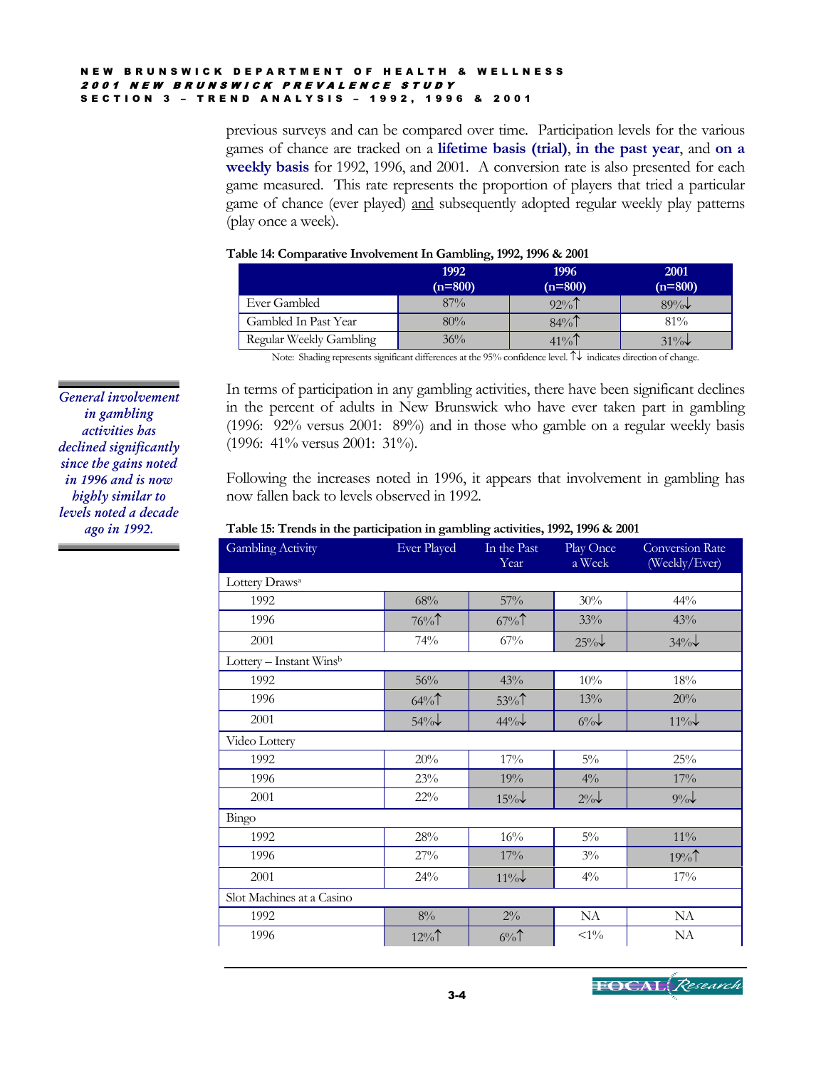previous surveys and can be compared over time. Participation levels for the various games of chance are tracked on a **lifetime basis (trial)**, **in the past year**, and **on a weekly basis** for 1992, 1996, and 2001. A conversion rate is also presented for each game measured. This rate represents the proportion of players that tried a particular game of chance (ever played) and subsequently adopted regular weekly play patterns (play once a week).

**Table 14: Comparative Involvement In Gambling, 1992, 1996 & 2001**

| | 1992 (n=800) | 1996 (n=800) | 2001 (n=800) |
|---|---|---|---|
| Ever Gambled | 87% | 92%↑ | 89%↓ |
| Gambled In Past Year | 80% | 84%↑ | 81% |
| Regular Weekly Gambling | 36% | 41%↑ | 31%↓ |

Note: Shading represents significant differences at the 95% confidence level. ↑↓ indicates direction of change.

*General involvement in gambling activities has declined significantly since the gains noted in 1996 and is now highly similar to levels noted a decade ago in 1992.*

In terms of participation in any gambling activities, there have been significant declines in the percent of adults in New Brunswick who have ever taken part in gambling (1996: 92% versus 2001: 89%) and in those who gamble on a regular weekly basis (1996: 41% versus 2001: 31%).

Following the increases noted in 1996, it appears that involvement in gambling has now fallen back to levels observed in 1992.

**Table 15: Trends in the participation in gambling activities, 1992, 1996 & 2001**

| Gambling Activity | Ever Played | In the Past Year | Play Once a Week | Conversion Rate (Weekly/Ever) |
|---|---|---|---|---|
| Lottery Draws[a] | | | | |
| 1992 | 68% | 57% | 30% | 44% |
| 1996 | 76%↑ | 67%↑ | 33% | 43% |
| 2001 | 74% | 67% | 25%↓ | 34%↓ |
| Lottery – Instant Wins[b] | | | | |
| 1992 | 56% | 43% | 10% | 18% |
| 1996 | 64%↑ | 53%↑ | 13% | 20% |
| 2001 | 54%↓ | 44%↓ | 6%↓ | 11%↓ |
| Video Lottery | | | | |
| 1992 | 20% | 17% | 5% | 25% |
| 1996 | 23% | 19% | 4% | 17% |
| 2001 | 22% | 15%↓ | 2%↓ | 9%↓ |
| Bingo | | | | |
| 1992 | 28% | 16% | 5% | 11% |
| 1996 | 27% | 17% | 3% | 19%↑ |
| 2001 | 24% | 11%↓ | 4% | 17% |
| Slot Machines at a Casino | | | | |
| 1992 | 8% | 2% | NA | NA |
| 1996 | 12%↑ | 6%↑ | <1% | NA |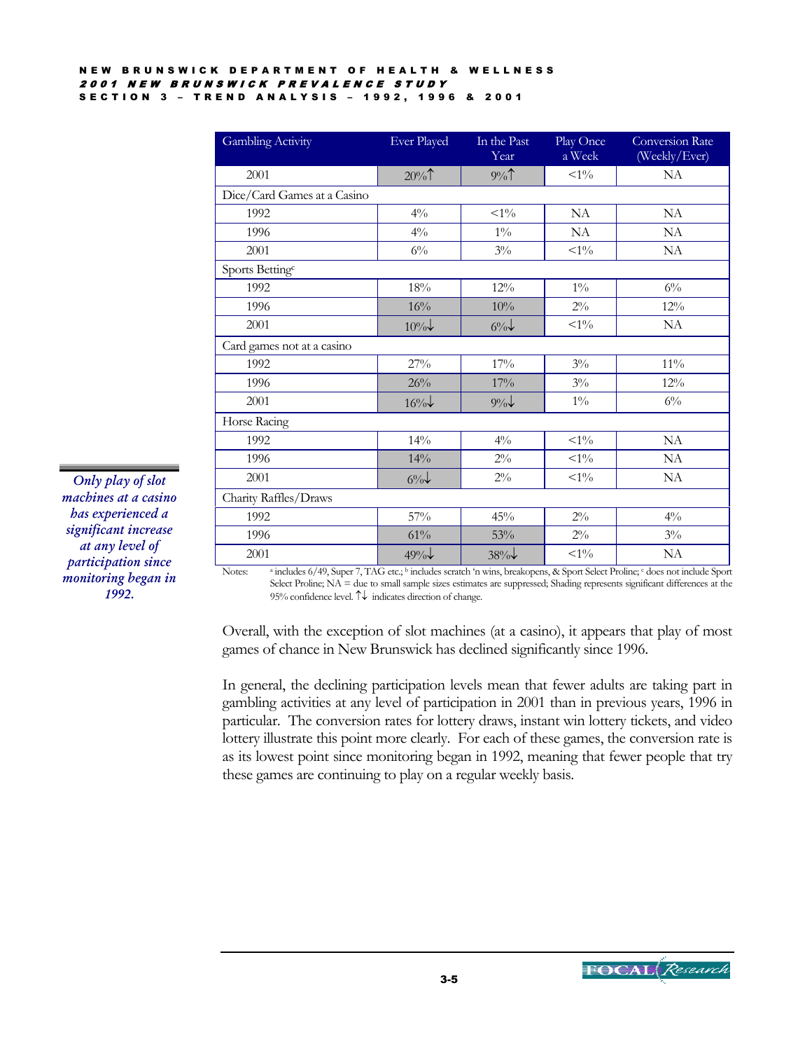| Gambling Activity | Ever Played | In the Past Year | Play Once a Week | Conversion Rate (Weekly/Ever) |
|---|---|---|---|---|
| 2001 | 20%↑ | 9%↑ | <1% | NA |
| Dice/Card Games at a Casino | | | | |
| 1992 | 4% | <1% | NA | NA |
| 1996 | 4% | 1% | NA | NA |
| 2001 | 6% | 3% | <1% | NA |
| Sports Betting[c] | | | | |
| 1992 | 18% | 12% | 1% | 6% |
| 1996 | 16% | 10% | 2% | 12% |
| 2001 | 10%↓ | 6%↓ | <1% | NA |
| Card games not at a casino | | | | |
| 1992 | 27% | 17% | 3% | 11% |
| 1996 | 26% | 17% | 3% | 12% |
| 2001 | 16%↓ | 9%↓ | 1% | 6% |
| Horse Racing | | | | |
| 1992 | 14% | 4% | <1% | NA |
| 1996 | 14% | 2% | <1% | NA |
| 2001 | 6%↓ | 2% | <1% | NA |
| Charity Raffles/Draws | | | | |
| 1992 | 57% | 45% | 2% | 4% |
| 1996 | 61% | 53% | 2% | 3% |
| 2001 | 49%↓ | 38%↓ | <1% | NA |

Notes: [a] includes 6/49, Super 7, TAG etc.; [b] includes scratch 'n wins, breakopens, & Sport Select Proline; [c] does not include Sport Select Proline; NA = due to small sample sizes estimates are suppressed; Shading represents significant differences at the 95% confidence level. ↑↓ indicates direction of change.

*Only play of slot machines at a casino has experienced a significant increase at any level of participation since monitoring began in 1992.*

Overall, with the exception of slot machines (at a casino), it appears that play of most games of chance in New Brunswick has declined significantly since 1996.

In general, the declining participation levels mean that fewer adults are taking part in gambling activities at any level of participation in 2001 than in previous years, 1996 in particular. The conversion rates for lottery draws, instant win lottery tickets, and video lottery illustrate this point more clearly. For each of these games, the conversion rate is as its lowest point since monitoring began in 1992, meaning that fewer people that try these games are continuing to play on a regular weekly basis.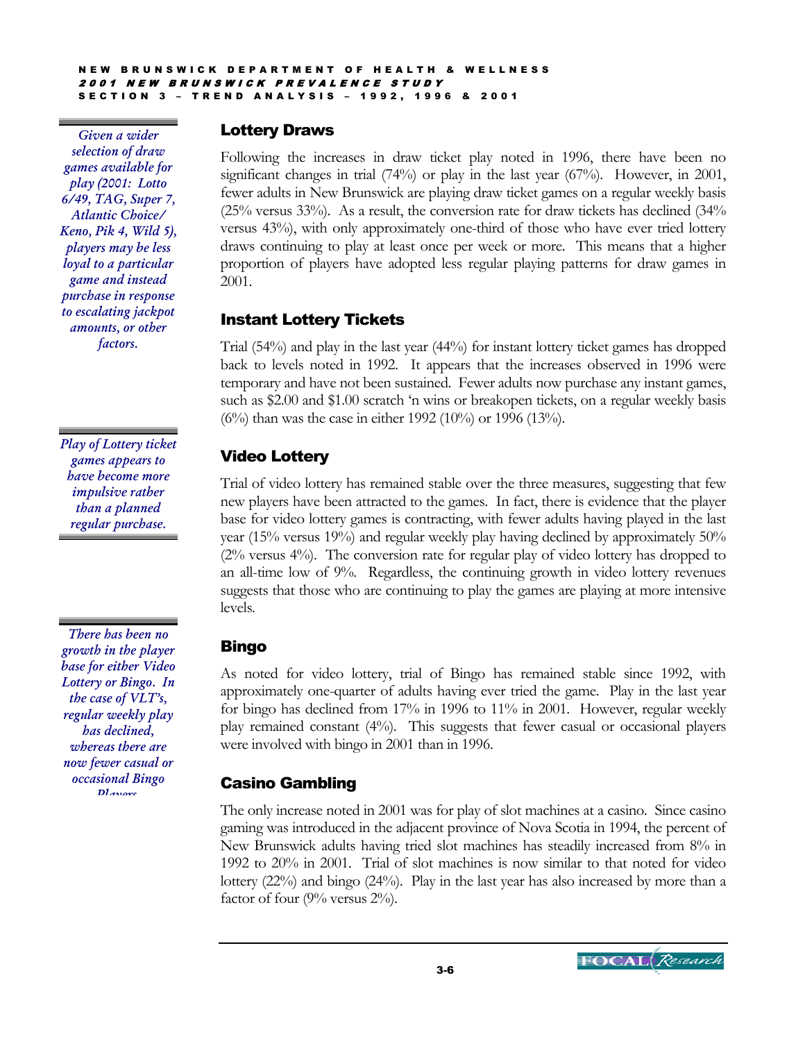### Lottery Draws

*Given a wider selection of draw games available for play (2001: Lotto 6/49, TAG, Super 7, Atlantic Choice/ Keno, Pik 4, Wild 5), players may be less loyal to a particular game and instead purchase in response to escalating jackpot amounts, or other factors.*

Following the increases in draw ticket play noted in 1996, there have been no significant changes in trial (74%) or play in the last year (67%). However, in 2001, fewer adults in New Brunswick are playing draw ticket games on a regular weekly basis (25% versus 33%). As a result, the conversion rate for draw tickets has declined (34% versus 43%), with only approximately one-third of those who have ever tried lottery draws continuing to play at least once per week or more. This means that a higher proportion of players have adopted less regular playing patterns for draw games in 2001.

### Instant Lottery Tickets

Trial (54%) and play in the last year (44%) for instant lottery ticket games has dropped back to levels noted in 1992. It appears that the increases observed in 1996 were temporary and have not been sustained. Fewer adults now purchase any instant games, such as $2.00 and $1.00 scratch 'n wins or breakopen tickets, on a regular weekly basis (6%) than was the case in either 1992 (10%) or 1996 (13%).

*Play of Lottery ticket games appears to have become more impulsive rather than a planned regular purchase.*

### Video Lottery

Trial of video lottery has remained stable over the three measures, suggesting that few new players have been attracted to the games. In fact, there is evidence that the player base for video lottery games is contracting, with fewer adults having played in the last year (15% versus 19%) and regular weekly play having declined by approximately 50% (2% versus 4%). The conversion rate for regular play of video lottery has dropped to an all-time low of 9%. Regardless, the continuing growth in video lottery revenues suggests that those who are continuing to play the games are playing at more intensive levels.

*There has been no growth in the player base for either Video Lottery or Bingo. In the case of VLT's, regular weekly play has declined, whereas there are now fewer casual or occasional Bingo Players.*

### Bingo

As noted for video lottery, trial of Bingo has remained stable since 1992, with approximately one-quarter of adults having ever tried the game. Play in the last year for bingo has declined from 17% in 1996 to 11% in 2001. However, regular weekly play remained constant (4%). This suggests that fewer casual or occasional players were involved with bingo in 2001 than in 1996.

### Casino Gambling

The only increase noted in 2001 was for play of slot machines at a casino. Since casino gaming was introduced in the adjacent province of Nova Scotia in 1994, the percent of New Brunswick adults having tried slot machines has steadily increased from 8% in 1992 to 20% in 2001. Trial of slot machines is now similar to that noted for video lottery (22%) and bingo (24%). Play in the last year has also increased by more than a factor of four (9% versus 2%).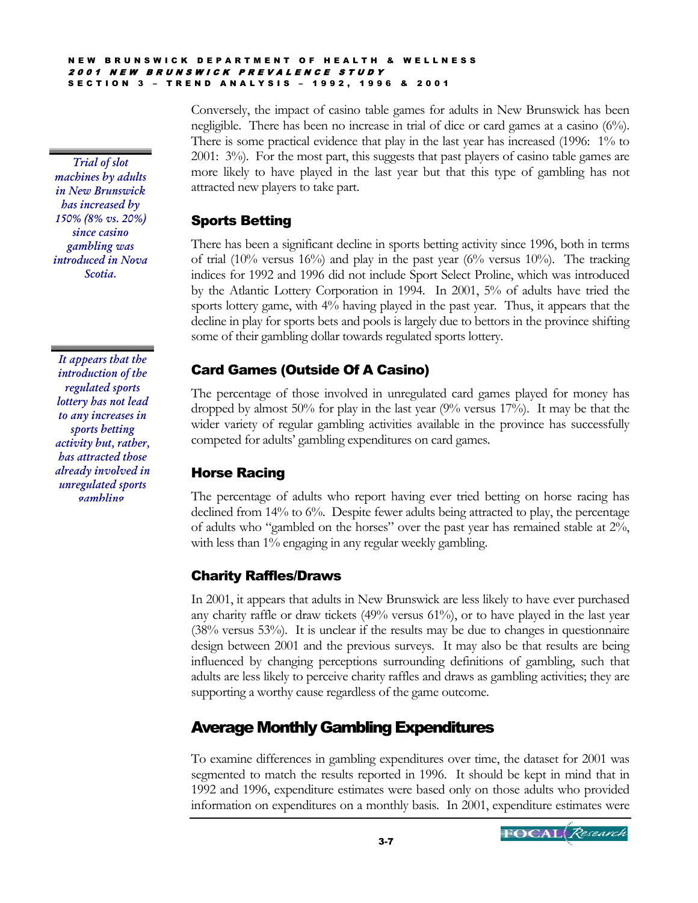Conversely, the impact of casino table games for adults in New Brunswick has been negligible. There has been no increase in trial of dice or card games at a casino (6%). There is some practical evidence that play in the last year has increased (1996: 1% to 2001: 3%). For the most part, this suggests that past players of casino table games are more likely to have played in the last year but that this type of gambling has not attracted new players to take part.

*Trial of slot machines by adults in New Brunswick has increased by 150% (8% vs. 20%) since casino gambling was introduced in Nova Scotia.*

### Sports Betting

There has been a significant decline in sports betting activity since 1996, both in terms of trial (10% versus 16%) and play in the past year (6% versus 10%). The tracking indices for 1992 and 1996 did not include Sport Select Proline, which was introduced by the Atlantic Lottery Corporation in 1994. In 2001, 5% of adults have tried the sports lottery game, with 4% having played in the past year. Thus, it appears that the decline in play for sports bets and pools is largely due to bettors in the province shifting some of their gambling dollar towards regulated sports lottery.

*It appears that the introduction of the regulated sports lottery has not lead to any increases in sports betting activity but, rather, has attracted those already involved in unregulated sports gambling*

### Card Games (Outside Of A Casino)

The percentage of those involved in unregulated card games played for money has dropped by almost 50% for play in the last year (9% versus 17%). It may be that the wider variety of regular gambling activities available in the province has successfully competed for adults' gambling expenditures on card games.

### Horse Racing

The percentage of adults who report having ever tried betting on horse racing has declined from 14% to 6%. Despite fewer adults being attracted to play, the percentage of adults who "gambled on the horses" over the past year has remained stable at 2%, with less than 1% engaging in any regular weekly gambling.

### Charity Raffles/Draws

In 2001, it appears that adults in New Brunswick are less likely to have ever purchased any charity raffle or draw tickets (49% versus 61%), or to have played in the last year (38% versus 53%). It is unclear if the results may be due to changes in questionnaire design between 2001 and the previous surveys. It may also be that results are being influenced by changing perceptions surrounding definitions of gambling, such that adults are less likely to perceive charity raffles and draws as gambling activities; they are supporting a worthy cause regardless of the game outcome.

## Average Monthly Gambling Expenditures

To examine differences in gambling expenditures over time, the dataset for 2001 was segmented to match the results reported in 1996. It should be kept in mind that in 1992 and 1996, expenditure estimates were based only on those adults who provided information on expenditures on a monthly basis. In 2001, expenditure estimates were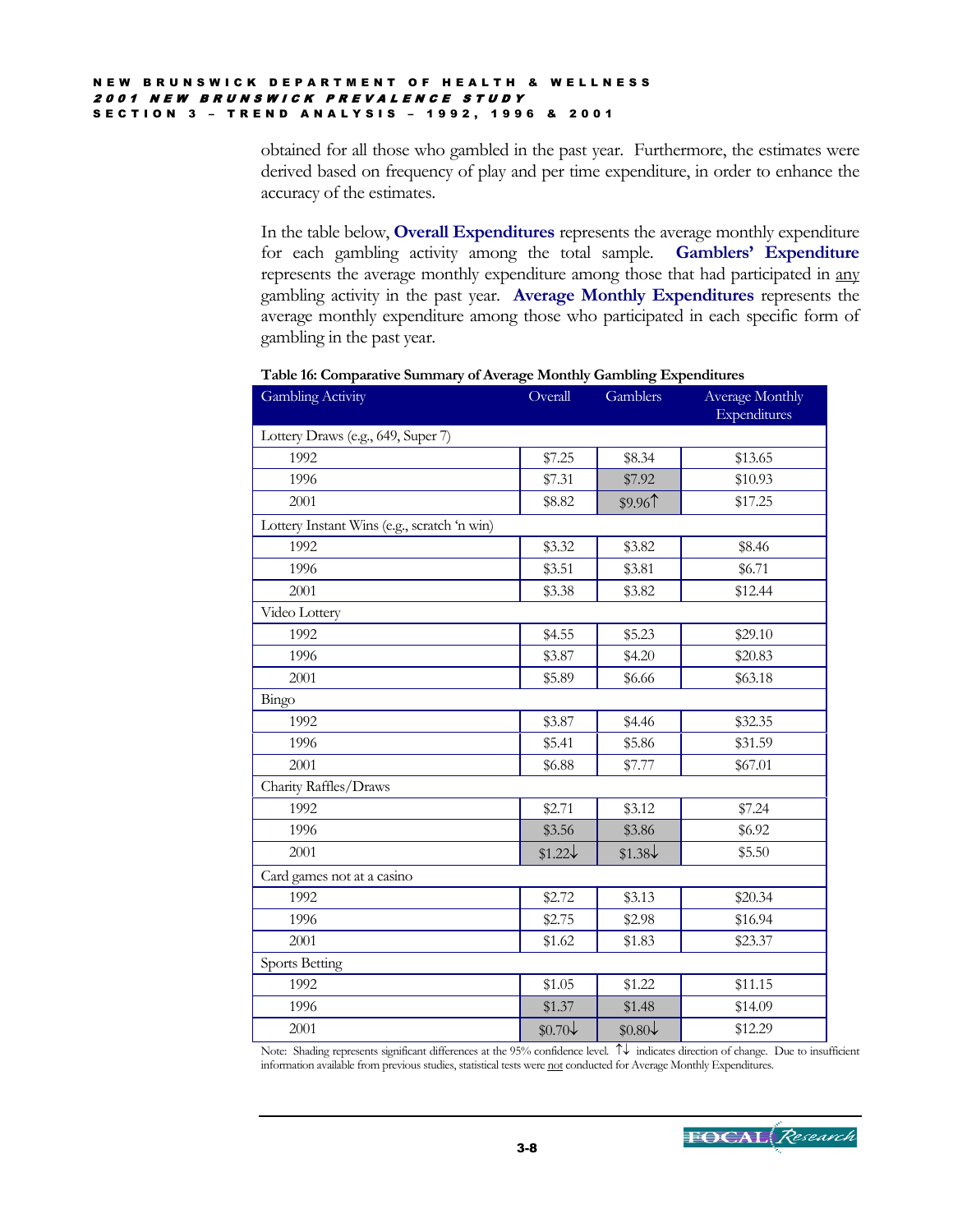obtained for all those who gambled in the past year. Furthermore, the estimates were derived based on frequency of play and per time expenditure, in order to enhance the accuracy of the estimates.

In the table below, **Overall Expenditures** represents the average monthly expenditure for each gambling activity among the total sample. **Gamblers' Expenditure** represents the average monthly expenditure among those that had participated in any gambling activity in the past year. **Average Monthly Expenditures** represents the average monthly expenditure among those who participated in each specific form of gambling in the past year.

**Table 16: Comparative Summary of Average Monthly Gambling Expenditures**

| Gambling Activity | Overall | Gamblers | Average Monthly Expenditures |
|---|---|---|---|
| Lottery Draws (e.g., 649, Super 7) | | | |
| 1992 | $7.25 | $8.34 | $13.65 |
| 1996 | $7.31 | $7.92 | $10.93 |
| 2001 | $8.82 | $9.96↑ | $17.25 |
| Lottery Instant Wins (e.g., scratch 'n win) | | | |
| 1992 | $3.32 | $3.82 | $8.46 |
| 1996 | $3.51 | $3.81 | $6.71 |
| 2001 | $3.38 | $3.82 | $12.44 |
| Video Lottery | | | |
| 1992 | $4.55 | $5.23 | $29.10 |
| 1996 | $3.87 | $4.20 | $20.83 |
| 2001 | $5.89 | $6.66 | $63.18 |
| Bingo | | | |
| 1992 | $3.87 | $4.46 | $32.35 |
| 1996 | $5.41 | $5.86 | $31.59 |
| 2001 | $6.88 | $7.77 | $67.01 |
| Charity Raffles/Draws | | | |
| 1992 | $2.71 | $3.12 | $7.24 |
| 1996 | $3.56 | $3.86 | $6.92 |
| 2001 | $1.22↓ | $1.38↓ | $5.50 |
| Card games not at a casino | | | |
| 1992 | $2.72 | $3.13 | $20.34 |
| 1996 | $2.75 | $2.98 | $16.94 |
| 2001 | $1.62 | $1.83 | $23.37 |
| Sports Betting | | | |
| 1992 | $1.05 | $1.22 | $11.15 |
| 1996 | $1.37 | $1.48 | $14.09 |
| 2001 | $0.70↓ | $0.80↓ | $12.29 |

Note: Shading represents significant differences at the 95% confidence level. ↑↓ indicates direction of change. Due to insufficient information available from previous studies, statistical tests were not conducted for Average Monthly Expenditures.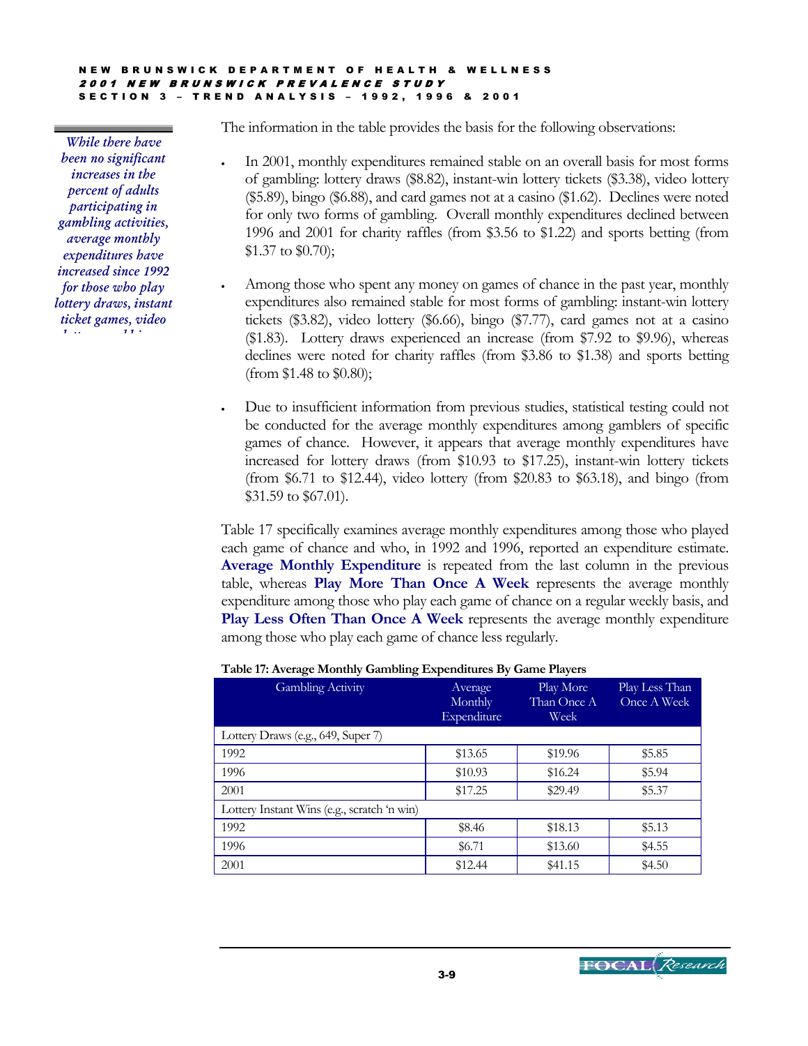*While there have been no significant increases in the percent of adults participating in gambling activities, average monthly expenditures have increased since 1992 for those who play lottery draws, instant ticket games, video*

The information in the table provides the basis for the following observations:

- In 2001, monthly expenditures remained stable on an overall basis for most forms of gambling: lottery draws ($8.82), instant-win lottery tickets ($3.38), video lottery ($5.89), bingo ($6.88), and card games not at a casino ($1.62). Declines were noted for only two forms of gambling. Overall monthly expenditures declined between 1996 and 2001 for charity raffles (from $3.56 to $1.22) and sports betting (from $1.37 to $0.70);
- Among those who spent any money on games of chance in the past year, monthly expenditures also remained stable for most forms of gambling: instant-win lottery tickets ($3.82), video lottery ($6.66), bingo ($7.77), card games not at a casino ($1.83). Lottery draws experienced an increase (from $7.92 to $9.96), whereas declines were noted for charity raffles (from $3.86 to $1.38) and sports betting (from $1.48 to $0.80);
- Due to insufficient information from previous studies, statistical testing could not be conducted for the average monthly expenditures among gamblers of specific games of chance. However, it appears that average monthly expenditures have increased for lottery draws (from $10.93 to $17.25), instant-win lottery tickets (from $6.71 to $12.44), video lottery (from $20.83 to $63.18), and bingo (from $31.59 to $67.01).

Table 17 specifically examines average monthly expenditures among those who played each game of chance and who, in 1992 and 1996, reported an expenditure estimate. **Average Monthly Expenditure** is repeated from the last column in the previous table, whereas **Play More Than Once A Week** represents the average monthly expenditure among those who play each game of chance on a regular weekly basis, and **Play Less Often Than Once A Week** represents the average monthly expenditure among those who play each game of chance less regularly.

**Table 17: Average Monthly Gambling Expenditures By Game Players**

| Gambling Activity | Average Monthly Expenditure | Play More Than Once A Week | Play Less Than Once A Week |
|---|---|---|---|
| Lottery Draws (e.g., 649, Super 7) | | | |
| 1992 | $13.65 | $19.96 | $5.85 |
| 1996 | $10.93 | $16.24 | $5.94 |
| 2001 | $17.25 | $29.49 | $5.37 |
| Lottery Instant Wins (e.g., scratch 'n win) | | | |
| 1992 | $8.46 | $18.13 | $5.13 |
| 1996 | $6.71 | $13.60 | $4.55 |
| 2001 | $12.44 | $41.15 | $4.50 |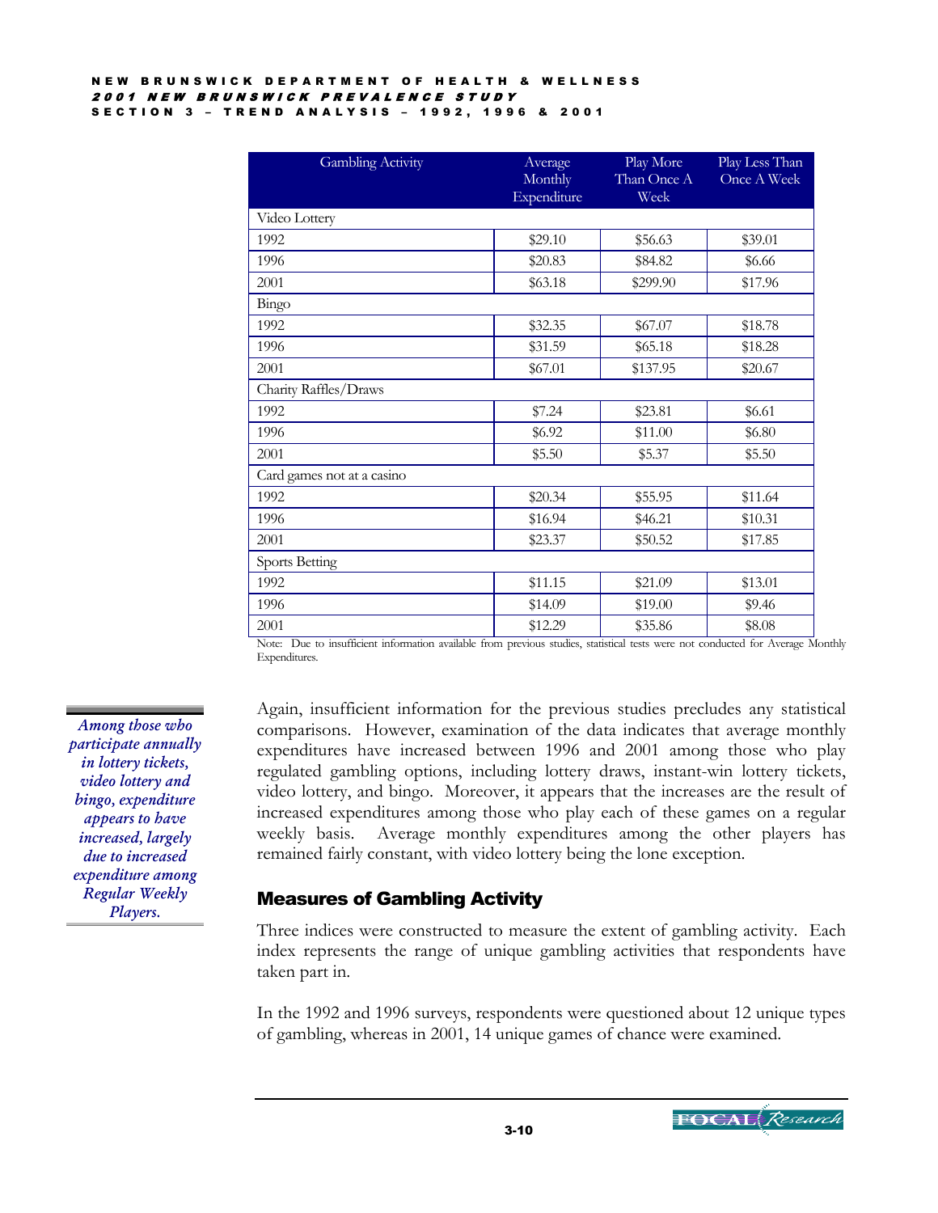| Gambling Activity | Average Monthly Expenditure | Play More Than Once A Week | Play Less Than Once A Week |
|---|---|---|---|
| Video Lottery | | | |
| 1992 | $29.10 | $56.63 | $39.01 |
| 1996 | $20.83 | $84.82 | $6.66 |
| 2001 | $63.18 | $299.90 | $17.96 |
| Bingo | | | |
| 1992 | $32.35 | $67.07 | $18.78 |
| 1996 | $31.59 | $65.18 | $18.28 |
| 2001 | $67.01 | $137.95 | $20.67 |
| Charity Raffles/Draws | | | |
| 1992 | $7.24 | $23.81 | $6.61 |
| 1996 | $6.92 | $11.00 | $6.80 |
| 2001 | $5.50 | $5.37 | $5.50 |
| Card games not at a casino | | | |
| 1992 | $20.34 | $55.95 | $11.64 |
| 1996 | $16.94 | $46.21 | $10.31 |
| 2001 | $23.37 | $50.52 | $17.85 |
| Sports Betting | | | |
| 1992 | $11.15 | $21.09 | $13.01 |
| 1996 | $14.09 | $19.00 | $9.46 |
| 2001 | $12.29 | $35.86 | $8.08 |

Note: Due to insufficient information available from previous studies, statistical tests were not conducted for Average Monthly Expenditures.

*Among those who participate annually in lottery tickets, video lottery and bingo, expenditure appears to have increased, largely due to increased expenditure among Regular Weekly Players.*

Again, insufficient information for the previous studies precludes any statistical comparisons. However, examination of the data indicates that average monthly expenditures have increased between 1996 and 2001 among those who play regulated gambling options, including lottery draws, instant-win lottery tickets, video lottery, and bingo. Moreover, it appears that the increases are the result of increased expenditures among those who play each of these games on a regular weekly basis. Average monthly expenditures among the other players has remained fairly constant, with video lottery being the lone exception.

## Measures of Gambling Activity

Three indices were constructed to measure the extent of gambling activity. Each index represents the range of unique gambling activities that respondents have taken part in.

In the 1992 and 1996 surveys, respondents were questioned about 12 unique types of gambling, whereas in 2001, 14 unique games of chance were examined.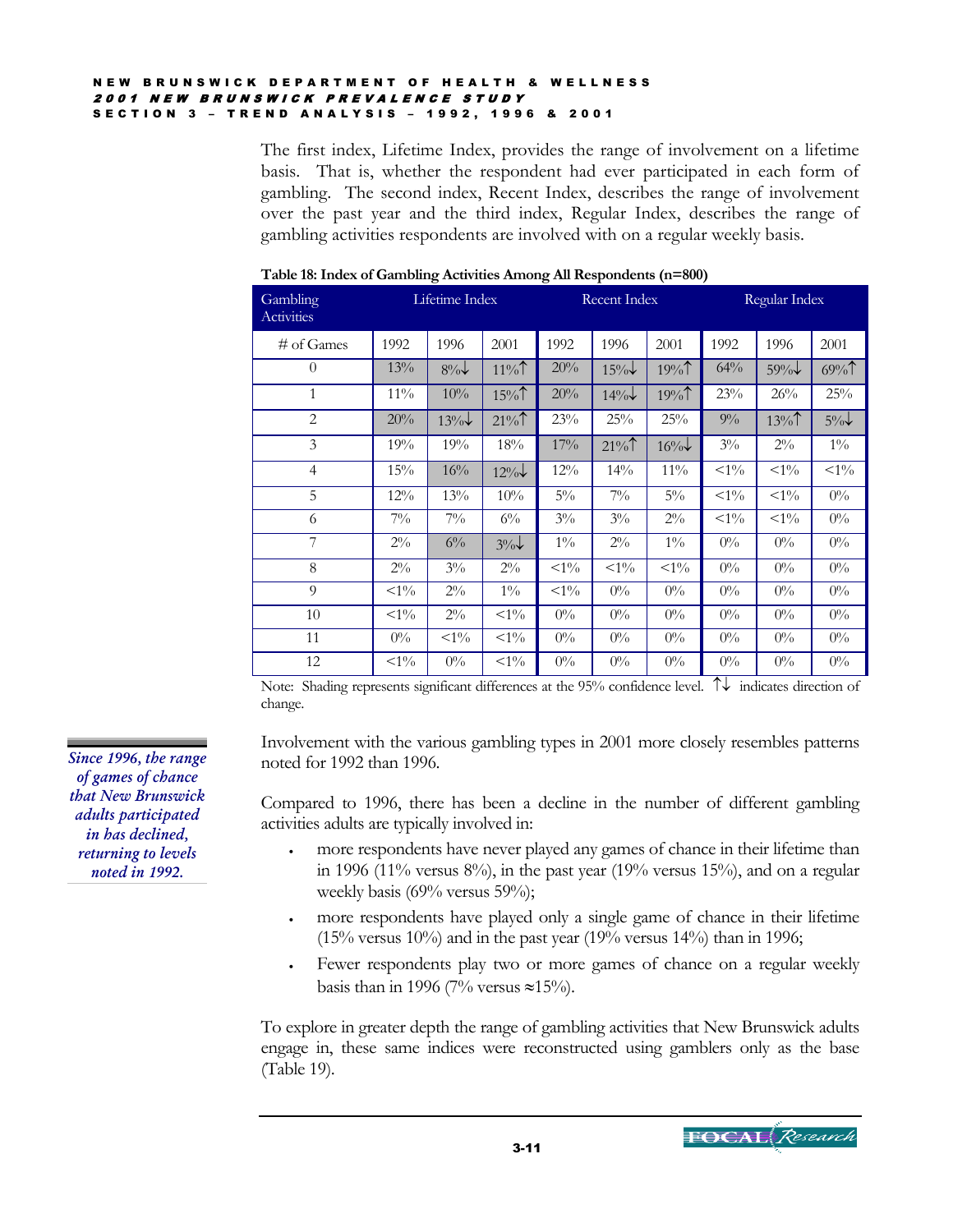The first index, Lifetime Index, provides the range of involvement on a lifetime basis. That is, whether the respondent had ever participated in each form of gambling. The second index, Recent Index, describes the range of involvement over the past year and the third index, Regular Index, describes the range of gambling activities respondents are involved with on a regular weekly basis.

**Table 18: Index of Gambling Activities Among All Respondents (n=800)**

| Gambling Activities | Lifetime Index | | | Recent Index | | | Regular Index | | |
|---|---|---|---|---|---|---|---|---|---|
| # of Games | 1992 | 1996 | 2001 | 1992 | 1996 | 2001 | 1992 | 1996 | 2001 |
| 0 | 13% | 8%↓ | 11%↑ | 20% | 15%↓ | 19%↑ | 64% | 59%↓ | 69%↑ |
| 1 | 11% | 10% | 15%↑ | 20% | 14%↓ | 19%↑ | 23% | 26% | 25% |
| 2 | 20% | 13%↓ | 21%↑ | 23% | 25% | 25% | 9% | 13%↑ | 5%↓ |
| 3 | 19% | 19% | 18% | 17% | 21%↑ | 16%↓ | 3% | 2% | 1% |
| 4 | 15% | 16% | 12%↓ | 12% | 14% | 11% | <1% | <1% | <1% |
| 5 | 12% | 13% | 10% | 5% | 7% | 5% | <1% | <1% | 0% |
| 6 | 7% | 7% | 6% | 3% | 3% | 2% | <1% | <1% | 0% |
| 7 | 2% | 6% | 3%↓ | 1% | 2% | 1% | 0% | 0% | 0% |
| 8 | 2% | 3% | 2% | <1% | <1% | <1% | 0% | 0% | 0% |
| 9 | <1% | 2% | 1% | <1% | 0% | 0% | 0% | 0% | 0% |
| 10 | <1% | 2% | <1% | 0% | 0% | 0% | 0% | 0% | 0% |
| 11 | 0% | <1% | <1% | 0% | 0% | 0% | 0% | 0% | 0% |
| 12 | <1% | 0% | <1% | 0% | 0% | 0% | 0% | 0% | 0% |

Note: Shading represents significant differences at the 95% confidence level. ↑↓ indicates direction of change.

*Since 1996, the range of games of chance that New Brunswick adults participated in has declined, returning to levels noted in 1992.*

Involvement with the various gambling types in 2001 more closely resembles patterns noted for 1992 than 1996.

Compared to 1996, there has been a decline in the number of different gambling activities adults are typically involved in:

- more respondents have never played any games of chance in their lifetime than in 1996 (11% versus 8%), in the past year (19% versus 15%), and on a regular weekly basis (69% versus 59%);
- more respondents have played only a single game of chance in their lifetime (15% versus 10%) and in the past year (19% versus 14%) than in 1996;
- Fewer respondents play two or more games of chance on a regular weekly basis than in 1996 (7% versus ≈15%).

To explore in greater depth the range of gambling activities that New Brunswick adults engage in, these same indices were reconstructed using gamblers only as the base (Table 19).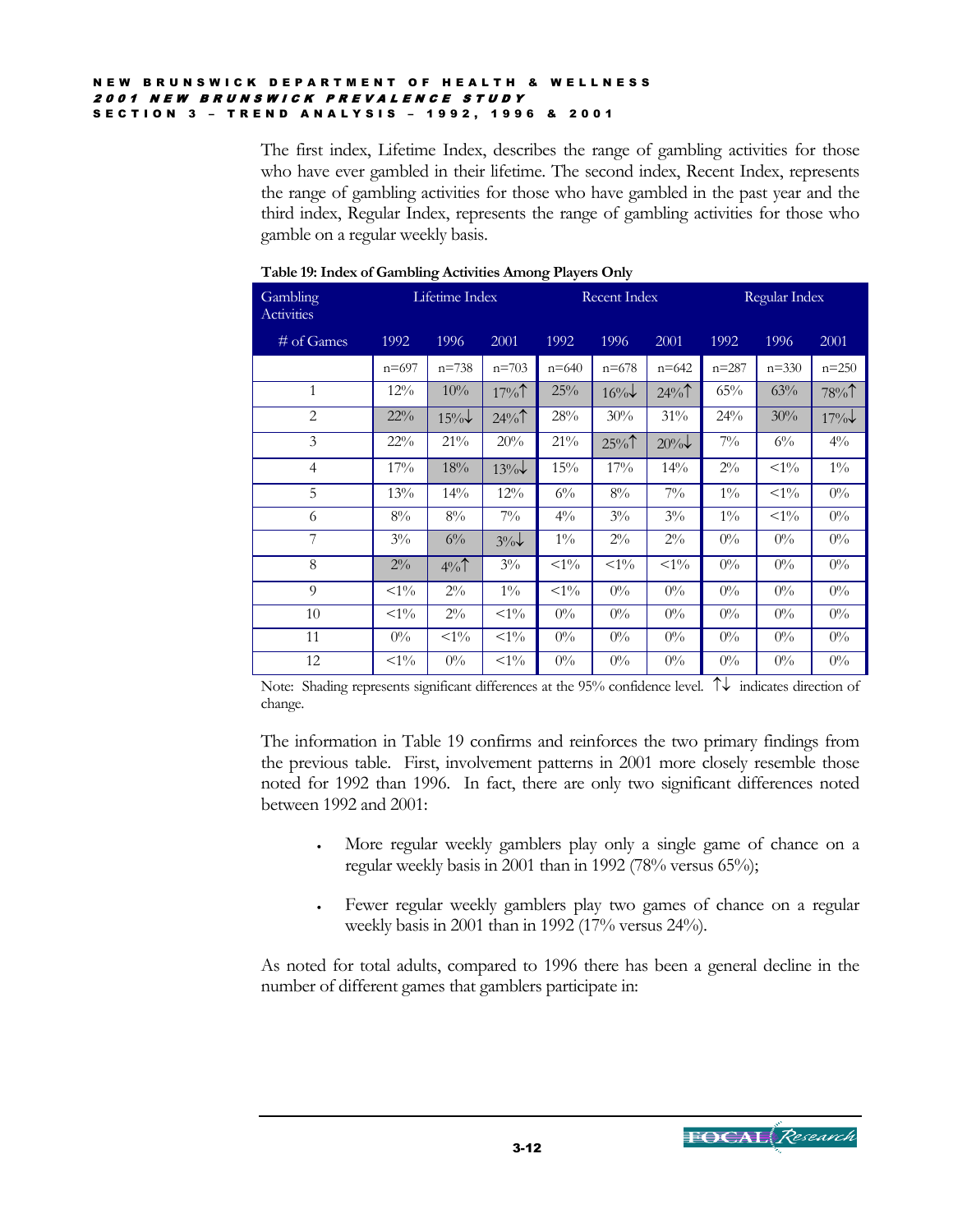The first index, Lifetime Index, describes the range of gambling activities for those who have ever gambled in their lifetime. The second index, Recent Index, represents the range of gambling activities for those who have gambled in the past year and the third index, Regular Index, represents the range of gambling activities for those who gamble on a regular weekly basis.

**Table 19: Index of Gambling Activities Among Players Only**

| Gambling Activities | Lifetime Index | | | Recent Index | | | Regular Index | | |
|---|---|---|---|---|---|---|---|---|---|
| # of Games | 1992 | 1996 | 2001 | 1992 | 1996 | 2001 | 1992 | 1996 | 2001 |
| | n=697 | n=738 | n=703 | n=640 | n=678 | n=642 | n=287 | n=330 | n=250 |
| 1 | 12% | 10% | 17%↑ | 25% | 16%↓ | 24%↑ | 65% | 63% | 78%↑ |
| 2 | 22% | 15%↓ | 24%↑ | 28% | 30% | 31% | 24% | 30% | 17%↓ |
| 3 | 22% | 21% | 20% | 21% | 25%↑ | 20%↓ | 7% | 6% | 4% |
| 4 | 17% | 18% | 13%↓ | 15% | 17% | 14% | 2% | <1% | 1% |
| 5 | 13% | 14% | 12% | 6% | 8% | 7% | 1% | <1% | 0% |
| 6 | 8% | 8% | 7% | 4% | 3% | 3% | 1% | <1% | 0% |
| 7 | 3% | 6% | 3%↓ | 1% | 2% | 2% | 0% | 0% | 0% |
| 8 | 2% | 4%↑ | 3% | <1% | <1% | <1% | 0% | 0% | 0% |
| 9 | <1% | 2% | 1% | <1% | 0% | 0% | 0% | 0% | 0% |
| 10 | <1% | 2% | <1% | 0% | 0% | 0% | 0% | 0% | 0% |
| 11 | 0% | <1% | <1% | 0% | 0% | 0% | 0% | 0% | 0% |
| 12 | <1% | 0% | <1% | 0% | 0% | 0% | 0% | 0% | 0% |

Note: Shading represents significant differences at the 95% confidence level. ↑↓ indicates direction of change.

The information in Table 19 confirms and reinforces the two primary findings from the previous table. First, involvement patterns in 2001 more closely resemble those noted for 1992 than 1996. In fact, there are only two significant differences noted between 1992 and 2001:

- More regular weekly gamblers play only a single game of chance on a regular weekly basis in 2001 than in 1992 (78% versus 65%);
- Fewer regular weekly gamblers play two games of chance on a regular weekly basis in 2001 than in 1992 (17% versus 24%).

As noted for total adults, compared to 1996 there has been a general decline in the number of different games that gamblers participate in: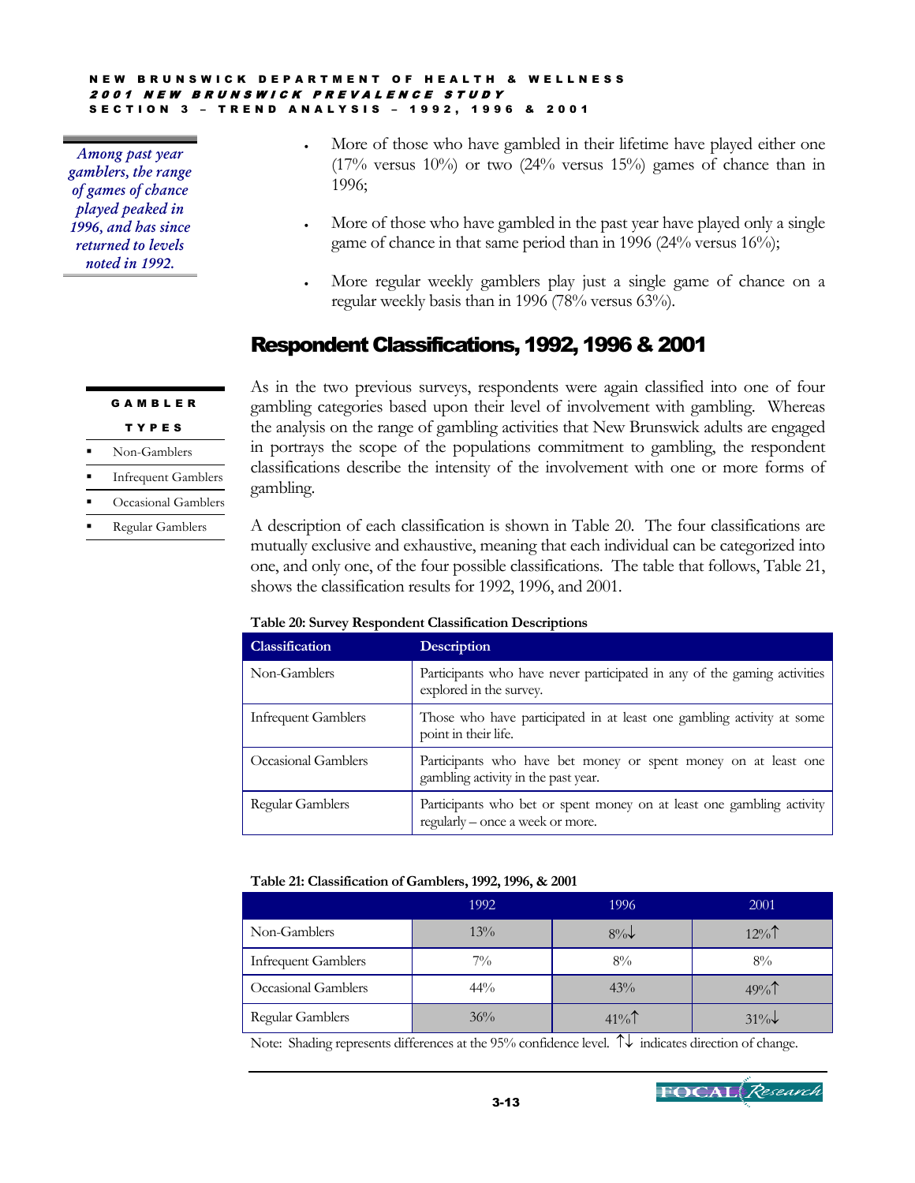*Among past year gamblers, the range of games of chance played peaked in 1996, and has since returned to levels noted in 1992.*

- More of those who have gambled in their lifetime have played either one (17% versus 10%) or two (24% versus 15%) games of chance than in 1996;
- More of those who have gambled in the past year have played only a single game of chance in that same period than in 1996 (24% versus 16%);
- More regular weekly gamblers play just a single game of chance on a regular weekly basis than in 1996 (78% versus 63%).

## Respondent Classifications, 1992, 1996 & 2001

**GAMBLER TYPES**

- Non-Gamblers
- Infrequent Gamblers
- Occasional Gamblers
- Regular Gamblers

As in the two previous surveys, respondents were again classified into one of four gambling categories based upon their level of involvement with gambling. Whereas the analysis on the range of gambling activities that New Brunswick adults are engaged in portrays the scope of the populations commitment to gambling, the respondent classifications describe the intensity of the involvement with one or more forms of gambling.

A description of each classification is shown in Table 20. The four classifications are mutually exclusive and exhaustive, meaning that each individual can be categorized into one, and only one, of the four possible classifications. The table that follows, Table 21, shows the classification results for 1992, 1996, and 2001.

**Table 20: Survey Respondent Classification Descriptions**

| Classification | Description |
|---|---|
| Non-Gamblers | Participants who have never participated in any of the gaming activities explored in the survey. |
| Infrequent Gamblers | Those who have participated in at least one gambling activity at some point in their life. |
| Occasional Gamblers | Participants who have bet money or spent money on at least one gambling activity in the past year. |
| Regular Gamblers | Participants who bet or spent money on at least one gambling activity regularly – once a week or more. |

**Table 21: Classification of Gamblers, 1992, 1996, & 2001**

| | 1992 | 1996 | 2001 |
|---|---|---|---|
| Non-Gamblers | 13% | 8%↓ | 12%↑ |
| Infrequent Gamblers | 7% | 8% | 8% |
| Occasional Gamblers | 44% | 43% | 49%↑ |
| Regular Gamblers | 36% | 41%↑ | 31%↓ |

Note: Shading represents differences at the 95% confidence level. ↑↓ indicates direction of change.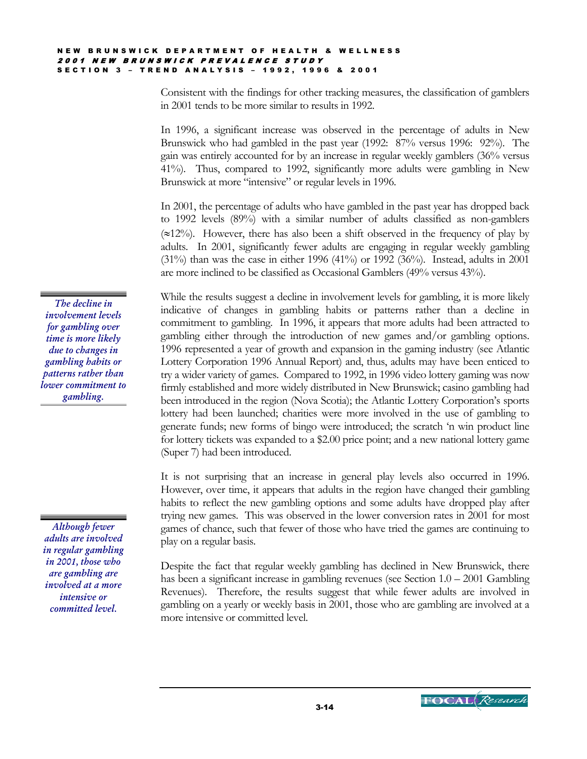Consistent with the findings for other tracking measures, the classification of gamblers in 2001 tends to be more similar to results in 1992.

In 1996, a significant increase was observed in the percentage of adults in New Brunswick who had gambled in the past year (1992: 87% versus 1996: 92%). The gain was entirely accounted for by an increase in regular weekly gamblers (36% versus 41%). Thus, compared to 1992, significantly more adults were gambling in New Brunswick at more "intensive" or regular levels in 1996.

In 2001, the percentage of adults who have gambled in the past year has dropped back to 1992 levels (89%) with a similar number of adults classified as non-gamblers (≈12%). However, there has also been a shift observed in the frequency of play by adults. In 2001, significantly fewer adults are engaging in regular weekly gambling (31%) than was the case in either 1996 (41%) or 1992 (36%). Instead, adults in 2001 are more inclined to be classified as Occasional Gamblers (49% versus 43%).

*The decline in involvement levels for gambling over time is more likely due to changes in gambling habits or patterns rather than lower commitment to gambling.*

While the results suggest a decline in involvement levels for gambling, it is more likely indicative of changes in gambling habits or patterns rather than a decline in commitment to gambling. In 1996, it appears that more adults had been attracted to gambling either through the introduction of new games and/or gambling options. 1996 represented a year of growth and expansion in the gaming industry (see Atlantic Lottery Corporation 1996 Annual Report) and, thus, adults may have been enticed to try a wider variety of games. Compared to 1992, in 1996 video lottery gaming was now firmly established and more widely distributed in New Brunswick; casino gambling had been introduced in the region (Nova Scotia); the Atlantic Lottery Corporation's sports lottery had been launched; charities were more involved in the use of gambling to generate funds; new forms of bingo were introduced; the scratch 'n win product line for lottery tickets was expanded to a $2.00 price point; and a new national lottery game (Super 7) had been introduced.

It is not surprising that an increase in general play levels also occurred in 1996. However, over time, it appears that adults in the region have changed their gambling habits to reflect the new gambling options and some adults have dropped play after trying new games. This was observed in the lower conversion rates in 2001 for most games of chance, such that fewer of those who have tried the games are continuing to play on a regular basis.

*Although fewer adults are involved in regular gambling in 2001, those who are gambling are involved at a more intensive or committed level.*

Despite the fact that regular weekly gambling has declined in New Brunswick, there has been a significant increase in gambling revenues (see Section 1.0 – 2001 Gambling Revenues). Therefore, the results suggest that while fewer adults are involved in gambling on a yearly or weekly basis in 2001, those who are gambling are involved at a more intensive or committed level.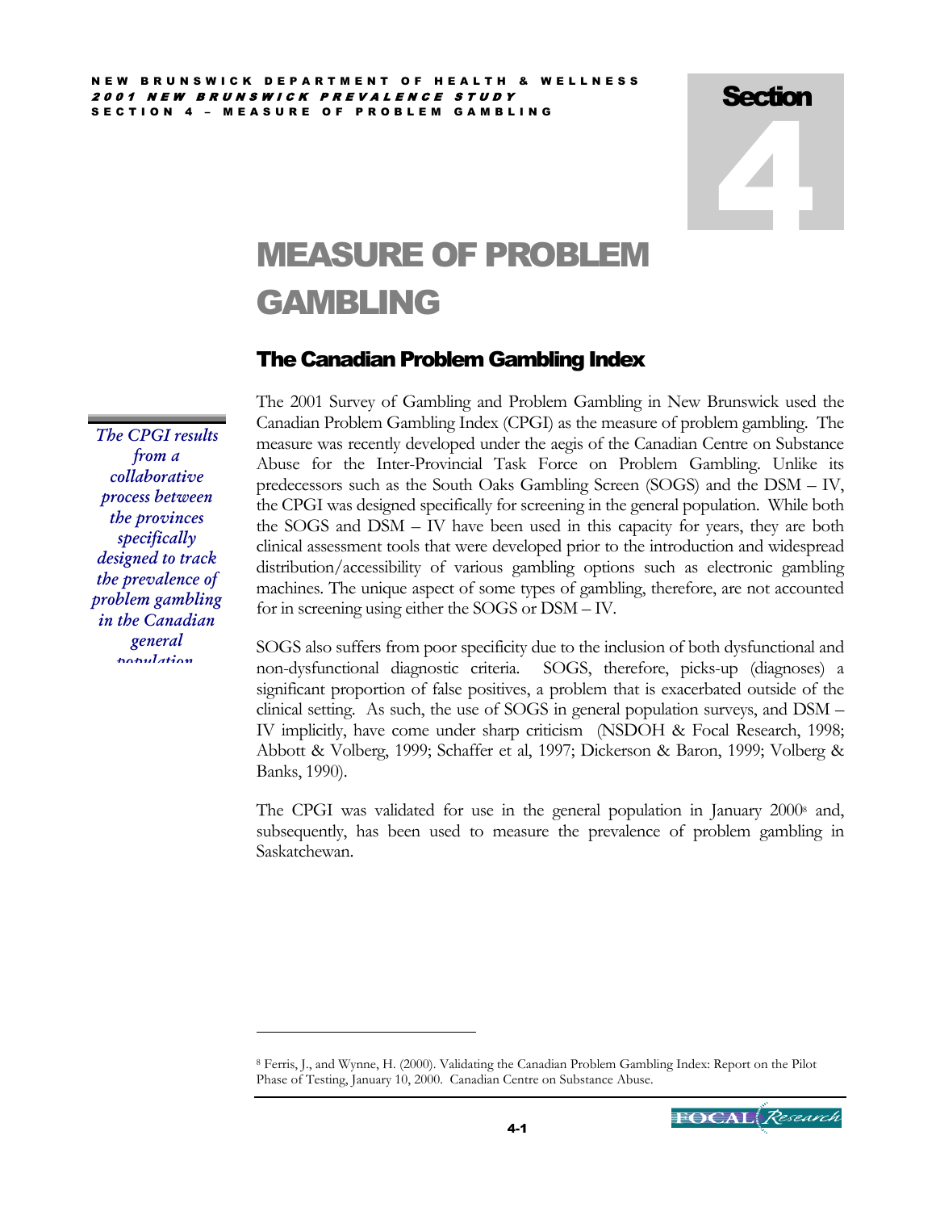# Section 4

# MEASURE OF PROBLEM GAMBLING

## The Canadian Problem Gambling Index

*The CPGI results from a collaborative process between the provinces specifically designed to track the prevalence of problem gambling in the Canadian general population*

The 2001 Survey of Gambling and Problem Gambling in New Brunswick used the Canadian Problem Gambling Index (CPGI) as the measure of problem gambling. The measure was recently developed under the aegis of the Canadian Centre on Substance Abuse for the Inter-Provincial Task Force on Problem Gambling. Unlike its predecessors such as the South Oaks Gambling Screen (SOGS) and the DSM – IV, the CPGI was designed specifically for screening in the general population. While both the SOGS and DSM – IV have been used in this capacity for years, they are both clinical assessment tools that were developed prior to the introduction and widespread distribution/accessibility of various gambling options such as electronic gambling machines. The unique aspect of some types of gambling, therefore, are not accounted for in screening using either the SOGS or DSM – IV.

SOGS also suffers from poor specificity due to the inclusion of both dysfunctional and non-dysfunctional diagnostic criteria. SOGS, therefore, picks-up (diagnoses) a significant proportion of false positives, a problem that is exacerbated outside of the clinical setting. As such, the use of SOGS in general population surveys, and DSM – IV implicitly, have come under sharp criticism (NSDOH & Focal Research, 1998; Abbott & Volberg, 1999; Schaffer et al, 1997; Dickerson & Baron, 1999; Volberg & Banks, 1990).

The CPGI was validated for use in the general population in January 2000[8] and, subsequently, has been used to measure the prevalence of problem gambling in Saskatchewan.

---

[8] Ferris, J., and Wynne, H. (2000). Validating the Canadian Problem Gambling Index: Report on the Pilot Phase of Testing, January 10, 2000. Canadian Centre on Substance Abuse.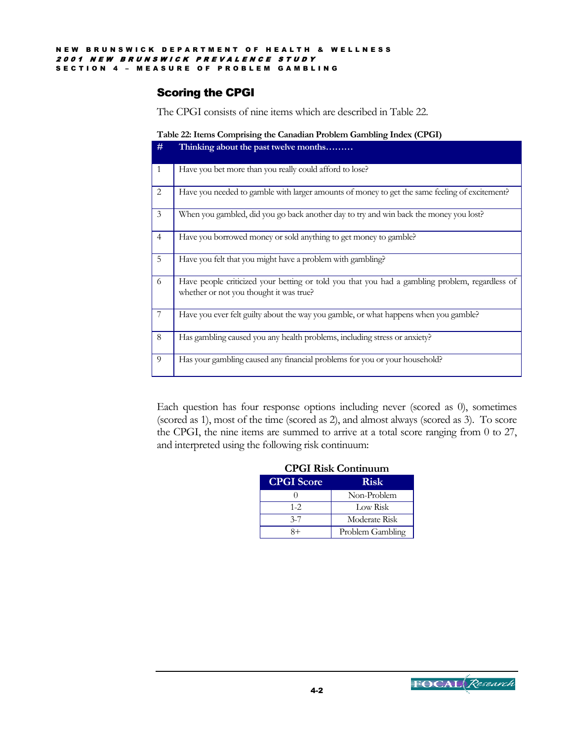## Scoring the CPGI

The CPGI consists of nine items which are described in Table 22.

**Table 22: Items Comprising the Canadian Problem Gambling Index (CPGI)**

| # | Thinking about the past twelve months……… |
|---|---|
| 1 | Have you bet more than you really could afford to lose? |
| 2 | Have you needed to gamble with larger amounts of money to get the same feeling of excitement? |
| 3 | When you gambled, did you go back another day to try and win back the money you lost? |
| 4 | Have you borrowed money or sold anything to get money to gamble? |
| 5 | Have you felt that you might have a problem with gambling? |
| 6 | Have people criticized your betting or told you that you had a gambling problem, regardless of whether or not you thought it was true? |
| 7 | Have you ever felt guilty about the way you gamble, or what happens when you gamble? |
| 8 | Has gambling caused you any health problems, including stress or anxiety? |
| 9 | Has your gambling caused any financial problems for you or your household? |

Each question has four response options including never (scored as 0), sometimes (scored as 1), most of the time (scored as 2), and almost always (scored as 3). To score the CPGI, the nine items are summed to arrive at a total score ranging from 0 to 27, and interpreted using the following risk continuum:

**CPGI Risk Continuum**

| CPGI Score | Risk |
|---|---|
| 0 | Non-Problem |
| 1-2 | Low Risk |
| 3-7 | Moderate Risk |
| 8+ | Problem Gambling |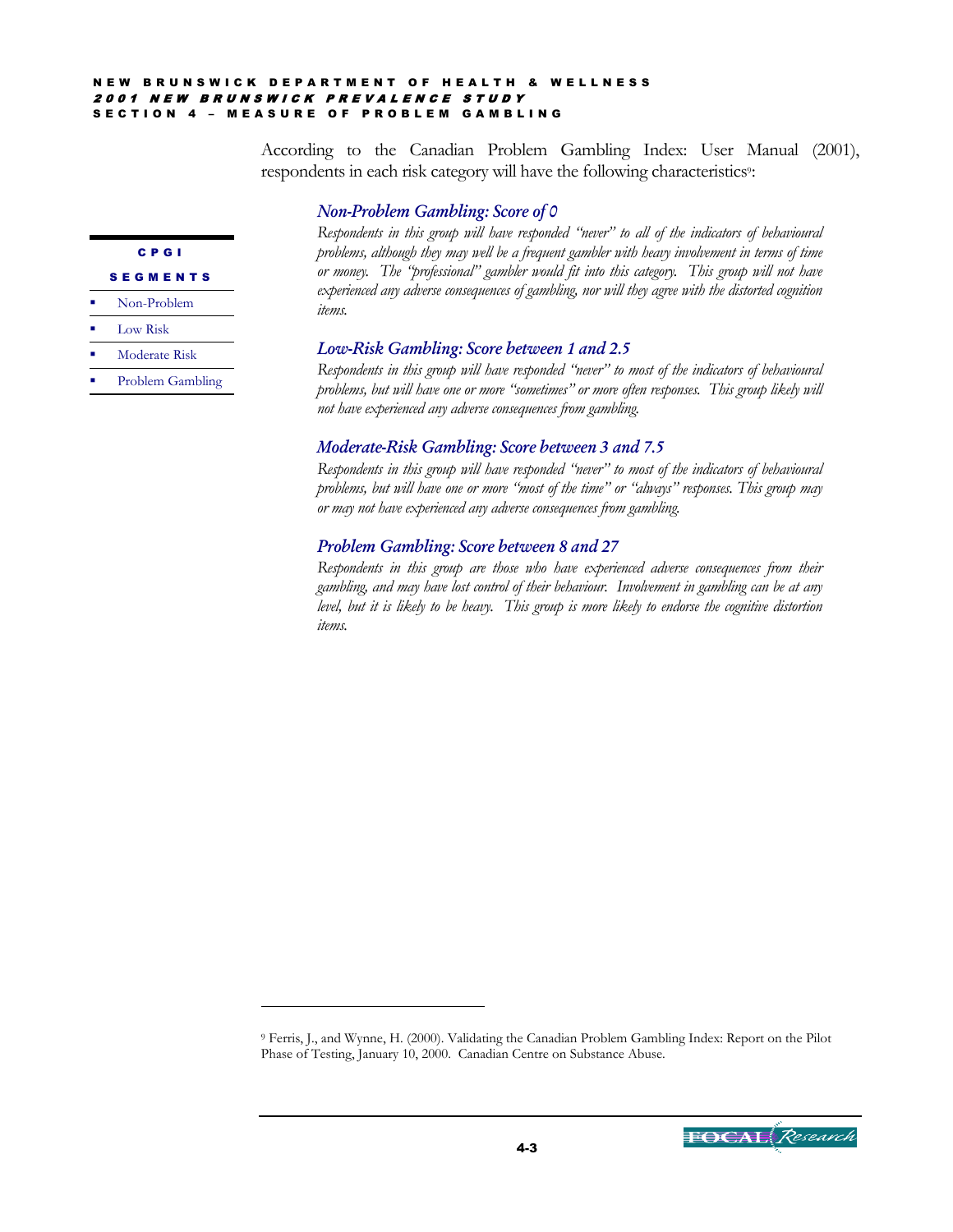According to the Canadian Problem Gambling Index: User Manual (2001), respondents in each risk category will have the following characteristics[9]:

**CPGI SEGMENTS**

- Non-Problem
- Low Risk
- Moderate Risk
- Problem Gambling

### *Non-Problem Gambling: Score of 0*

*Respondents in this group will have responded "never" to all of the indicators of behavioural problems, although they may well be a frequent gambler with heavy involvement in terms of time or money. The "professional" gambler would fit into this category. This group will not have experienced any adverse consequences of gambling, nor will they agree with the distorted cognition items.*

### *Low-Risk Gambling: Score between 1 and 2.5*

*Respondents in this group will have responded "never" to most of the indicators of behavioural problems, but will have one or more "sometimes" or more often responses. This group likely will not have experienced any adverse consequences from gambling.*

### *Moderate-Risk Gambling: Score between 3 and 7.5*

*Respondents in this group will have responded "never" to most of the indicators of behavioural problems, but will have one or more "most of the time" or "always" responses. This group may or may not have experienced any adverse consequences from gambling.*

### *Problem Gambling: Score between 8 and 27*

*Respondents in this group are those who have experienced adverse consequences from their gambling, and may have lost control of their behaviour. Involvement in gambling can be at any level, but it is likely to be heavy. This group is more likely to endorse the cognitive distortion items.*

---

[9] Ferris, J., and Wynne, H. (2000). Validating the Canadian Problem Gambling Index: Report on the Pilot Phase of Testing, January 10, 2000. Canadian Centre on Substance Abuse.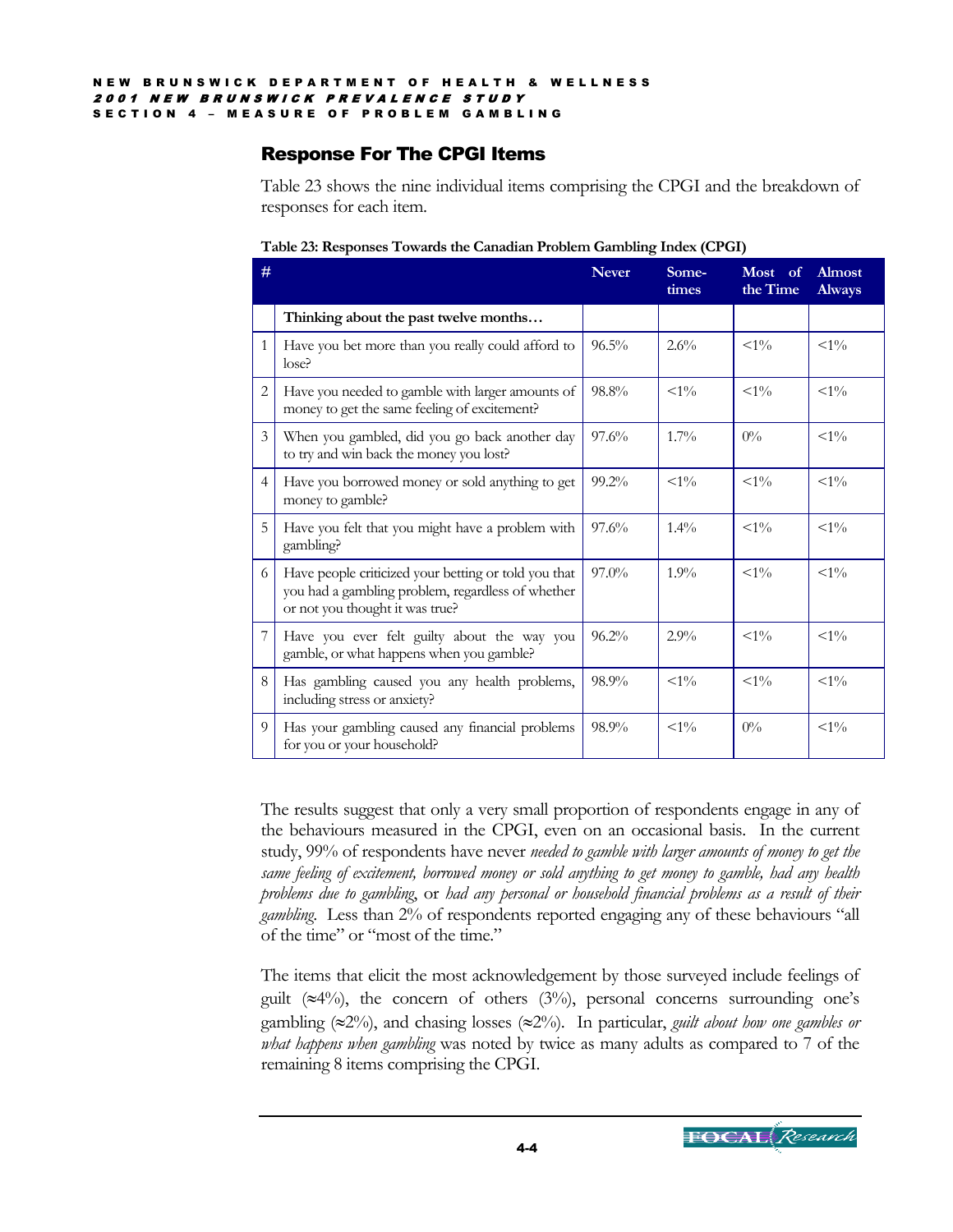## Response For The CPGI Items

Table 23 shows the nine individual items comprising the CPGI and the breakdown of responses for each item.

**Table 23: Responses Towards the Canadian Problem Gambling Index (CPGI)**

| # | | Never | Some-times | Most of the Time | Almost Always |
|---|---|---|---|---|---|
| | **Thinking about the past twelve months…** | | | | |
| 1 | Have you bet more than you really could afford to lose? | 96.5% | 2.6% | <1% | <1% |
| 2 | Have you needed to gamble with larger amounts of money to get the same feeling of excitement? | 98.8% | <1% | <1% | <1% |
| 3 | When you gambled, did you go back another day to try and win back the money you lost? | 97.6% | 1.7% | 0% | <1% |
| 4 | Have you borrowed money or sold anything to get money to gamble? | 99.2% | <1% | <1% | <1% |
| 5 | Have you felt that you might have a problem with gambling? | 97.6% | 1.4% | <1% | <1% |
| 6 | Have people criticized your betting or told you that you had a gambling problem, regardless of whether or not you thought it was true? | 97.0% | 1.9% | <1% | <1% |
| 7 | Have you ever felt guilty about the way you gamble, or what happens when you gamble? | 96.2% | 2.9% | <1% | <1% |
| 8 | Has gambling caused you any health problems, including stress or anxiety? | 98.9% | <1% | <1% | <1% |
| 9 | Has your gambling caused any financial problems for you or your household? | 98.9% | <1% | 0% | <1% |

The results suggest that only a very small proportion of respondents engage in any of the behaviours measured in the CPGI, even on an occasional basis. In the current study, 99% of respondents have never *needed to gamble with larger amounts of money to get the same feeling of excitement, borrowed money or sold anything to get money to gamble, had any health problems due to gambling*, or *had any personal or household financial problems as a result of their gambling*. Less than 2% of respondents reported engaging any of these behaviours "all of the time" or "most of the time."

The items that elicit the most acknowledgement by those surveyed include feelings of guilt (≈4%), the concern of others (3%), personal concerns surrounding one's gambling (≈2%), and chasing losses (≈2%). In particular, *guilt about how one gambles or what happens when gambling* was noted by twice as many adults as compared to 7 of the remaining 8 items comprising the CPGI.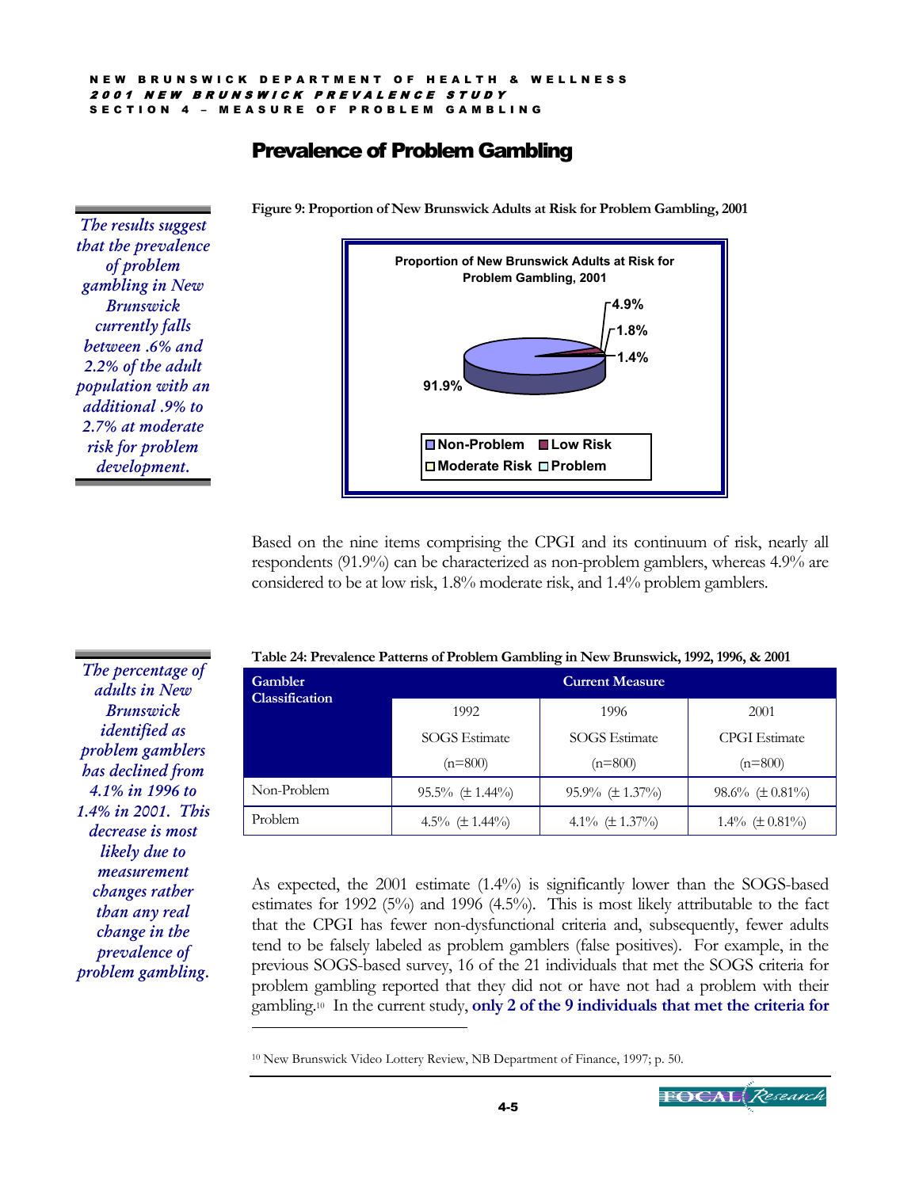## Prevalence of Problem Gambling

*The results suggest that the prevalence of problem gambling in New Brunswick currently falls between .6% and 2.2% of the adult population with an additional .9% to 2.7% at moderate risk for problem development.*

**Figure 9: Proportion of New Brunswick Adults at Risk for Problem Gambling, 2001**

Proportion of New Brunswick Adults at Risk for Problem Gambling, 2001

- Non-Problem: 91.9%
- Low Risk: 4.9%
- Moderate Risk: 1.8%
- Problem: 1.4%

Based on the nine items comprising the CPGI and its continuum of risk, nearly all respondents (91.9%) can be characterized as non-problem gamblers, whereas 4.9% are considered to be at low risk, 1.8% moderate risk, and 1.4% problem gamblers.

*The percentage of adults in New Brunswick identified as problem gamblers has declined from 4.1% in 1996 to 1.4% in 2001. This decrease is most likely due to measurement changes rather than any real change in the prevalence of problem gambling.*

**Table 24: Prevalence Patterns of Problem Gambling in New Brunswick, 1992, 1996, & 2001**

| Gambler Classification | Current Measure | | |
|---|---|---|---|
| | 1992 SOGS Estimate (n=800) | 1996 SOGS Estimate (n=800) | 2001 CPGI Estimate (n=800) |
| Non-Problem | 95.5% (± 1.44%) | 95.9% (± 1.37%) | 98.6% (± 0.81%) |
| Problem | 4.5% (± 1.44%) | 4.1% (± 1.37%) | 1.4% (± 0.81%) |

As expected, the 2001 estimate (1.4%) is significantly lower than the SOGS-based estimates for 1992 (5%) and 1996 (4.5%). This is most likely attributable to the fact that the CPGI has fewer non-dysfunctional criteria and, subsequently, fewer adults tend to be falsely labeled as problem gamblers (false positives). For example, in the previous SOGS-based survey, 16 of the 21 individuals that met the SOGS criteria for problem gambling reported that they did not or have not had a problem with their gambling.[10] In the current study, **only 2 of the 9 individuals that met the criteria for**

[10] New Brunswick Video Lottery Review, NB Department of Finance, 1997; p. 50.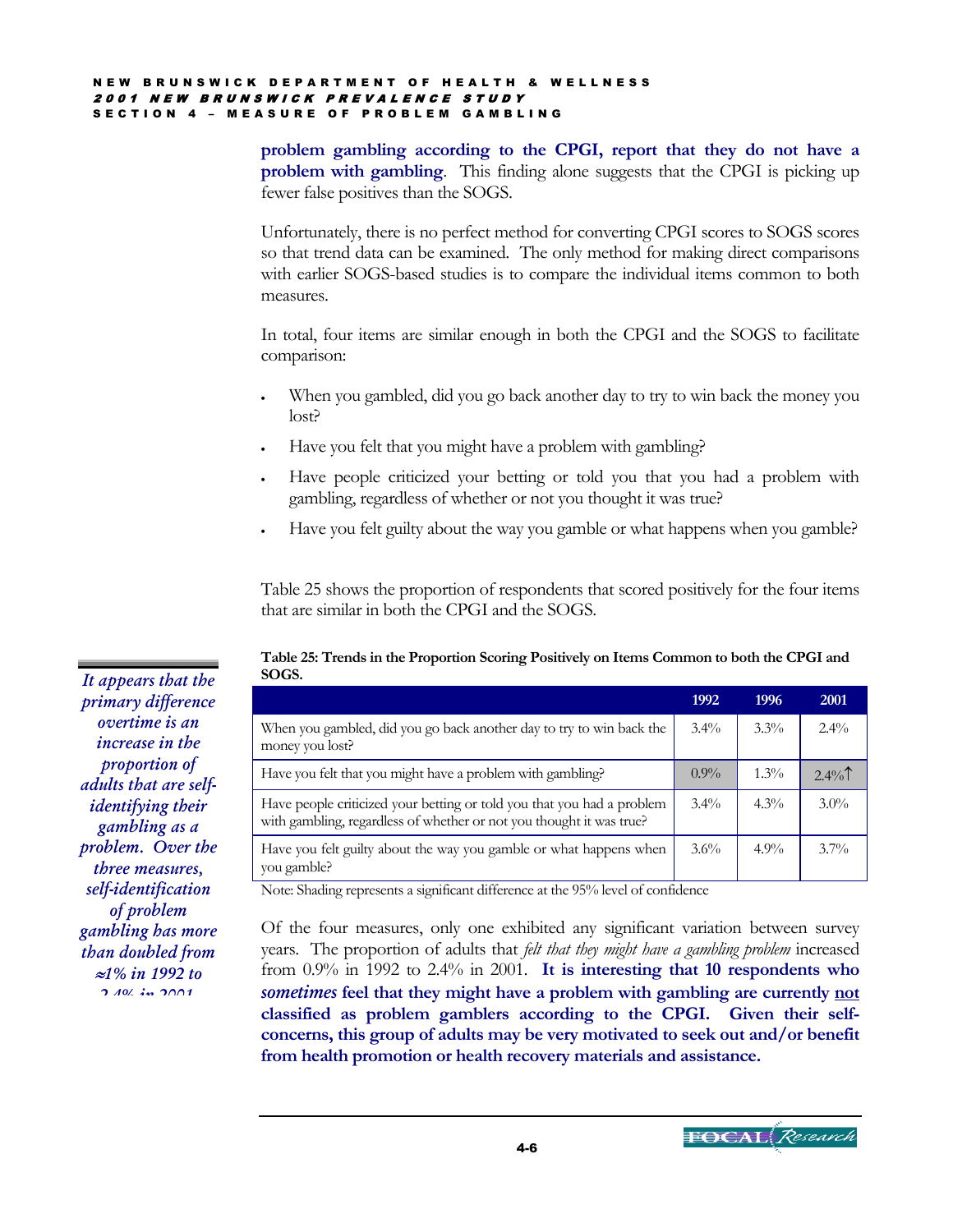**problem gambling according to the CPGI, report that they do not have a problem with gambling**. This finding alone suggests that the CPGI is picking up fewer false positives than the SOGS.

Unfortunately, there is no perfect method for converting CPGI scores to SOGS scores so that trend data can be examined. The only method for making direct comparisons with earlier SOGS-based studies is to compare the individual items common to both measures.

In total, four items are similar enough in both the CPGI and the SOGS to facilitate comparison:

- When you gambled, did you go back another day to try to win back the money you lost?
- Have you felt that you might have a problem with gambling?
- Have people criticized your betting or told you that you had a problem with gambling, regardless of whether or not you thought it was true?
- Have you felt guilty about the way you gamble or what happens when you gamble?

Table 25 shows the proportion of respondents that scored positively for the four items that are similar in both the CPGI and the SOGS.

*It appears that the primary difference overtime is an increase in the proportion of adults that are self-identifying their gambling as a problem. Over the three measures, self-identification of problem gambling has more than doubled from ≈1% in 1992 to 2.4% in 2001.*

**Table 25: Trends in the Proportion Scoring Positively on Items Common to both the CPGI and SOGS.**

| | 1992 | 1996 | 2001 |
|---|---|---|---|
| When you gambled, did you go back another day to try to win back the money you lost? | 3.4% | 3.3% | 2.4% |
| Have you felt that you might have a problem with gambling? | 0.9% | 1.3% | 2.4%↑ |
| Have people criticized your betting or told you that you had a problem with gambling, regardless of whether or not you thought it was true? | 3.4% | 4.3% | 3.0% |
| Have you felt guilty about the way you gamble or what happens when you gamble? | 3.6% | 4.9% | 3.7% |

Note: Shading represents a significant difference at the 95% level of confidence

Of the four measures, only one exhibited any significant variation between survey years. The proportion of adults that *felt that they might have a gambling problem* increased from 0.9% in 1992 to 2.4% in 2001. **It is interesting that 10 respondents who *sometimes* feel that they might have a problem with gambling are currently not classified as problem gamblers according to the CPGI. Given their self-concerns, this group of adults may be very motivated to seek out and/or benefit from health promotion or health recovery materials and assistance.**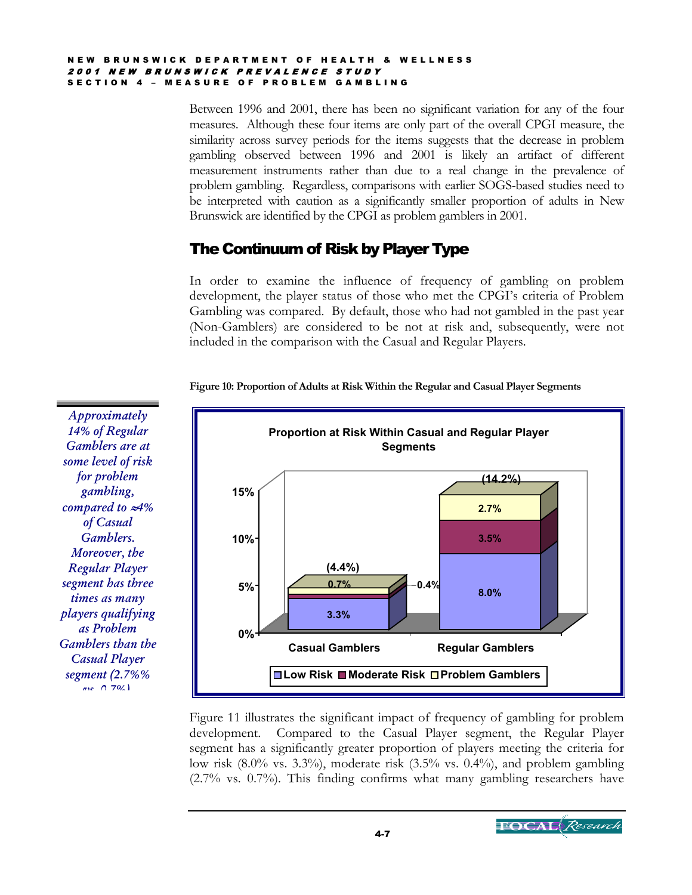Between 1996 and 2001, there has been no significant variation for any of the four measures. Although these four items are only part of the overall CPGI measure, the similarity across survey periods for the items suggests that the decrease in problem gambling observed between 1996 and 2001 is likely an artifact of different measurement instruments rather than due to a real change in the prevalence of problem gambling. Regardless, comparisons with earlier SOGS-based studies need to be interpreted with caution as a significantly smaller proportion of adults in New Brunswick are identified by the CPGI as problem gamblers in 2001.

## The Continuum of Risk by Player Type

In order to examine the influence of frequency of gambling on problem development, the player status of those who met the CPGI's criteria of Problem Gambling was compared. By default, those who had not gambled in the past year (Non-Gamblers) are considered to be not at risk and, subsequently, were not included in the comparison with the Casual and Regular Players.

*Approximately 14% of Regular Gamblers are at some level of risk for problem gambling, compared to ≈4% of Casual Gamblers. Moreover, the Regular Player segment has three times as many players qualifying as Problem Gamblers than the Casual Player segment (2.7%% vs. 0.7%)*

**Figure 10: Proportion of Adults at Risk Within the Regular and Casual Player Segments**

**Proportion at Risk Within Casual and Regular Player Segments**

| | Casual Gamblers | Regular Gamblers |
|---|---|---|
| Low Risk | 3.3% | 8.0% |
| Moderate Risk | 0.4% | 3.5% |
| Problem Gamblers | 0.7% | 2.7% |
| Total | (4.4%) | (14.2%) |

Figure 11 illustrates the significant impact of frequency of gambling for problem development. Compared to the Casual Player segment, the Regular Player segment has a significantly greater proportion of players meeting the criteria for low risk (8.0% vs. 3.3%), moderate risk (3.5% vs. 0.4%), and problem gambling (2.7% vs. 0.7%). This finding confirms what many gambling researchers have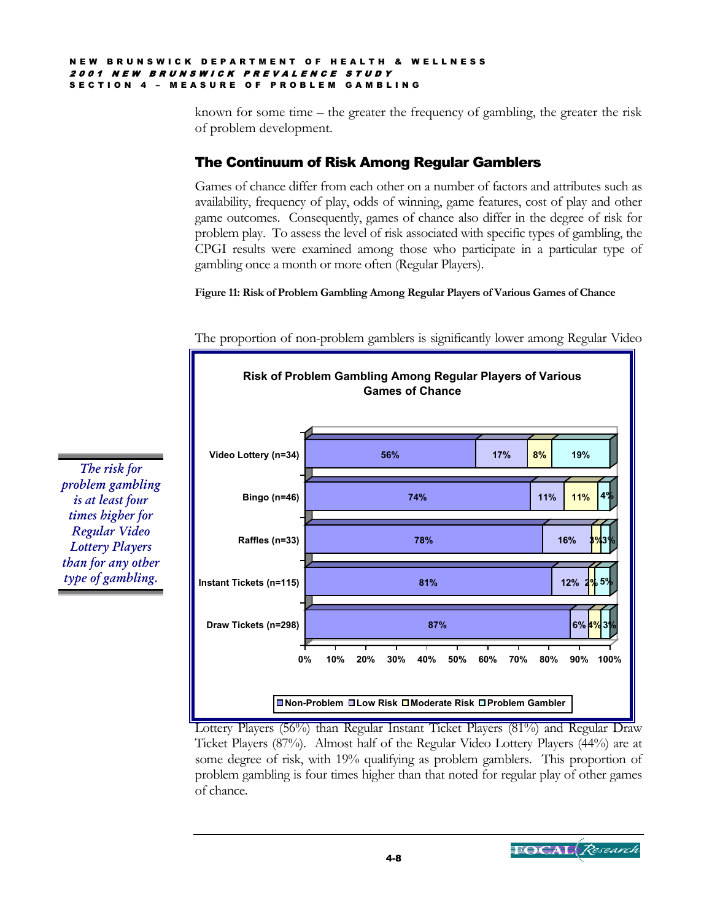known for some time – the greater the frequency of gambling, the greater the risk of problem development.

## The Continuum of Risk Among Regular Gamblers

Games of chance differ from each other on a number of factors and attributes such as availability, frequency of play, odds of winning, game features, cost of play and other game outcomes. Consequently, games of chance also differ in the degree of risk for problem play. To assess the level of risk associated with specific types of gambling, the CPGI results were examined among those who participate in a particular type of gambling once a month or more often (Regular Players).

**Figure 11: Risk of Problem Gambling Among Regular Players of Various Games of Chance**

*The risk for problem gambling is at least four times higher for Regular Video Lottery Players than for any other type of gambling.*

**Risk of Problem Gambling Among Regular Players of Various Games of Chance**

| | Non-Problem | Low Risk | Moderate Risk | Problem Gambler |
|---|---|---|---|---|
| Video Lottery (n=34) | 56% | 17% | 8% | 19% |
| Bingo (n=46) | 74% | 11% | 11% | 4% |
| Raffles (n=33) | 78% | 16% | 3% | 3% |
| Instant Tickets (n=115) | 81% | 12% | 2% | 5% |
| Draw Tickets (n=298) | 87% | 6% | 4% | 3% |

The proportion of non-problem gamblers is significantly lower among Regular Video Lottery Players (56%) than Regular Instant Ticket Players (81%) and Regular Draw Ticket Players (87%). Almost half of the Regular Video Lottery Players (44%) are at some degree of risk, with 19% qualifying as problem gamblers. This proportion of problem gambling is four times higher than that noted for regular play of other games of chance.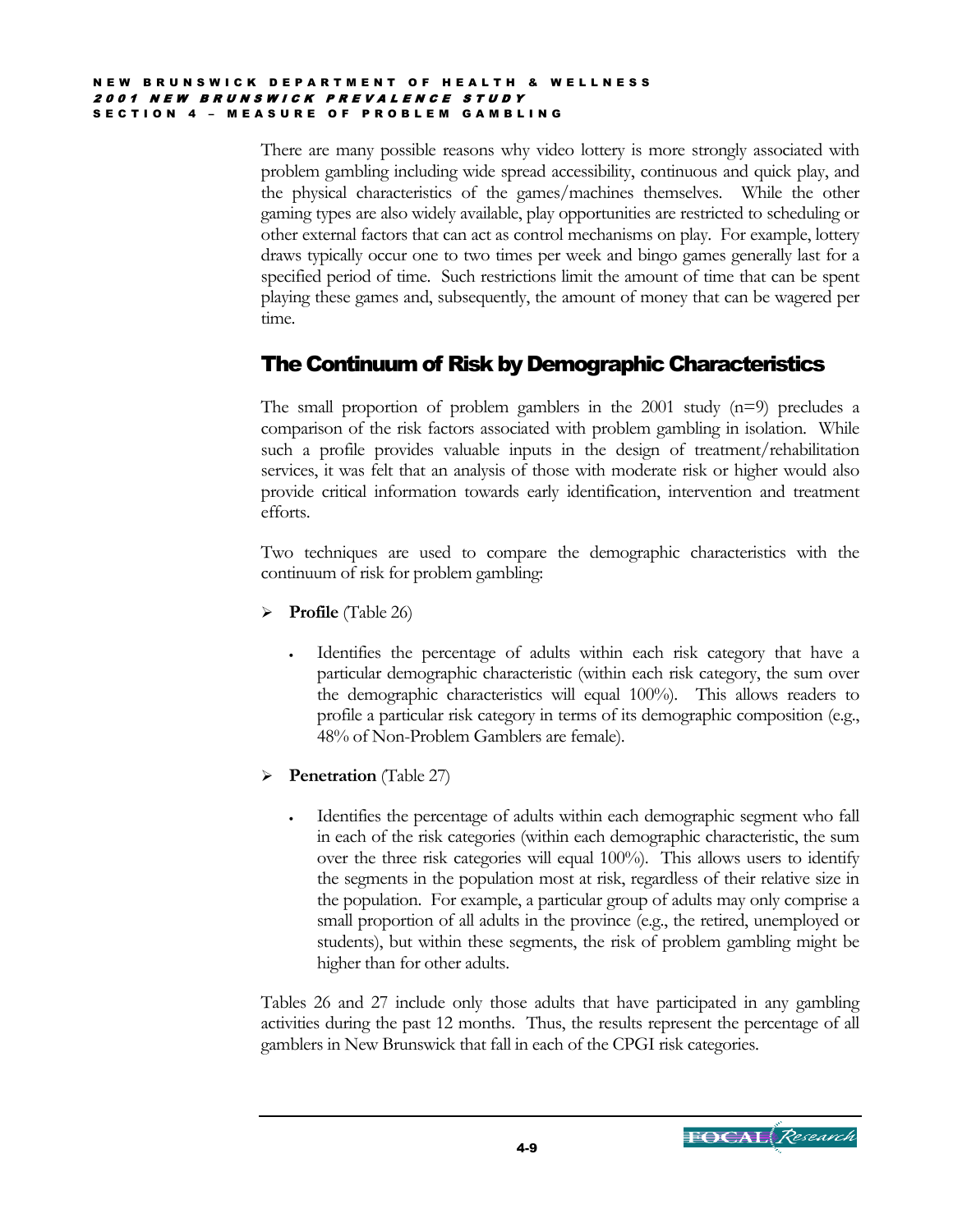There are many possible reasons why video lottery is more strongly associated with problem gambling including wide spread accessibility, continuous and quick play, and the physical characteristics of the games/machines themselves. While the other gaming types are also widely available, play opportunities are restricted to scheduling or other external factors that can act as control mechanisms on play. For example, lottery draws typically occur one to two times per week and bingo games generally last for a specified period of time. Such restrictions limit the amount of time that can be spent playing these games and, subsequently, the amount of money that can be wagered per time.

## The Continuum of Risk by Demographic Characteristics

The small proportion of problem gamblers in the 2001 study (n=9) precludes a comparison of the risk factors associated with problem gambling in isolation. While such a profile provides valuable inputs in the design of treatment/rehabilitation services, it was felt that an analysis of those with moderate risk or higher would also provide critical information towards early identification, intervention and treatment efforts.

Two techniques are used to compare the demographic characteristics with the continuum of risk for problem gambling:

- **Profile** (Table 26)
  - Identifies the percentage of adults within each risk category that have a particular demographic characteristic (within each risk category, the sum over the demographic characteristics will equal 100%). This allows readers to profile a particular risk category in terms of its demographic composition (e.g., 48% of Non-Problem Gamblers are female).

- **Penetration** (Table 27)
  - Identifies the percentage of adults within each demographic segment who fall in each of the risk categories (within each demographic characteristic, the sum over the three risk categories will equal 100%). This allows users to identify the segments in the population most at risk, regardless of their relative size in the population. For example, a particular group of adults may only comprise a small proportion of all adults in the province (e.g., the retired, unemployed or students), but within these segments, the risk of problem gambling might be higher than for other adults.

Tables 26 and 27 include only those adults that have participated in any gambling activities during the past 12 months. Thus, the results represent the percentage of all gamblers in New Brunswick that fall in each of the CPGI risk categories.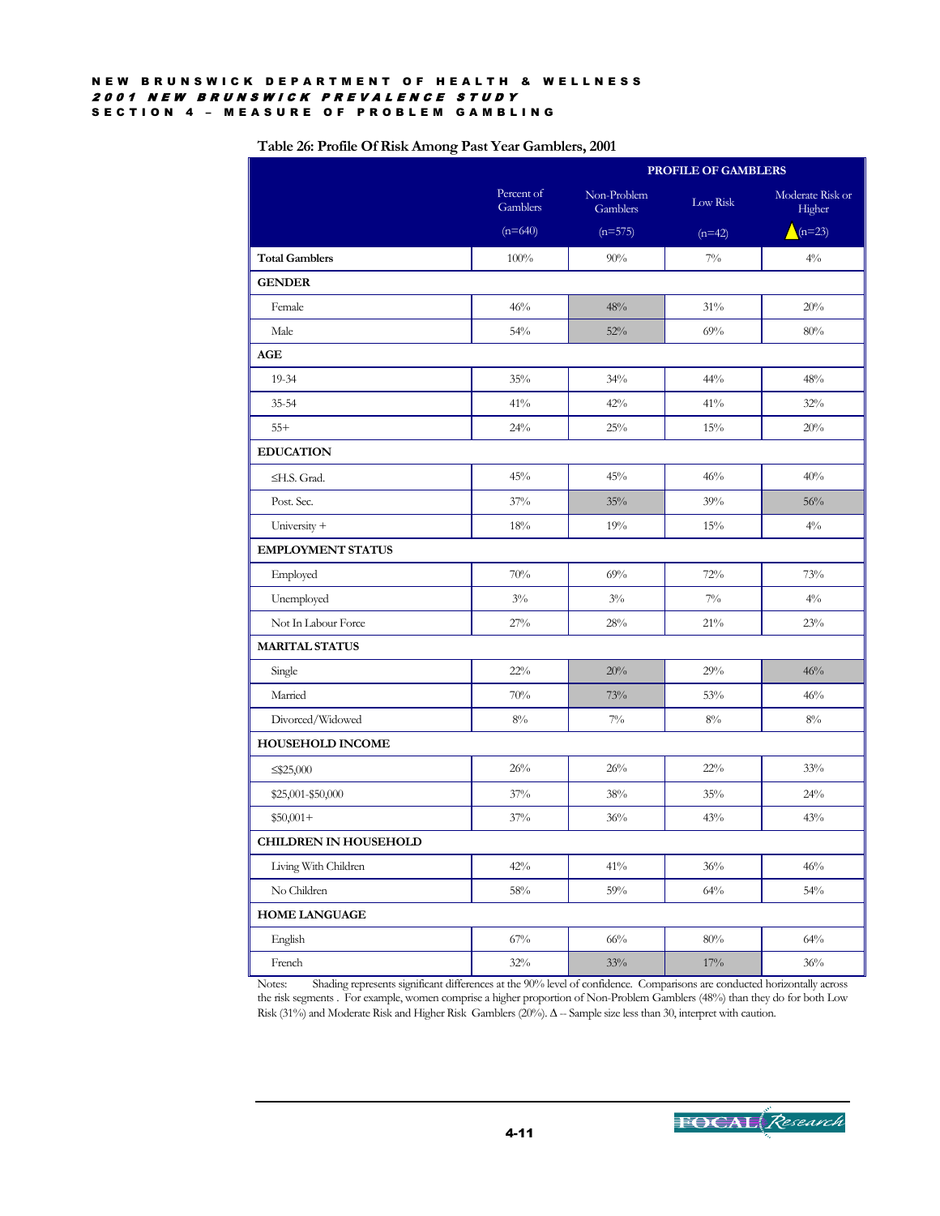**Table 26: Profile Of Risk Among Past Year Gamblers, 2001**

| | | PROFILE OF GAMBLERS | | |
|---|---|---|---|---|
| | Percent of Gamblers (n=640) | Non-Problem Gamblers (n=575) | Low Risk (n=42) | Moderate Risk or Higher Δ(n=23) |
| **Total Gamblers** | 100% | 90% | 7% | 4% |
| **GENDER** | | | | |
| Female | 46% | 48% | 31% | 20% |
| Male | 54% | 52% | 69% | 80% |
| **AGE** | | | | |
| 19-34 | 35% | 34% | 44% | 48% |
| 35-54 | 41% | 42% | 41% | 32% |
| 55+ | 24% | 25% | 15% | 20% |
| **EDUCATION** | | | | |
| ≤H.S. Grad. | 45% | 45% | 46% | 40% |
| Post. Sec. | 37% | 35% | 39% | 56% |
| University + | 18% | 19% | 15% | 4% |
| **EMPLOYMENT STATUS** | | | | |
| Employed | 70% | 69% | 72% | 73% |
| Unemployed | 3% | 3% | 7% | 4% |
| Not In Labour Force | 27% | 28% | 21% | 23% |
| **MARITAL STATUS** | | | | |
| Single | 22% | 20% | 29% | 46% |
| Married | 70% | 73% | 53% | 46% |
| Divorced/Widowed | 8% | 7% | 8% | 8% |
| **HOUSEHOLD INCOME** | | | | |
| ≤$25,000 | 26% | 26% | 22% | 33% |
| $25,001-$50,000 | 37% | 38% | 35% | 24% |
| $50,001+ | 37% | 36% | 43% | 43% |
| **CHILDREN IN HOUSEHOLD** | | | | |
| Living With Children | 42% | 41% | 36% | 46% |
| No Children | 58% | 59% | 64% | 54% |
| **HOME LANGUAGE** | | | | |
| English | 67% | 66% | 80% | 64% |
| French | 32% | 33% | 17% | 36% |

Notes: Shading represents significant differences at the 90% level of confidence. Comparisons are conducted horizontally across the risk segments . For example, women comprise a higher proportion of Non-Problem Gamblers (48%) than they do for both Low Risk (31%) and Moderate Risk and Higher Risk Gamblers (20%). Δ -- Sample size less than 30, interpret with caution.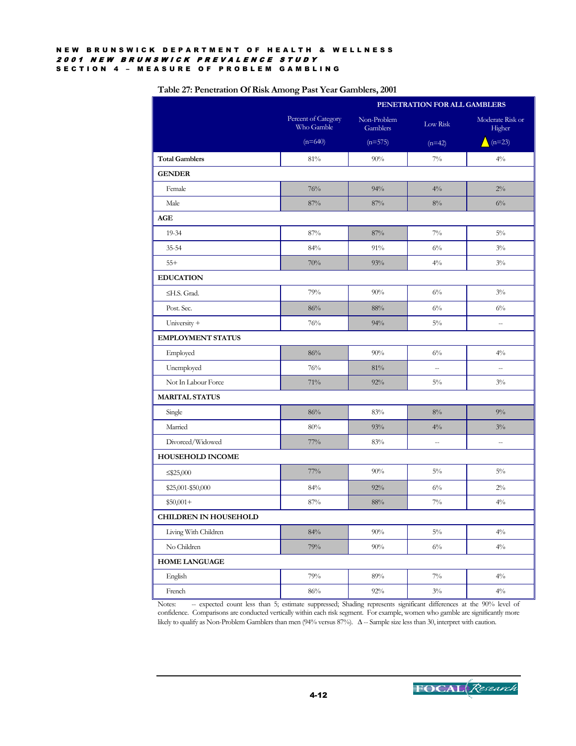## Table 27: Penetration Of Risk Among Past Year Gamblers, 2001

| | | PENETRATION FOR ALL GAMBLERS | | |
|---|---|---|---|---|
| | Percent of Category Who Gamble (n=640) | Non-Problem Gamblers (n=575) | Low Risk (n=42) | Moderate Risk or Higher Δ (n=23) |
| **Total Gamblers** | 81% | 90% | 7% | 4% |
| **GENDER** | | | | |
| Female | 76% | 94% | 4% | 2% |
| Male | 87% | 87% | 8% | 6% |
| **AGE** | | | | |
| 19-34 | 87% | 87% | 7% | 5% |
| 35-54 | 84% | 91% | 6% | 3% |
| 55+ | 70% | 93% | 4% | 3% |
| **EDUCATION** | | | | |
| ≤H.S. Grad. | 79% | 90% | 6% | 3% |
| Post. Sec. | 86% | 88% | 6% | 6% |
| University + | 76% | 94% | 5% | -- |
| **EMPLOYMENT STATUS** | | | | |
| Employed | 86% | 90% | 6% | 4% |
| Unemployed | 76% | 81% | -- | -- |
| Not In Labour Force | 71% | 92% | 5% | 3% |
| **MARITAL STATUS** | | | | |
| Single | 86% | 83% | 8% | 9% |
| Married | 80% | 93% | 4% | 3% |
| Divorced/Widowed | 77% | 83% | -- | -- |
| **HOUSEHOLD INCOME** | | | | |
| ≤$25,000 | 77% | 90% | 5% | 5% |
| $25,001-$50,000 | 84% | 92% | 6% | 2% |
| $50,001+ | 87% | 88% | 7% | 4% |
| **CHILDREN IN HOUSEHOLD** | | | | |
| Living With Children | 84% | 90% | 5% | 4% |
| No Children | 79% | 90% | 6% | 4% |
| **HOME LANGUAGE** | | | | |
| English | 79% | 89% | 7% | 4% |
| French | 86% | 92% | 3% | 4% |

Notes: -- expected count less than 5; estimate suppressed; Shading represents significant differences at the 90% level of confidence. Comparisons are conducted vertically within each risk segment. For example, women who gamble are significantly more likely to qualify as Non-Problem Gamblers than men (94% versus 87%). Δ -- Sample size less than 30, interpret with caution.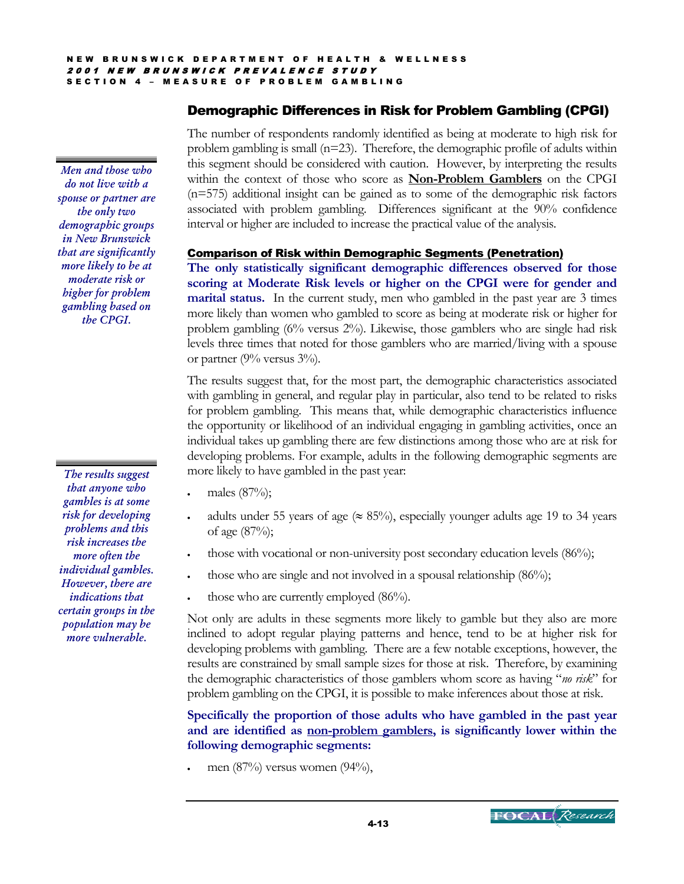## Demographic Differences in Risk for Problem Gambling (CPGI)

The number of respondents randomly identified as being at moderate to high risk for problem gambling is small (n=23). Therefore, the demographic profile of adults within this segment should be considered with caution. However, by interpreting the results within the context of those who score as **Non-Problem Gamblers** on the CPGI (n=575) additional insight can be gained as to some of the demographic risk factors associated with problem gambling. Differences significant at the 90% confidence interval or higher are included to increase the practical value of the analysis.

*Men and those who do not live with a spouse or partner are the only two demographic groups in New Brunswick that are significantly more likely to be at moderate risk or higher for problem gambling based on the CPGI.*

### Comparison of Risk within Demographic Segments (Penetration)

**The only statistically significant demographic differences observed for those scoring at Moderate Risk levels or higher on the CPGI were for gender and marital status.** In the current study, men who gambled in the past year are 3 times more likely than women who gambled to score as being at moderate risk or higher for problem gambling (6% versus 2%). Likewise, those gamblers who are single had risk levels three times that noted for those gamblers who are married/living with a spouse or partner (9% versus 3%).

The results suggest that, for the most part, the demographic characteristics associated with gambling in general, and regular play in particular, also tend to be related to risks for problem gambling. This means that, while demographic characteristics influence the opportunity or likelihood of an individual engaging in gambling activities, once an individual takes up gambling there are few distinctions among those who are at risk for developing problems. For example, adults in the following demographic segments are more likely to have gambled in the past year:

*The results suggest that anyone who gambles is at some risk for developing problems and this risk increases the more often the individual gambles. However, there are indications that certain groups in the population may be more vulnerable.*

- males (87%);
- adults under 55 years of age (≈ 85%), especially younger adults age 19 to 34 years of age (87%);
- those with vocational or non-university post secondary education levels (86%);
- those who are single and not involved in a spousal relationship (86%);
- those who are currently employed (86%).

Not only are adults in these segments more likely to gamble but they also are more inclined to adopt regular playing patterns and hence, tend to be at higher risk for developing problems with gambling. There are a few notable exceptions, however, the results are constrained by small sample sizes for those at risk. Therefore, by examining the demographic characteristics of those gamblers whom score as having "*no risk*" for problem gambling on the CPGI, it is possible to make inferences about those at risk.

**Specifically the proportion of those adults who have gambled in the past year and are identified as <u>non-problem gamblers</u>, is significantly lower within the following demographic segments:**

- men (87%) versus women (94%),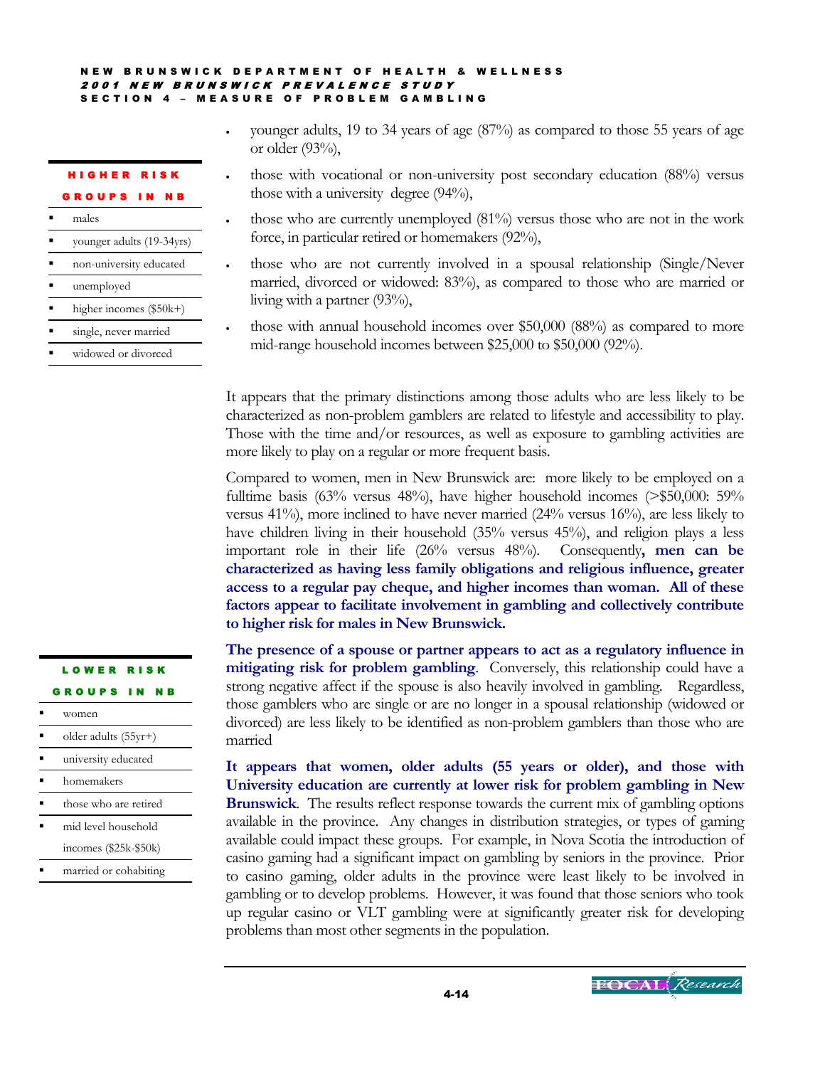- younger adults, 19 to 34 years of age (87%) as compared to those 55 years of age or older (93%),
- those with vocational or non-university post secondary education (88%) versus those with a university degree (94%),
- those who are currently unemployed (81%) versus those who are not in the work force, in particular retired or homemakers (92%),
- those who are not currently involved in a spousal relationship (Single/Never married, divorced or widowed: 83%), as compared to those who are married or living with a partner (93%),
- those with annual household incomes over $50,000 (88%) as compared to more mid-range household incomes between $25,000 to $50,000 (92%).

**HIGHER RISK GROUPS IN NB**

- males
- younger adults (19-34yrs)
- non-university educated
- unemployed
- higher incomes ($50k+)
- single, never married
- widowed or divorced

It appears that the primary distinctions among those adults who are less likely to be characterized as non-problem gamblers are related to lifestyle and accessibility to play. Those with the time and/or resources, as well as exposure to gambling activities are more likely to play on a regular or more frequent basis.

Compared to women, men in New Brunswick are: more likely to be employed on a fulltime basis (63% versus 48%), have higher household incomes (>$50,000: 59% versus 41%), more inclined to have never married (24% versus 16%), are less likely to have children living in their household (35% versus 45%), and religion plays a less important role in their life (26% versus 48%). Consequently**, men can be characterized as having less family obligations and religious influence, greater access to a regular pay cheque, and higher incomes than woman. All of these factors appear to facilitate involvement in gambling and collectively contribute to higher risk for males in New Brunswick.**

**The presence of a spouse or partner appears to act as a regulatory influence in mitigating risk for problem gambling**. Conversely, this relationship could have a strong negative affect if the spouse is also heavily involved in gambling. Regardless, those gamblers who are single or are no longer in a spousal relationship (widowed or divorced) are less likely to be identified as non-problem gamblers than those who are married

**LOWER RISK GROUPS IN NB**

- women
- older adults (55yr+)
- university educated
- homemakers
- those who are retired
- mid level household incomes ($25k-$50k)
- married or cohabiting

**It appears that women, older adults (55 years or older), and those with University education are currently at lower risk for problem gambling in New Brunswick**. The results reflect response towards the current mix of gambling options available in the province. Any changes in distribution strategies, or types of gaming available could impact these groups. For example, in Nova Scotia the introduction of casino gaming had a significant impact on gambling by seniors in the province. Prior to casino gaming, older adults in the province were least likely to be involved in gambling or to develop problems. However, it was found that those seniors who took up regular casino or VLT gambling were at significantly greater risk for developing problems than most other segments in the population.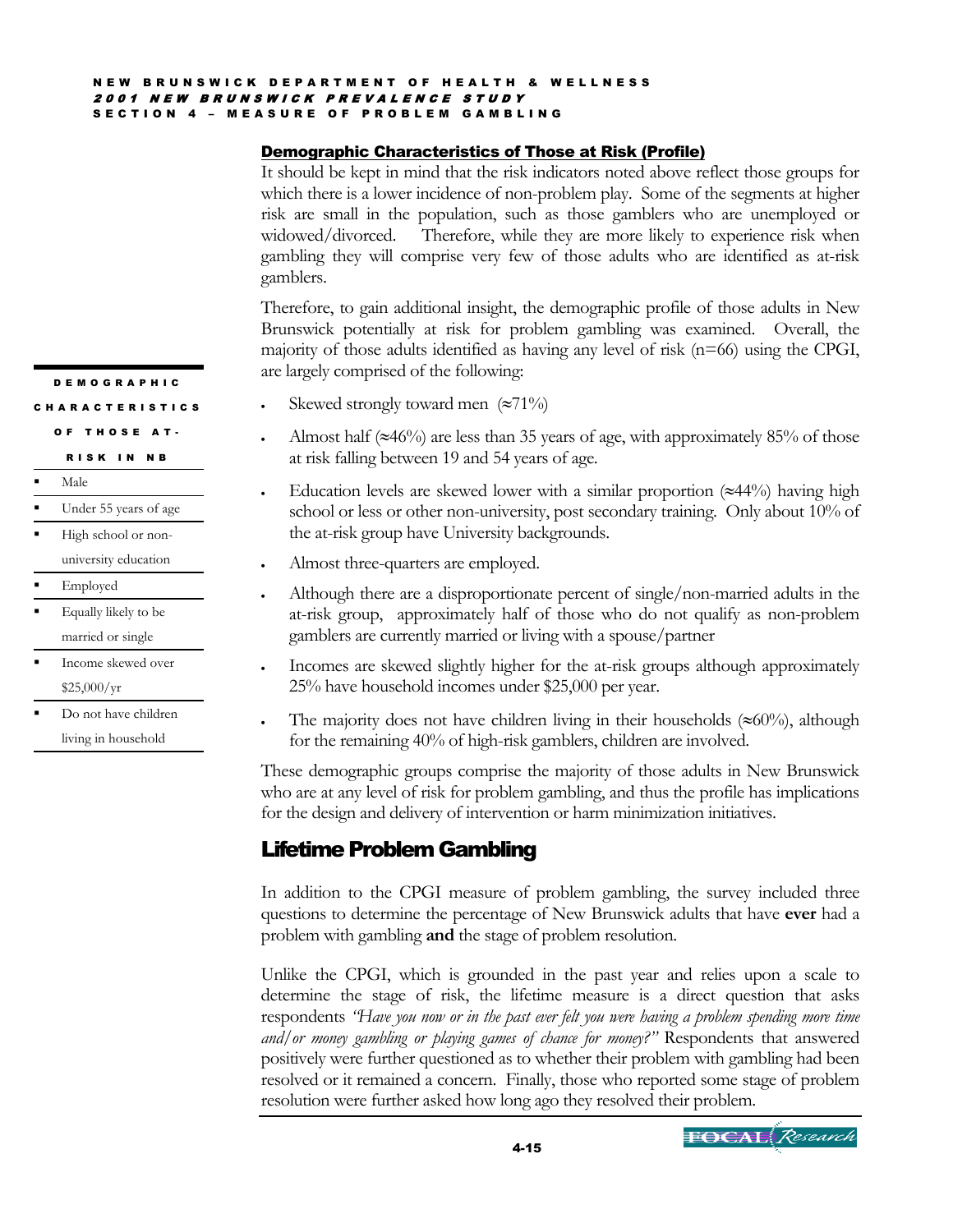### Demographic Characteristics of Those at Risk (Profile)

It should be kept in mind that the risk indicators noted above reflect those groups for which there is a lower incidence of non-problem play. Some of the segments at higher risk are small in the population, such as those gamblers who are unemployed or widowed/divorced. Therefore, while they are more likely to experience risk when gambling they will comprise very few of those adults who are identified as at-risk gamblers.

Therefore, to gain additional insight, the demographic profile of those adults in New Brunswick potentially at risk for problem gambling was examined. Overall, the majority of those adults identified as having any level of risk (n=66) using the CPGI, are largely comprised of the following:

**DEMOGRAPHIC CHARACTERISTICS OF THOSE AT-RISK IN NB**

- Male
- Under 55 years of age
- High school or non-university education
- Employed
- Equally likely to be married or single
- Income skewed over \$25,000/yr
- Do not have children living in household

- Skewed strongly toward men (≈71%)
- Almost half (≈46%) are less than 35 years of age, with approximately 85% of those at risk falling between 19 and 54 years of age.
- Education levels are skewed lower with a similar proportion (≈44%) having high school or less or other non-university, post secondary training. Only about 10% of the at-risk group have University backgrounds.
- Almost three-quarters are employed.
- Although there are a disproportionate percent of single/non-married adults in the at-risk group, approximately half of those who do not qualify as non-problem gamblers are currently married or living with a spouse/partner
- Incomes are skewed slightly higher for the at-risk groups although approximately 25% have household incomes under \$25,000 per year.
- The majority does not have children living in their households (≈60%), although for the remaining 40% of high-risk gamblers, children are involved.

These demographic groups comprise the majority of those adults in New Brunswick who are at any level of risk for problem gambling, and thus the profile has implications for the design and delivery of intervention or harm minimization initiatives.

## Lifetime Problem Gambling

In addition to the CPGI measure of problem gambling, the survey included three questions to determine the percentage of New Brunswick adults that have **ever** had a problem with gambling **and** the stage of problem resolution.

Unlike the CPGI, which is grounded in the past year and relies upon a scale to determine the stage of risk, the lifetime measure is a direct question that asks respondents *"Have you now or in the past ever felt you were having a problem spending more time and/or money gambling or playing games of chance for money?"* Respondents that answered positively were further questioned as to whether their problem with gambling had been resolved or it remained a concern. Finally, those who reported some stage of problem resolution were further asked how long ago they resolved their problem.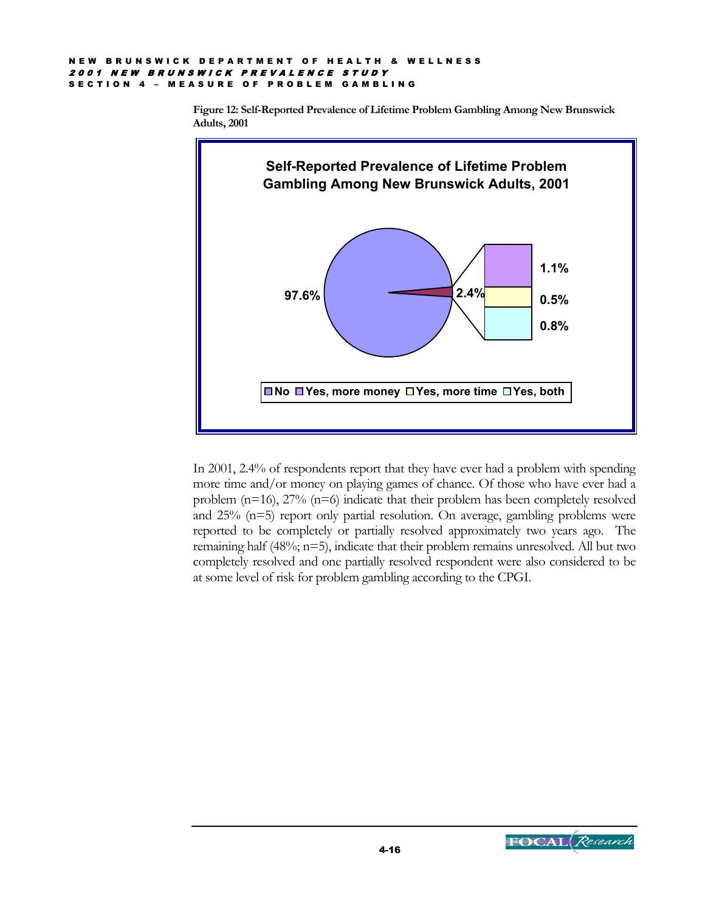**Figure 12: Self-Reported Prevalence of Lifetime Problem Gambling Among New Brunswick Adults, 2001**

In 2001, 2.4% of respondents report that they have ever had a problem with spending more time and/or money on playing games of chance. Of those who have ever had a problem (n=16), 27% (n=6) indicate that their problem has been completely resolved and 25% (n=5) report only partial resolution. On average, gambling problems were reported to be completely or partially resolved approximately two years ago. The remaining half (48%; n=5), indicate that their problem remains unresolved. All but two completely resolved and one partially resolved respondent were also considered to be at some level of risk for problem gambling according to the CPGI.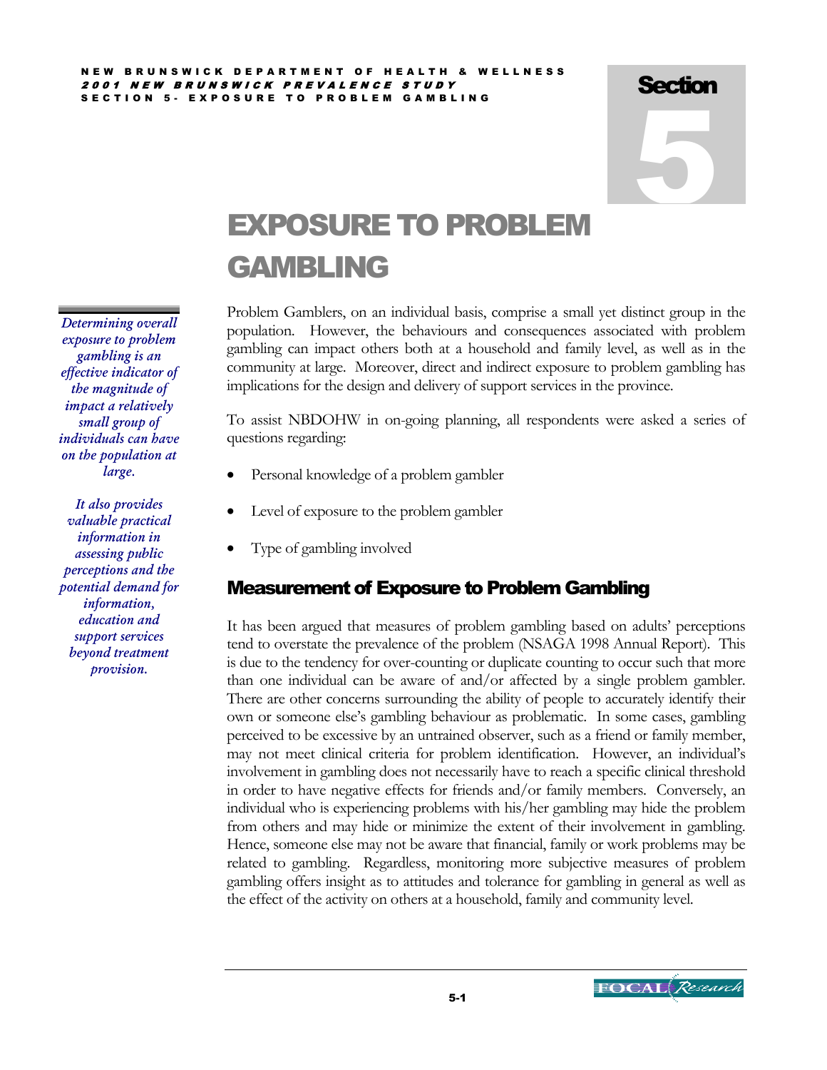# Section 5

# EXPOSURE TO PROBLEM GAMBLING

*Determining overall exposure to problem gambling is an effective indicator of the magnitude of impact a relatively small group of individuals can have on the population at large.*

*It also provides valuable practical information in assessing public perceptions and the potential demand for information, education and support services beyond treatment provision.*

Problem Gamblers, on an individual basis, comprise a small yet distinct group in the population. However, the behaviours and consequences associated with problem gambling can impact others both at a household and family level, as well as in the community at large. Moreover, direct and indirect exposure to problem gambling has implications for the design and delivery of support services in the province.

To assist NBDOHW in on-going planning, all respondents were asked a series of questions regarding:

- Personal knowledge of a problem gambler
- Level of exposure to the problem gambler
- Type of gambling involved

## Measurement of Exposure to Problem Gambling

It has been argued that measures of problem gambling based on adults' perceptions tend to overstate the prevalence of the problem (NSAGA 1998 Annual Report). This is due to the tendency for over-counting or duplicate counting to occur such that more than one individual can be aware of and/or affected by a single problem gambler. There are other concerns surrounding the ability of people to accurately identify their own or someone else's gambling behaviour as problematic. In some cases, gambling perceived to be excessive by an untrained observer, such as a friend or family member, may not meet clinical criteria for problem identification. However, an individual's involvement in gambling does not necessarily have to reach a specific clinical threshold in order to have negative effects for friends and/or family members. Conversely, an individual who is experiencing problems with his/her gambling may hide the problem from others and may hide or minimize the extent of their involvement in gambling. Hence, someone else may not be aware that financial, family or work problems may be related to gambling. Regardless, monitoring more subjective measures of problem gambling offers insight as to attitudes and tolerance for gambling in general as well as the effect of the activity on others at a household, family and community level.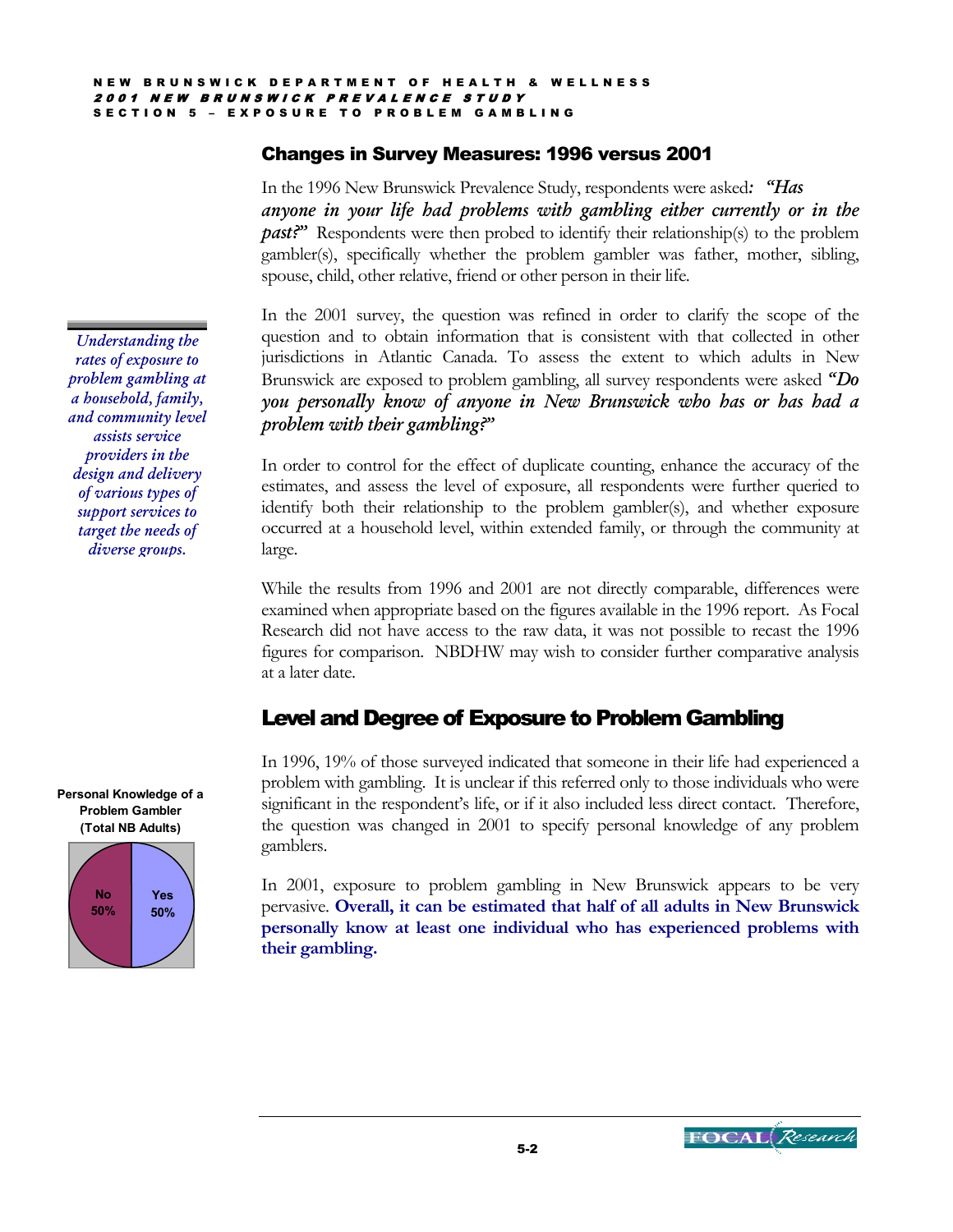## Changes in Survey Measures: 1996 versus 2001

In the 1996 New Brunswick Prevalence Study, respondents were asked***: "Has anyone in your life had problems with gambling either currently or in the past?"*** Respondents were then probed to identify their relationship(s) to the problem gambler(s), specifically whether the problem gambler was father, mother, sibling, spouse, child, other relative, friend or other person in their life.

*Understanding the rates of exposure to problem gambling at a household, family, and community level assists service providers in the design and delivery of various types of support services to target the needs of diverse groups.*

In the 2001 survey, the question was refined in order to clarify the scope of the question and to obtain information that is consistent with that collected in other jurisdictions in Atlantic Canada. To assess the extent to which adults in New Brunswick are exposed to problem gambling, all survey respondents were asked ***"Do you personally know of anyone in New Brunswick who has or has had a problem with their gambling?"***

In order to control for the effect of duplicate counting, enhance the accuracy of the estimates, and assess the level of exposure, all respondents were further queried to identify both their relationship to the problem gambler(s), and whether exposure occurred at a household level, within extended family, or through the community at large.

While the results from 1996 and 2001 are not directly comparable, differences were examined when appropriate based on the figures available in the 1996 report. As Focal Research did not have access to the raw data, it was not possible to recast the 1996 figures for comparison. NBDHW may wish to consider further comparative analysis at a later date.

## Level and Degree of Exposure to Problem Gambling

In 1996, 19% of those surveyed indicated that someone in their life had experienced a problem with gambling. It is unclear if this referred only to those individuals who were significant in the respondent's life, or if it also included less direct contact. Therefore, the question was changed in 2001 to specify personal knowledge of any problem gamblers.

**Personal Knowledge of a Problem Gambler (Total NB Adults)**

| Response | % |
|---|---|
| No | 50% |
| Yes | 50% |

In 2001, exposure to problem gambling in New Brunswick appears to be very pervasive. **Overall, it can be estimated that half of all adults in New Brunswick personally know at least one individual who has experienced problems with their gambling.**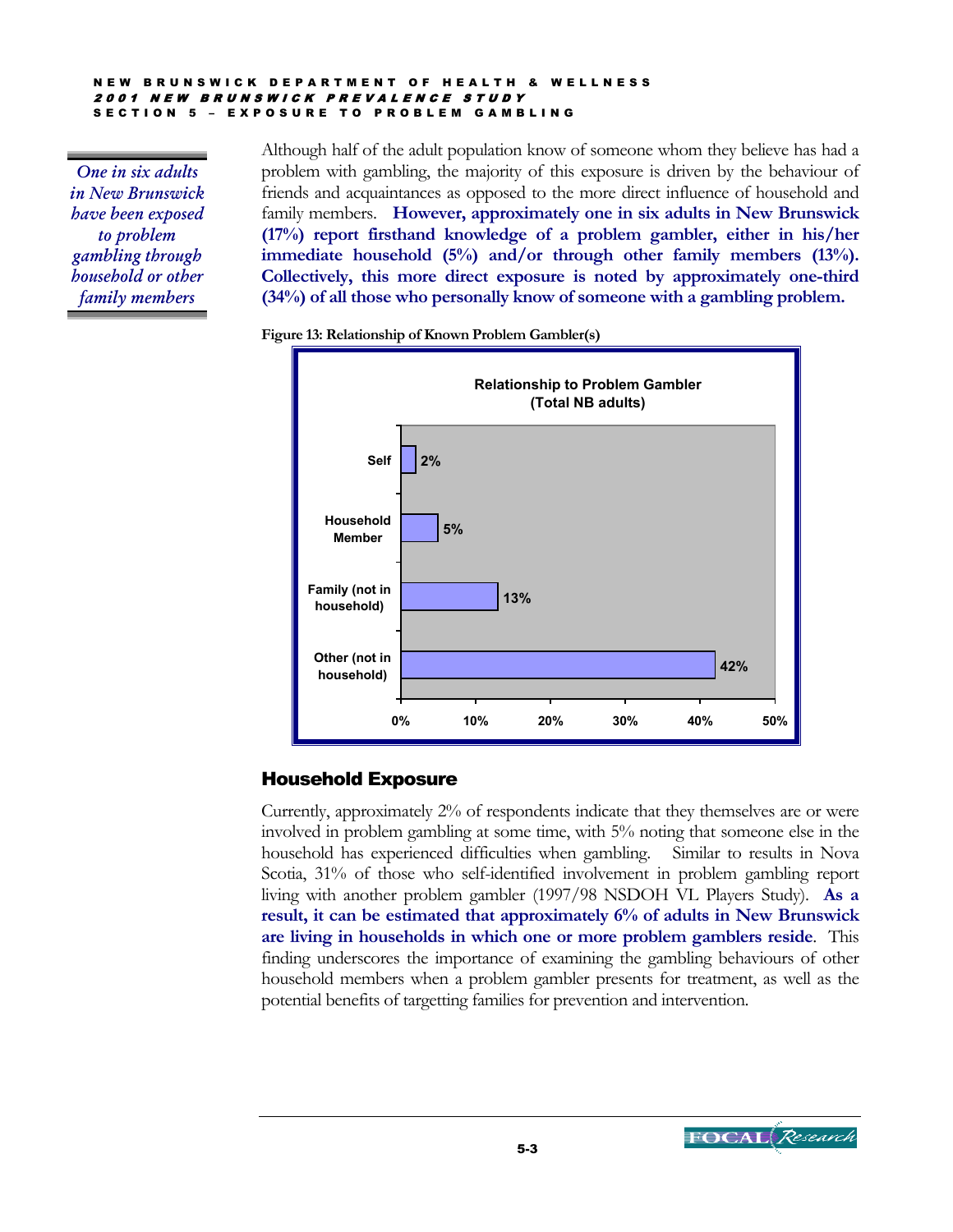*One in six adults in New Brunswick have been exposed to problem gambling through household or other family members*

Although half of the adult population know of someone whom they believe has had a problem with gambling, the majority of this exposure is driven by the behaviour of friends and acquaintances as opposed to the more direct influence of household and family members. **However, approximately one in six adults in New Brunswick (17%) report firsthand knowledge of a problem gambler, either in his/her immediate household (5%) and/or through other family members (13%). Collectively, this more direct exposure is noted by approximately one-third (34%) of all those who personally know of someone with a gambling problem.**

**Figure 13: Relationship of Known Problem Gambler(s)**

Relationship to Problem Gambler (Total NB adults)

| Relationship | % |
|---|---|
| Self | 2% |
| Household Member | 5% |
| Family (not in household) | 13% |
| Other (not in household) | 42% |

## Household Exposure

Currently, approximately 2% of respondents indicate that they themselves are or were involved in problem gambling at some time, with 5% noting that someone else in the household has experienced difficulties when gambling. Similar to results in Nova Scotia, 31% of those who self-identified involvement in problem gambling report living with another problem gambler (1997/98 NSDOH VL Players Study). **As a result, it can be estimated that approximately 6% of adults in New Brunswick are living in households in which one or more problem gamblers reside**. This finding underscores the importance of examining the gambling behaviours of other household members when a problem gambler presents for treatment, as well as the potential benefits of targetting families for prevention and intervention.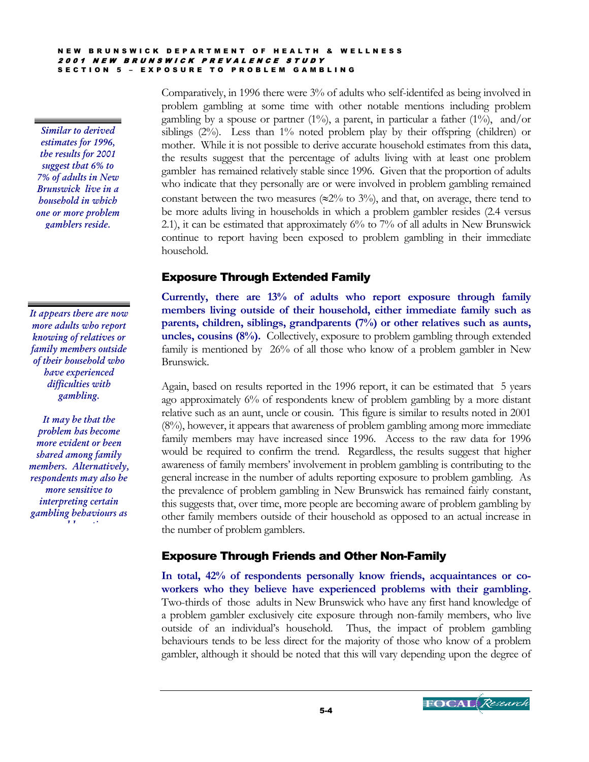*Similar to derived estimates for 1996, the results for 2001 suggest that 6% to 7% of adults in New Brunswick live in a household in which one or more problem gamblers reside.*

Comparatively, in 1996 there were 3% of adults who self-identifed as being involved in problem gambling at some time with other notable mentions including problem gambling by a spouse or partner (1%), a parent, in particular a father (1%), and/or siblings (2%). Less than 1% noted problem play by their offspring (children) or mother. While it is not possible to derive accurate household estimates from this data, the results suggest that the percentage of adults living with at least one problem gambler has remained relatively stable since 1996. Given that the proportion of adults who indicate that they personally are or were involved in problem gambling remained constant between the two measures (≈2% to 3%), and that, on average, there tend to be more adults living in households in which a problem gambler resides (2.4 versus 2.1), it can be estimated that approximately 6% to 7% of all adults in New Brunswick continue to report having been exposed to problem gambling in their immediate household.

## Exposure Through Extended Family

*It appears there are now more adults who report knowing of relatives or family members outside of their household who have experienced difficulties with gambling.*

*It may be that the problem has become more evident or been shared among family members. Alternatively, respondents may also be more sensitive to interpreting certain gambling behaviours as problematic.*

**Currently, there are 13% of adults who report exposure through family members living outside of their household, either immediate family such as parents, children, siblings, grandparents (7%) or other relatives such as aunts, uncles, cousins (8%).** Collectively, exposure to problem gambling through extended family is mentioned by 26% of all those who know of a problem gambler in New Brunswick.

Again, based on results reported in the 1996 report, it can be estimated that 5 years ago approximately 6% of respondents knew of problem gambling by a more distant relative such as an aunt, uncle or cousin. This figure is similar to results noted in 2001 (8%), however, it appears that awareness of problem gambling among more immediate family members may have increased since 1996. Access to the raw data for 1996 would be required to confirm the trend. Regardless, the results suggest that higher awareness of family members' involvement in problem gambling is contributing to the general increase in the number of adults reporting exposure to problem gambling. As the prevalence of problem gambling in New Brunswick has remained fairly constant, this suggests that, over time, more people are becoming aware of problem gambling by other family members outside of their household as opposed to an actual increase in the number of problem gamblers.

## Exposure Through Friends and Other Non-Family

**In total, 42% of respondents personally know friends, acquaintances or co-workers who they believe have experienced problems with their gambling.** Two-thirds of those adults in New Brunswick who have any first hand knowledge of a problem gambler exclusively cite exposure through non-family members, who live outside of an individual's household. Thus, the impact of problem gambling behaviours tends to be less direct for the majority of those who know of a problem gambler, although it should be noted that this will vary depending upon the degree of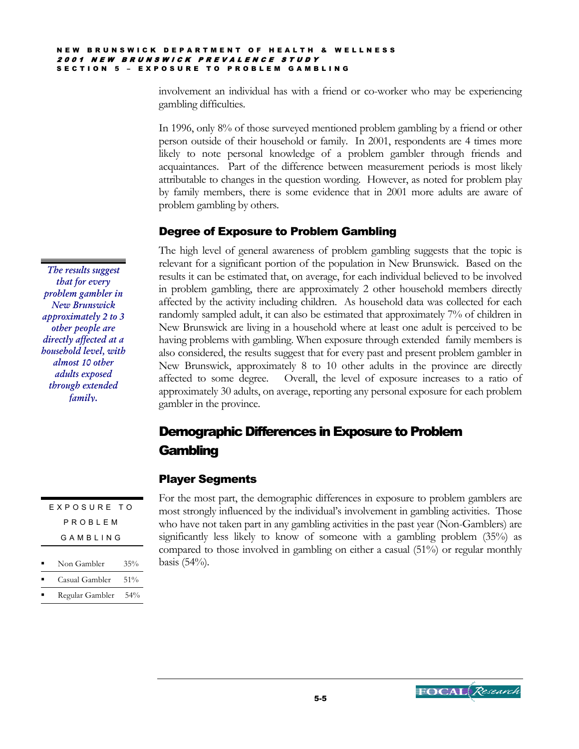involvement an individual has with a friend or co-worker who may be experiencing gambling difficulties.

In 1996, only 8% of those surveyed mentioned problem gambling by a friend or other person outside of their household or family. In 2001, respondents are 4 times more likely to note personal knowledge of a problem gambler through friends and acquaintances. Part of the difference between measurement periods is most likely attributable to changes in the question wording. However, as noted for problem play by family members, there is some evidence that in 2001 more adults are aware of problem gambling by others.

### Degree of Exposure to Problem Gambling

*The results suggest that for every problem gambler in New Brunswick approximately 2 to 3 other people are directly affected at a household level, with almost 10 other adults exposed through extended family.*

The high level of general awareness of problem gambling suggests that the topic is relevant for a significant portion of the population in New Brunswick. Based on the results it can be estimated that, on average, for each individual believed to be involved in problem gambling, there are approximately 2 other household members directly affected by the activity including children. As household data was collected for each randomly sampled adult, it can also be estimated that approximately 7% of children in New Brunswick are living in a household where at least one adult is perceived to be having problems with gambling. When exposure through extended family members is also considered, the results suggest that for every past and present problem gambler in New Brunswick, approximately 8 to 10 other adults in the province are directly affected to some degree. Overall, the level of exposure increases to a ratio of approximately 30 adults, on average, reporting any personal exposure for each problem gambler in the province.

## Demographic Differences in Exposure to Problem Gambling

### Player Segments

For the most part, the demographic differences in exposure to problem gamblers are most strongly influenced by the individual's involvement in gambling activities. Those who have not taken part in any gambling activities in the past year (Non-Gamblers) are significantly less likely to know of someone with a gambling problem (35%) as compared to those involved in gambling on either a casual (51%) or regular monthly basis (54%).

| EXPOSURE TO PROBLEM GAMBLING | |
|---|---|
| Non Gambler | 35% |
| Casual Gambler | 51% |
| Regular Gambler | 54% |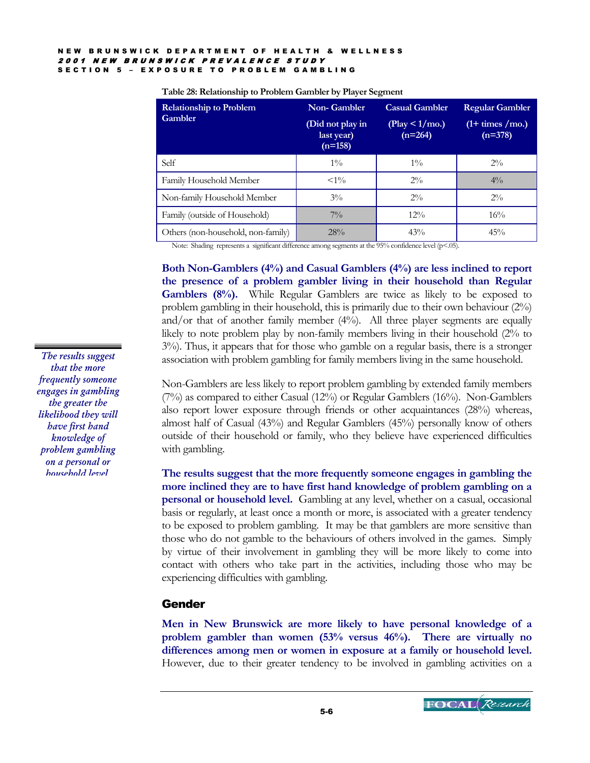**Table 28: Relationship to Problem Gambler by Player Segment**

| Relationship to Problem Gambler | Non- Gambler (Did not play in last year) (n=158) | Casual Gambler (Play < 1/mo.) (n=264) | Regular Gambler (1+ times /mo.) (n=378) |
|---|---|---|---|
| Self | 1% | 1% | 2% |
| Family Household Member | <1% | 2% | 4% |
| Non-family Household Member | 3% | 2% | 2% |
| Family (outside of Household) | 7% | 12% | 16% |
| Others (non-household, non-family) | 28% | 43% | 45% |

Note: Shading represents a significant difference among segments at the 95% confidence level (p<.05).

**Both Non-Gamblers (4%) and Casual Gamblers (4%) are less inclined to report the presence of a problem gambler living in their household than Regular Gamblers (8%).** While Regular Gamblers are twice as likely to be exposed to problem gambling in their household, this is primarily due to their own behaviour (2%) and/or that of another family member (4%). All three player segments are equally likely to note problem play by non-family members living in their household (2% to 3%). Thus, it appears that for those who gamble on a regular basis, there is a stronger association with problem gambling for family members living in the same household.

*The results suggest that the more frequently someone engages in gambling the greater the likelihood they will have first hand knowledge of problem gambling on a personal or household level*

Non-Gamblers are less likely to report problem gambling by extended family members (7%) as compared to either Casual (12%) or Regular Gamblers (16%). Non-Gamblers also report lower exposure through friends or other acquaintances (28%) whereas, almost half of Casual (43%) and Regular Gamblers (45%) personally know of others outside of their household or family, who they believe have experienced difficulties with gambling.

**The results suggest that the more frequently someone engages in gambling the more inclined they are to have first hand knowledge of problem gambling on a personal or household level.** Gambling at any level, whether on a casual, occasional basis or regularly, at least once a month or more, is associated with a greater tendency to be exposed to problem gambling. It may be that gamblers are more sensitive than those who do not gamble to the behaviours of others involved in the games. Simply by virtue of their involvement in gambling they will be more likely to come into contact with others who take part in the activities, including those who may be experiencing difficulties with gambling.

## Gender

**Men in New Brunswick are more likely to have personal knowledge of a problem gambler than women (53% versus 46%). There are virtually no differences among men or women in exposure at a family or household level.** However, due to their greater tendency to be involved in gambling activities on a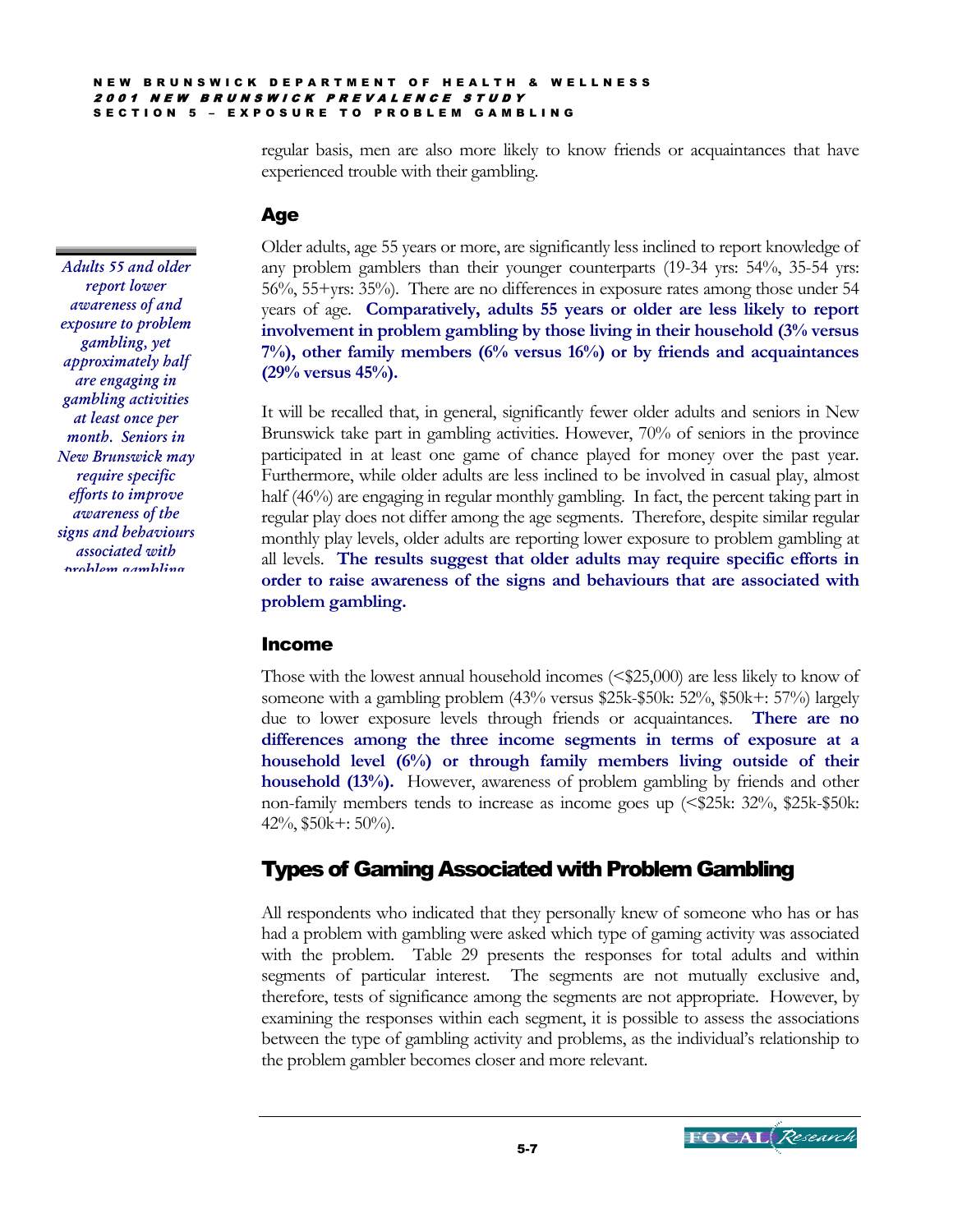regular basis, men are also more likely to know friends or acquaintances that have experienced trouble with their gambling.

## Age

*Adults 55 and older report lower awareness of and exposure to problem gambling, yet approximately half are engaging in gambling activities at least once per month. Seniors in New Brunswick may require specific efforts to improve awareness of the signs and behaviours associated with problem gambling*

Older adults, age 55 years or more, are significantly less inclined to report knowledge of any problem gamblers than their younger counterparts (19-34 yrs: 54%, 35-54 yrs: 56%, 55+yrs: 35%). There are no differences in exposure rates among those under 54 years of age. **Comparatively, adults 55 years or older are less likely to report involvement in problem gambling by those living in their household (3% versus 7%), other family members (6% versus 16%) or by friends and acquaintances (29% versus 45%).**

It will be recalled that, in general, significantly fewer older adults and seniors in New Brunswick take part in gambling activities. However, 70% of seniors in the province participated in at least one game of chance played for money over the past year. Furthermore, while older adults are less inclined to be involved in casual play, almost half (46%) are engaging in regular monthly gambling. In fact, the percent taking part in regular play does not differ among the age segments. Therefore, despite similar regular monthly play levels, older adults are reporting lower exposure to problem gambling at all levels. **The results suggest that older adults may require specific efforts in order to raise awareness of the signs and behaviours that are associated with problem gambling.**

## Income

Those with the lowest annual household incomes (<$25,000) are less likely to know of someone with a gambling problem (43% versus $25k-$50k: 52%, $50k+: 57%) largely due to lower exposure levels through friends or acquaintances. **There are no differences among the three income segments in terms of exposure at a household level (6%) or through family members living outside of their household (13%).** However, awareness of problem gambling by friends and other non-family members tends to increase as income goes up (<$25k: 32%, $25k-$50k: 42%, $50k+: 50%).

# Types of Gaming Associated with Problem Gambling

All respondents who indicated that they personally knew of someone who has or has had a problem with gambling were asked which type of gaming activity was associated with the problem. Table 29 presents the responses for total adults and within segments of particular interest. The segments are not mutually exclusive and, therefore, tests of significance among the segments are not appropriate. However, by examining the responses within each segment, it is possible to assess the associations between the type of gambling activity and problems, as the individual's relationship to the problem gambler becomes closer and more relevant.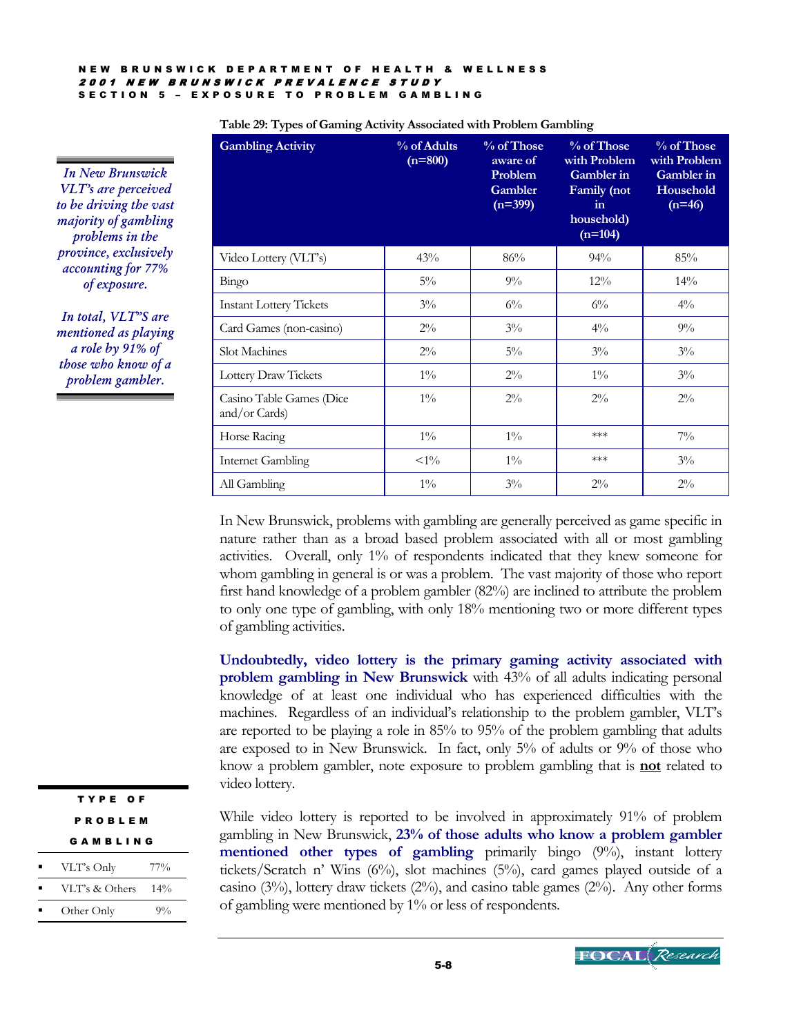**Table 29: Types of Gaming Activity Associated with Problem Gambling**

| Gambling Activity | % of Adults (n=800) | % of Those aware of Problem Gambler (n=399) | % of Those with Problem Gambler in Family (not in household) (n=104) | % of Those with Problem Gambler in Household (n=46) |
|---|---|---|---|---|
| Video Lottery (VLT's) | 43% | 86% | 94% | 85% |
| Bingo | 5% | 9% | 12% | 14% |
| Instant Lottery Tickets | 3% | 6% | 6% | 4% |
| Card Games (non-casino) | 2% | 3% | 4% | 9% |
| Slot Machines | 2% | 5% | 3% | 3% |
| Lottery Draw Tickets | 1% | 2% | 1% | 3% |
| Casino Table Games (Dice and/or Cards) | 1% | 2% | 2% | 2% |
| Horse Racing | 1% | 1% | *** | 7% |
| Internet Gambling | <1% | 1% | *** | 3% |
| All Gambling | 1% | 3% | 2% | 2% |

*In New Brunswick VLT's are perceived to be driving the vast majority of gambling problems in the province, exclusively accounting for 77% of exposure.*

*In total, VLT"S are mentioned as playing a role by 91% of those who know of a problem gambler.*

In New Brunswick, problems with gambling are generally perceived as game specific in nature rather than as a broad based problem associated with all or most gambling activities. Overall, only 1% of respondents indicated that they knew someone for whom gambling in general is or was a problem. The vast majority of those who report first hand knowledge of a problem gambler (82%) are inclined to attribute the problem to only one type of gambling, with only 18% mentioning two or more different types of gambling activities.

**Undoubtedly, video lottery is the primary gaming activity associated with problem gambling in New Brunswick** with 43% of all adults indicating personal knowledge of at least one individual who has experienced difficulties with the machines. Regardless of an individual's relationship to the problem gambler, VLT's are reported to be playing a role in 85% to 95% of the problem gambling that adults are exposed to in New Brunswick. In fact, only 5% of adults or 9% of those who know a problem gambler, note exposure to problem gambling that is **not** related to video lottery.

**TYPE OF PROBLEM GAMBLING**

| | |
|---|---|
| ▪ VLT's Only | 77% |
| ▪ VLT's & Others | 14% |
| ▪ Other Only | 9% |

While video lottery is reported to be involved in approximately 91% of problem gambling in New Brunswick, **23% of those adults who know a problem gambler mentioned other types of gambling** primarily bingo (9%), instant lottery tickets/Scratch n' Wins (6%), slot machines (5%), card games played outside of a casino (3%), lottery draw tickets (2%), and casino table games (2%). Any other forms of gambling were mentioned by 1% or less of respondents.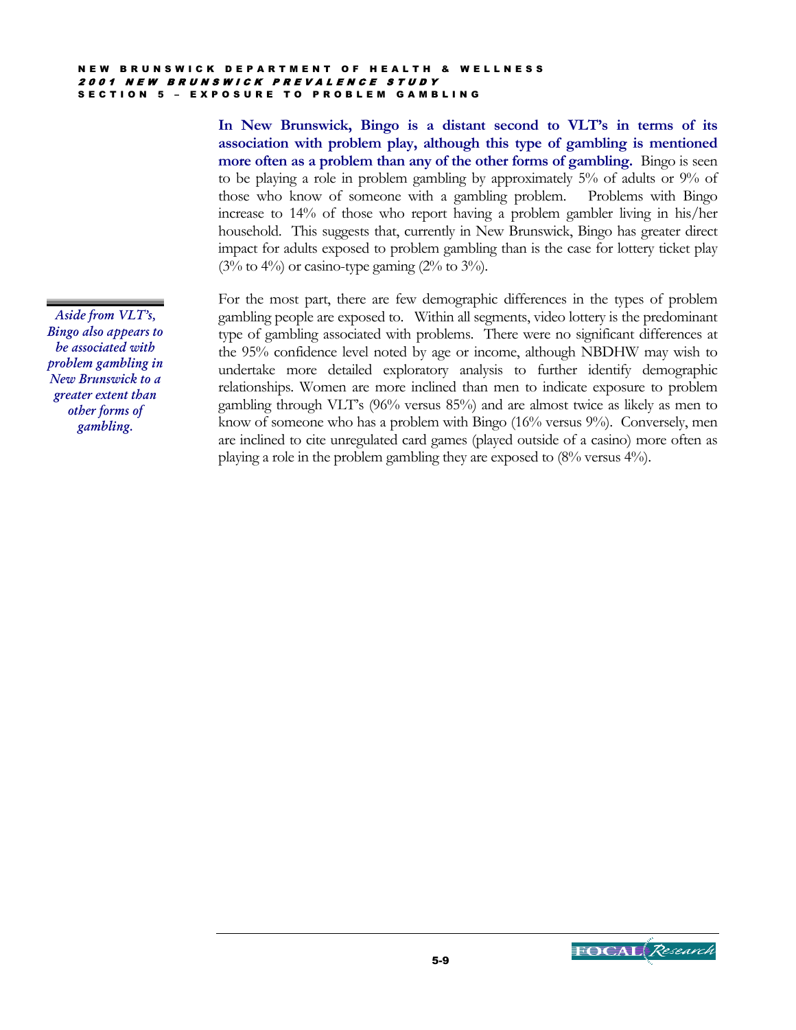**In New Brunswick, Bingo is a distant second to VLT's in terms of its association with problem play, although this type of gambling is mentioned more often as a problem than any of the other forms of gambling.** Bingo is seen to be playing a role in problem gambling by approximately 5% of adults or 9% of those who know of someone with a gambling problem. Problems with Bingo increase to 14% of those who report having a problem gambler living in his/her household. This suggests that, currently in New Brunswick, Bingo has greater direct impact for adults exposed to problem gambling than is the case for lottery ticket play (3% to 4%) or casino-type gaming (2% to 3%).

*Aside from VLT's, Bingo also appears to be associated with problem gambling in New Brunswick to a greater extent than other forms of gambling.*

For the most part, there are few demographic differences in the types of problem gambling people are exposed to. Within all segments, video lottery is the predominant type of gambling associated with problems. There were no significant differences at the 95% confidence level noted by age or income, although NBDHW may wish to undertake more detailed exploratory analysis to further identify demographic relationships. Women are more inclined than men to indicate exposure to problem gambling through VLT's (96% versus 85%) and are almost twice as likely as men to know of someone who has a problem with Bingo (16% versus 9%). Conversely, men are inclined to cite unregulated card games (played outside of a casino) more often as playing a role in the problem gambling they are exposed to (8% versus 4%).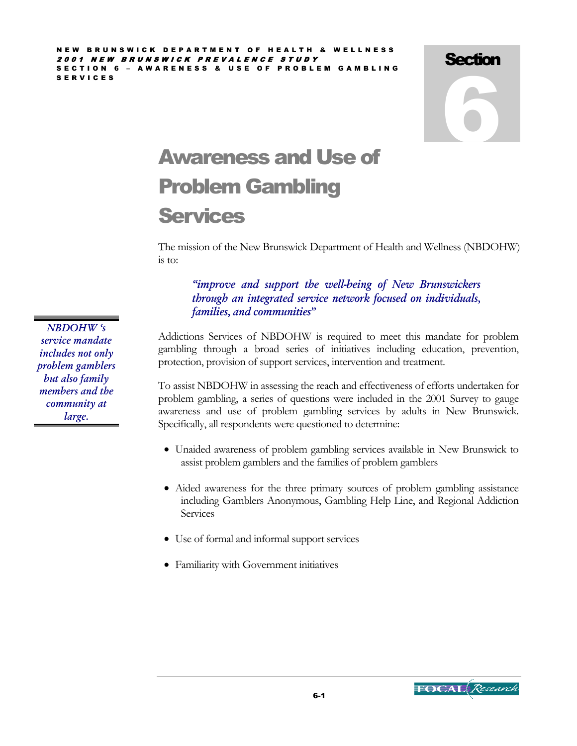# Section 6

# Awareness and Use of Problem Gambling Services

The mission of the New Brunswick Department of Health and Wellness (NBDOHW) is to:

> *"improve and support the well-being of New Brunswickers through an integrated service network focused on individuals, families, and communities"*

*NBDOHW 's service mandate includes not only problem gamblers but also family members and the community at large.*

Addictions Services of NBDOHW is required to meet this mandate for problem gambling through a broad series of initiatives including education, prevention, protection, provision of support services, intervention and treatment.

To assist NBDOHW in assessing the reach and effectiveness of efforts undertaken for problem gambling, a series of questions were included in the 2001 Survey to gauge awareness and use of problem gambling services by adults in New Brunswick. Specifically, all respondents were questioned to determine:

- Unaided awareness of problem gambling services available in New Brunswick to assist problem gamblers and the families of problem gamblers
- Aided awareness for the three primary sources of problem gambling assistance including Gamblers Anonymous, Gambling Help Line, and Regional Addiction Services
- Use of formal and informal support services
- Familiarity with Government initiatives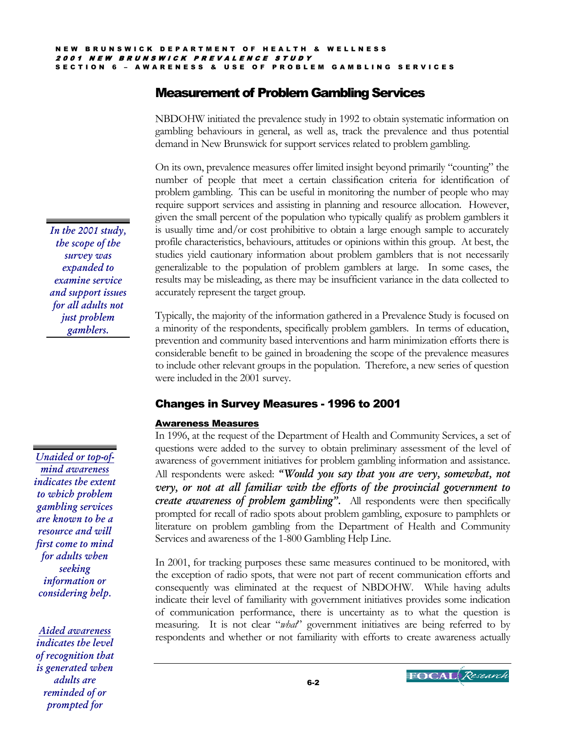## Measurement of Problem Gambling Services

NBDOHW initiated the prevalence study in 1992 to obtain systematic information on gambling behaviours in general, as well as, track the prevalence and thus potential demand in New Brunswick for support services related to problem gambling.

On its own, prevalence measures offer limited insight beyond primarily "counting" the number of people that meet a certain classification criteria for identification of problem gambling. This can be useful in monitoring the number of people who may require support services and assisting in planning and resource allocation. However, given the small percent of the population who typically qualify as problem gamblers it is usually time and/or cost prohibitive to obtain a large enough sample to accurately profile characteristics, behaviours, attitudes or opinions within this group. At best, the studies yield cautionary information about problem gamblers that is not necessarily generalizable to the population of problem gamblers at large. In some cases, the results may be misleading, as there may be insufficient variance in the data collected to accurately represent the target group.

*In the 2001 study, the scope of the survey was expanded to examine service and support issues for all adults not just problem gamblers.*

Typically, the majority of the information gathered in a Prevalence Study is focused on a minority of the respondents, specifically problem gamblers. In terms of education, prevention and community based interventions and harm minimization efforts there is considerable benefit to be gained in broadening the scope of the prevalence measures to include other relevant groups in the population. Therefore, a new series of question were included in the 2001 survey.

### Changes in Survey Measures - 1996 to 2001

#### Awareness Measures

In 1996, at the request of the Department of Health and Community Services, a set of questions were added to the survey to obtain preliminary assessment of the level of awareness of government initiatives for problem gambling information and assistance. All respondents were asked: ***"Would you say that you are very, somewhat, not very, or not at all familiar with the efforts of the provincial government to create awareness of problem gambling".*** All respondents were then specifically prompted for recall of radio spots about problem gambling, exposure to pamphlets or literature on problem gambling from the Department of Health and Community Services and awareness of the 1-800 Gambling Help Line.

*Unaided or top-of-mind awareness indicates the extent to which problem gambling services are known to be a resource and will first come to mind for adults when seeking information or considering help.*

In 2001, for tracking purposes these same measures continued to be monitored, with the exception of radio spots, that were not part of recent communication efforts and consequently was eliminated at the request of NBDOHW. While having adults indicate their level of familiarity with government initiatives provides some indication of communication performance, there is uncertainty as to what the question is measuring. It is not clear "*what*" government initiatives are being referred to by respondents and whether or not familiarity with efforts to create awareness actually

*Aided awareness indicates the level of recognition that is generated when adults are reminded of or prompted for*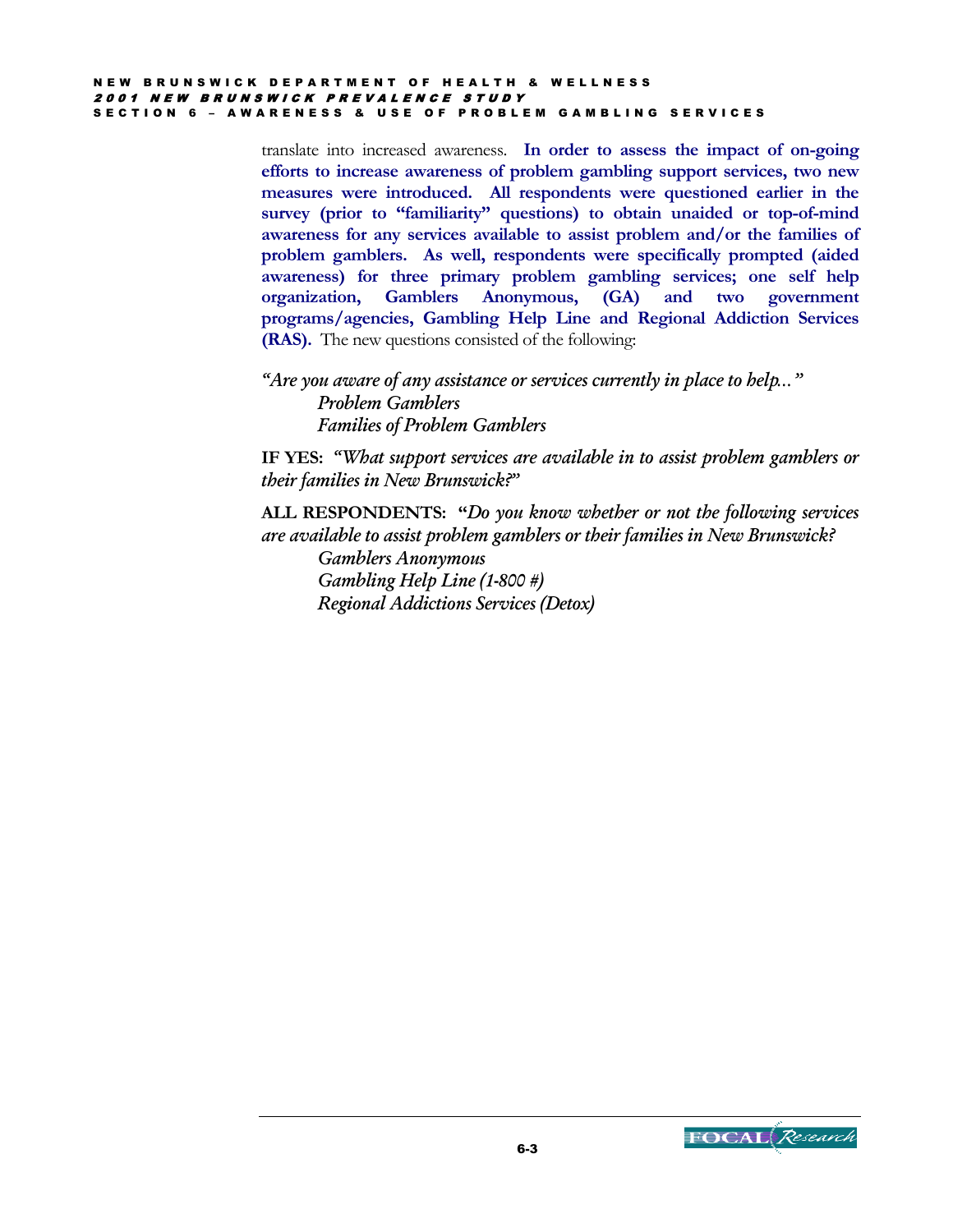translate into increased awareness. **In order to assess the impact of on-going efforts to increase awareness of problem gambling support services, two new measures were introduced. All respondents were questioned earlier in the survey (prior to "familiarity" questions) to obtain unaided or top-of-mind awareness for any services available to assist problem and/or the families of problem gamblers. As well, respondents were specifically prompted (aided awareness) for three primary problem gambling services; one self help organization, Gamblers Anonymous, (GA) and two government programs/agencies, Gambling Help Line and Regional Addiction Services (RAS).** The new questions consisted of the following:

*"Are you aware of any assistance or services currently in place to help…"*
*Problem Gamblers*
*Families of Problem Gamblers*

**IF YES:** *"What support services are available in to assist problem gamblers or their families in New Brunswick?"*

**ALL RESPONDENTS: "***Do you know whether or not the following services are available to assist problem gamblers or their families in New Brunswick?*
*Gamblers Anonymous*
*Gambling Help Line (1-800 #)*
*Regional Addictions Services (Detox)*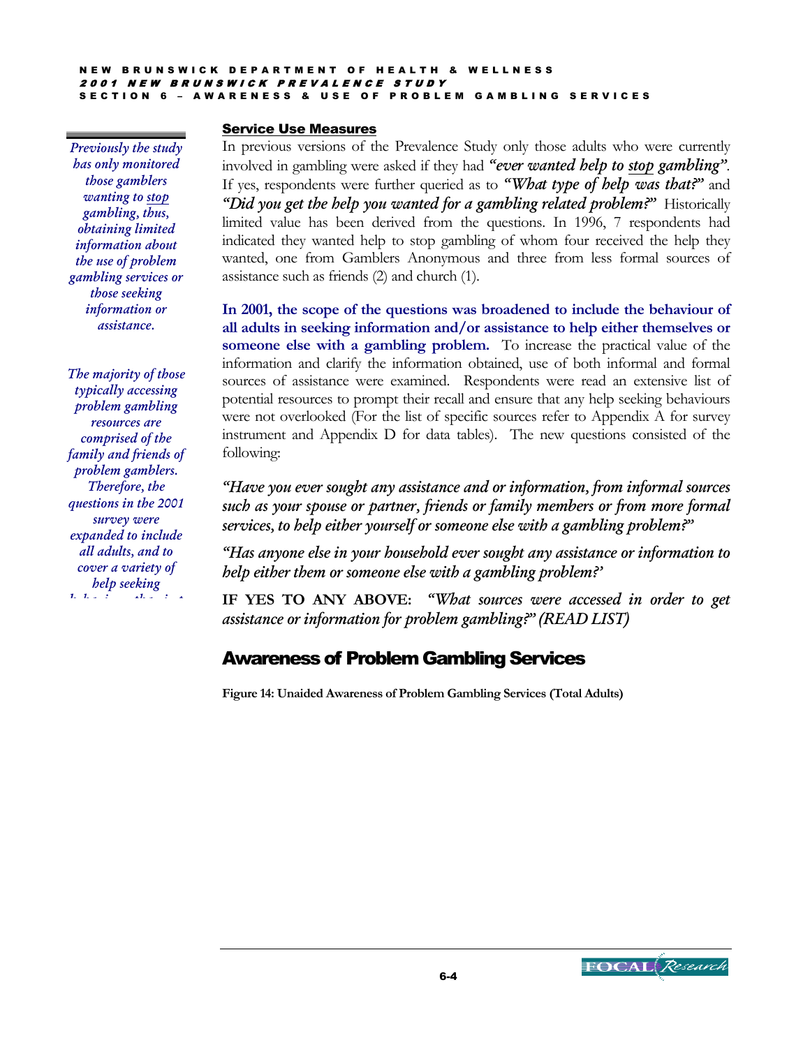*Previously the study has only monitored those gamblers wanting to stop gambling, thus, obtaining limited information about the use of problem gambling services or those seeking information or assistance.*

*The majority of those typically accessing problem gambling resources are comprised of the family and friends of problem gamblers. Therefore, the questions in the 2001 survey were expanded to include all adults, and to cover a variety of help seeking*

## Service Use Measures

In previous versions of the Prevalence Study only those adults who were currently involved in gambling were asked if they had ***"ever wanted help to stop gambling"***. If yes, respondents were further queried as to ***"What type of help was that?"*** and ***"Did you get the help you wanted for a gambling related problem?"*** Historically limited value has been derived from the questions. In 1996, 7 respondents had indicated they wanted help to stop gambling of whom four received the help they wanted, one from Gamblers Anonymous and three from less formal sources of assistance such as friends (2) and church (1).

**In 2001, the scope of the questions was broadened to include the behaviour of all adults in seeking information and/or assistance to help either themselves or someone else with a gambling problem.** To increase the practical value of the information and clarify the information obtained, use of both informal and formal sources of assistance were examined. Respondents were read an extensive list of potential resources to prompt their recall and ensure that any help seeking behaviours were not overlooked (For the list of specific sources refer to Appendix A for survey instrument and Appendix D for data tables). The new questions consisted of the following:

*"Have you ever sought any assistance and or information, from informal sources such as your spouse or partner, friends or family members or from more formal services, to help either yourself or someone else with a gambling problem?"*

*"Has anyone else in your household ever sought any assistance or information to help either them or someone else with a gambling problem?'*

**IF YES TO ANY ABOVE:** *"What sources were accessed in order to get assistance or information for problem gambling?" (READ LIST)*

## Awareness of Problem Gambling Services

**Figure 14: Unaided Awareness of Problem Gambling Services (Total Adults)**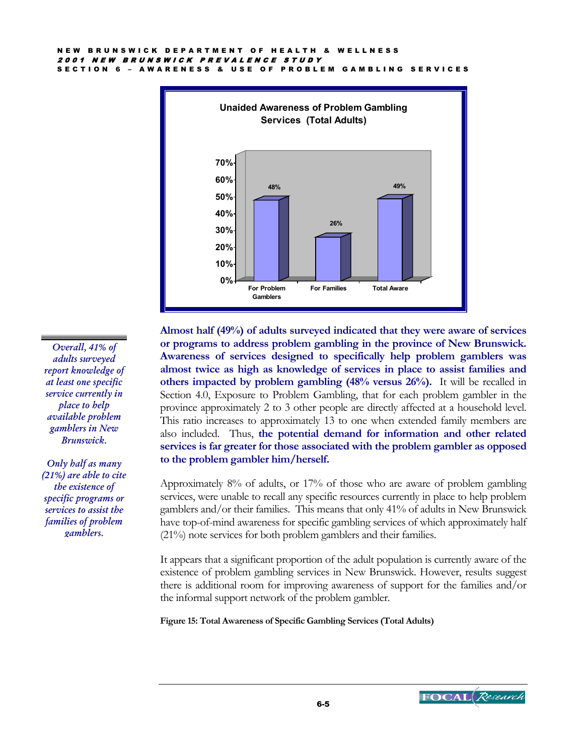**Unaided Awareness of Problem Gambling Services (Total Adults)**

| | For Problem Gamblers | For Families | Total Aware |
|---|---|---|---|
| % | 48% | 26% | 49% |

*Overall, 41% of adults surveyed report knowledge of at least one specific service currently in place to help available problem gamblers in New Brunswick.*

*Only half as many (21%) are able to cite the existence of specific programs or services to assist the families of problem gamblers.*

**Almost half (49%) of adults surveyed indicated that they were aware of services or programs to address problem gambling in the province of New Brunswick. Awareness of services designed to specifically help problem gamblers was almost twice as high as knowledge of services in place to assist families and others impacted by problem gambling (48% versus 26%).** It will be recalled in Section 4.0, Exposure to Problem Gambling, that for each problem gambler in the province approximately 2 to 3 other people are directly affected at a household level. This ratio increases to approximately 13 to one when extended family members are also included. Thus, **the potential demand for information and other related services is far greater for those associated with the problem gambler as opposed to the problem gambler him/herself.**

Approximately 8% of adults, or 17% of those who are aware of problem gambling services, were unable to recall any specific resources currently in place to help problem gamblers and/or their families. This means that only 41% of adults in New Brunswick have top-of-mind awareness for specific gambling services of which approximately half (21%) note services for both problem gamblers and their families.

It appears that a significant proportion of the adult population is currently aware of the existence of problem gambling services in New Brunswick. However, results suggest there is additional room for improving awareness of support for the families and/or the informal support network of the problem gambler.

**Figure 15: Total Awareness of Specific Gambling Services (Total Adults)**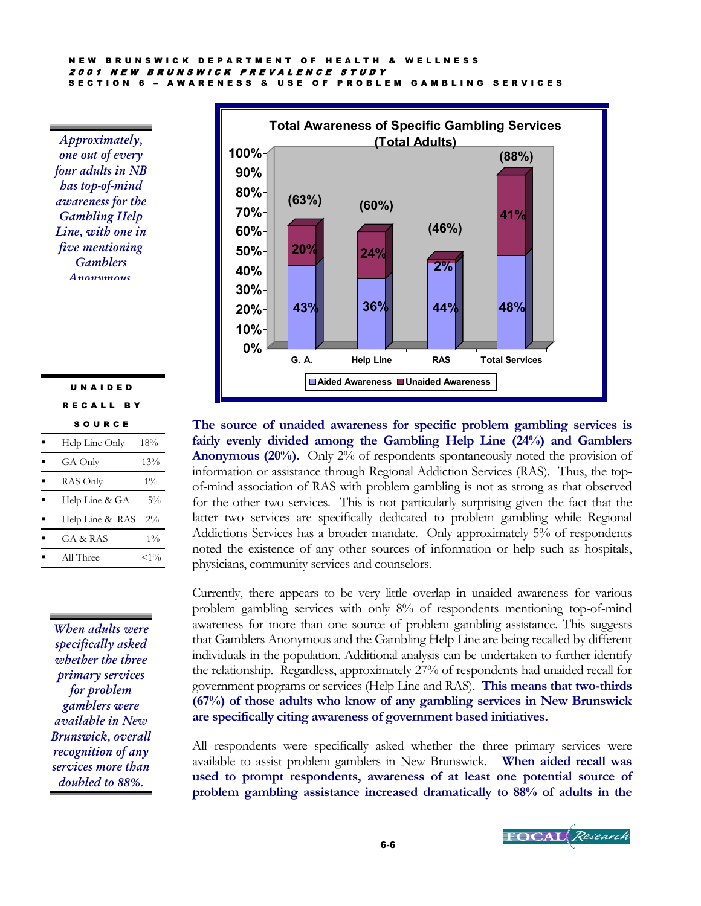*Approximately, one out of every four adults in NB has top-of-mind awareness for the Gambling Help Line, with one in five mentioning Gamblers Anonymous*

**Total Awareness of Specific Gambling Services (Total Adults)**

| | G. A. | Help Line | RAS | Total Services |
|---|---|---|---|---|
| Aided Awareness | 43% | 36% | 44% | 48% |
| Unaided Awareness | 20% | 24% | 2% | 41% |
| Total | (63%) | (60%) | (46%) | (88%) |

**UNAIDED RECALL BY SOURCE**

| | |
|---|---|
| Help Line Only | 18% |
| GA Only | 13% |
| RAS Only | 1% |
| Help Line & GA | 5% |
| Help Line & RAS | 2% |
| GA & RAS | 1% |
| All Three | <1% |

**The source of unaided awareness for specific problem gambling services is fairly evenly divided among the Gambling Help Line (24%) and Gamblers Anonymous (20%).** Only 2% of respondents spontaneously noted the provision of information or assistance through Regional Addiction Services (RAS). Thus, the top-of-mind association of RAS with problem gambling is not as strong as that observed for the other two services. This is not particularly surprising given the fact that the latter two services are specifically dedicated to problem gambling while Regional Addictions Services has a broader mandate. Only approximately 5% of respondents noted the existence of any other sources of information or help such as hospitals, physicians, community services and counselors.

Currently, there appears to be very little overlap in unaided awareness for various problem gambling services with only 8% of respondents mentioning top-of-mind awareness for more than one source of problem gambling assistance. This suggests that Gamblers Anonymous and the Gambling Help Line are being recalled by different individuals in the population. Additional analysis can be undertaken to further identify the relationship. Regardless, approximately 27% of respondents had unaided recall for government programs or services (Help Line and RAS). **This means that two-thirds (67%) of those adults who know of any gambling services in New Brunswick are specifically citing awareness of government based initiatives.**

*When adults were specifically asked whether the three primary services for problem gamblers were available in New Brunswick, overall recognition of any services more than doubled to 88%.*

All respondents were specifically asked whether the three primary services were available to assist problem gamblers in New Brunswick. **When aided recall was used to prompt respondents, awareness of at least one potential source of problem gambling assistance increased dramatically to 88% of adults in the**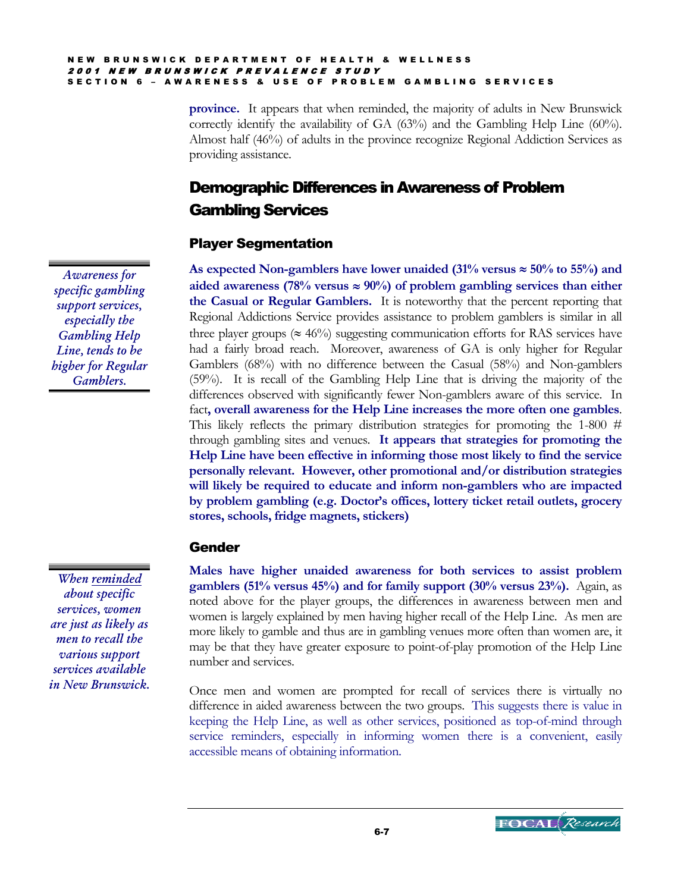**province.** It appears that when reminded, the majority of adults in New Brunswick correctly identify the availability of GA (63%) and the Gambling Help Line (60%). Almost half (46%) of adults in the province recognize Regional Addiction Services as providing assistance.

## Demographic Differences in Awareness of Problem Gambling Services

### Player Segmentation

*Awareness for specific gambling support services, especially the Gambling Help Line, tends to be higher for Regular Gamblers.*

**As expected Non-gamblers have lower unaided (31% versus ≈ 50% to 55%) and aided awareness (78% versus ≈ 90%) of problem gambling services than either the Casual or Regular Gamblers.** It is noteworthy that the percent reporting that Regional Addictions Service provides assistance to problem gamblers is similar in all three player groups (≈ 46%) suggesting communication efforts for RAS services have had a fairly broad reach. Moreover, awareness of GA is only higher for Regular Gamblers (68%) with no difference between the Casual (58%) and Non-gamblers (59%). It is recall of the Gambling Help Line that is driving the majority of the differences observed with significantly fewer Non-gamblers aware of this service. In fact**, overall awareness for the Help Line increases the more often one gambles**. This likely reflects the primary distribution strategies for promoting the 1-800 # through gambling sites and venues. **It appears that strategies for promoting the Help Line have been effective in informing those most likely to find the service personally relevant. However, other promotional and/or distribution strategies will likely be required to educate and inform non-gamblers who are impacted by problem gambling (e.g. Doctor's offices, lottery ticket retail outlets, grocery stores, schools, fridge magnets, stickers)**

### Gender

*When reminded about specific services, women are just as likely as men to recall the various support services available in New Brunswick.*

**Males have higher unaided awareness for both services to assist problem gamblers (51% versus 45%) and for family support (30% versus 23%).** Again, as noted above for the player groups, the differences in awareness between men and women is largely explained by men having higher recall of the Help Line. As men are more likely to gamble and thus are in gambling venues more often than women are, it may be that they have greater exposure to point-of-play promotion of the Help Line number and services.

Once men and women are prompted for recall of services there is virtually no difference in aided awareness between the two groups. This suggests there is value in keeping the Help Line, as well as other services, positioned as top-of-mind through service reminders, especially in informing women there is a convenient, easily accessible means of obtaining information.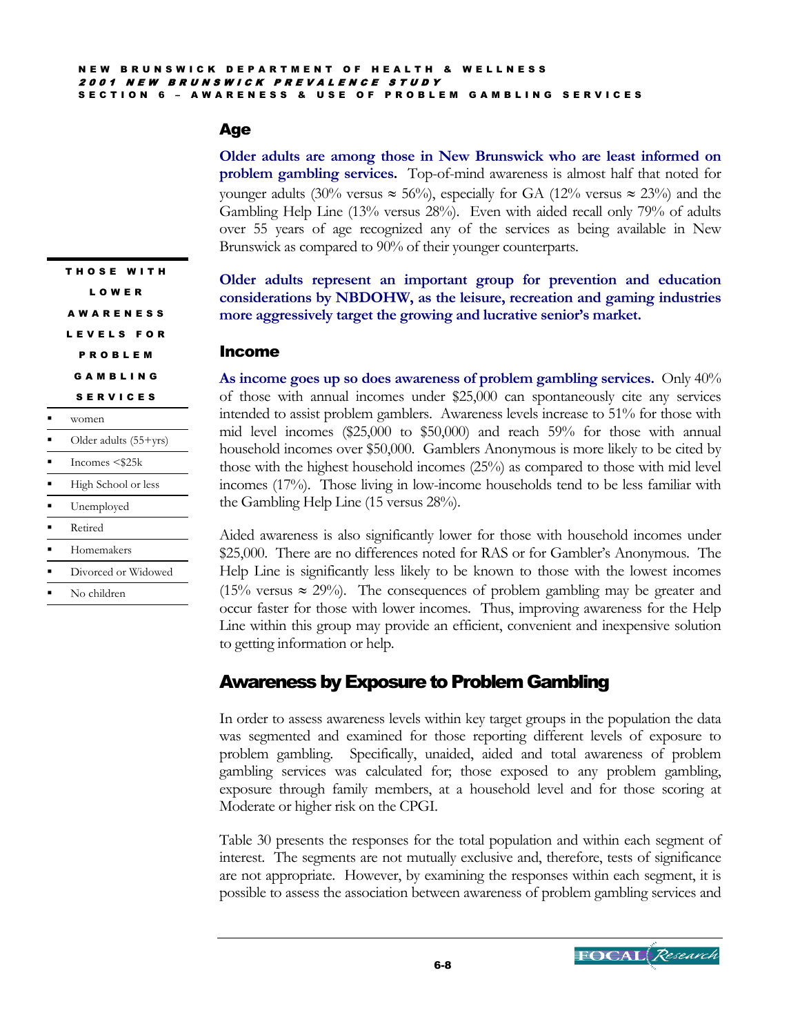## Age

**Older adults are among those in New Brunswick who are least informed on problem gambling services.** Top-of-mind awareness is almost half that noted for younger adults (30% versus ≈ 56%), especially for GA (12% versus ≈ 23%) and the Gambling Help Line (13% versus 28%). Even with aided recall only 79% of adults over 55 years of age recognized any of the services as being available in New Brunswick as compared to 90% of their younger counterparts.

**Older adults represent an important group for prevention and education considerations by NBDOHW, as the leisure, recreation and gaming industries more aggressively target the growing and lucrative senior's market.**

**THOSE WITH LOWER AWARENESS LEVELS FOR PROBLEM GAMBLING SERVICES**

- women
- Older adults (55+yrs)
- Incomes <$25k
- High School or less
- Unemployed
- Retired
- Homemakers
- Divorced or Widowed
- No children

## Income

**As income goes up so does awareness of problem gambling services.** Only 40% of those with annual incomes under $25,000 can spontaneously cite any services intended to assist problem gamblers. Awareness levels increase to 51% for those with mid level incomes ($25,000 to $50,000) and reach 59% for those with annual household incomes over $50,000. Gamblers Anonymous is more likely to be cited by those with the highest household incomes (25%) as compared to those with mid level incomes (17%). Those living in low-income households tend to be less familiar with the Gambling Help Line (15 versus 28%).

Aided awareness is also significantly lower for those with household incomes under $25,000. There are no differences noted for RAS or for Gambler's Anonymous. The Help Line is significantly less likely to be known to those with the lowest incomes (15% versus ≈ 29%). The consequences of problem gambling may be greater and occur faster for those with lower incomes. Thus, improving awareness for the Help Line within this group may provide an efficient, convenient and inexpensive solution to getting information or help.

# Awareness by Exposure to Problem Gambling

In order to assess awareness levels within key target groups in the population the data was segmented and examined for those reporting different levels of exposure to problem gambling. Specifically, unaided, aided and total awareness of problem gambling services was calculated for; those exposed to any problem gambling, exposure through family members, at a household level and for those scoring at Moderate or higher risk on the CPGI.

Table 30 presents the responses for the total population and within each segment of interest. The segments are not mutually exclusive and, therefore, tests of significance are not appropriate. However, by examining the responses within each segment, it is possible to assess the association between awareness of problem gambling services and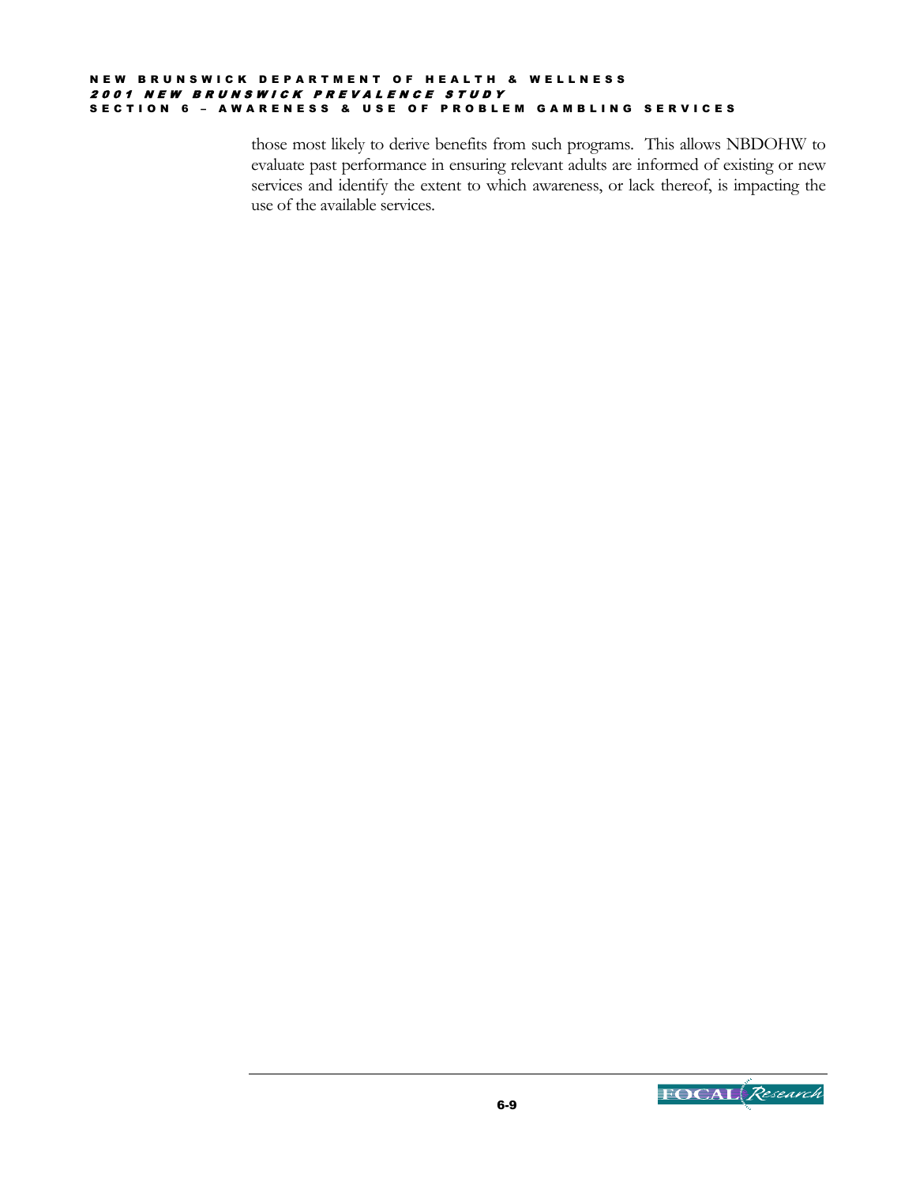those most likely to derive benefits from such programs. This allows NBDOHW to evaluate past performance in ensuring relevant adults are informed of existing or new services and identify the extent to which awareness, or lack thereof, is impacting the use of the available services.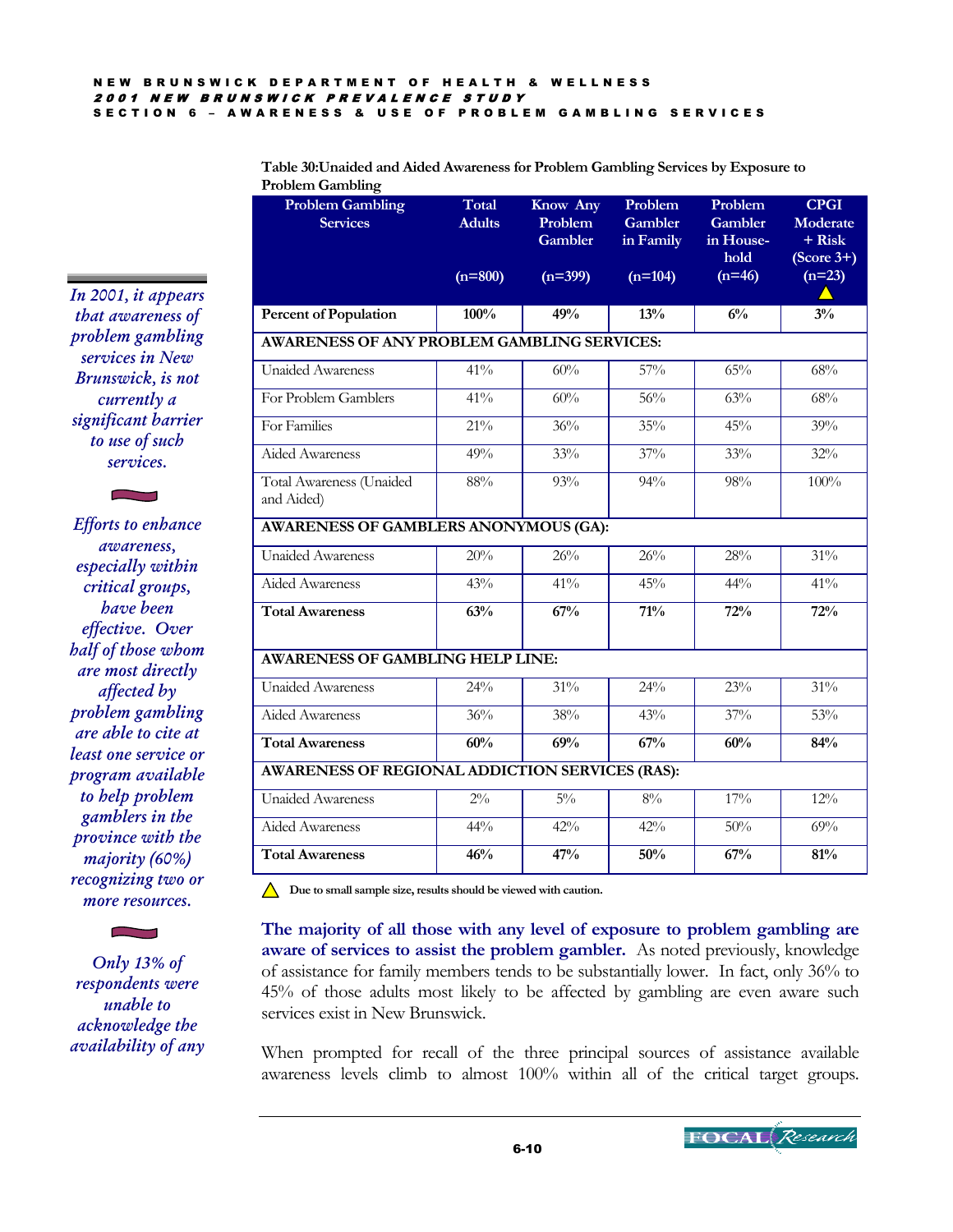*In 2001, it appears that awareness of problem gambling services in New Brunswick, is not currently a significant barrier to use of such services.*

*Efforts to enhance awareness, especially within critical groups, have been effective. Over half of those whom are most directly affected by problem gambling are able to cite at least one service or program available to help problem gamblers in the province with the majority (60%) recognizing two or more resources.*

*Only 13% of respondents were unable to acknowledge the availability of any*

**Table 30:Unaided and Aided Awareness for Problem Gambling Services by Exposure to Problem Gambling**

| Problem Gambling Services | Total Adults (n=800) | Know Any Problem Gambler (n=399) | Problem Gambler in Family (n=104) | Problem Gambler in House-hold (n=46) | CPGI Moderate + Risk (Score 3+) (n=23) ⚠ |
|---|---|---|---|---|---|
| **Percent of Population** | **100%** | **49%** | **13%** | **6%** | **3%** |
| **AWARENESS OF ANY PROBLEM GAMBLING SERVICES:** | | | | | |
| Unaided Awareness | 41% | 60% | 57% | 65% | 68% |
| For Problem Gamblers | 41% | 60% | 56% | 63% | 68% |
| For Families | 21% | 36% | 35% | 45% | 39% |
| Aided Awareness | 49% | 33% | 37% | 33% | 32% |
| Total Awareness (Unaided and Aided) | 88% | 93% | 94% | 98% | 100% |
| **AWARENESS OF GAMBLERS ANONYMOUS (GA):** | | | | | |
| Unaided Awareness | 20% | 26% | 26% | 28% | 31% |
| Aided Awareness | 43% | 41% | 45% | 44% | 41% |
| **Total Awareness** | **63%** | **67%** | **71%** | **72%** | **72%** |
| **AWARENESS OF GAMBLING HELP LINE:** | | | | | |
| Unaided Awareness | 24% | 31% | 24% | 23% | 31% |
| Aided Awareness | 36% | 38% | 43% | 37% | 53% |
| **Total Awareness** | **60%** | **69%** | **67%** | **60%** | **84%** |
| **AWARENESS OF REGIONAL ADDICTION SERVICES (RAS):** | | | | | |
| Unaided Awareness | 2% | 5% | 8% | 17% | 12% |
| Aided Awareness | 44% | 42% | 42% | 50% | 69% |
| **Total Awareness** | **46%** | **47%** | **50%** | **67%** | **81%** |

⚠ Due to small sample size, results should be viewed with caution.

**The majority of all those with any level of exposure to problem gambling are aware of services to assist the problem gambler.** As noted previously, knowledge of assistance for family members tends to be substantially lower. In fact, only 36% to 45% of those adults most likely to be affected by gambling are even aware such services exist in New Brunswick.

When prompted for recall of the three principal sources of assistance available awareness levels climb to almost 100% within all of the critical target groups.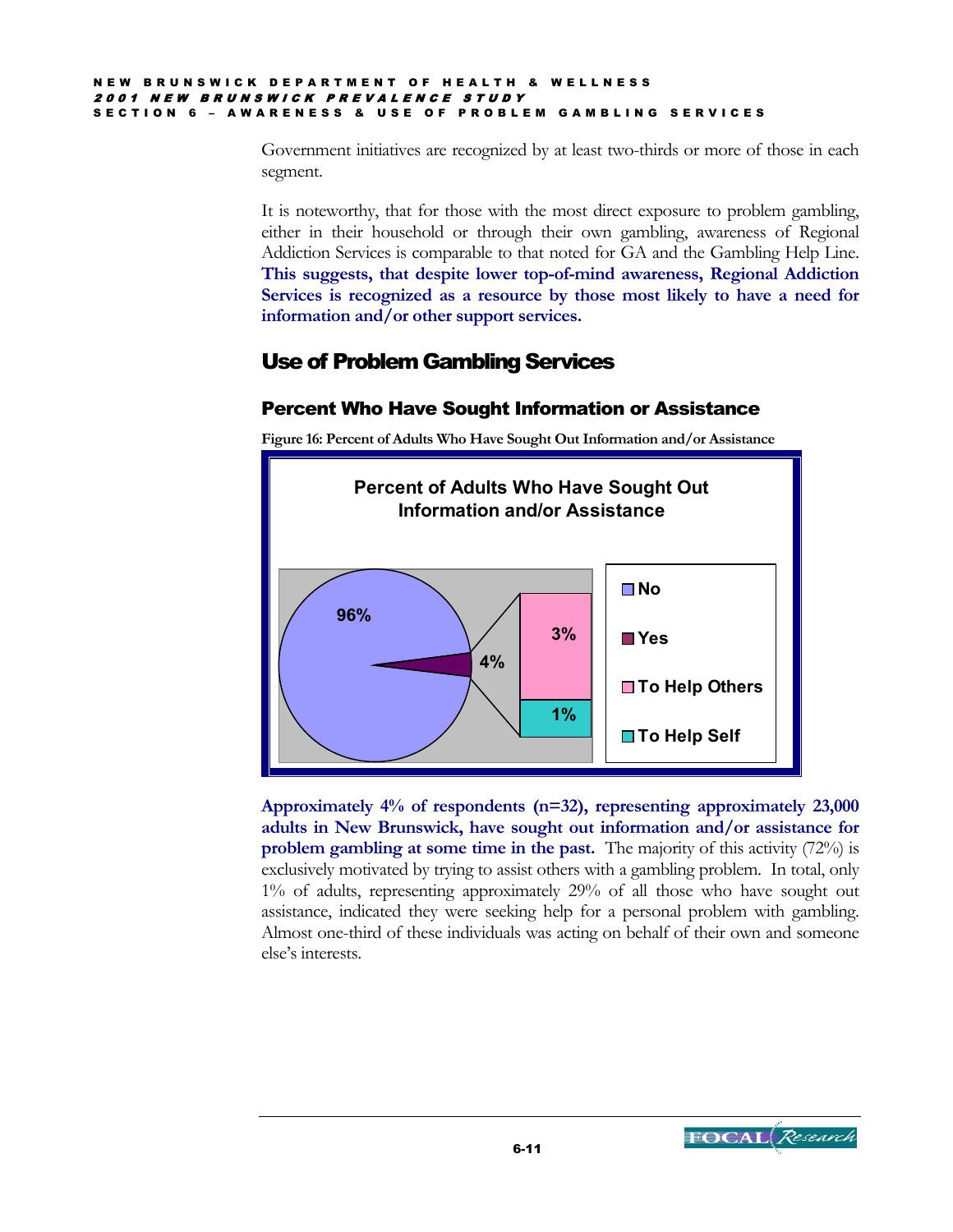Government initiatives are recognized by at least two-thirds or more of those in each segment.

It is noteworthy, that for those with the most direct exposure to problem gambling, either in their household or through their own gambling, awareness of Regional Addiction Services is comparable to that noted for GA and the Gambling Help Line. **This suggests, that despite lower top-of-mind awareness, Regional Addiction Services is recognized as a resource by those most likely to have a need for information and/or other support services.**

## Use of Problem Gambling Services

### Percent Who Have Sought Information or Assistance

**Figure 16: Percent of Adults Who Have Sought Out Information and/or Assistance**

Percent of Adults Who Have Sought Out Information and/or Assistance

| Response | Percent |
|---|---|
| No | 96% |
| Yes | 4% |
| To Help Others | 3% |
| To Help Self | 1% |

**Approximately 4% of respondents (n=32), representing approximately 23,000 adults in New Brunswick, have sought out information and/or assistance for problem gambling at some time in the past.** The majority of this activity (72%) is exclusively motivated by trying to assist others with a gambling problem. In total, only 1% of adults, representing approximately 29% of all those who have sought out assistance, indicated they were seeking help for a personal problem with gambling. Almost one-third of these individuals was acting on behalf of their own and someone else's interests.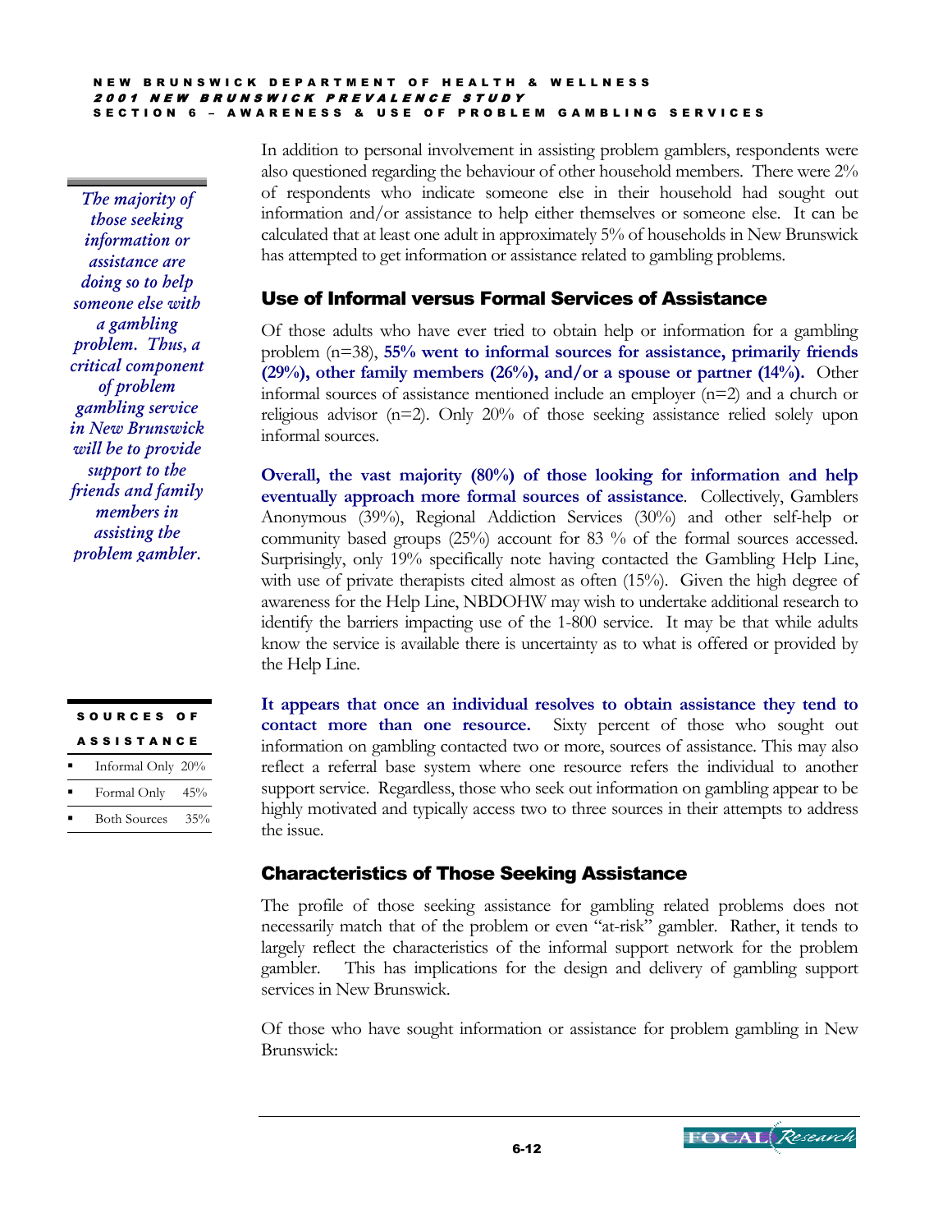In addition to personal involvement in assisting problem gamblers, respondents were also questioned regarding the behaviour of other household members. There were 2% of respondents who indicate someone else in their household had sought out information and/or assistance to help either themselves or someone else. It can be calculated that at least one adult in approximately 5% of households in New Brunswick has attempted to get information or assistance related to gambling problems.

*The majority of those seeking information or assistance are doing so to help someone else with a gambling problem. Thus, a critical component of problem gambling service in New Brunswick will be to provide support to the friends and family members in assisting the problem gambler.*

## Use of Informal versus Formal Services of Assistance

Of those adults who have ever tried to obtain help or information for a gambling problem (n=38), **55% went to informal sources for assistance, primarily friends (29%), other family members (26%), and/or a spouse or partner (14%).** Other informal sources of assistance mentioned include an employer (n=2) and a church or religious advisor (n=2). Only 20% of those seeking assistance relied solely upon informal sources.

**Overall, the vast majority (80%) of those looking for information and help eventually approach more formal sources of assistance**. Collectively, Gamblers Anonymous (39%), Regional Addiction Services (30%) and other self-help or community based groups (25%) account for 83 % of the formal sources accessed. Surprisingly, only 19% specifically note having contacted the Gambling Help Line, with use of private therapists cited almost as often (15%). Given the high degree of awareness for the Help Line, NBDOHW may wish to undertake additional research to identify the barriers impacting use of the 1-800 service. It may be that while adults know the service is available there is uncertainty as to what is offered or provided by the Help Line.

| SOURCES OF ASSISTANCE | |
|---|---|
| Informal Only | 20% |
| Formal Only | 45% |
| Both Sources | 35% |

**It appears that once an individual resolves to obtain assistance they tend to contact more than one resource.** Sixty percent of those who sought out information on gambling contacted two or more, sources of assistance. This may also reflect a referral base system where one resource refers the individual to another support service. Regardless, those who seek out information on gambling appear to be highly motivated and typically access two to three sources in their attempts to address the issue.

## Characteristics of Those Seeking Assistance

The profile of those seeking assistance for gambling related problems does not necessarily match that of the problem or even "at-risk" gambler. Rather, it tends to largely reflect the characteristics of the informal support network for the problem gambler. This has implications for the design and delivery of gambling support services in New Brunswick.

Of those who have sought information or assistance for problem gambling in New Brunswick: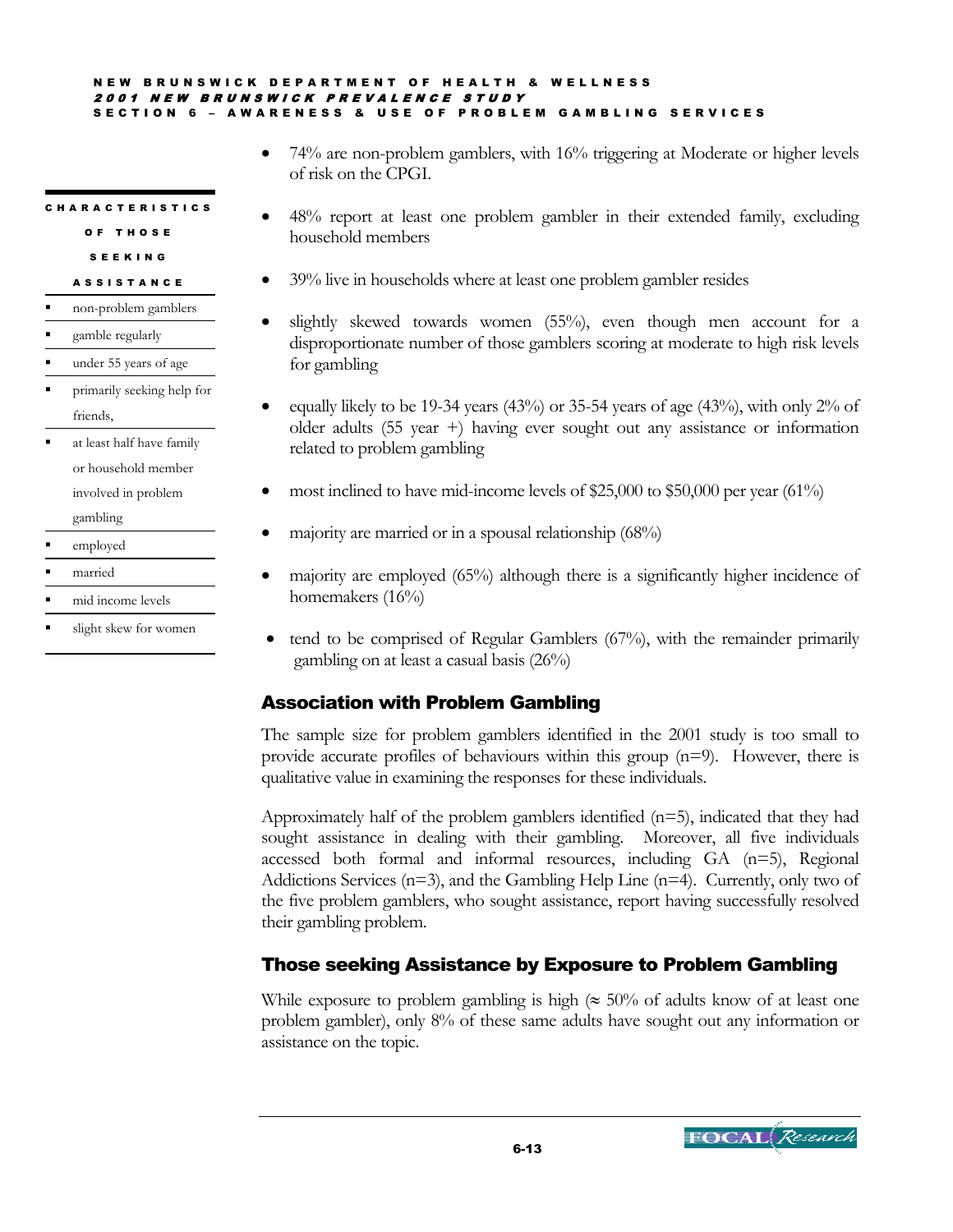**CHARACTERISTICS OF THOSE SEEKING ASSISTANCE**

- non-problem gamblers
- gamble regularly
- under 55 years of age
- primarily seeking help for friends,
- at least half have family or household member involved in problem gambling
- employed
- married
- mid income levels
- slight skew for women

- 74% are non-problem gamblers, with 16% triggering at Moderate or higher levels of risk on the CPGI.
- 48% report at least one problem gambler in their extended family, excluding household members
- 39% live in households where at least one problem gambler resides
- slightly skewed towards women (55%), even though men account for a disproportionate number of those gamblers scoring at moderate to high risk levels for gambling
- equally likely to be 19-34 years (43%) or 35-54 years of age (43%), with only 2% of older adults (55 year +) having ever sought out any assistance or information related to problem gambling
- most inclined to have mid-income levels of $25,000 to $50,000 per year (61%)
- majority are married or in a spousal relationship (68%)
- majority are employed (65%) although there is a significantly higher incidence of homemakers (16%)
- tend to be comprised of Regular Gamblers (67%), with the remainder primarily gambling on at least a casual basis (26%)

## Association with Problem Gambling

The sample size for problem gamblers identified in the 2001 study is too small to provide accurate profiles of behaviours within this group (n=9). However, there is qualitative value in examining the responses for these individuals.

Approximately half of the problem gamblers identified (n=5), indicated that they had sought assistance in dealing with their gambling. Moreover, all five individuals accessed both formal and informal resources, including GA (n=5), Regional Addictions Services (n=3), and the Gambling Help Line (n=4). Currently, only two of the five problem gamblers, who sought assistance, report having successfully resolved their gambling problem.

## Those seeking Assistance by Exposure to Problem Gambling

While exposure to problem gambling is high (≈ 50% of adults know of at least one problem gambler), only 8% of these same adults have sought out any information or assistance on the topic.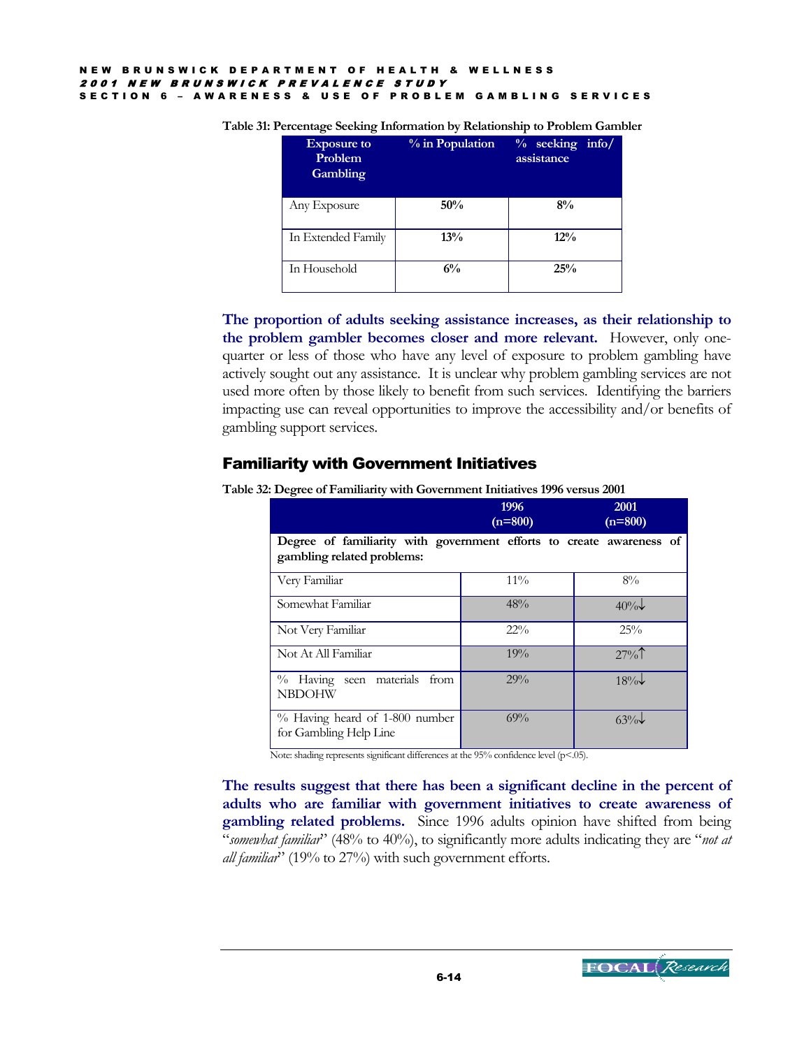**Table 31: Percentage Seeking Information by Relationship to Problem Gambler**

| Exposure to Problem Gambling | % in Population | % seeking info/ assistance |
|---|---|---|
| Any Exposure | **50%** | **8%** |
| In Extended Family | **13%** | **12%** |
| In Household | **6%** | **25%** |

**The proportion of adults seeking assistance increases, as their relationship to the problem gambler becomes closer and more relevant.** However, only one-quarter or less of those who have any level of exposure to problem gambling have actively sought out any assistance. It is unclear why problem gambling services are not used more often by those likely to benefit from such services. Identifying the barriers impacting use can reveal opportunities to improve the accessibility and/or benefits of gambling support services.

## Familiarity with Government Initiatives

**Table 32: Degree of Familiarity with Government Initiatives 1996 versus 2001**

| | 1996 (n=800) | 2001 (n=800) |
|---|---|---|
| **Degree of familiarity with government efforts to create awareness of gambling related problems:** | | |
| Very Familiar | 11% | 8% |
| Somewhat Familiar | 48% | 40%↓ |
| Not Very Familiar | 22% | 25% |
| Not At All Familiar | 19% | 27%↑ |
| % Having seen materials from NBDOHW | 29% | 18%↓ |
| % Having heard of 1-800 number for Gambling Help Line | 69% | 63%↓ |

Note: shading represents significant differences at the 95% confidence level ($p<.05$).

**The results suggest that there has been a significant decline in the percent of adults who are familiar with government initiatives to create awareness of gambling related problems.** Since 1996 adults opinion have shifted from being "*somewhat familiar*" (48% to 40%), to significantly more adults indicating they are "*not at all familiar*" (19% to 27%) with such government efforts.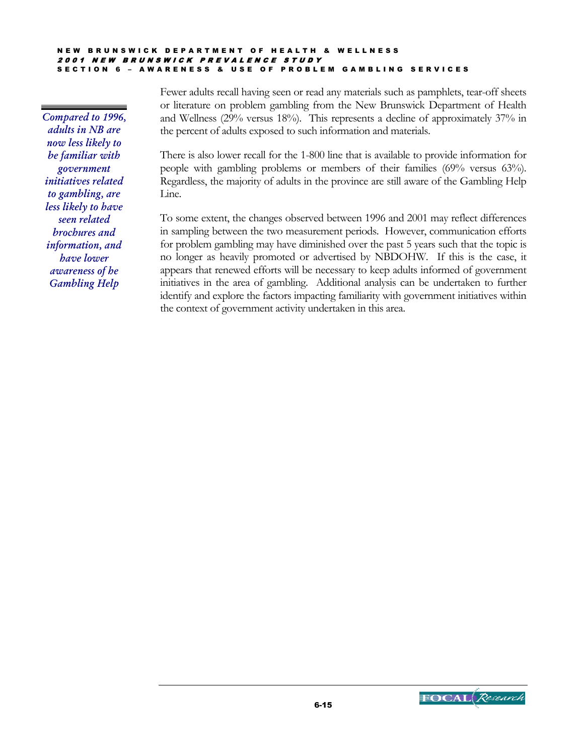*Compared to 1996, adults in NB are now less likely to be familiar with government initiatives related to gambling, are less likely to have seen related brochures and information, and have lower awareness of he Gambling Help*

Fewer adults recall having seen or read any materials such as pamphlets, tear-off sheets or literature on problem gambling from the New Brunswick Department of Health and Wellness (29% versus 18%). This represents a decline of approximately 37% in the percent of adults exposed to such information and materials.

There is also lower recall for the 1-800 line that is available to provide information for people with gambling problems or members of their families (69% versus 63%). Regardless, the majority of adults in the province are still aware of the Gambling Help Line.

To some extent, the changes observed between 1996 and 2001 may reflect differences in sampling between the two measurement periods. However, communication efforts for problem gambling may have diminished over the past 5 years such that the topic is no longer as heavily promoted or advertised by NBDOHW. If this is the case, it appears that renewed efforts will be necessary to keep adults informed of government initiatives in the area of gambling. Additional analysis can be undertaken to further identify and explore the factors impacting familiarity with government initiatives within the context of government activity undertaken in this area.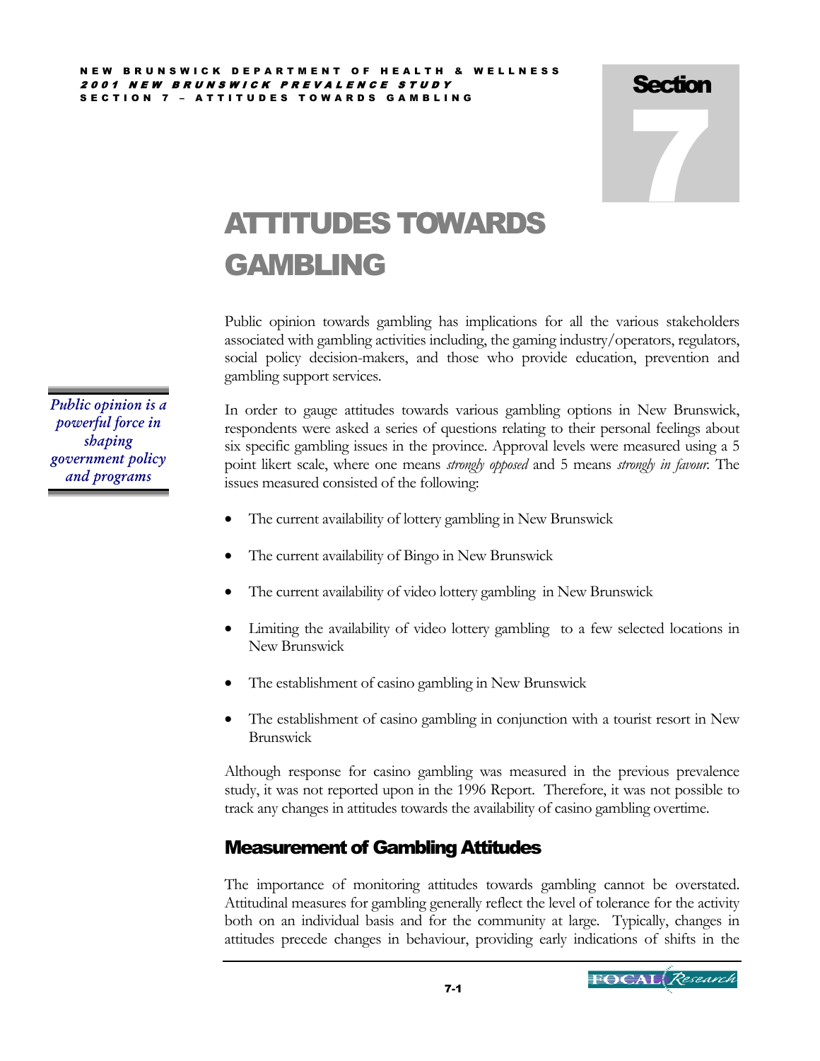# Section 7

# ATTITUDES TOWARDS GAMBLING

Public opinion towards gambling has implications for all the various stakeholders associated with gambling activities including, the gaming industry/operators, regulators, social policy decision-makers, and those who provide education, prevention and gambling support services.

*Public opinion is a powerful force in shaping government policy and programs*

In order to gauge attitudes towards various gambling options in New Brunswick, respondents were asked a series of questions relating to their personal feelings about six specific gambling issues in the province. Approval levels were measured using a 5 point likert scale, where one means *strongly opposed* and 5 means *strongly in favour*. The issues measured consisted of the following:

- The current availability of lottery gambling in New Brunswick
- The current availability of Bingo in New Brunswick
- The current availability of video lottery gambling in New Brunswick
- Limiting the availability of video lottery gambling to a few selected locations in New Brunswick
- The establishment of casino gambling in New Brunswick
- The establishment of casino gambling in conjunction with a tourist resort in New Brunswick

Although response for casino gambling was measured in the previous prevalence study, it was not reported upon in the 1996 Report. Therefore, it was not possible to track any changes in attitudes towards the availability of casino gambling overtime.

## Measurement of Gambling Attitudes

The importance of monitoring attitudes towards gambling cannot be overstated. Attitudinal measures for gambling generally reflect the level of tolerance for the activity both on an individual basis and for the community at large. Typically, changes in attitudes precede changes in behaviour, providing early indications of shifts in the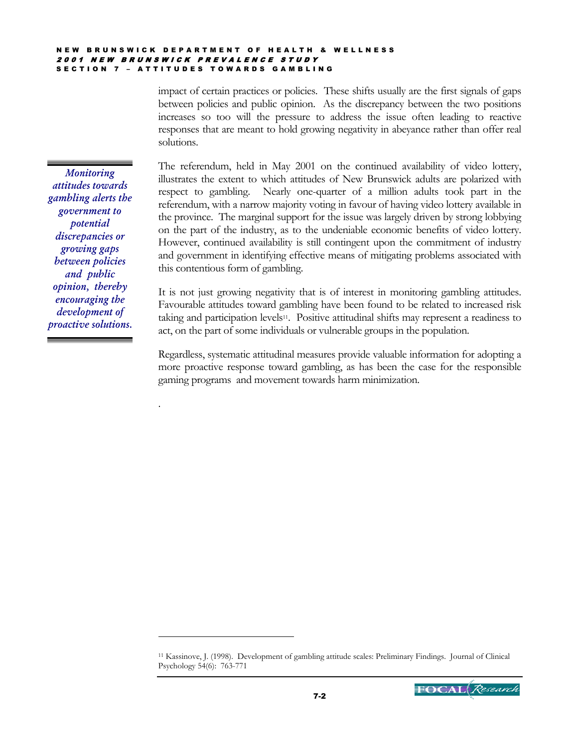impact of certain practices or policies. These shifts usually are the first signals of gaps between policies and public opinion. As the discrepancy between the two positions increases so too will the pressure to address the issue often leading to reactive responses that are meant to hold growing negativity in abeyance rather than offer real solutions.

*Monitoring attitudes towards gambling alerts the government to potential discrepancies or growing gaps between policies and public opinion, thereby encouraging the development of proactive solutions.*

The referendum, held in May 2001 on the continued availability of video lottery, illustrates the extent to which attitudes of New Brunswick adults are polarized with respect to gambling. Nearly one-quarter of a million adults took part in the referendum, with a narrow majority voting in favour of having video lottery available in the province. The marginal support for the issue was largely driven by strong lobbying on the part of the industry, as to the undeniable economic benefits of video lottery. However, continued availability is still contingent upon the commitment of industry and government in identifying effective means of mitigating problems associated with this contentious form of gambling.

It is not just growing negativity that is of interest in monitoring gambling attitudes. Favourable attitudes toward gambling have been found to be related to increased risk taking and participation levels[11]. Positive attitudinal shifts may represent a readiness to act, on the part of some individuals or vulnerable groups in the population.

Regardless, systematic attitudinal measures provide valuable information for adopting a more proactive response toward gambling, as has been the case for the responsible gaming programs and movement towards harm minimization.

.

[11] Kassinove, J. (1998). Development of gambling attitude scales: Preliminary Findings. Journal of Clinical Psychology 54(6): 763-771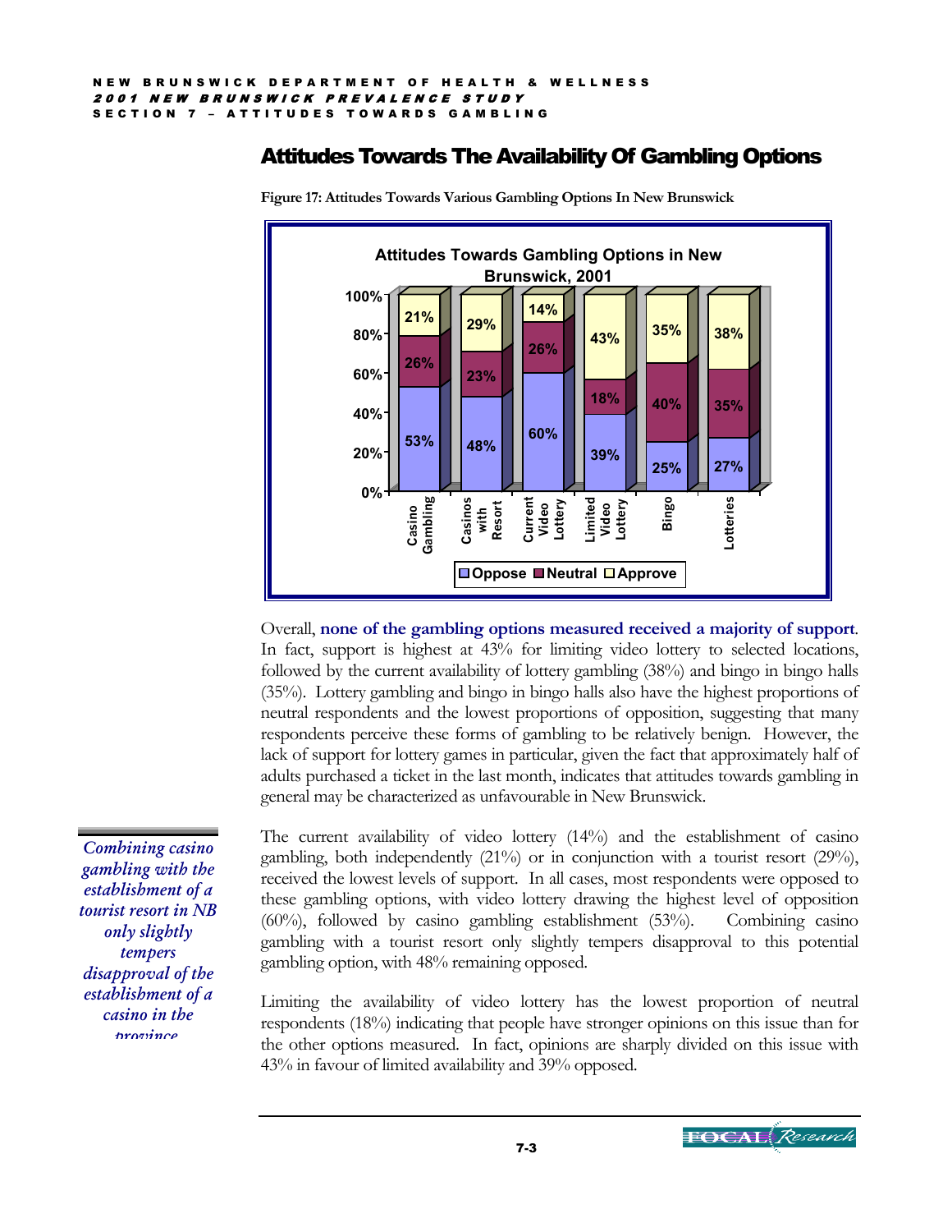## Attitudes Towards The Availability Of Gambling Options

**Figure 17: Attitudes Towards Various Gambling Options In New Brunswick**

**Attitudes Towards Gambling Options in New Brunswick, 2001**

| | Oppose | Neutral | Approve |
|---|---|---|---|
| Casino Gambling | 53% | 26% | 21% |
| Casinos with Resort | 48% | 23% | 29% |
| Current Video Lottery | 60% | 26% | 14% |
| Limited Video Lottery | 39% | 18% | 43% |
| Bingo | 25% | 40% | 35% |
| Lotteries | 27% | 35% | 38% |

Overall, **none of the gambling options measured received a majority of support**. In fact, support is highest at 43% for limiting video lottery to selected locations, followed by the current availability of lottery gambling (38%) and bingo in bingo halls (35%). Lottery gambling and bingo in bingo halls also have the highest proportions of neutral respondents and the lowest proportions of opposition, suggesting that many respondents perceive these forms of gambling to be relatively benign. However, the lack of support for lottery games in particular, given the fact that approximately half of adults purchased a ticket in the last month, indicates that attitudes towards gambling in general may be characterized as unfavourable in New Brunswick.

*Combining casino gambling with the establishment of a tourist resort in NB only slightly tempers disapproval of the establishment of a casino in the province*

The current availability of video lottery (14%) and the establishment of casino gambling, both independently (21%) or in conjunction with a tourist resort (29%), received the lowest levels of support. In all cases, most respondents were opposed to these gambling options, with video lottery drawing the highest level of opposition (60%), followed by casino gambling establishment (53%). Combining casino gambling with a tourist resort only slightly tempers disapproval to this potential gambling option, with 48% remaining opposed.

Limiting the availability of video lottery has the lowest proportion of neutral respondents (18%) indicating that people have stronger opinions on this issue than for the other options measured. In fact, opinions are sharply divided on this issue with 43% in favour of limited availability and 39% opposed.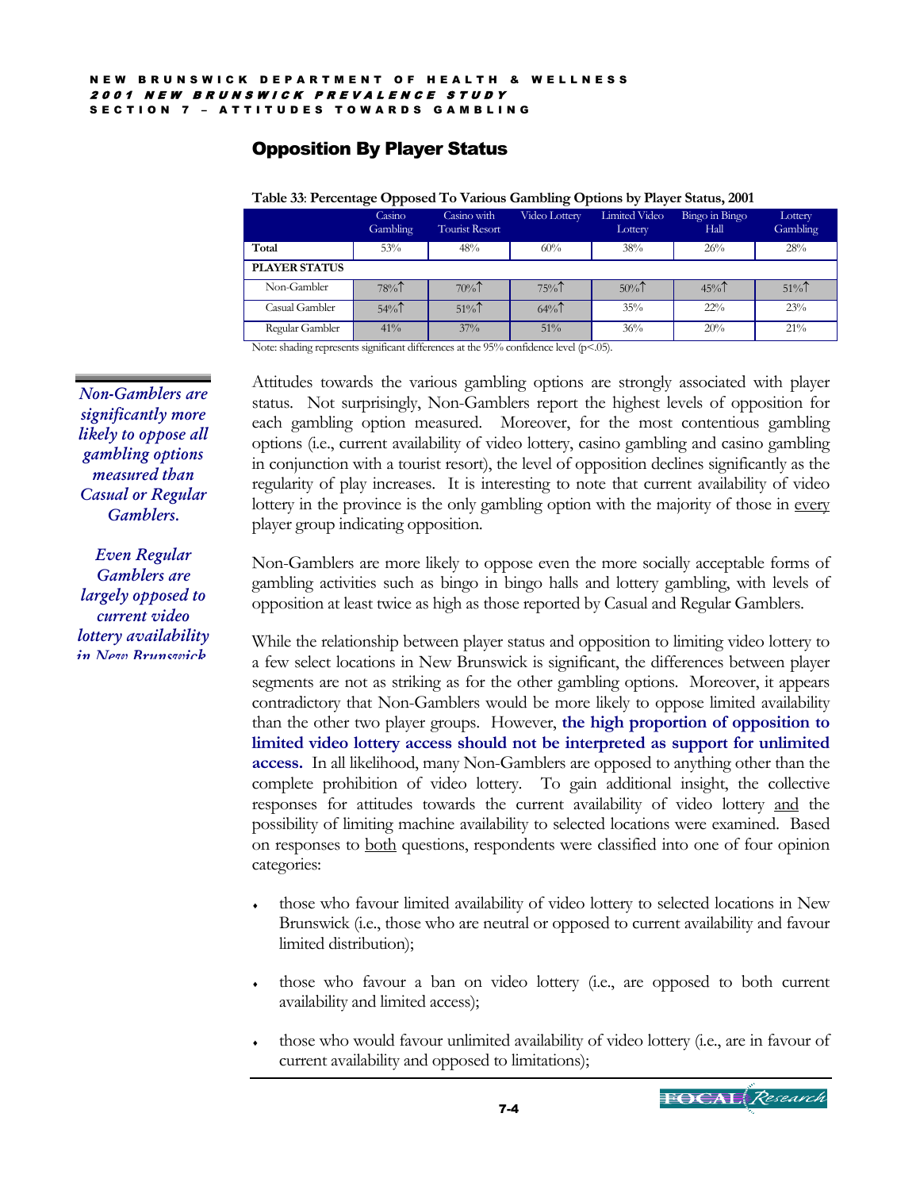## Opposition By Player Status

**Table 33**: **Percentage Opposed To Various Gambling Options by Player Status, 2001**

| | Casino Gambling | Casino with Tourist Resort | Video Lottery | Limited Video Lottery | Bingo in Bingo Hall | Lottery Gambling |
|---|---|---|---|---|---|---|
| **Total** | 53% | 48% | 60% | 38% | 26% | 28% |
| **PLAYER STATUS** | | | | | | |
| Non-Gambler | 78%↑ | 70%↑ | 75%↑ | 50%↑ | 45%↑ | 51%↑ |
| Casual Gambler | 54%↑ | 51%↑ | 64%↑ | 35% | 22% | 23% |
| Regular Gambler | 41% | 37% | 51% | 36% | 20% | 21% |

Note: shading represents significant differences at the 95% confidence level ($p<.05$).

*Non-Gamblers are significantly more likely to oppose all gambling options measured than Casual or Regular Gamblers.*

*Even Regular Gamblers are largely opposed to current video lottery availability in New Brunswick*

Attitudes towards the various gambling options are strongly associated with player status. Not surprisingly, Non-Gamblers report the highest levels of opposition for each gambling option measured. Moreover, for the most contentious gambling options (i.e., current availability of video lottery, casino gambling and casino gambling in conjunction with a tourist resort), the level of opposition declines significantly as the regularity of play increases. It is interesting to note that current availability of video lottery in the province is the only gambling option with the majority of those in every player group indicating opposition.

Non-Gamblers are more likely to oppose even the more socially acceptable forms of gambling activities such as bingo in bingo halls and lottery gambling, with levels of opposition at least twice as high as those reported by Casual and Regular Gamblers.

While the relationship between player status and opposition to limiting video lottery to a few select locations in New Brunswick is significant, the differences between player segments are not as striking as for the other gambling options. Moreover, it appears contradictory that Non-Gamblers would be more likely to oppose limited availability than the other two player groups. However, **the high proportion of opposition to limited video lottery access should not be interpreted as support for unlimited access.** In all likelihood, many Non-Gamblers are opposed to anything other than the complete prohibition of video lottery. To gain additional insight, the collective responses for attitudes towards the current availability of video lottery and the possibility of limiting machine availability to selected locations were examined. Based on responses to both questions, respondents were classified into one of four opinion categories:

- those who favour limited availability of video lottery to selected locations in New Brunswick (i.e., those who are neutral or opposed to current availability and favour limited distribution);
- those who favour a ban on video lottery (i.e., are opposed to both current availability and limited access);
- those who would favour unlimited availability of video lottery (i.e., are in favour of current availability and opposed to limitations);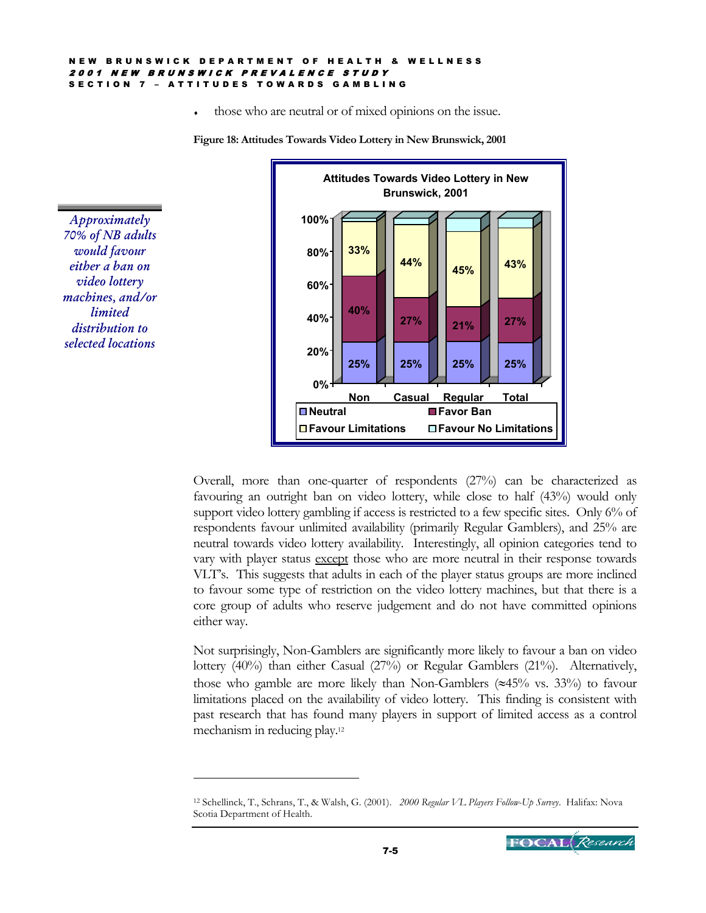- those who are neutral or of mixed opinions on the issue.

**Figure 18: Attitudes Towards Video Lottery in New Brunswick, 2001**

| | Non | Casual | Regular | Total |
|---|---|---|---|---|
| Neutral | 25% | 25% | 25% | 25% |
| Favor Ban | 40% | 27% | 21% | 27% |
| Favour Limitations | 33% | 44% | 45% | 43% |

*Approximately 70% of NB adults would favour either a ban on video lottery machines, and/or limited distribution to selected locations*

Overall, more than one-quarter of respondents (27%) can be characterized as favouring an outright ban on video lottery, while close to half (43%) would only support video lottery gambling if access is restricted to a few specific sites. Only 6% of respondents favour unlimited availability (primarily Regular Gamblers), and 25% are neutral towards video lottery availability. Interestingly, all opinion categories tend to vary with player status except those who are more neutral in their response towards VLT's. This suggests that adults in each of the player status groups are more inclined to favour some type of restriction on the video lottery machines, but that there is a core group of adults who reserve judgement and do not have committed opinions either way.

Not surprisingly, Non-Gamblers are significantly more likely to favour a ban on video lottery (40%) than either Casual (27%) or Regular Gamblers (21%). Alternatively, those who gamble are more likely than Non-Gamblers (≈45% vs. 33%) to favour limitations placed on the availability of video lottery. This finding is consistent with past research that has found many players in support of limited access as a control mechanism in reducing play.[12]

[12] Schellinck, T., Schrans, T., & Walsh, G. (2001). *2000 Regular VL Players Follow-Up Survey*. Halifax: Nova Scotia Department of Health.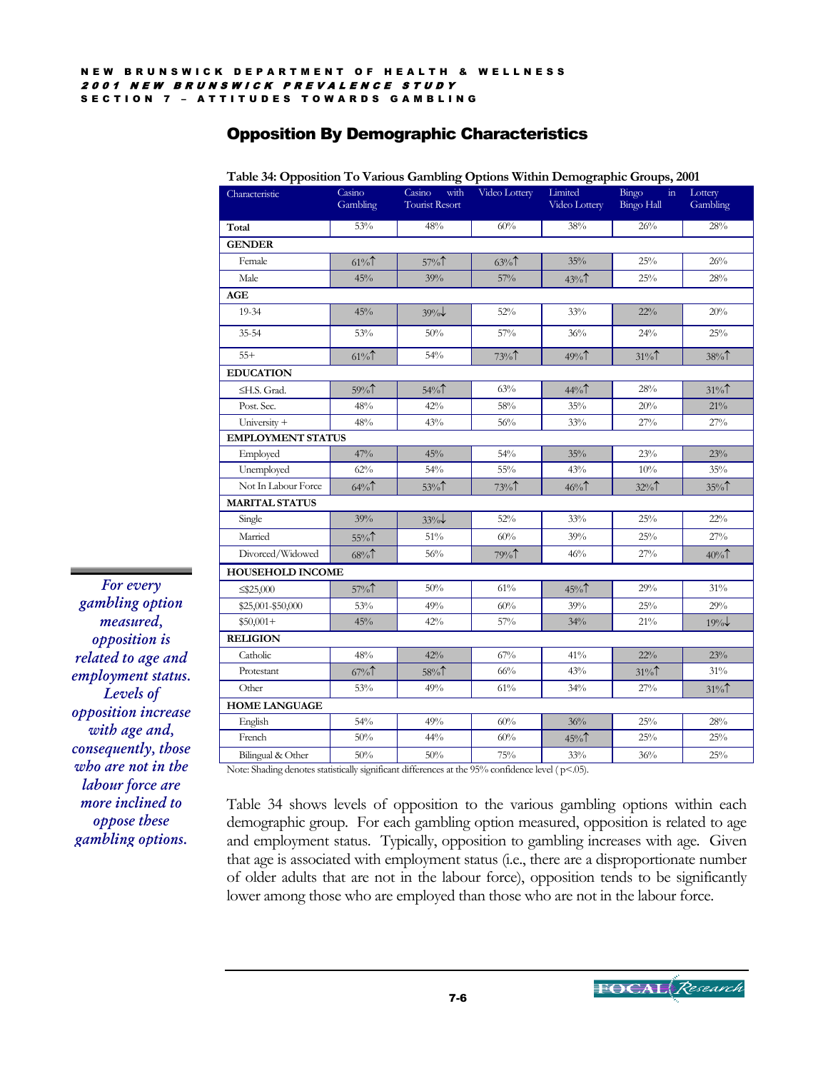## Opposition By Demographic Characteristics

**Table 34: Opposition To Various Gambling Options Within Demographic Groups, 2001**

| Characteristic | Casino Gambling | Casino with Tourist Resort | Video Lottery | Limited Video Lottery | Bingo in Bingo Hall | Lottery Gambling |
|---|---|---|---|---|---|---|
| **Total** | 53% | 48% | 60% | 38% | 26% | 28% |
| **GENDER** | | | | | | |
| Female | 61%↑ | 57%↑ | 63%↑ | 35% | 25% | 26% |
| Male | 45% | 39% | 57% | 43%↑ | 25% | 28% |
| **AGE** | | | | | | |
| 19-34 | 45% | 39%↓ | 52% | 33% | 22% | 20% |
| 35-54 | 53% | 50% | 57% | 36% | 24% | 25% |
| 55+ | 61%↑ | 54% | 73%↑ | 49%↑ | 31%↑ | 38%↑ |
| **EDUCATION** | | | | | | |
| ≤H.S. Grad. | 59%↑ | 54%↑ | 63% | 44%↑ | 28% | 31%↑ |
| Post. Sec. | 48% | 42% | 58% | 35% | 20% | 21% |
| University + | 48% | 43% | 56% | 33% | 27% | 27% |
| **EMPLOYMENT STATUS** | | | | | | |
| Employed | 47% | 45% | 54% | 35% | 23% | 23% |
| Unemployed | 62% | 54% | 55% | 43% | 10% | 35% |
| Not In Labour Force | 64%↑ | 53%↑ | 73%↑ | 46%↑ | 32%↑ | 35%↑ |
| **MARITAL STATUS** | | | | | | |
| Single | 39% | 33%↓ | 52% | 33% | 25% | 22% |
| Married | 55%↑ | 51% | 60% | 39% | 25% | 27% |
| Divorced/Widowed | 68%↑ | 56% | 79%↑ | 46% | 27% | 40%↑ |
| **HOUSEHOLD INCOME** | | | | | | |
| ≤$25,000 | 57%↑ | 50% | 61% | 45%↑ | 29% | 31% |
| $25,001-$50,000 | 53% | 49% | 60% | 39% | 25% | 29% |
| $50,001+ | 45% | 42% | 57% | 34% | 21% | 19%↓ |
| **RELIGION** | | | | | | |
| Catholic | 48% | 42% | 67% | 41% | 22% | 23% |
| Protestant | 67%↑ | 58%↑ | 66% | 43% | 31%↑ | 31% |
| Other | 53% | 49% | 61% | 34% | 27% | 31%↑ |
| **HOME LANGUAGE** | | | | | | |
| English | 54% | 49% | 60% | 36% | 25% | 28% |
| French | 50% | 44% | 60% | 45%↑ | 25% | 25% |
| Bilingual & Other | 50% | 50% | 75% | 33% | 36% | 25% |

Note: Shading denotes statistically significant differences at the 95% confidence level ( $p<.05$).

*For every gambling option measured, opposition is related to age and employment status. Levels of opposition increase with age and, consequently, those who are not in the labour force are more inclined to oppose these gambling options.*

Table 34 shows levels of opposition to the various gambling options within each demographic group. For each gambling option measured, opposition is related to age and employment status. Typically, opposition to gambling increases with age. Given that age is associated with employment status (i.e., there are a disproportionate number of older adults that are not in the labour force), opposition tends to be significantly lower among those who are employed than those who are not in the labour force.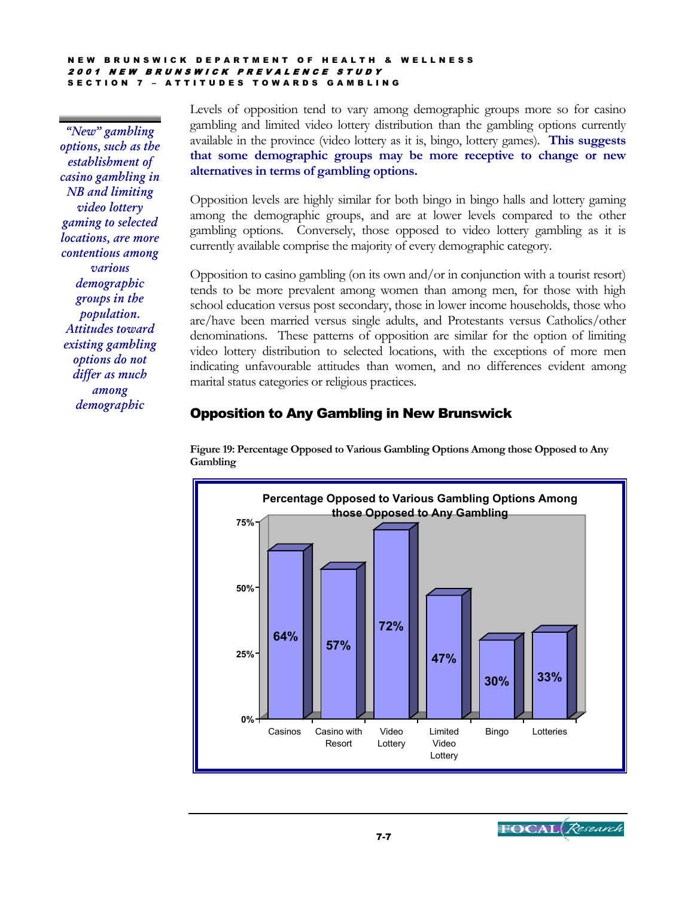*"New" gambling options, such as the establishment of casino gambling in NB and limiting video lottery gaming to selected locations, are more contentious among various demographic groups in the population. Attitudes toward existing gambling options do not differ as much among demographic*

Levels of opposition tend to vary among demographic groups more so for casino gambling and limited video lottery distribution than the gambling options currently available in the province (video lottery as it is, bingo, lottery games). **This suggests that some demographic groups may be more receptive to change or new alternatives in terms of gambling options.**

Opposition levels are highly similar for both bingo in bingo halls and lottery gaming among the demographic groups, and are at lower levels compared to the other gambling options. Conversely, those opposed to video lottery gambling as it is currently available comprise the majority of every demographic category.

Opposition to casino gambling (on its own and/or in conjunction with a tourist resort) tends to be more prevalent among women than among men, for those with high school education versus post secondary, those in lower income households, those who are/have been married versus single adults, and Protestants versus Catholics/other denominations. These patterns of opposition are similar for the option of limiting video lottery distribution to selected locations, with the exceptions of more men indicating unfavourable attitudes than women, and no differences evident among marital status categories or religious practices.

## Opposition to Any Gambling in New Brunswick

**Figure 19: Percentage Opposed to Various Gambling Options Among those Opposed to Any Gambling**

Percentage Opposed to Various Gambling Options Among those Opposed to Any Gambling

| Gambling Option | Percentage Opposed |
|---|---|
| Casinos | 64% |
| Casino with Resort | 57% |
| Video Lottery | 72% |
| Limited Video Lottery | 47% |
| Bingo | 30% |
| Lotteries | 33% |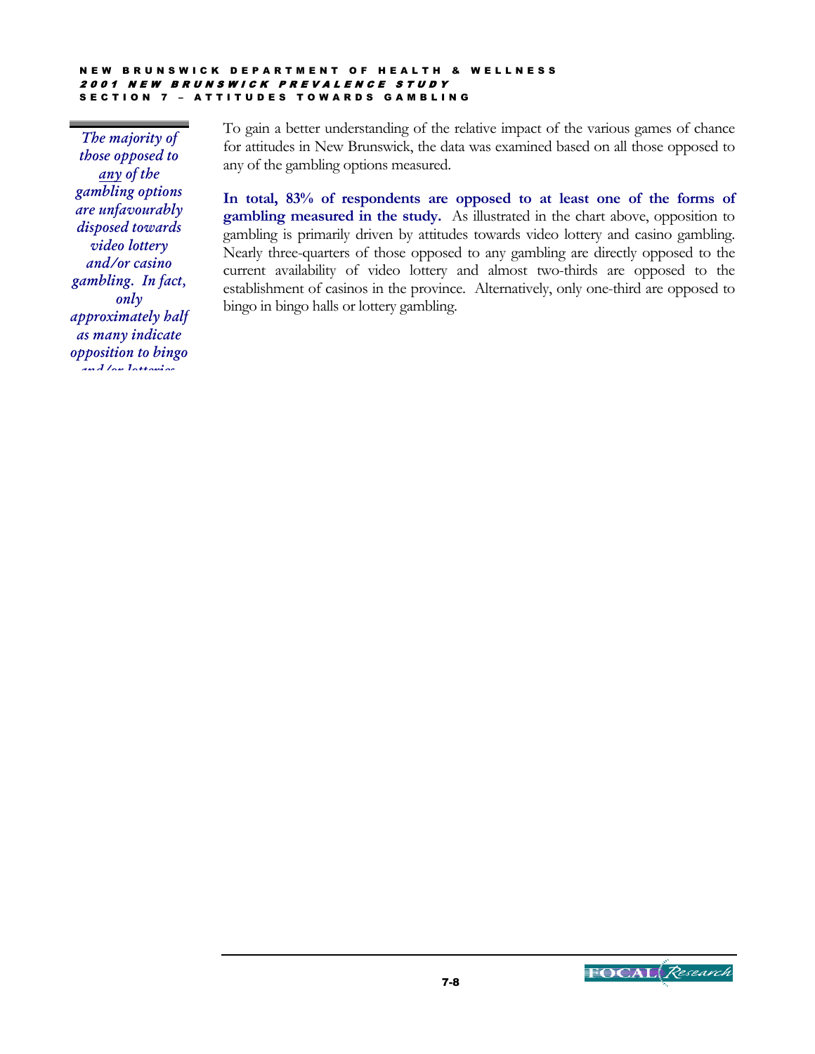*The majority of those opposed to any of the gambling options are unfavourably disposed towards video lottery and/or casino gambling. In fact, only approximately half as many indicate opposition to bingo and/or lotteries*

To gain a better understanding of the relative impact of the various games of chance for attitudes in New Brunswick, the data was examined based on all those opposed to any of the gambling options measured.

**In total, 83% of respondents are opposed to at least one of the forms of gambling measured in the study.** As illustrated in the chart above, opposition to gambling is primarily driven by attitudes towards video lottery and casino gambling. Nearly three-quarters of those opposed to any gambling are directly opposed to the current availability of video lottery and almost two-thirds are opposed to the establishment of casinos in the province. Alternatively, only one-third are opposed to bingo in bingo halls or lottery gambling.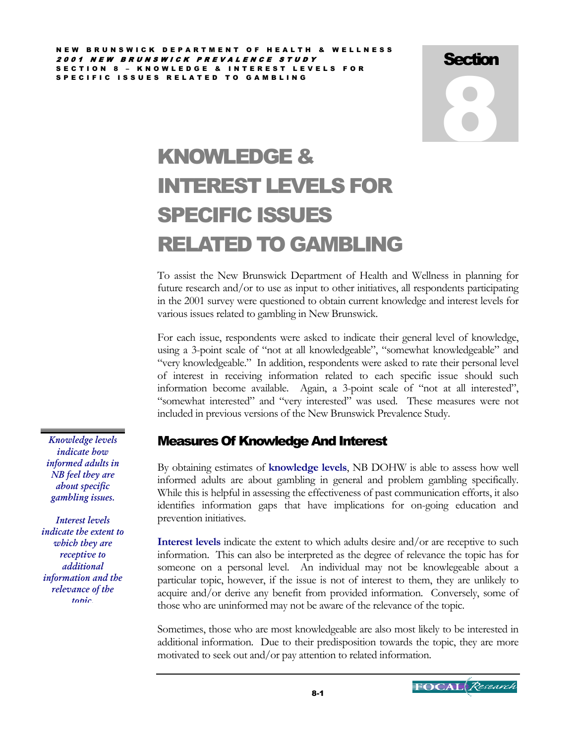Section 8

# KNOWLEDGE & INTEREST LEVELS FOR SPECIFIC ISSUES RELATED TO GAMBLING

To assist the New Brunswick Department of Health and Wellness in planning for future research and/or to use as input to other initiatives, all respondents participating in the 2001 survey were questioned to obtain current knowledge and interest levels for various issues related to gambling in New Brunswick.

For each issue, respondents were asked to indicate their general level of knowledge, using a 3-point scale of "not at all knowledgeable", "somewhat knowledgeable" and "very knowledgeable." In addition, respondents were asked to rate their personal level of interest in receiving information related to each specific issue should such information become available. Again, a 3-point scale of "not at all interested", "somewhat interested" and "very interested" was used. These measures were not included in previous versions of the New Brunswick Prevalence Study.

*Knowledge levels indicate how informed adults in NB feel they are about specific gambling issues.*

*Interest levels indicate the extent to which they are receptive to additional information and the relevance of the topic.*

## Measures Of Knowledge And Interest

By obtaining estimates of **knowledge levels**, NB DOHW is able to assess how well informed adults are about gambling in general and problem gambling specifically. While this is helpful in assessing the effectiveness of past communication efforts, it also identifies information gaps that have implications for on-going education and prevention initiatives.

**Interest levels** indicate the extent to which adults desire and/or are receptive to such information. This can also be interpreted as the degree of relevance the topic has for someone on a personal level. An individual may not be knowlegeable about a particular topic, however, if the issue is not of interest to them, they are unlikely to acquire and/or derive any benefit from provided information. Conversely, some of those who are uninformed may not be aware of the relevance of the topic.

Sometimes, those who are most knowledgeable are also most likely to be interested in additional information. Due to their predisposition towards the topic, they are more motivated to seek out and/or pay attention to related information.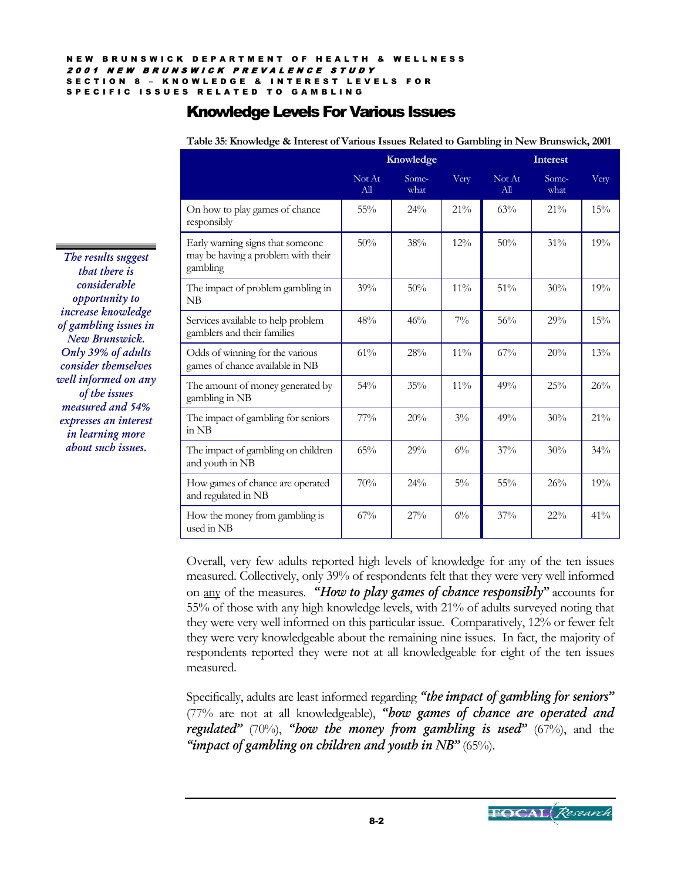## Knowledge Levels For Various Issues

**Table 35**: **Knowledge & Interest of Various Issues Related to Gambling in New Brunswick, 2001**

| | Knowledge | | | Interest | | |
|---|---|---|---|---|---|---|
| | Not At All | Some-what | Very | Not At All | Some-what | Very |
| On how to play games of chance responsibly | 55% | 24% | 21% | 63% | 21% | 15% |
| Early warning signs that someone may be having a problem with their gambling | 50% | 38% | 12% | 50% | 31% | 19% |
| The impact of problem gambling in NB | 39% | 50% | 11% | 51% | 30% | 19% |
| Services available to help problem gamblers and their families | 48% | 46% | 7% | 56% | 29% | 15% |
| Odds of winning for the various games of chance available in NB | 61% | 28% | 11% | 67% | 20% | 13% |
| The amount of money generated by gambling in NB | 54% | 35% | 11% | 49% | 25% | 26% |
| The impact of gambling for seniors in NB | 77% | 20% | 3% | 49% | 30% | 21% |
| The impact of gambling on children and youth in NB | 65% | 29% | 6% | 37% | 30% | 34% |
| How games of chance are operated and regulated in NB | 70% | 24% | 5% | 55% | 26% | 19% |
| How the money from gambling is used in NB | 67% | 27% | 6% | 37% | 22% | 41% |

*The results suggest that there is considerable opportunity to increase knowledge of gambling issues in New Brunswick. Only 39% of adults consider themselves well informed on any of the issues measured and 54% expresses an interest in learning more about such issues.*

Overall, very few adults reported high levels of knowledge for any of the ten issues measured. Collectively, only 39% of respondents felt that they were very well informed on any of the measures. ***"How to play games of chance responsibly"*** accounts for 55% of those with any high knowledge levels, with 21% of adults surveyed noting that they were very well informed on this particular issue. Comparatively, 12% or fewer felt they were very knowledgeable about the remaining nine issues. In fact, the majority of respondents reported they were not at all knowledgeable for eight of the ten issues measured.

Specifically, adults are least informed regarding ***"the impact of gambling for seniors"*** (77% are not at all knowledgeable), ***"how games of chance are operated and regulated"*** (70%), ***"how the money from gambling is used"*** (67%), and the ***"impact of gambling on children and youth in NB"*** (65%).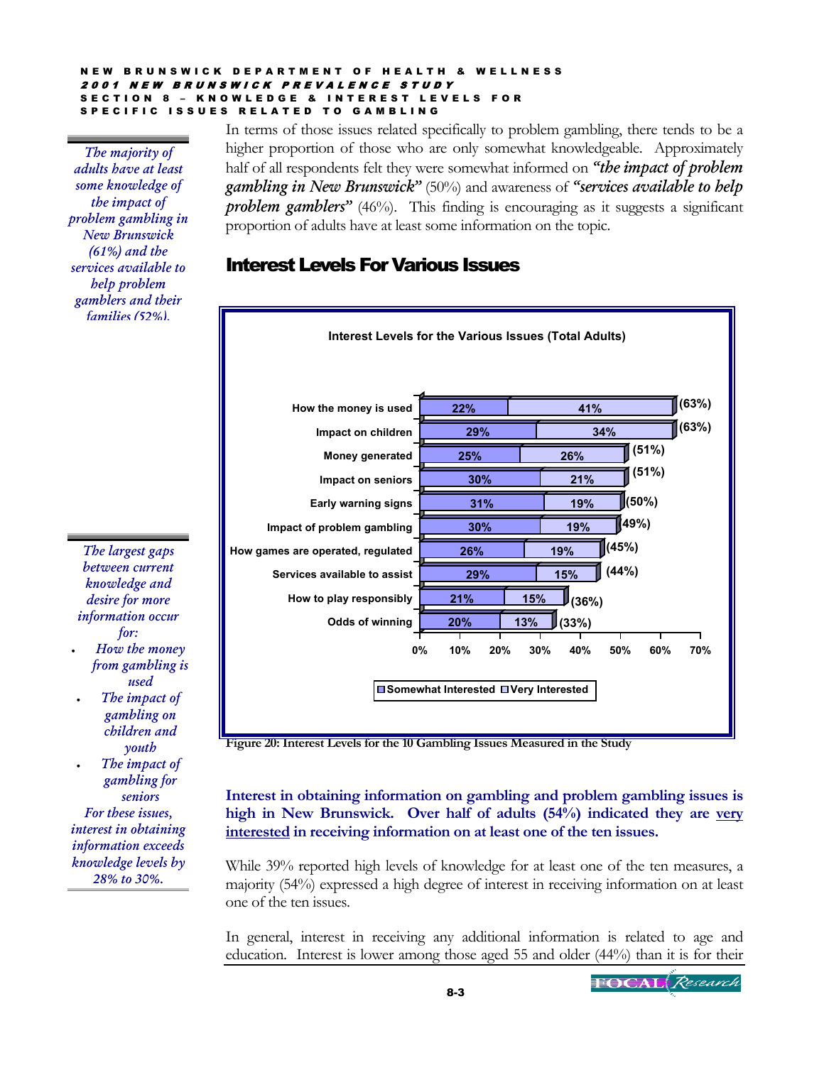*The majority of adults have at least some knowledge of the impact of problem gambling in New Brunswick (61%) and the services available to help problem gamblers and their families (52%).*

In terms of those issues related specifically to problem gambling, there tends to be a higher proportion of those who are only somewhat knowledgeable. Approximately half of all respondents felt they were somewhat informed on ***"the impact of problem gambling in New Brunswick"*** (50%) and awareness of ***"services available to help problem gamblers"*** (46%). This finding is encouraging as it suggests a significant proportion of adults have at least some information on the topic.

## Interest Levels For Various Issues

**Interest Levels for the Various Issues (Total Adults)**

| Issue | Somewhat Interested | Very Interested | Total |
|---|---|---|---|
| How the money is used | 22% | 41% | (63%) |
| Impact on children | 29% | 34% | (63%) |
| Money generated | 25% | 26% | (51%) |
| Impact on seniors | 30% | 21% | (51%) |
| Early warning signs | 31% | 19% | (50%) |
| Impact of problem gambling | 30% | 19% | (49%) |
| How games are operated, regulated | 26% | 19% | (45%) |
| Services available to assist | 29% | 15% | (44%) |
| How to play responsibly | 21% | 15% | (36%) |
| Odds of winning | 20% | 13% | (33%) |

**Figure 20: Interest Levels for the 10 Gambling Issues Measured in the Study**

*The largest gaps between current knowledge and desire for more information occur for:*

- *How the money from gambling is used*
- *The impact of gambling on children and youth*
- *The impact of gambling for seniors*

*For these issues, interest in obtaining information exceeds knowledge levels by 28% to 30%.*

**Interest in obtaining information on gambling and problem gambling issues is high in New Brunswick. Over half of adults (54%) indicated they are <u>very interested</u> in receiving information on at least one of the ten issues.**

While 39% reported high levels of knowledge for at least one of the ten measures, a majority (54%) expressed a high degree of interest in receiving information on at least one of the ten issues.

In general, interest in receiving any additional information is related to age and education. Interest is lower among those aged 55 and older (44%) than it is for their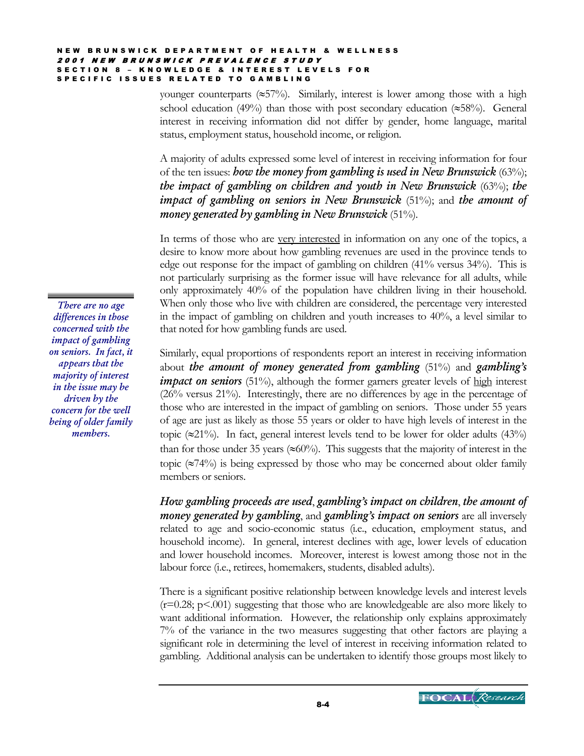younger counterparts (≈57%). Similarly, interest is lower among those with a high school education (49%) than those with post secondary education (≈58%). General interest in receiving information did not differ by gender, home language, marital status, employment status, household income, or religion.

A majority of adults expressed some level of interest in receiving information for four of the ten issues: ***how the money from gambling is used in New Brunswick*** (63%); ***the impact of gambling on children and youth in New Brunswick*** (63%); ***the impact of gambling on seniors in New Brunswick*** (51%); and ***the amount of money generated by gambling in New Brunswick*** (51%).

In terms of those who are very interested in information on any one of the topics, a desire to know more about how gambling revenues are used in the province tends to edge out response for the impact of gambling on children (41% versus 34%). This is not particularly surprising as the former issue will have relevance for all adults, while only approximately 40% of the population have children living in their household. When only those who live with children are considered, the percentage very interested in the impact of gambling on children and youth increases to 40%, a level similar to that noted for how gambling funds are used.

*There are no age differences in those concerned with the impact of gambling on seniors. In fact, it appears that the majority of interest in the issue may be driven by the concern for the well being of older family members.*

Similarly, equal proportions of respondents report an interest in receiving information about ***the amount of money generated from gambling*** (51%) and ***gambling's impact on seniors*** (51%), although the former garners greater levels of high interest (26% versus 21%). Interestingly, there are no differences by age in the percentage of those who are interested in the impact of gambling on seniors. Those under 55 years of age are just as likely as those 55 years or older to have high levels of interest in the topic (≈21%). In fact, general interest levels tend to be lower for older adults (43%) than for those under 35 years (≈60%). This suggests that the majority of interest in the topic (≈74%) is being expressed by those who may be concerned about older family members or seniors.

***How gambling proceeds are used***, ***gambling's impact on children***, ***the amount of money generated by gambling***, and ***gambling's impact on seniors*** are all inversely related to age and socio-economic status (i.e., education, employment status, and household income). In general, interest declines with age, lower levels of education and lower household incomes. Moreover, interest is lowest among those not in the labour force (i.e., retirees, homemakers, students, disabled adults).

There is a significant positive relationship between knowledge levels and interest levels ($r=0.28$; $p<.001$) suggesting that those who are knowledgeable are also more likely to want additional information. However, the relationship only explains approximately 7% of the variance in the two measures suggesting that other factors are playing a significant role in determining the level of interest in receiving information related to gambling. Additional analysis can be undertaken to identify those groups most likely to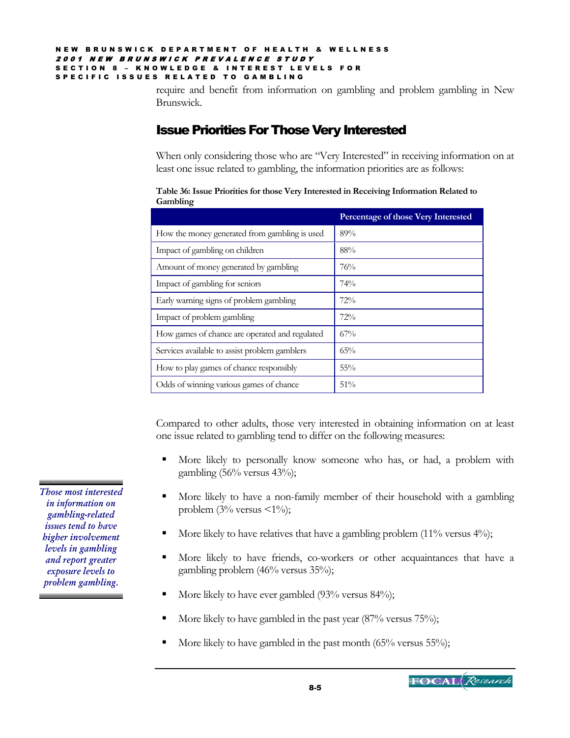require and benefit from information on gambling and problem gambling in New Brunswick.

## Issue Priorities For Those Very Interested

When only considering those who are "Very Interested" in receiving information on at least one issue related to gambling, the information priorities are as follows:

**Table 36: Issue Priorities for those Very Interested in Receiving Information Related to Gambling**

| | Percentage of those Very Interested |
|---|---|
| How the money generated from gambling is used | 89% |
| Impact of gambling on children | 88% |
| Amount of money generated by gambling | 76% |
| Impact of gambling for seniors | 74% |
| Early warning signs of problem gambling | 72% |
| Impact of problem gambling | 72% |
| How games of chance are operated and regulated | 67% |
| Services available to assist problem gamblers | 65% |
| How to play games of chance responsibly | 55% |
| Odds of winning various games of chance | 51% |

*Those most interested in information on gambling-related issues tend to have higher involvement levels in gambling and report greater exposure levels to problem gambling.*

Compared to other adults, those very interested in obtaining information on at least one issue related to gambling tend to differ on the following measures:

- More likely to personally know someone who has, or had, a problem with gambling (56% versus 43%);
- More likely to have a non-family member of their household with a gambling problem (3% versus <1%);
- More likely to have relatives that have a gambling problem (11% versus 4%);
- More likely to have friends, co-workers or other acquaintances that have a gambling problem (46% versus 35%);
- More likely to have ever gambled (93% versus 84%);
- More likely to have gambled in the past year (87% versus 75%);
- More likely to have gambled in the past month (65% versus 55%);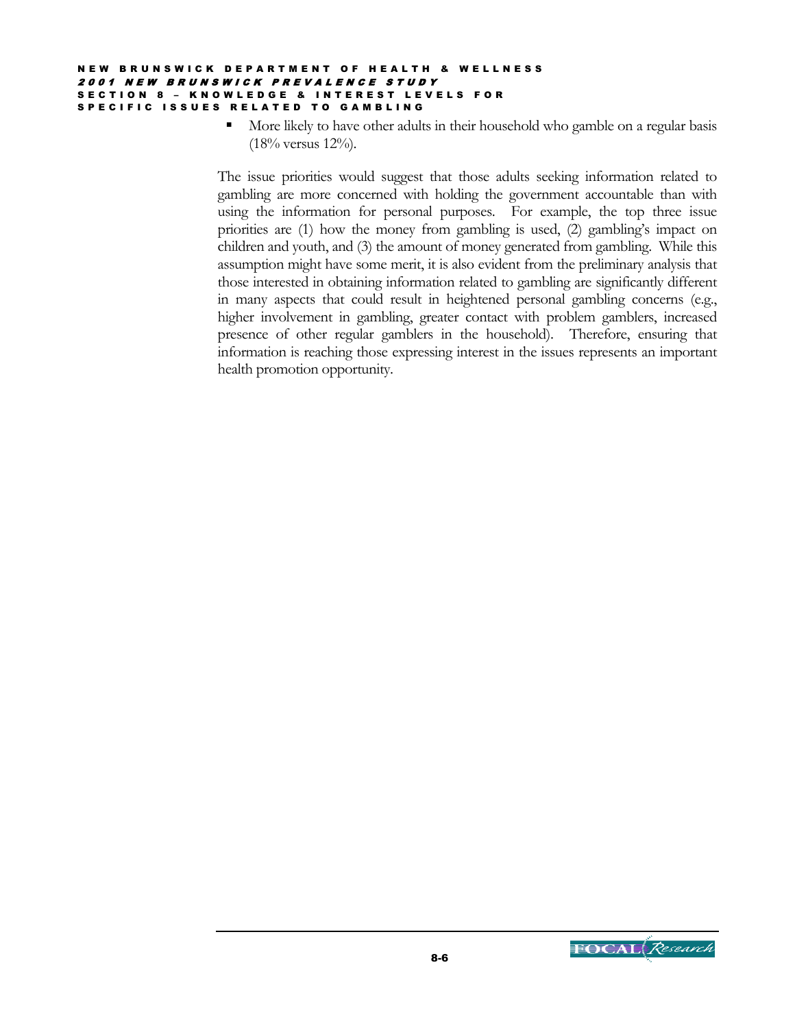- More likely to have other adults in their household who gamble on a regular basis (18% versus 12%).

The issue priorities would suggest that those adults seeking information related to gambling are more concerned with holding the government accountable than with using the information for personal purposes. For example, the top three issue priorities are (1) how the money from gambling is used, (2) gambling's impact on children and youth, and (3) the amount of money generated from gambling. While this assumption might have some merit, it is also evident from the preliminary analysis that those interested in obtaining information related to gambling are significantly different in many aspects that could result in heightened personal gambling concerns (e.g., higher involvement in gambling, greater contact with problem gamblers, increased presence of other regular gamblers in the household). Therefore, ensuring that information is reaching those expressing interest in the issues represents an important health promotion opportunity.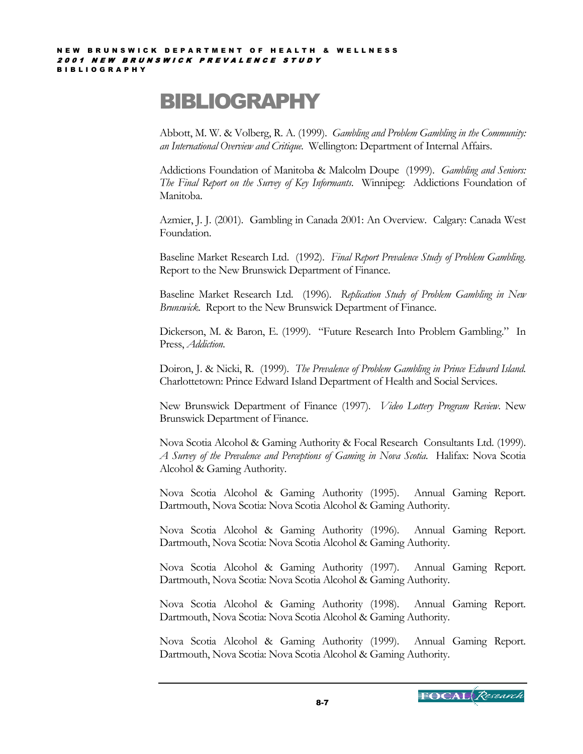# BIBLIOGRAPHY

Abbott, M. W. & Volberg, R. A. (1999). *Gambling and Problem Gambling in the Community: an International Overview and Critique.* Wellington: Department of Internal Affairs.

Addictions Foundation of Manitoba & Malcolm Doupe (1999). *Gambling and Seniors: The Final Report on the Survey of Key Informants.* Winnipeg: Addictions Foundation of Manitoba.

Azmier, J. J. (2001). Gambling in Canada 2001: An Overview. Calgary: Canada West Foundation.

Baseline Market Research Ltd. (1992). *Final Report Prevalence Study of Problem Gambling.* Report to the New Brunswick Department of Finance.

Baseline Market Research Ltd. (1996). *Replication Study of Problem Gambling in New Brunswick.* Report to the New Brunswick Department of Finance.

Dickerson, M. & Baron, E. (1999). "Future Research Into Problem Gambling." In Press, *Addiction*.

Doiron, J. & Nicki, R. (1999). *The Prevalence of Problem Gambling in Prince Edward Island.* Charlottetown: Prince Edward Island Department of Health and Social Services.

New Brunswick Department of Finance (1997). *Video Lottery Program Review*. New Brunswick Department of Finance.

Nova Scotia Alcohol & Gaming Authority & Focal Research Consultants Ltd. (1999). *A Survey of the Prevalence and Perceptions of Gaming in Nova Scotia.* Halifax: Nova Scotia Alcohol & Gaming Authority.

Nova Scotia Alcohol & Gaming Authority (1995). Annual Gaming Report. Dartmouth, Nova Scotia: Nova Scotia Alcohol & Gaming Authority.

Nova Scotia Alcohol & Gaming Authority (1996). Annual Gaming Report. Dartmouth, Nova Scotia: Nova Scotia Alcohol & Gaming Authority.

Nova Scotia Alcohol & Gaming Authority (1997). Annual Gaming Report. Dartmouth, Nova Scotia: Nova Scotia Alcohol & Gaming Authority.

Nova Scotia Alcohol & Gaming Authority (1998). Annual Gaming Report. Dartmouth, Nova Scotia: Nova Scotia Alcohol & Gaming Authority.

Nova Scotia Alcohol & Gaming Authority (1999). Annual Gaming Report. Dartmouth, Nova Scotia: Nova Scotia Alcohol & Gaming Authority.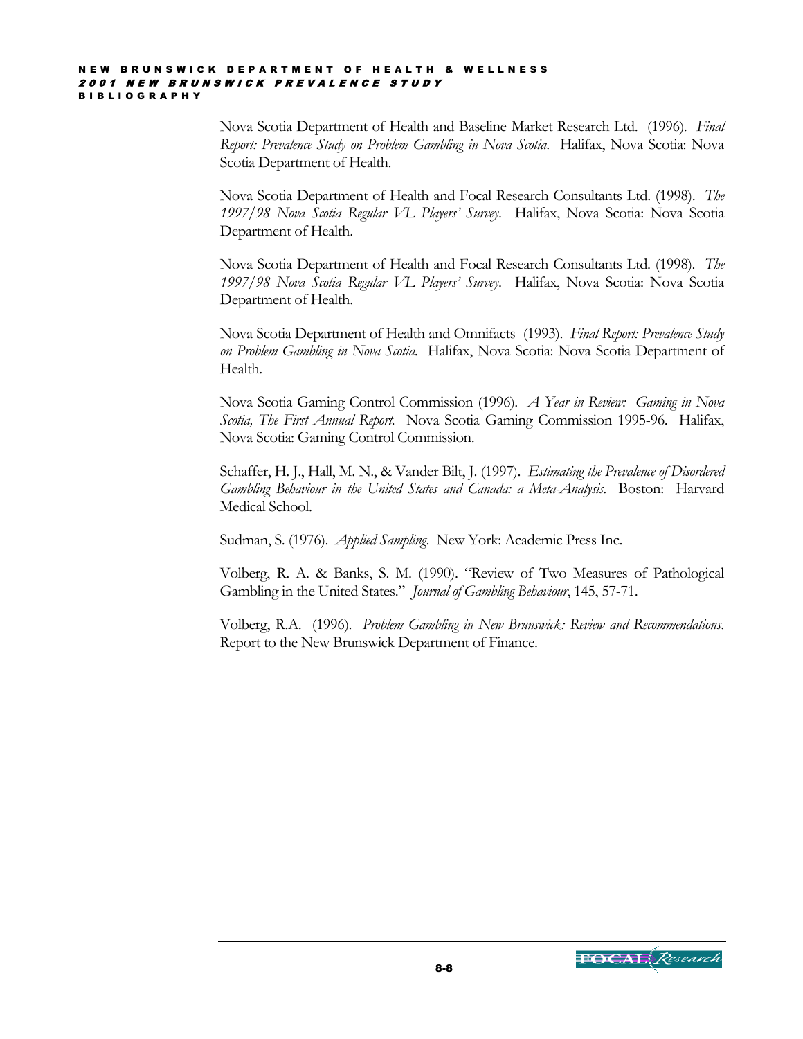Nova Scotia Department of Health and Baseline Market Research Ltd. (1996). *Final Report: Prevalence Study on Problem Gambling in Nova Scotia.* Halifax, Nova Scotia: Nova Scotia Department of Health.

Nova Scotia Department of Health and Focal Research Consultants Ltd. (1998). *The 1997/98 Nova Scotia Regular VL Players' Survey.* Halifax, Nova Scotia: Nova Scotia Department of Health.

Nova Scotia Department of Health and Focal Research Consultants Ltd. (1998). *The 1997/98 Nova Scotia Regular VL Players' Survey.* Halifax, Nova Scotia: Nova Scotia Department of Health.

Nova Scotia Department of Health and Omnifacts (1993). *Final Report: Prevalence Study on Problem Gambling in Nova Scotia.* Halifax, Nova Scotia: Nova Scotia Department of Health.

Nova Scotia Gaming Control Commission (1996). *A Year in Review: Gaming in Nova Scotia, The First Annual Report.* Nova Scotia Gaming Commission 1995-96. Halifax, Nova Scotia: Gaming Control Commission.

Schaffer, H. J., Hall, M. N., & Vander Bilt, J. (1997). *Estimating the Prevalence of Disordered Gambling Behaviour in the United States and Canada: a Meta-Analysis.* Boston: Harvard Medical School.

Sudman, S. (1976). *Applied Sampling.* New York: Academic Press Inc.

Volberg, R. A. & Banks, S. M. (1990). "Review of Two Measures of Pathological Gambling in the United States." *Journal of Gambling Behaviour*, 145, 57-71.

Volberg, R.A. (1996). *Problem Gambling in New Brunswick: Review and Recommendations.* Report to the New Brunswick Department of Finance.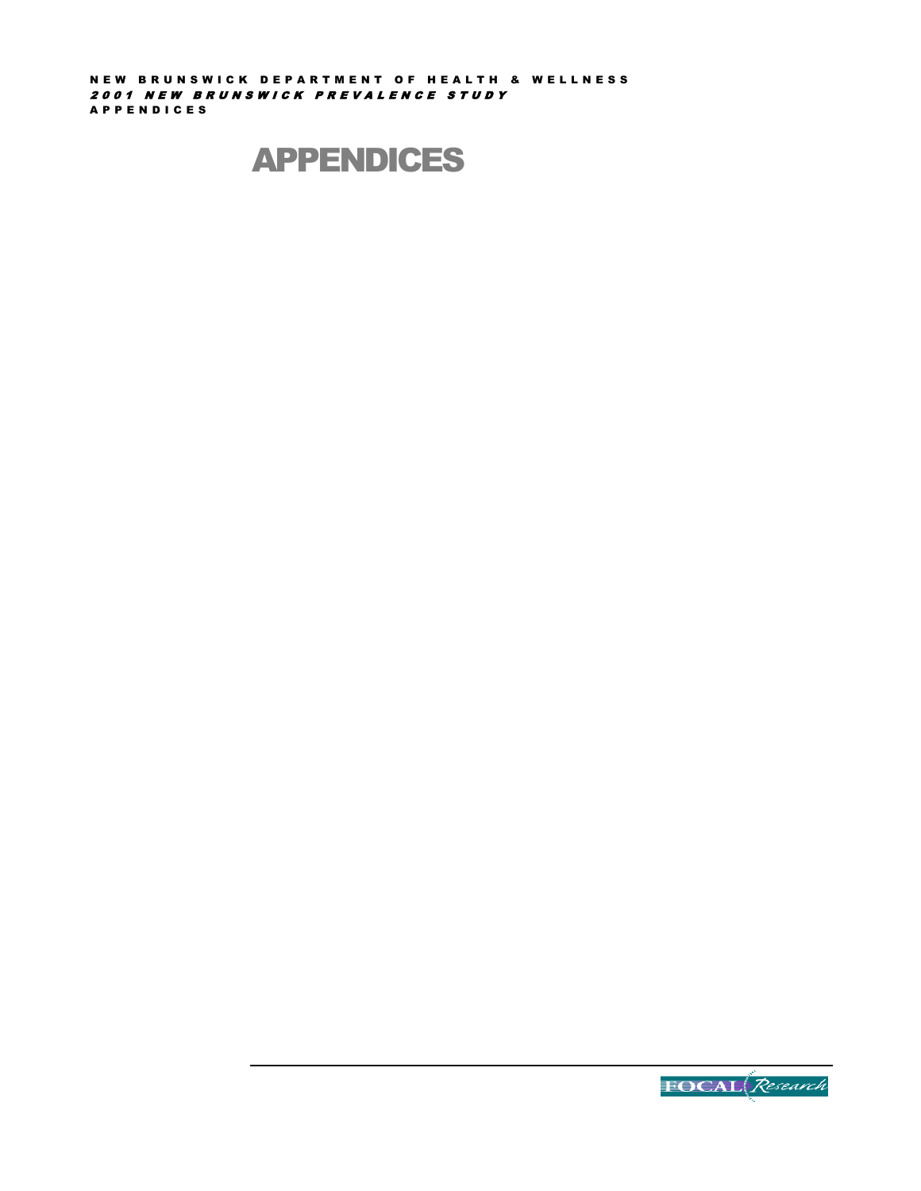# APPENDICES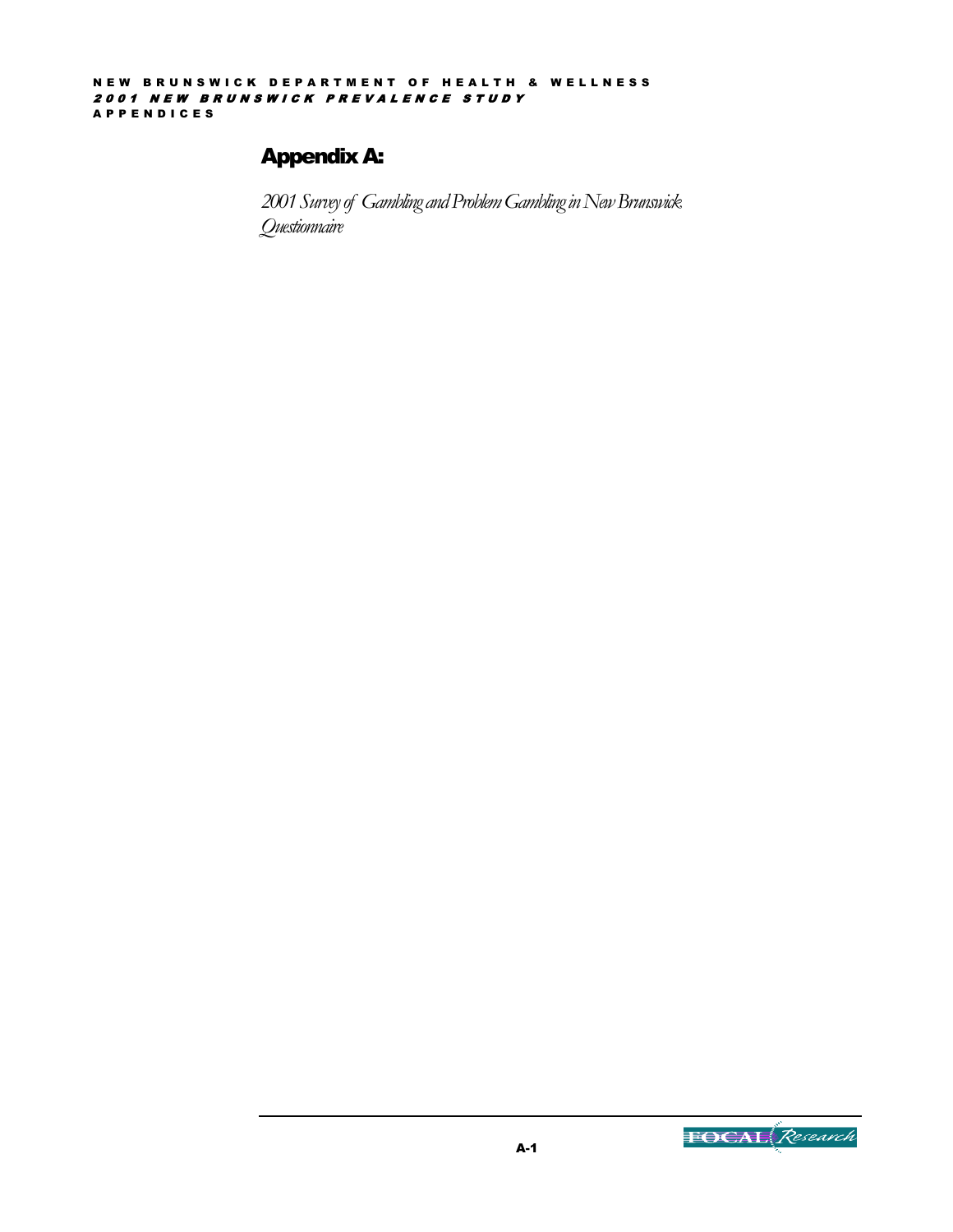# Appendix A:

*2001 Survey of Gambling and Problem Gambling in New Brunswick Questionnaire*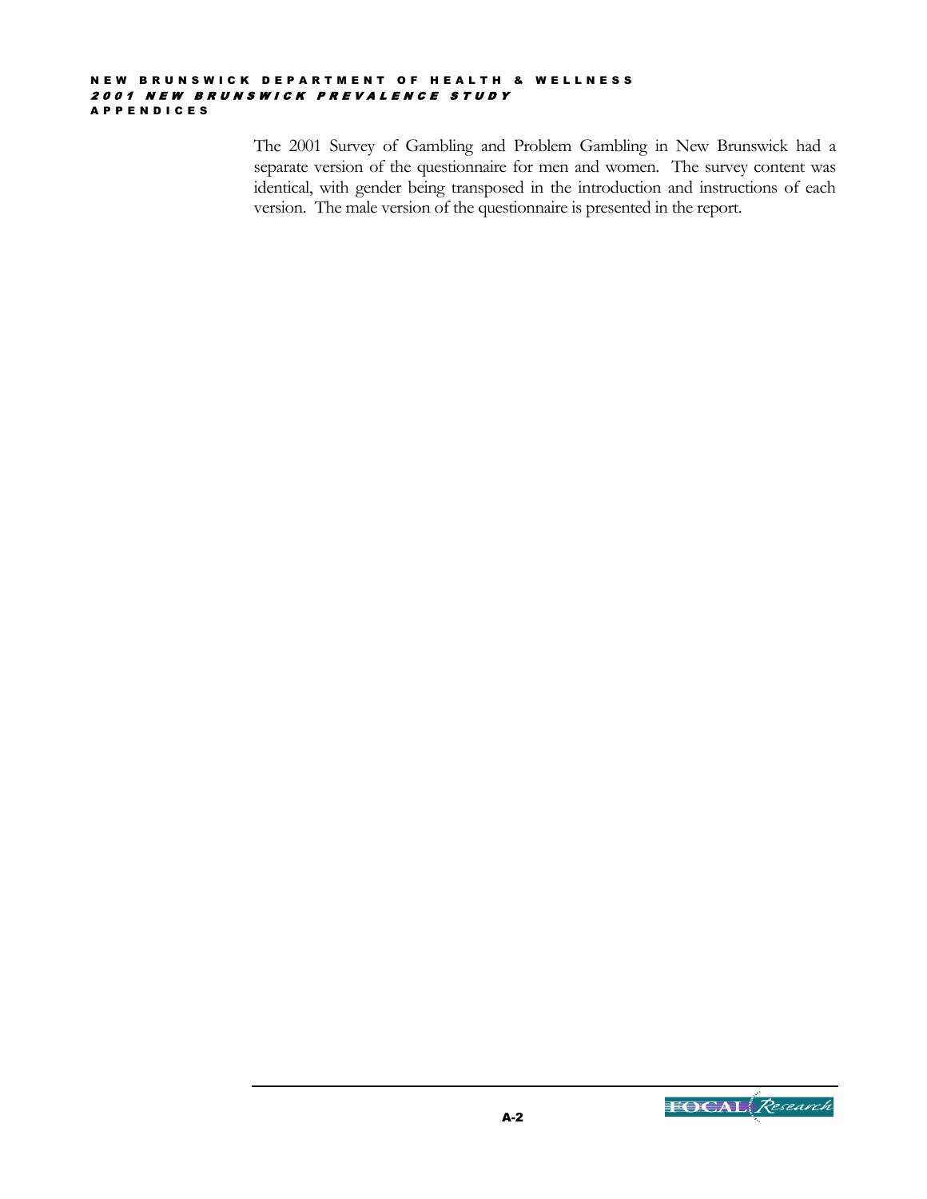The 2001 Survey of Gambling and Problem Gambling in New Brunswick had a separate version of the questionnaire for men and women. The survey content was identical, with gender being transposed in the introduction and instructions of each version. The male version of the questionnaire is presented in the report.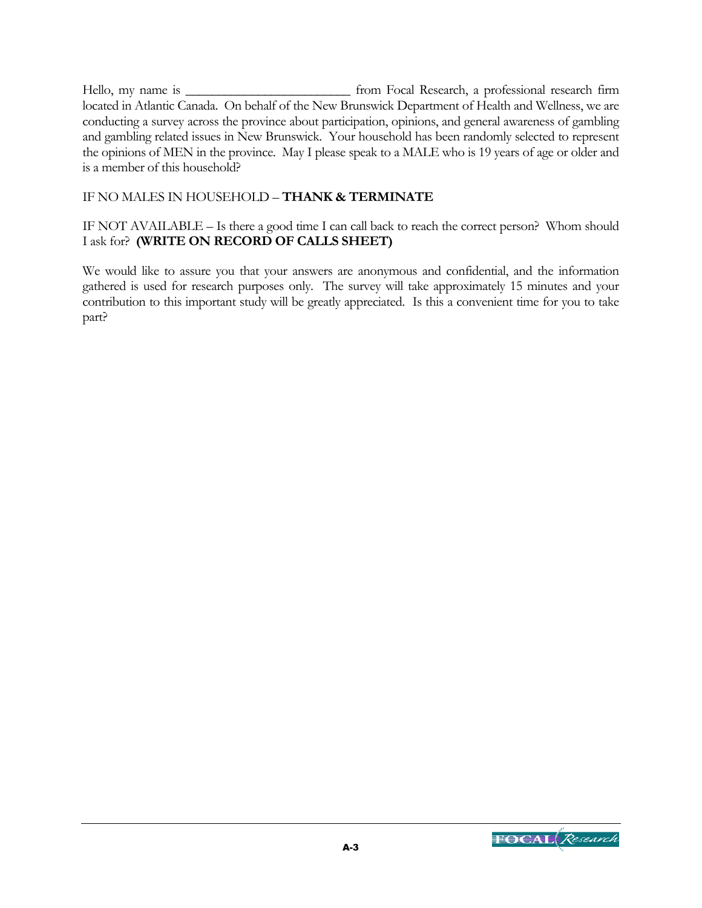Hello, my name is _________________________ from Focal Research, a professional research firm located in Atlantic Canada. On behalf of the New Brunswick Department of Health and Wellness, we are conducting a survey across the province about participation, opinions, and general awareness of gambling and gambling related issues in New Brunswick. Your household has been randomly selected to represent the opinions of MEN in the province. May I please speak to a MALE who is 19 years of age or older and is a member of this household?

IF NO MALES IN HOUSEHOLD – **THANK & TERMINATE**

IF NOT AVAILABLE – Is there a good time I can call back to reach the correct person? Whom should I ask for? **(WRITE ON RECORD OF CALLS SHEET)**

We would like to assure you that your answers are anonymous and confidential, and the information gathered is used for research purposes only. The survey will take approximately 15 minutes and your contribution to this important study will be greatly appreciated. Is this a convenient time for you to take part?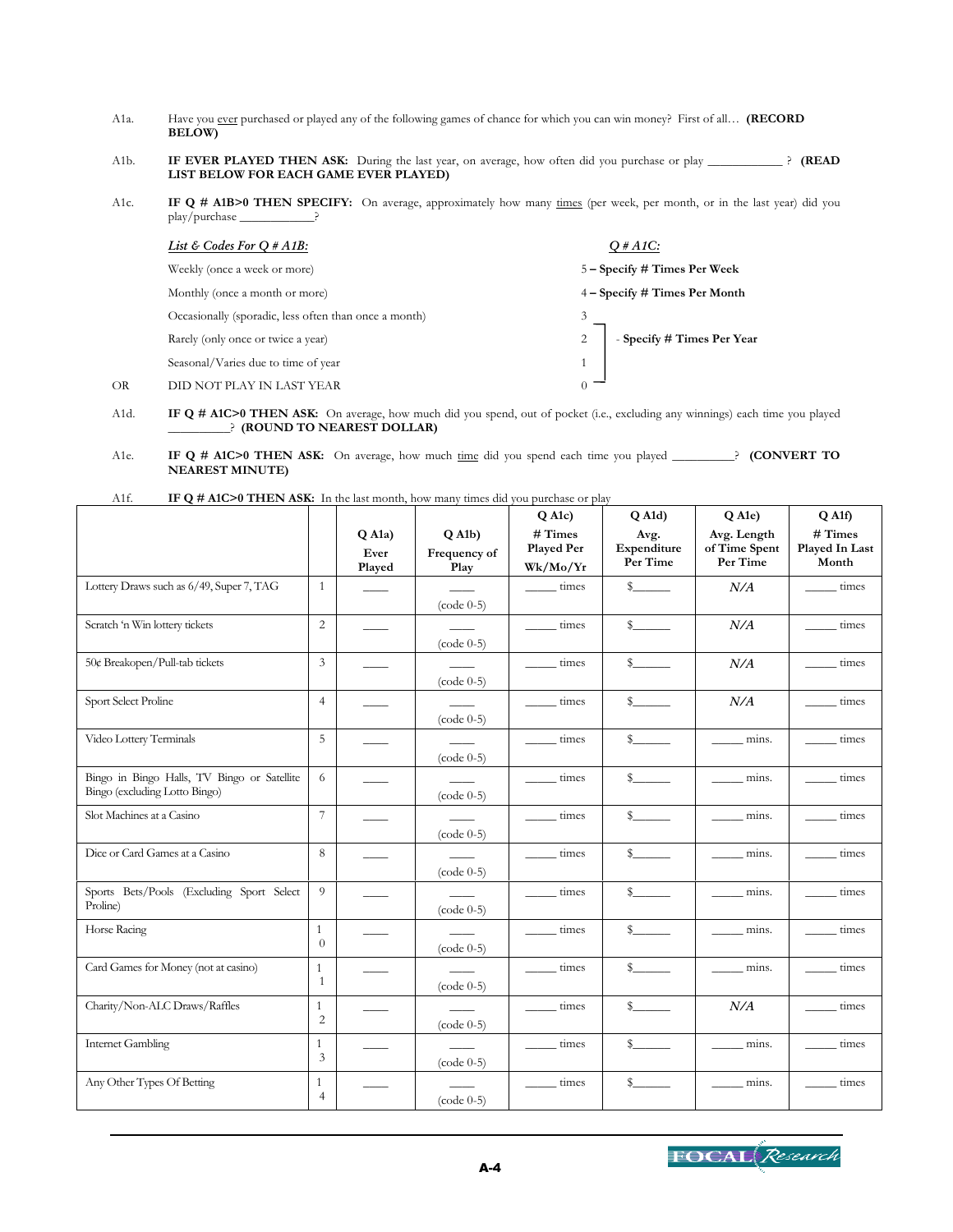A1a. Have you ever purchased or played any of the following games of chance for which you can win money? First of all… **(RECORD BELOW)**

A1b. **IF EVER PLAYED THEN ASK:** During the last year, on average, how often did you purchase or play ____________ ? **(READ LIST BELOW FOR EACH GAME EVER PLAYED)**

A1c. **IF Q # A1B>0 THEN SPECIFY:** On average, approximately how many times (per week, per month, or in the last year) did you play/purchase ____________?

| *List & Codes For Q # A1B:* | *Q # A1C:* |
|---|---|
| Weekly (once a week or more) | 5 – **Specify # Times Per Week** |
| Monthly (once a month or more) | 4 – **Specify # Times Per Month** |
| Occasionally (sporadic, less often than once a month) | 3 |
| Rarely (only once or twice a year) | 2 - **Specify # Times Per Year** |
| Seasonal/Varies due to time of year | 1 |
| OR DID NOT PLAY IN LAST YEAR | 0 |

A1d. **IF Q # A1C>0 THEN ASK:** On average, how much did you spend, out of pocket (i.e., excluding any winnings) each time you played __________? **(ROUND TO NEAREST DOLLAR)**

A1e. **IF Q # A1C>0 THEN ASK:** On average, how much time did you spend each time you played __________? **(CONVERT TO NEAREST MINUTE)**

A1f. **IF Q # A1C>0 THEN ASK:** In the last month, how many times did you purchase or play

| | | Q A1a) Ever Played | Q A1b) Frequency of Play | Q A1c) # Times Played Per Wk/Mo/Yr | Q A1d) Avg. Expenditure Per Time | Q A1e) Avg. Length of Time Spent Per Time | Q A1f) # Times Played In Last Month |
|---|---|---|---|---|---|---|---|
| Lottery Draws such as 6/49, Super 7, TAG | 1 | ____ | ____ (code 0-5) | _____ times | $______ | *N/A* | _____ times |
| Scratch 'n Win lottery tickets | 2 | ____ | ____ (code 0-5) | _____ times | $______ | *N/A* | _____ times |
| 50¢ Breakopen/Pull-tab tickets | 3 | ____ | ____ (code 0-5) | _____ times | $______ | *N/A* | _____ times |
| Sport Select Proline | 4 | ____ | ____ (code 0-5) | _____ times | $______ | *N/A* | _____ times |
| Video Lottery Terminals | 5 | ____ | ____ (code 0-5) | _____ times | $______ | _____ mins. | _____ times |
| Bingo in Bingo Halls, TV Bingo or Satellite Bingo (excluding Lotto Bingo) | 6 | ____ | ____ (code 0-5) | _____ times | $______ | _____ mins. | _____ times |
| Slot Machines at a Casino | 7 | ____ | ____ (code 0-5) | _____ times | $______ | _____ mins. | _____ times |
| Dice or Card Games at a Casino | 8 | ____ | ____ (code 0-5) | _____ times | $______ | _____ mins. | _____ times |
| Sports Bets/Pools (Excluding Sport Select Proline) | 9 | ____ | ____ (code 0-5) | _____ times | $______ | _____ mins. | _____ times |
| Horse Racing | 10 | ____ | ____ (code 0-5) | _____ times | $______ | _____ mins. | _____ times |
| Card Games for Money (not at casino) | 11 | ____ | ____ (code 0-5) | _____ times | $______ | _____ mins. | _____ times |
| Charity/Non-ALC Draws/Raffles | 12 | ____ | ____ (code 0-5) | _____ times | $______ | *N/A* | _____ times |
| Internet Gambling | 13 | ____ | ____ (code 0-5) | _____ times | $______ | _____ mins. | _____ times |
| Any Other Types Of Betting | 14 | ____ | ____ (code 0-5) | _____ times | $______ | _____ mins. | _____ times |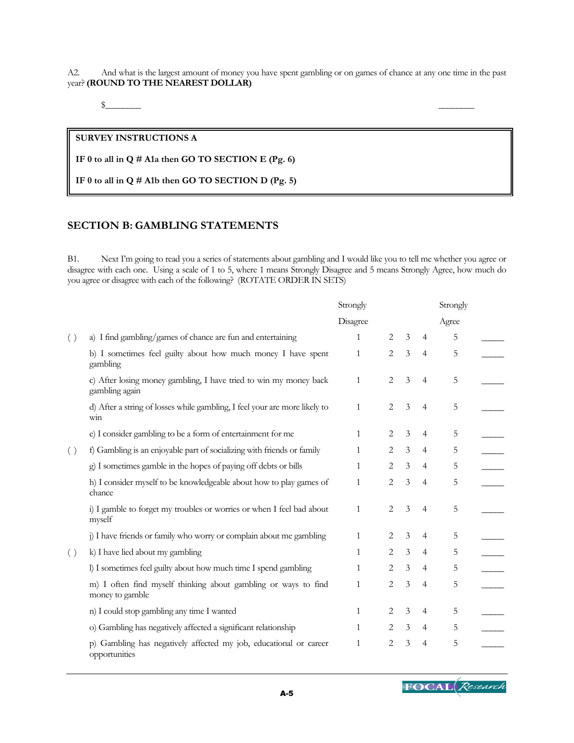A2. And what is the largest amount of money you have spent gambling or on games of chance at any one time in the past year? **(ROUND TO THE NEAREST DOLLAR)**

$________ ________

> **SURVEY INSTRUCTIONS A**
>
> **IF 0 to all in Q # A1a then GO TO SECTION E (Pg. 6)**
>
> **IF 0 to all in Q # A1b then GO TO SECTION D (Pg. 5)**

## SECTION B: GAMBLING STATEMENTS

B1. Next I'm going to read you a series of statements about gambling and I would like you to tell me whether you agree or disagree with each one. Using a scale of 1 to 5, where 1 means Strongly Disagree and 5 means Strongly Agree, how much do you agree or disagree with each of the following? (ROTATE ORDER IN SETS)

| | | Strongly Disagree | | | | Strongly Agree | |
|---|---|---|---|---|---|---|---|
| ( ) | a) I find gambling/games of chance are fun and entertaining | 1 | 2 | 3 | 4 | 5 | _____ |
| | b) I sometimes feel guilty about how much money I have spent gambling | 1 | 2 | 3 | 4 | 5 | _____ |
| | c) After losing money gambling, I have tried to win my money back gambling again | 1 | 2 | 3 | 4 | 5 | _____ |
| | d) After a string of losses while gambling, I feel your are more likely to win | 1 | 2 | 3 | 4 | 5 | _____ |
| | e) I consider gambling to be a form of entertainment for me | 1 | 2 | 3 | 4 | 5 | _____ |
| ( ) | f) Gambling is an enjoyable part of socializing with friends or family | 1 | 2 | 3 | 4 | 5 | _____ |
| | g) I sometimes gamble in the hopes of paying off debts or bills | 1 | 2 | 3 | 4 | 5 | _____ |
| | h) I consider myself to be knowledgeable about how to play games of chance | 1 | 2 | 3 | 4 | 5 | _____ |
| | i) I gamble to forget my troubles or worries or when I feel bad about myself | 1 | 2 | 3 | 4 | 5 | _____ |
| | j) I have friends or family who worry or complain about me gambling | 1 | 2 | 3 | 4 | 5 | _____ |
| ( ) | k) I have lied about my gambling | 1 | 2 | 3 | 4 | 5 | _____ |
| | l) I sometimes feel guilty about how much time I spend gambling | 1 | 2 | 3 | 4 | 5 | _____ |
| | m) I often find myself thinking about gambling or ways to find money to gamble | 1 | 2 | 3 | 4 | 5 | _____ |
| | n) I could stop gambling any time I wanted | 1 | 2 | 3 | 4 | 5 | _____ |
| | o) Gambling has negatively affected a significant relationship | 1 | 2 | 3 | 4 | 5 | _____ |
| | p) Gambling has negatively affected my job, educational or career opportunities | 1 | 2 | 3 | 4 | 5 | _____ |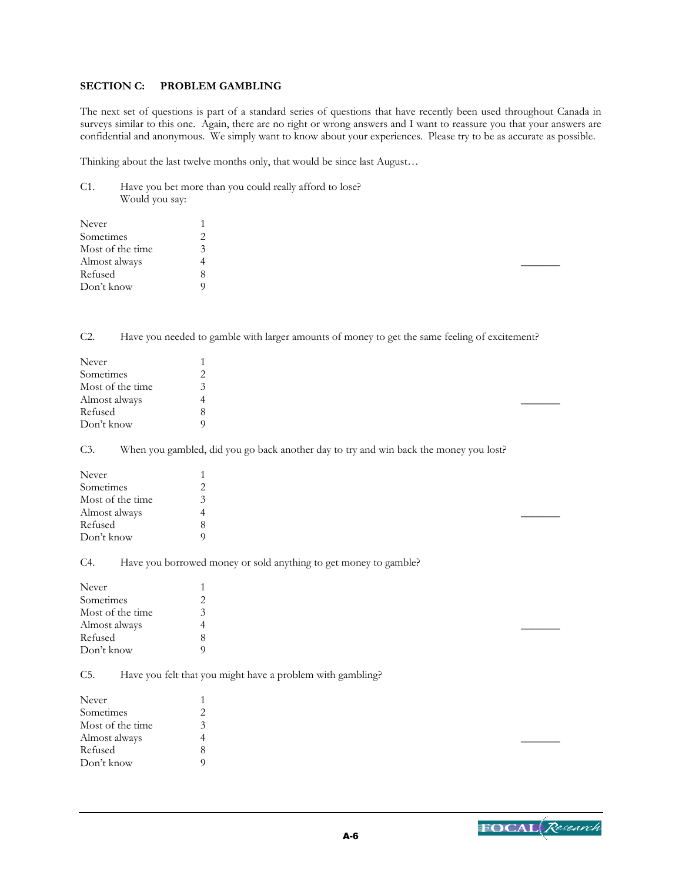**SECTION C: PROBLEM GAMBLING**

The next set of questions is part of a standard series of questions that have recently been used throughout Canada in surveys similar to this one. Again, there are no right or wrong answers and I want to reassure you that your answers are confidential and anonymous. We simply want to know about your experiences. Please try to be as accurate as possible.

Thinking about the last twelve months only, that would be since last August…

C1. Have you bet more than you could really afford to lose? Would you say:

| | |
|---|---|
| Never | 1 |
| Sometimes | 2 |
| Most of the time | 3 |
| Almost always | 4 |
| Refused | 8 |
| Don't know | 9 |

\_\_\_\_\_\_\_

C2. Have you needed to gamble with larger amounts of money to get the same feeling of excitement?

| | |
|---|---|
| Never | 1 |
| Sometimes | 2 |
| Most of the time | 3 |
| Almost always | 4 |
| Refused | 8 |
| Don't know | 9 |

\_\_\_\_\_\_\_

C3. When you gambled, did you go back another day to try and win back the money you lost?

| | |
|---|---|
| Never | 1 |
| Sometimes | 2 |
| Most of the time | 3 |
| Almost always | 4 |
| Refused | 8 |
| Don't know | 9 |

\_\_\_\_\_\_\_

C4. Have you borrowed money or sold anything to get money to gamble?

| | |
|---|---|
| Never | 1 |
| Sometimes | 2 |
| Most of the time | 3 |
| Almost always | 4 |
| Refused | 8 |
| Don't know | 9 |

\_\_\_\_\_\_\_

C5. Have you felt that you might have a problem with gambling?

| | |
|---|---|
| Never | 1 |
| Sometimes | 2 |
| Most of the time | 3 |
| Almost always | 4 |
| Refused | 8 |
| Don't know | 9 |

\_\_\_\_\_\_\_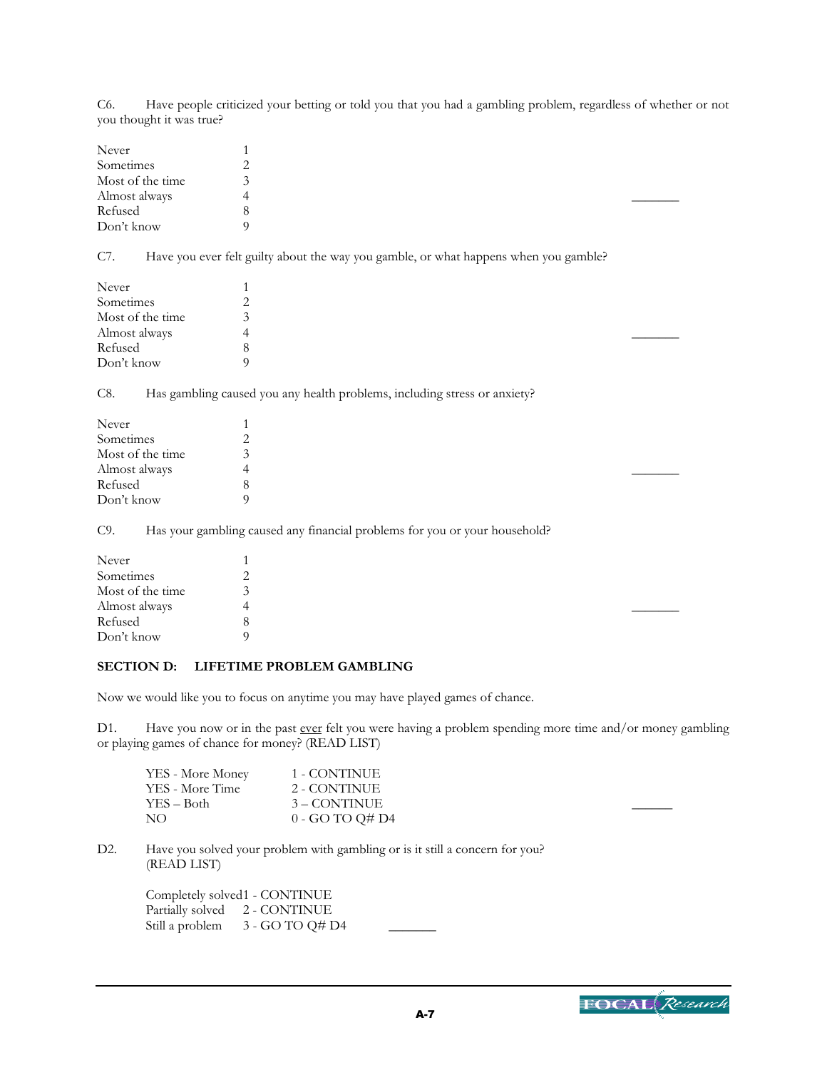C6. Have people criticized your betting or told you that you had a gambling problem, regardless of whether or not you thought it was true?

| | | |
|---|---|---|
| Never | 1 | |
| Sometimes | 2 | |
| Most of the time | 3 | |
| Almost always | 4 | _______ |
| Refused | 8 | |
| Don't know | 9 | |

C7. Have you ever felt guilty about the way you gamble, or what happens when you gamble?

| | | |
|---|---|---|
| Never | 1 | |
| Sometimes | 2 | |
| Most of the time | 3 | |
| Almost always | 4 | _______ |
| Refused | 8 | |
| Don't know | 9 | |

C8. Has gambling caused you any health problems, including stress or anxiety?

| | | |
|---|---|---|
| Never | 1 | |
| Sometimes | 2 | |
| Most of the time | 3 | |
| Almost always | 4 | _______ |
| Refused | 8 | |
| Don't know | 9 | |

C9. Has your gambling caused any financial problems for you or your household?

| | | |
|---|---|---|
| Never | 1 | |
| Sometimes | 2 | |
| Most of the time | 3 | |
| Almost always | 4 | _______ |
| Refused | 8 | |
| Don't know | 9 | |

## SECTION D: LIFETIME PROBLEM GAMBLING

Now we would like you to focus on anytime you may have played games of chance.

D1. Have you now or in the past ever felt you were having a problem spending more time and/or money gambling or playing games of chance for money? (READ LIST)

| | | |
|---|---|---|
| YES - More Money | 1 - CONTINUE | |
| YES - More Time | 2 - CONTINUE | |
| YES – Both | 3 – CONTINUE | ______ |
| NO | 0 - GO TO Q# D4 | |

D2. Have you solved your problem with gambling or is it still a concern for you? (READ LIST)

| | | |
|---|---|---|
| Completely solved | 1 - CONTINUE | |
| Partially solved | 2 - CONTINUE | |
| Still a problem | 3 - GO TO Q# D4 | _______ |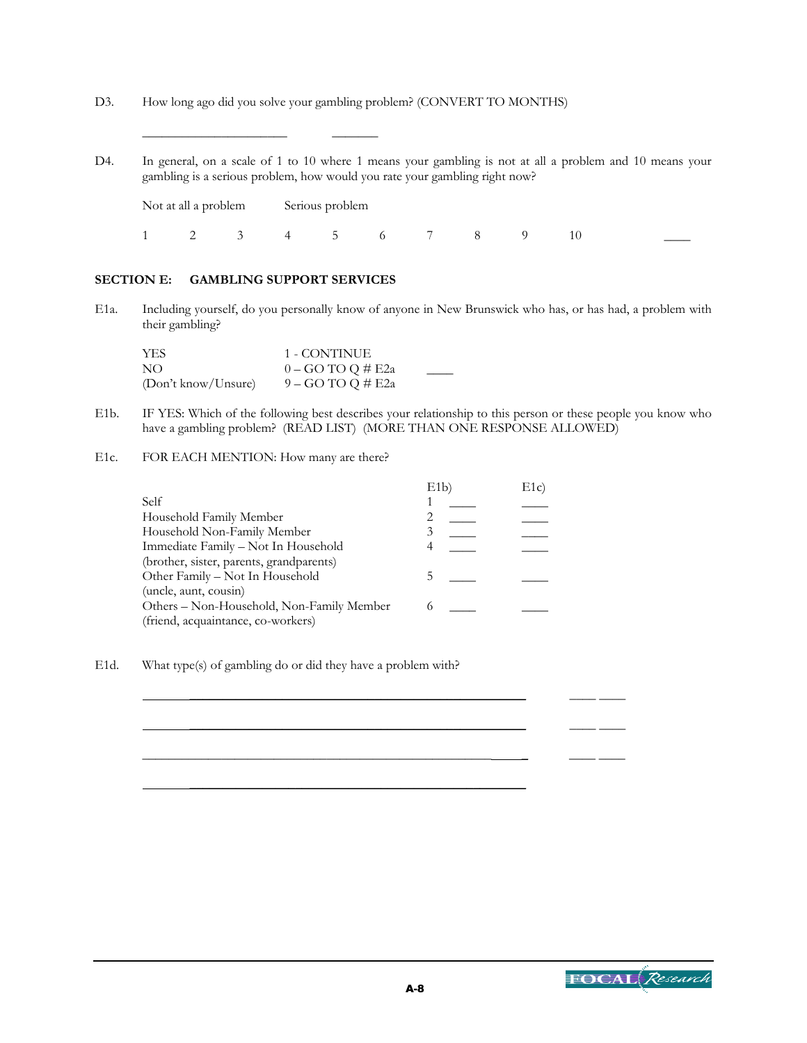D3. How long ago did you solve your gambling problem? (CONVERT TO MONTHS)

______________________ _______

D4. In general, on a scale of 1 to 10 where 1 means your gambling is not at all a problem and 10 means your gambling is a serious problem, how would you rate your gambling right now?

Not at all a problem Serious problem

1 2 3 4 5 6 7 8 9 10 ____

## SECTION E: GAMBLING SUPPORT SERVICES

E1a. Including yourself, do you personally know of anyone in New Brunswick who has, or has had, a problem with their gambling?

| | | |
|---|---|---|
| YES | 1 - CONTINUE | ____ |
| NO | 0 – GO TO Q # E2a | |
| (Don't know/Unsure) | 9 – GO TO Q # E2a | |

E1b. IF YES: Which of the following best describes your relationship to this person or these people you know who have a gambling problem? (READ LIST) (MORE THAN ONE RESPONSE ALLOWED)

E1c. FOR EACH MENTION: How many are there?

| | E1b) | | E1c) |
|---|---|---|---|
| Self | 1 | ____ | ____ |
| Household Family Member | 2 | ____ | ____ |
| Household Non-Family Member | 3 | ____ | ____ |
| Immediate Family – Not In Household (brother, sister, parents, grandparents) | 4 | ____ | ____ |
| Other Family – Not In Household (uncle, aunt, cousin) | 5 | ____ | ____ |
| Others – Non-Household, Non-Family Member (friend, acquaintance, co-workers) | 6 | ____ | ____ |

E1d. What type(s) of gambling do or did they have a problem with?

________________________________________________________ ____ ____

________________________________________________________ ____ ____

________________________________________________________ ____ ____

________________________________________________________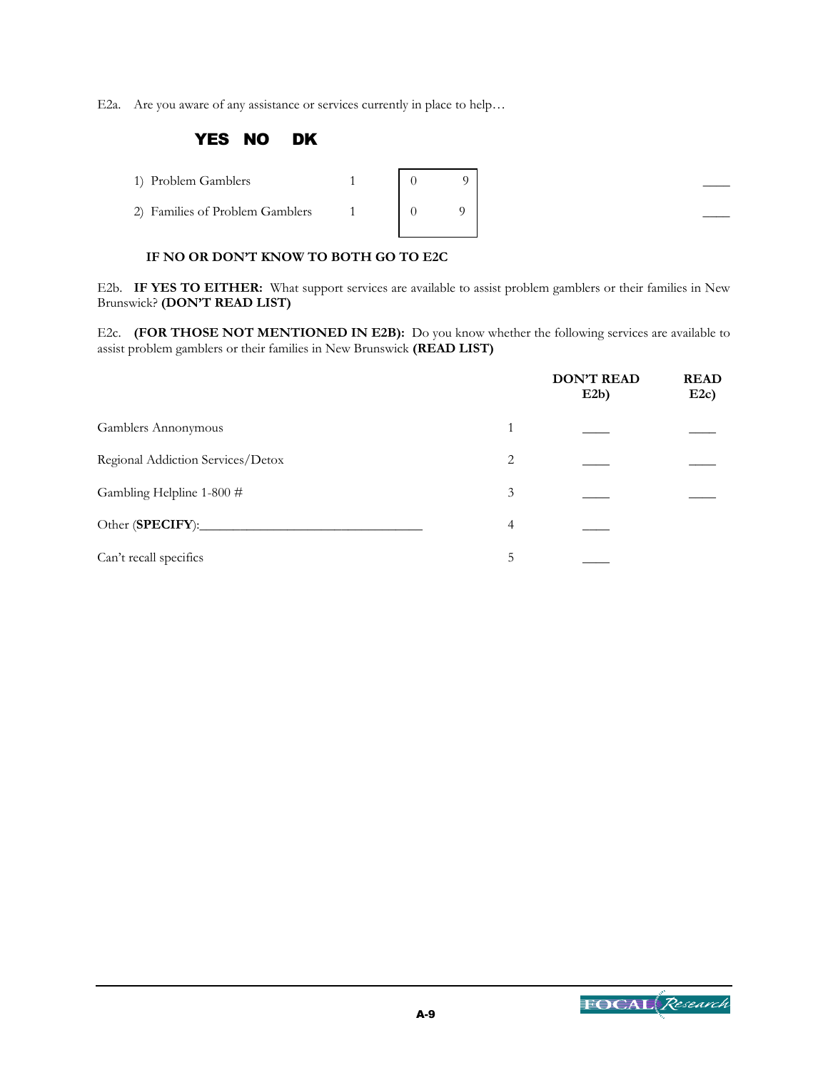E2a. Are you aware of any assistance or services currently in place to help…

| | YES | NO | DK | |
|---|---|---|---|---|
| 1) Problem Gamblers | 1 | 0 | 9 | ____ |
| 2) Families of Problem Gamblers | 1 | 0 | 9 | ____ |

**IF NO OR DON'T KNOW TO BOTH GO TO E2C**

E2b. **IF YES TO EITHER:** What support services are available to assist problem gamblers or their families in New Brunswick? **(DON'T READ LIST)**

E2c. **(FOR THOSE NOT MENTIONED IN E2B):** Do you know whether the following services are available to assist problem gamblers or their families in New Brunswick **(READ LIST)**

| | | DON'T READ E2b) | READ E2c) |
|---|---|---|---|
| Gamblers Annonymous | 1 | ____ | ____ |
| Regional Addiction Services/Detox | 2 | ____ | ____ |
| Gambling Helpline 1-800 # | 3 | ____ | ____ |
| Other (**SPECIFY**):________________________________ | 4 | ____ | |
| Can't recall specifics | 5 | ____ | |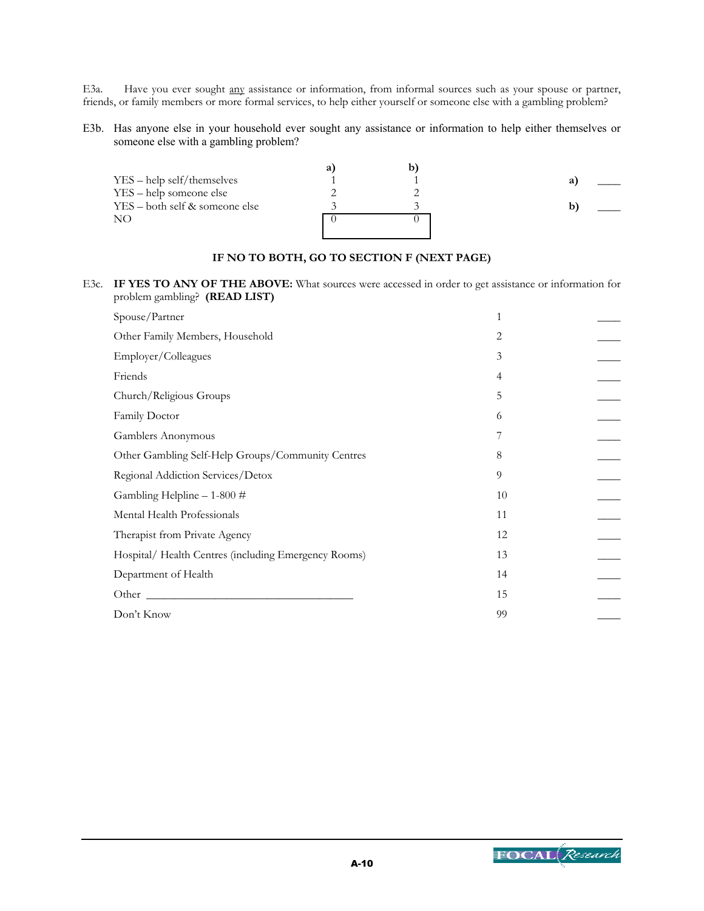E3a. Have you ever sought any assistance or information, from informal sources such as your spouse or partner, friends, or family members or more formal services, to help either yourself or someone else with a gambling problem?

E3b. Has anyone else in your household ever sought any assistance or information to help either themselves or someone else with a gambling problem?

| | a) | b) | | |
|---|---|---|---|---|
| YES – help self/themselves | 1 | 1 | a) | ____ |
| YES – help someone else | 2 | 2 | | |
| YES – both self & someone else | 3 | 3 | b) | ____ |
| NO | 0 | 0 | | |

**IF NO TO BOTH, GO TO SECTION F (NEXT PAGE)**

E3c. **IF YES TO ANY OF THE ABOVE:** What sources were accessed in order to get assistance or information for problem gambling? **(READ LIST)**

| | | |
|---|---|---|
| Spouse/Partner | 1 | ____ |
| Other Family Members, Household | 2 | ____ |
| Employer/Colleagues | 3 | ____ |
| Friends | 4 | ____ |
| Church/Religious Groups | 5 | ____ |
| Family Doctor | 6 | ____ |
| Gamblers Anonymous | 7 | ____ |
| Other Gambling Self-Help Groups/Community Centres | 8 | ____ |
| Regional Addiction Services/Detox | 9 | ____ |
| Gambling Helpline – 1-800 # | 10 | ____ |
| Mental Health Professionals | 11 | ____ |
| Therapist from Private Agency | 12 | ____ |
| Hospital/ Health Centres (including Emergency Rooms) | 13 | ____ |
| Department of Health | 14 | ____ |
| Other ___________________________________ | 15 | ____ |
| Don't Know | 99 | ____ |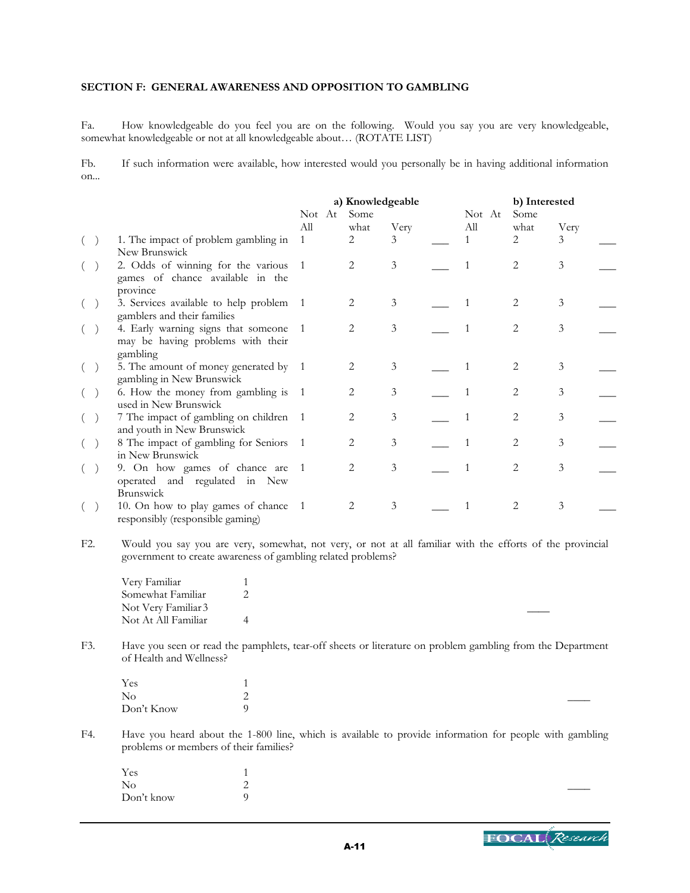**SECTION F: GENERAL AWARENESS AND OPPOSITION TO GAMBLING**

Fa. How knowledgeable do you feel you are on the following. Would you say you are very knowledgeable, somewhat knowledgeable or not at all knowledgeable about… (ROTATE LIST)

Fb. If such information were available, how interested would you personally be in having additional information on...

| | | a) Knowledgeable | | | | b) Interested | | | |
|---|---|---|---|---|---|---|---|---|---|
| | | Not At All | Some what | Very | | Not At All | Some what | Very | |
| ( ) | 1. The impact of problem gambling in New Brunswick | 1 | 2 | 3 | ___ | 1 | 2 | 3 | ___ |
| ( ) | 2. Odds of winning for the various games of chance available in the province | 1 | 2 | 3 | ___ | 1 | 2 | 3 | ___ |
| ( ) | 3. Services available to help problem gamblers and their families | 1 | 2 | 3 | ___ | 1 | 2 | 3 | ___ |
| ( ) | 4. Early warning signs that someone may be having problems with their gambling | 1 | 2 | 3 | ___ | 1 | 2 | 3 | ___ |
| ( ) | 5. The amount of money generated by gambling in New Brunswick | 1 | 2 | 3 | ___ | 1 | 2 | 3 | ___ |
| ( ) | 6. How the money from gambling is used in New Brunswick | 1 | 2 | 3 | ___ | 1 | 2 | 3 | ___ |
| ( ) | 7 The impact of gambling on children and youth in New Brunswick | 1 | 2 | 3 | ___ | 1 | 2 | 3 | ___ |
| ( ) | 8 The impact of gambling for Seniors in New Brunswick | 1 | 2 | 3 | ___ | 1 | 2 | 3 | ___ |
| ( ) | 9. On how games of chance are operated and regulated in New Brunswick | 1 | 2 | 3 | ___ | 1 | 2 | 3 | ___ |
| ( ) | 10. On how to play games of chance responsibly (responsible gaming) | 1 | 2 | 3 | ___ | 1 | 2 | 3 | ___ |

F2. Would you say you are very, somewhat, not very, or not at all familiar with the efforts of the provincial government to create awareness of gambling related problems?

Very Familiar 1
Somewhat Familiar 2
Not Very Familiar 3
Not At All Familiar 4 ____

F3. Have you seen or read the pamphlets, tear-off sheets or literature on problem gambling from the Department of Health and Wellness?

Yes 1
No 2
Don't Know 9 ____

F4. Have you heard about the 1-800 line, which is available to provide information for people with gambling problems or members of their families?

Yes 1
No 2
Don't know 9 ____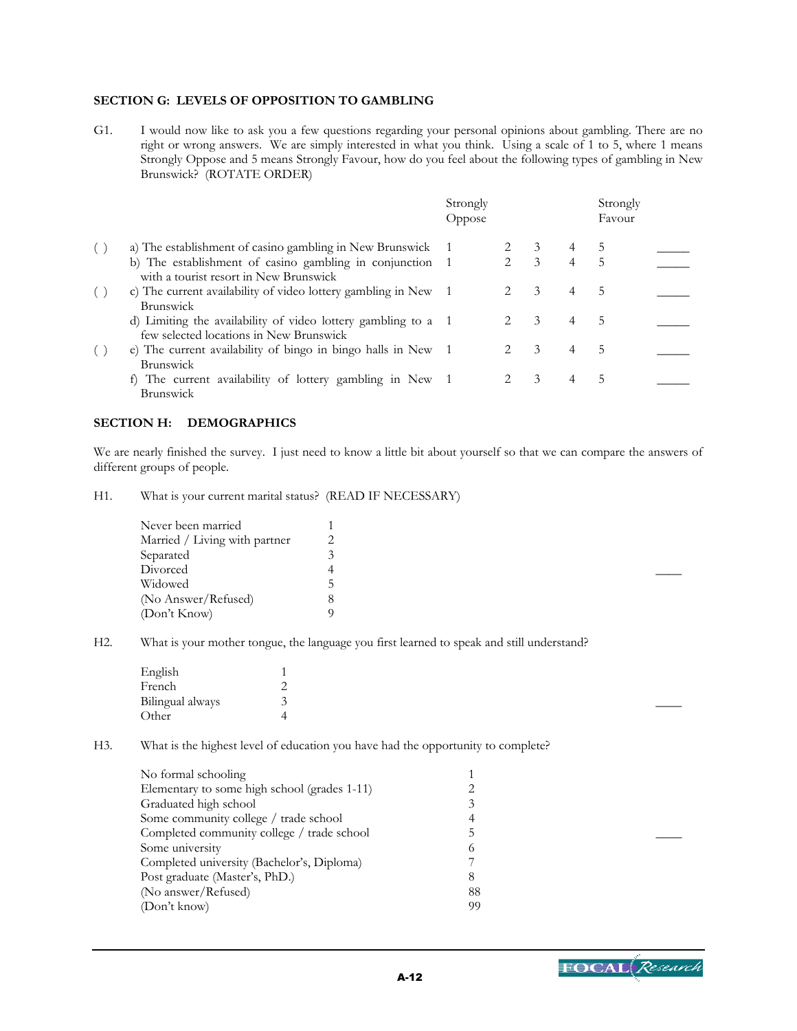### SECTION G: LEVELS OF OPPOSITION TO GAMBLING

G1. I would now like to ask you a few questions regarding your personal opinions about gambling. There are no right or wrong answers. We are simply interested in what you think. Using a scale of 1 to 5, where 1 means Strongly Oppose and 5 means Strongly Favour, how do you feel about the following types of gambling in New Brunswick? (ROTATE ORDER)

| | | Strongly Oppose | | | | Strongly Favour | |
|---|---|---|---|---|---|---|---|
| ( ) | a) The establishment of casino gambling in New Brunswick | 1 | 2 | 3 | 4 | 5 | _____ |
| | b) The establishment of casino gambling in conjunction with a tourist resort in New Brunswick | 1 | 2 | 3 | 4 | 5 | _____ |
| ( ) | c) The current availability of video lottery gambling in New Brunswick | 1 | 2 | 3 | 4 | 5 | _____ |
| | d) Limiting the availability of video lottery gambling to a few selected locations in New Brunswick | 1 | 2 | 3 | 4 | 5 | _____ |
| ( ) | e) The current availability of bingo in bingo halls in New Brunswick | 1 | 2 | 3 | 4 | 5 | _____ |
| | f) The current availability of lottery gambling in New Brunswick | 1 | 2 | 3 | 4 | 5 | _____ |

### SECTION H: DEMOGRAPHICS

We are nearly finished the survey. I just need to know a little bit about yourself so that we can compare the answers of different groups of people.

H1. What is your current marital status? (READ IF NECESSARY)

| | |
|---|---|
| Never been married | 1 |
| Married / Living with partner | 2 |
| Separated | 3 |
| Divorced | 4 |
| Widowed | 5 |
| (No Answer/Refused) | 8 |
| (Don't Know) | 9 |

____

H2. What is your mother tongue, the language you first learned to speak and still understand?

| | |
|---|---|
| English | 1 |
| French | 2 |
| Bilingual always | 3 |
| Other | 4 |

____

H3. What is the highest level of education you have had the opportunity to complete?

| | |
|---|---|
| No formal schooling | 1 |
| Elementary to some high school (grades 1-11) | 2 |
| Graduated high school | 3 |
| Some community college / trade school | 4 |
| Completed community college / trade school | 5 |
| Some university | 6 |
| Completed university (Bachelor's, Diploma) | 7 |
| Post graduate (Master's, PhD.) | 8 |
| (No answer/Refused) | 88 |
| (Don't know) | 99 |

____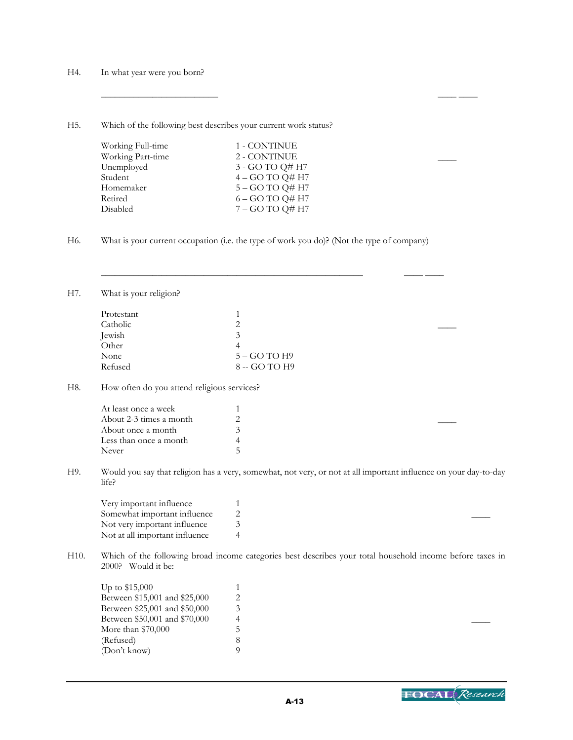H4. In what year were you born?

\_\_\_\_\_\_\_\_\_\_\_\_\_\_\_\_\_\_\_\_\_\_\_\_\_ \_\_\_\_ \_\_\_\_

H5. Which of the following best describes your current work status?

| | | |
|---|---|---|
| Working Full-time | 1 - CONTINUE | |
| Working Part-time | 2 - CONTINUE | \_\_\_\_ |
| Unemployed | 3 - GO TO Q# H7 | |
| Student | 4 – GO TO Q# H7 | |
| Homemaker | 5 – GO TO Q# H7 | |
| Retired | 6 – GO TO Q# H7 | |
| Disabled | 7 – GO TO Q# H7 | |

H6. What is your current occupation (i.e. the type of work you do)? (Not the type of company)

\_\_\_\_\_\_\_\_\_\_\_\_\_\_\_\_\_\_\_\_\_\_\_\_\_\_\_\_\_\_\_\_\_\_\_\_\_\_\_\_\_\_\_\_\_\_\_\_\_\_\_\_\_\_\_ \_\_\_\_ \_\_\_\_

H7. What is your religion?

| | | |
|---|---|---|
| Protestant | 1 | |
| Catholic | 2 | \_\_\_\_ |
| Jewish | 3 | |
| Other | 4 | |
| None | 5 – GO TO H9 | |
| Refused | 8 -- GO TO H9 | |

H8. How often do you attend religious services?

| | | |
|---|---|---|
| At least once a week | 1 | |
| About 2-3 times a month | 2 | \_\_\_\_ |
| About once a month | 3 | |
| Less than once a month | 4 | |
| Never | 5 | |

H9. Would you say that religion has a very, somewhat, not very, or not at all important influence on your day-to-day life?

| | | |
|---|---|---|
| Very important influence | 1 | |
| Somewhat important influence | 2 | \_\_\_\_ |
| Not very important influence | 3 | |
| Not at all important influence | 4 | |

H10. Which of the following broad income categories best describes your total household income before taxes in 2000? Would it be:

| | | |
|---|---|---|
| Up to $15,000 | 1 | |
| Between $15,001 and $25,000 | 2 | |
| Between $25,001 and $50,000 | 3 | |
| Between $50,001 and $70,000 | 4 | \_\_\_\_ |
| More than $70,000 | 5 | |
| (Refused) | 8 | |
| (Don't know) | 9 | |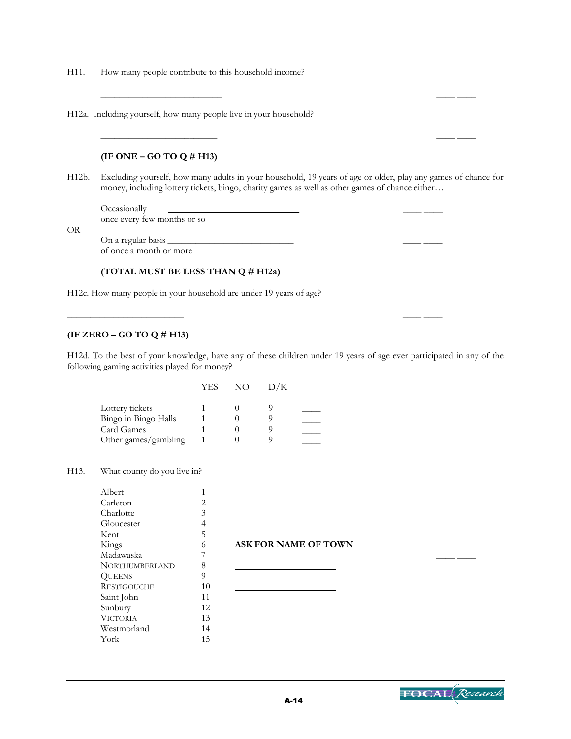H11. How many people contribute to this household income?

_________________________ ____ ____

H12a. Including yourself, how many people live in your household?

_________________________ ____ ____

**(IF ONE – GO TO Q # H13)**

H12b. Excluding yourself, how many adults in your household, 19 years of age or older, play any games of chance for money, including lottery tickets, bingo, charity games as well as other games of chance either…

Occasionally once every few months or so _________________________ ____ ____

OR

On a regular basis of once a month or more _________________________ ____ ____

**(TOTAL MUST BE LESS THAN Q # H12a)**

H12c. How many people in your household are under 19 years of age?

_________________________ ____ ____

**(IF ZERO – GO TO Q # H13)**

H12d. To the best of your knowledge, have any of these children under 19 years of age ever participated in any of the following gaming activities played for money?

| | YES | NO | D/K | |
|---|---|---|---|---|
| Lottery tickets | 1 | 0 | 9 | ____ |
| Bingo in Bingo Halls | 1 | 0 | 9 | ____ |
| Card Games | 1 | 0 | 9 | ____ |
| Other games/gambling | 1 | 0 | 9 | ____ |

H13. What county do you live in?

| | |
|---|---|
| Albert | 1 |
| Carleton | 2 |
| Charlotte | 3 |
| Gloucester | 4 |
| Kent | 5 |
| Kings | 6 |
| Madawaska | 7 |
| Northumberland | 8 |
| Queens | 9 |
| Restigouche | 10 |
| Saint John | 11 |
| Sunbury | 12 |
| Victoria | 13 |
| Westmorland | 14 |
| York | 15 |

**ASK FOR NAME OF TOWN**

_____________________

_____________________

_____________________

_____________________

____ ____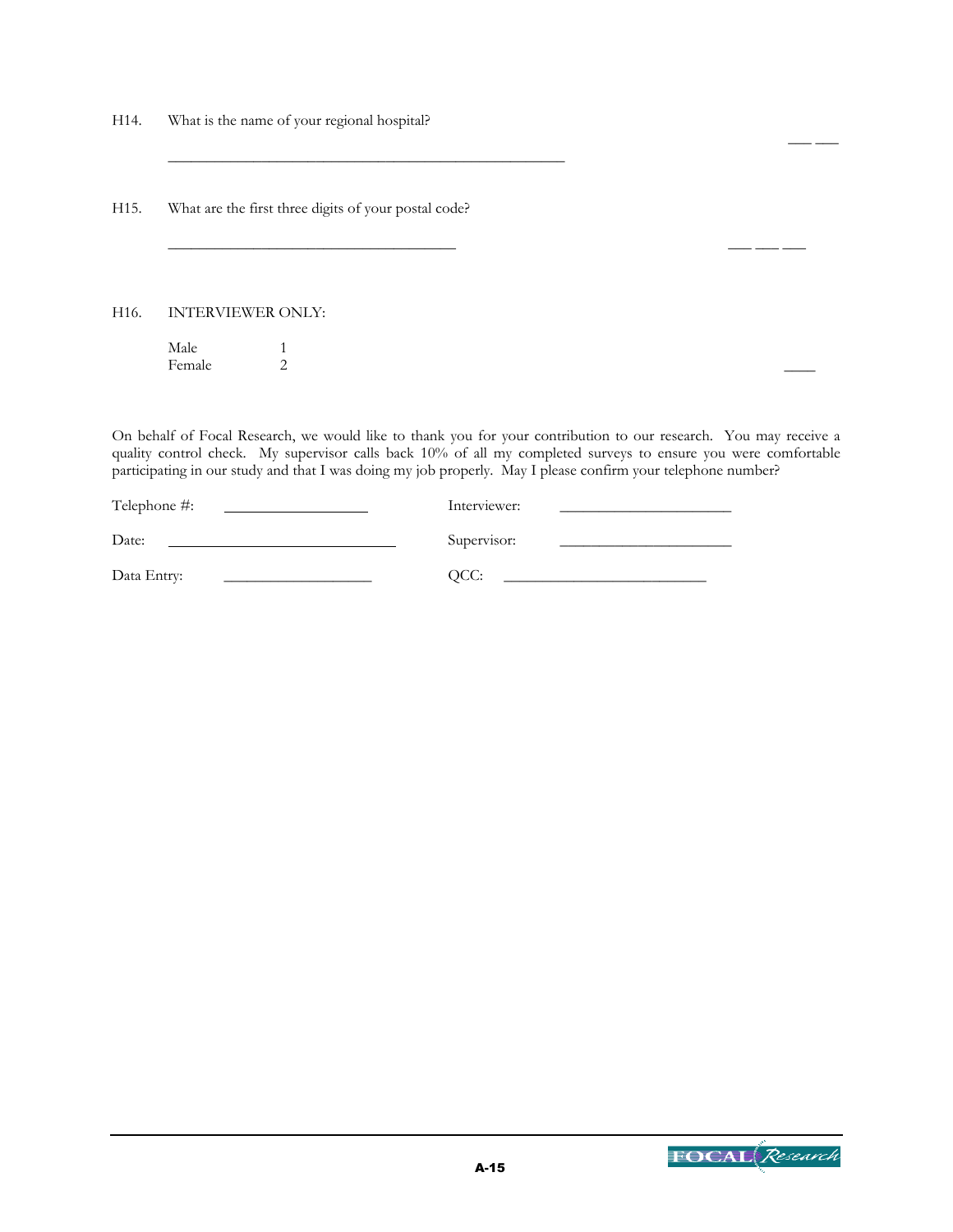H14. What is the name of your regional hospital?

_______________________________________________ ___ ___

H15. What are the first three digits of your postal code?

__________________________________ ___ ___ ___

H16. INTERVIEWER ONLY:

| | |
|---|---|
| Male | 1 |
| Female | 2 |

____

On behalf of Focal Research, we would like to thank you for your contribution to our research. You may receive a quality control check. My supervisor calls back 10% of all my completed surveys to ensure you were comfortable participating in our study and that I was doing my job properly. May I please confirm your telephone number?

Telephone #: _________________ Interviewer: ____________________

Date: ___________________________ Supervisor: ____________________

Data Entry: _________________ QCC: ________________________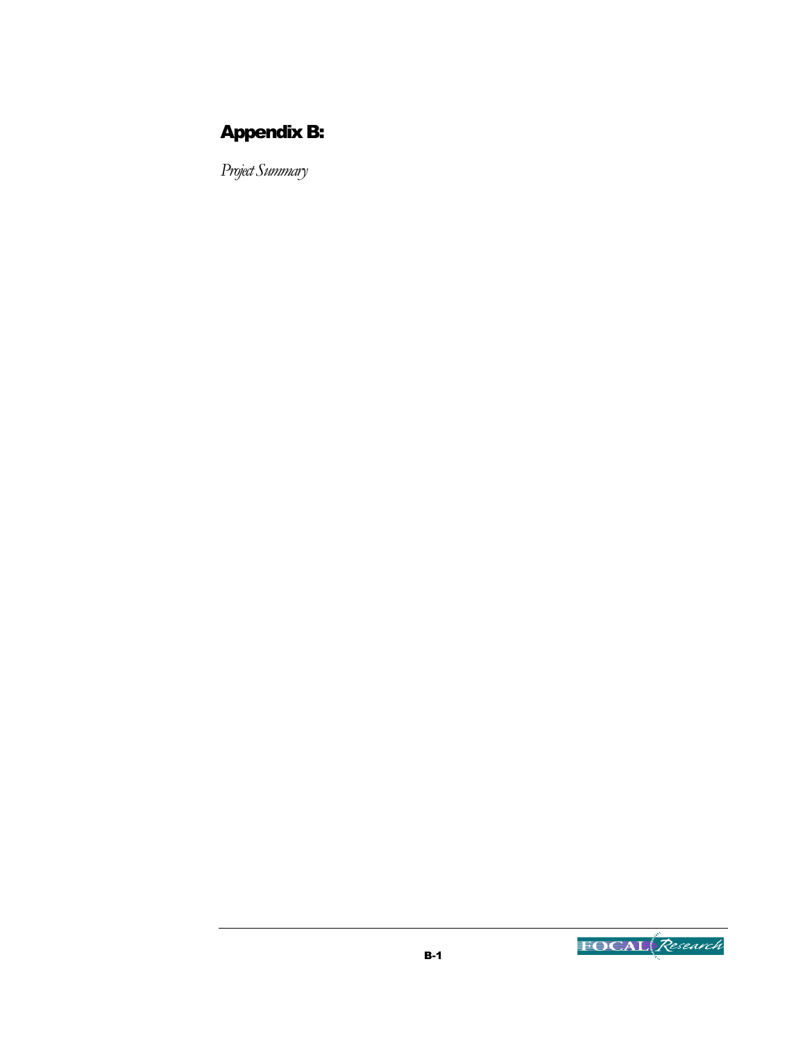# Appendix B:

*Project Summary*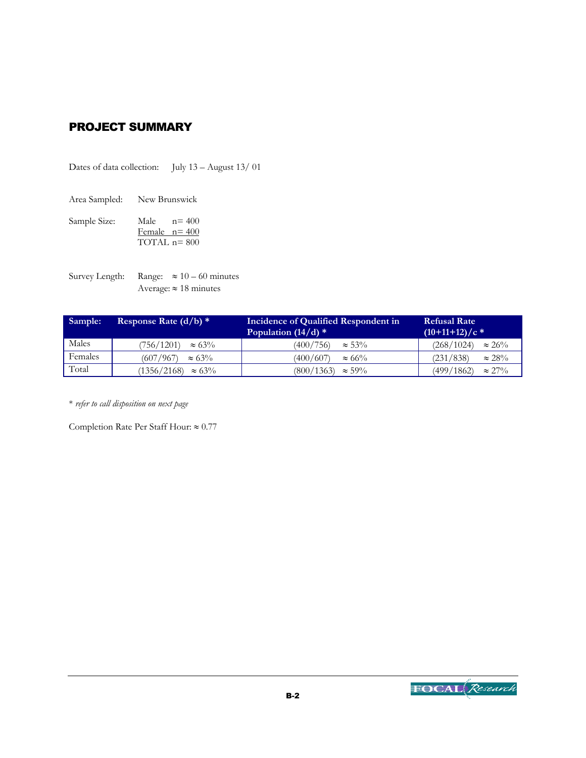## PROJECT SUMMARY

Dates of data collection: July 13 – August 13/ 01

Area Sampled: New Brunswick

Sample Size: Male n= 400
Female n= 400
TOTAL n= 800

Survey Length: Range: ≈ 10 – 60 minutes
Average: ≈ 18 minutes

| Sample: | Response Rate (d/b) * | Incidence of Qualified Respondent in Population (14/d) * | Refusal Rate (10+11+12)/c * |
|---|---|---|---|
| Males | (756/1201) ≈ 63% | (400/756) ≈ 53% | (268/1024) ≈ 26% |
| Females | (607/967) ≈ 63% | (400/607) ≈ 66% | (231/838) ≈ 28% |
| Total | (1356/2168) ≈ 63% | (800/1363) ≈ 59% | (499/1862) ≈ 27% |

* *refer to call disposition on next page*

Completion Rate Per Staff Hour: ≈ 0.77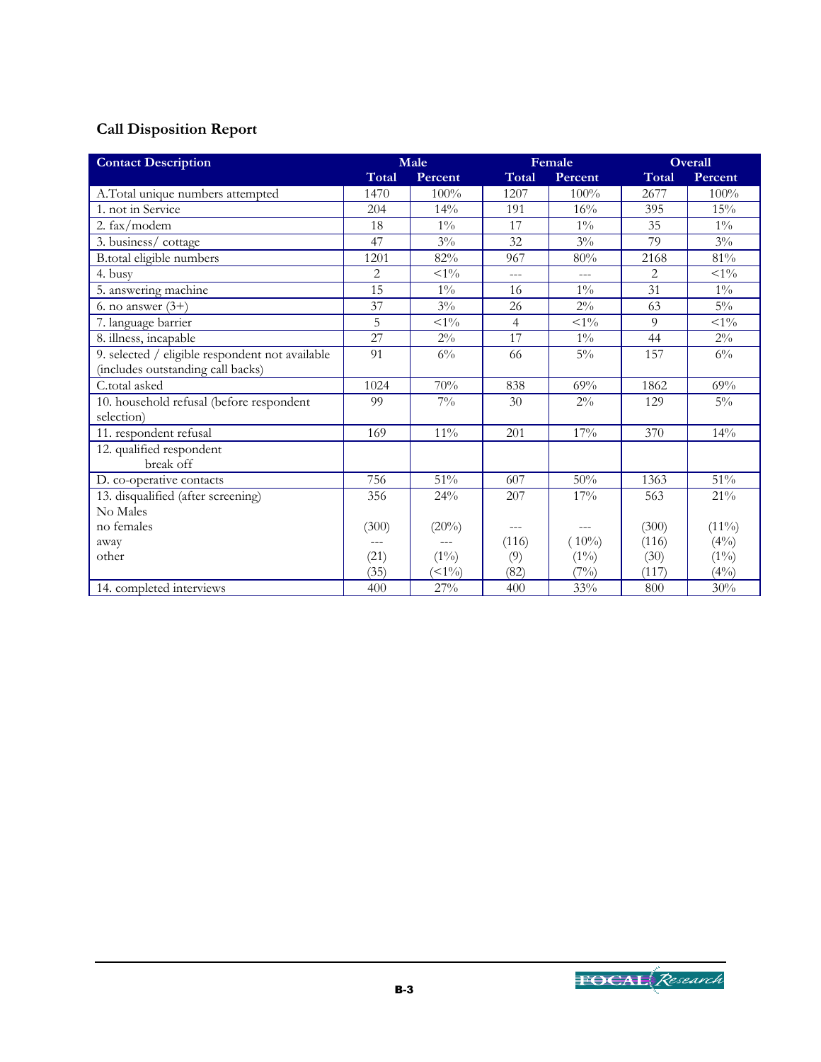## Call Disposition Report

| Contact Description | Male | | Female | | Overall | |
|---|---|---|---|---|---|---|
| | Total | Percent | Total | Percent | Total | Percent |
| A.Total unique numbers attempted | 1470 | 100% | 1207 | 100% | 2677 | 100% |
| 1. not in Service | 204 | 14% | 191 | 16% | 395 | 15% |
| 2. fax/modem | 18 | 1% | 17 | 1% | 35 | 1% |
| 3. business/ cottage | 47 | 3% | 32 | 3% | 79 | 3% |
| B.total eligible numbers | 1201 | 82% | 967 | 80% | 2168 | 81% |
| 4. busy | 2 | <1% | --- | --- | 2 | <1% |
| 5. answering machine | 15 | 1% | 16 | 1% | 31 | 1% |
| 6. no answer (3+) | 37 | 3% | 26 | 2% | 63 | 5% |
| 7. language barrier | 5 | <1% | 4 | <1% | 9 | <1% |
| 8. illness, incapable | 27 | 2% | 17 | 1% | 44 | 2% |
| 9. selected / eligible respondent not available (includes outstanding call backs) | 91 | 6% | 66 | 5% | 157 | 6% |
| C.total asked | 1024 | 70% | 838 | 69% | 1862 | 69% |
| 10. household refusal (before respondent selection) | 99 | 7% | 30 | 2% | 129 | 5% |
| 11. respondent refusal | 169 | 11% | 201 | 17% | 370 | 14% |
| 12. qualified respondent break off | | | | | | |
| D. co-operative contacts | 756 | 51% | 607 | 50% | 1363 | 51% |
| 13. disqualified (after screening) | 356 | 24% | 207 | 17% | 563 | 21% |
| No Males | | | | | | |
| no females | (300) | (20%) | --- | --- | (300) | (11%) |
| away | --- | --- | (116) | ( 10%) | (116) | (4%) |
| other | (21) | (1%) | (9) | (1%) | (30) | (1%) |
| | (35) | (<1%) | (82) | (7%) | (117) | (4%) |
| 14. completed interviews | 400 | 27% | 400 | 33% | 800 | 30% |